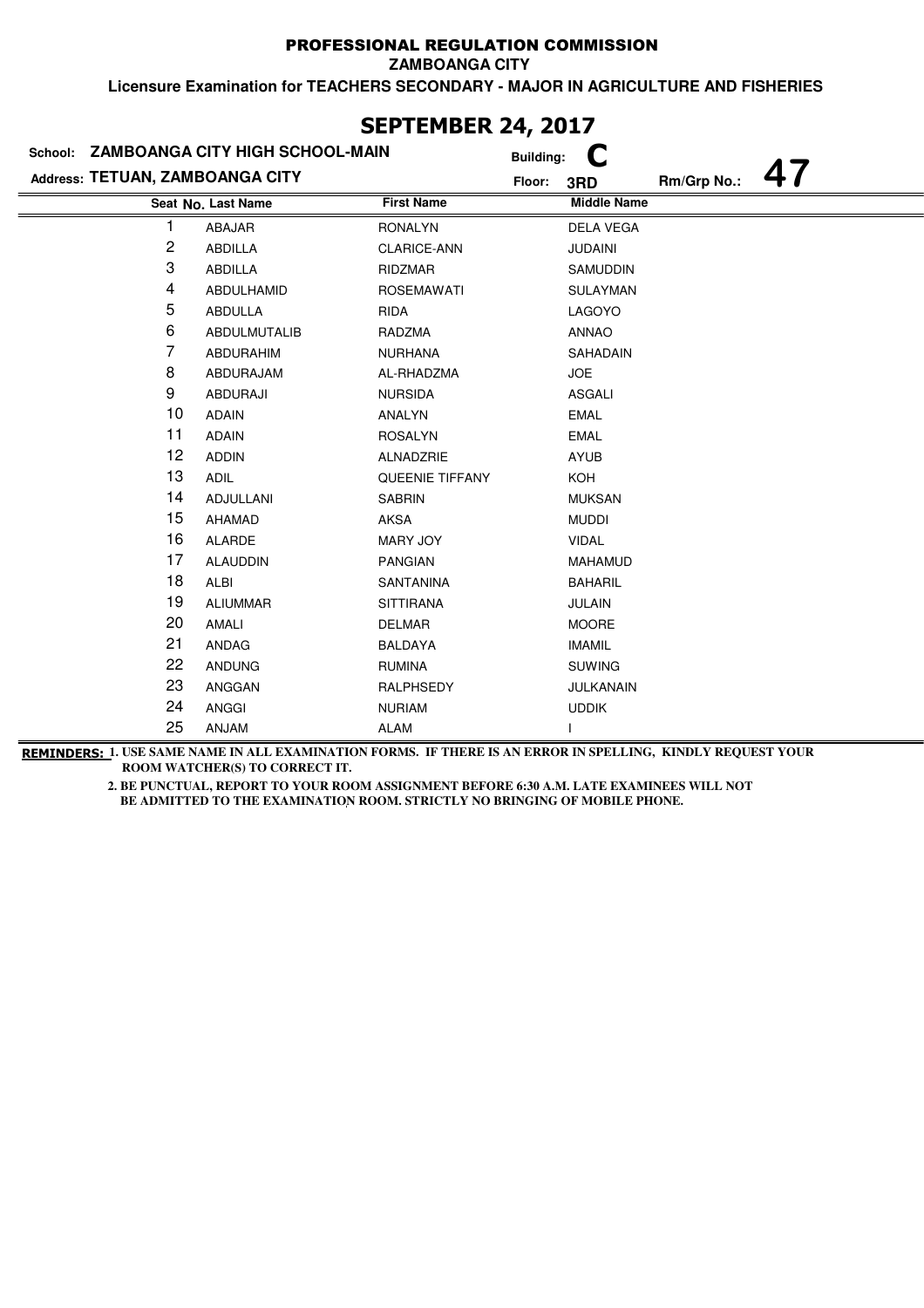# PROFESSIONAL REGULATION COMMISSION

**ZAMBOANGA CITY**

**Licensure Examination for TEACHERS SECONDARY - MAJOR IN AGRICULTURE AND FISHERIES**

## SEPTEMBER 24, 2017

**School:** ZAMBOANGA CITY HIGH SCHOOL-MAIN **Building:** C

**Address:** TETUAN, ZAMBOANGA CITY **Floor:** 3RD **Rm/Grp No.:** 47

| Seat No. | Last Name | First Name | Middle Name |
|---|---|---|---|
| 1 | ABAJAR | RONALYN | DELA VEGA |
| 2 | ABDILLA | CLARICE-ANN | JUDAINI |
| 3 | ABDILLA | RIDZMAR | SAMUDDIN |
| 4 | ABDULHAMID | ROSEMAWATI | SULAYMAN |
| 5 | ABDULLA | RIDA | LAGOYO |
| 6 | ABDULMUTALIB | RADZMA | ANNAO |
| 7 | ABDURAHIM | NURHANA | SAHADAIN |
| 8 | ABDURAJAM | AL-RHADZMA | JOE |
| 9 | ABDURAJI | NURSIDA | ASGALI |
| 10 | ADAIN | ANALYN | EMAL |
| 11 | ADAIN | ROSALYN | EMAL |
| 12 | ADDIN | ALNADZRIE | AYUB |
| 13 | ADIL | QUEENIE TIFFANY | KOH |
| 14 | ADJULLANI | SABRIN | MUKSAN |
| 15 | AHAMAD | AKSA | MUDDI |
| 16 | ALARDE | MARY JOY | VIDAL |
| 17 | ALAUDDIN | PANGIAN | MAHAMUD |
| 18 | ALBI | SANTANINA | BAHARIL |
| 19 | ALIUMMAR | SITTIRANA | JULAIN |
| 20 | AMALI | DELMAR | MOORE |
| 21 | ANDAG | BALDAYA | IMAMIL |
| 22 | ANDUNG | RUMINA | SUWING |
| 23 | ANGGAN | RALPHSEDY | JULKANAIN |
| 24 | ANGGI | NURIAM | UDDIK |
| 25 | ANJAM | ALAM | I |

**REMINDERS:** 1. USE SAME NAME IN ALL EXAMINATION FORMS. IF THERE IS AN ERROR IN SPELLING, KINDLY REQUEST YOUR ROOM WATCHER(S) TO CORRECT IT.

2. BE PUNCTUAL, REPORT TO YOUR ROOM ASSIGNMENT BEFORE 6:30 A.M. LATE EXAMINEES WILL NOT BE ADMITTED TO THE EXAMINATION ROOM. STRICTLY NO BRINGING OF MOBILE PHONE.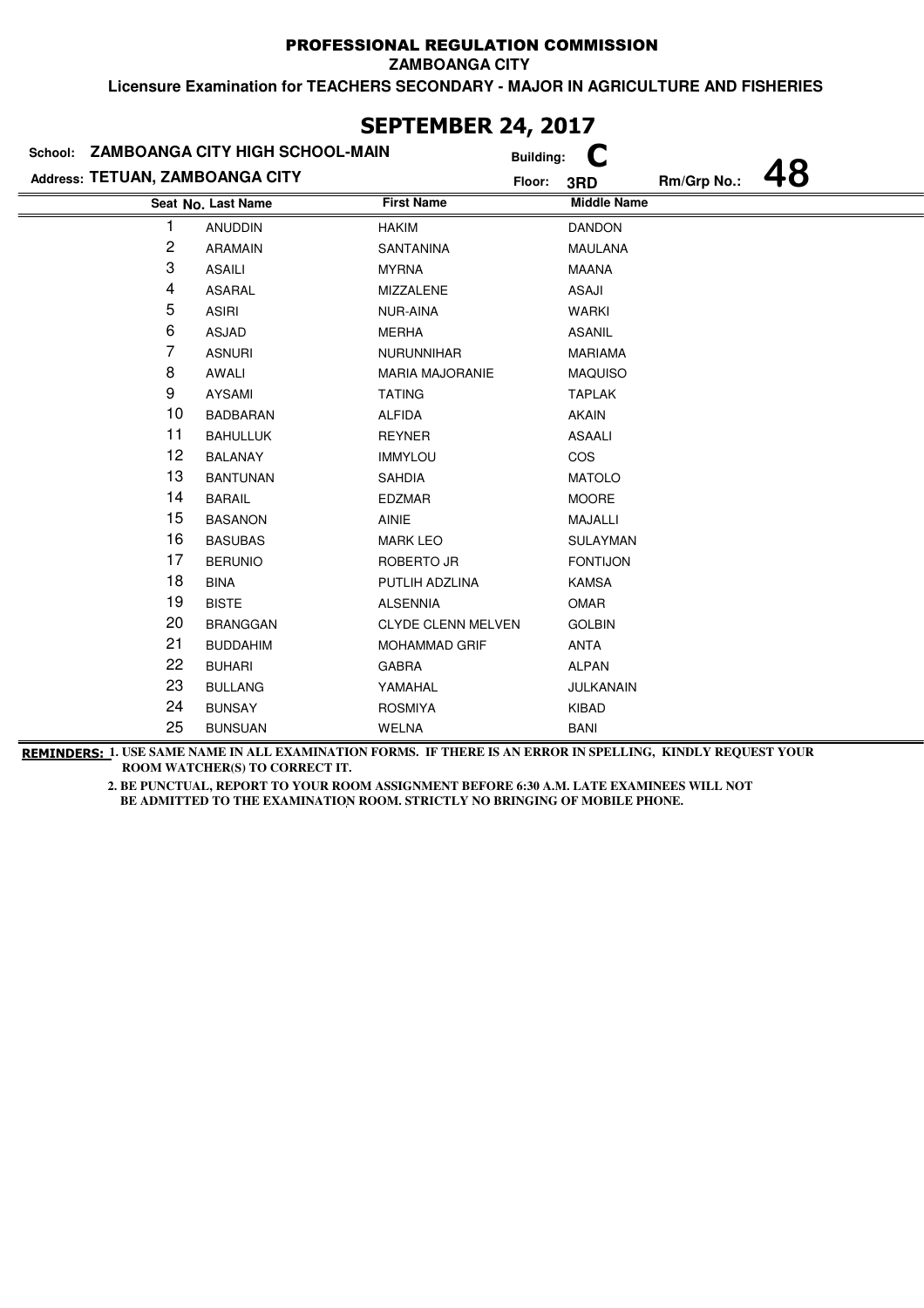# PROFESSIONAL REGULATION COMMISSION

**ZAMBOANGA CITY**

**Licensure Examination for TEACHERS SECONDARY - MAJOR IN AGRICULTURE AND FISHERIES**

## SEPTEMBER 24, 2017

**School:** ZAMBOANGA CITY HIGH SCHOOL-MAIN **Building:** C

**Address:** TETUAN, ZAMBOANGA CITY **Floor:** 3RD **Rm/Grp No.:** 48

| Seat No. | Last Name | First Name | Middle Name |
|---|---|---|---|
| 1 | ANUDDIN | HAKIM | DANDON |
| 2 | ARAMAIN | SANTANINA | MAULANA |
| 3 | ASAILI | MYRNA | MAANA |
| 4 | ASARAL | MIZZALENE | ASAJI |
| 5 | ASIRI | NUR-AINA | WARKI |
| 6 | ASJAD | MERHA | ASANIL |
| 7 | ASNURI | NURUNNIHAR | MARIAMA |
| 8 | AWALI | MARIA MAJORANIE | MAQUISO |
| 9 | AYSAMI | TATING | TAPLAK |
| 10 | BADBARAN | ALFIDA | AKAIN |
| 11 | BAHULLUK | REYNER | ASAALI |
| 12 | BALANAY | IMMYLOU | COS |
| 13 | BANTUNAN | SAHDIA | MATOLO |
| 14 | BARAIL | EDZMAR | MOORE |
| 15 | BASANON | AINIE | MAJALLI |
| 16 | BASUBAS | MARK LEO | SULAYMAN |
| 17 | BERUNIO | ROBERTO JR | FONTIJON |
| 18 | BINA | PUTLIH ADZLINA | KAMSA |
| 19 | BISTE | ALSENNIA | OMAR |
| 20 | BRANGGAN | CLYDE CLENN MELVEN | GOLBIN |
| 21 | BUDDAHIM | MOHAMMAD GRIF | ANTA |
| 22 | BUHARI | GABRA | ALPAN |
| 23 | BULLANG | YAMAHAL | JULKANAIN |
| 24 | BUNSAY | ROSMIYA | KIBAD |
| 25 | BUNSUAN | WELNA | BANI |

**REMINDERS:** 1. USE SAME NAME IN ALL EXAMINATION FORMS. IF THERE IS AN ERROR IN SPELLING, KINDLY REQUEST YOUR ROOM WATCHER(S) TO CORRECT IT.

2. BE PUNCTUAL, REPORT TO YOUR ROOM ASSIGNMENT BEFORE 6:30 A.M. LATE EXAMINEES WILL NOT BE ADMITTED TO THE EXAMINATION ROOM. STRICTLY NO BRINGING OF MOBILE PHONE.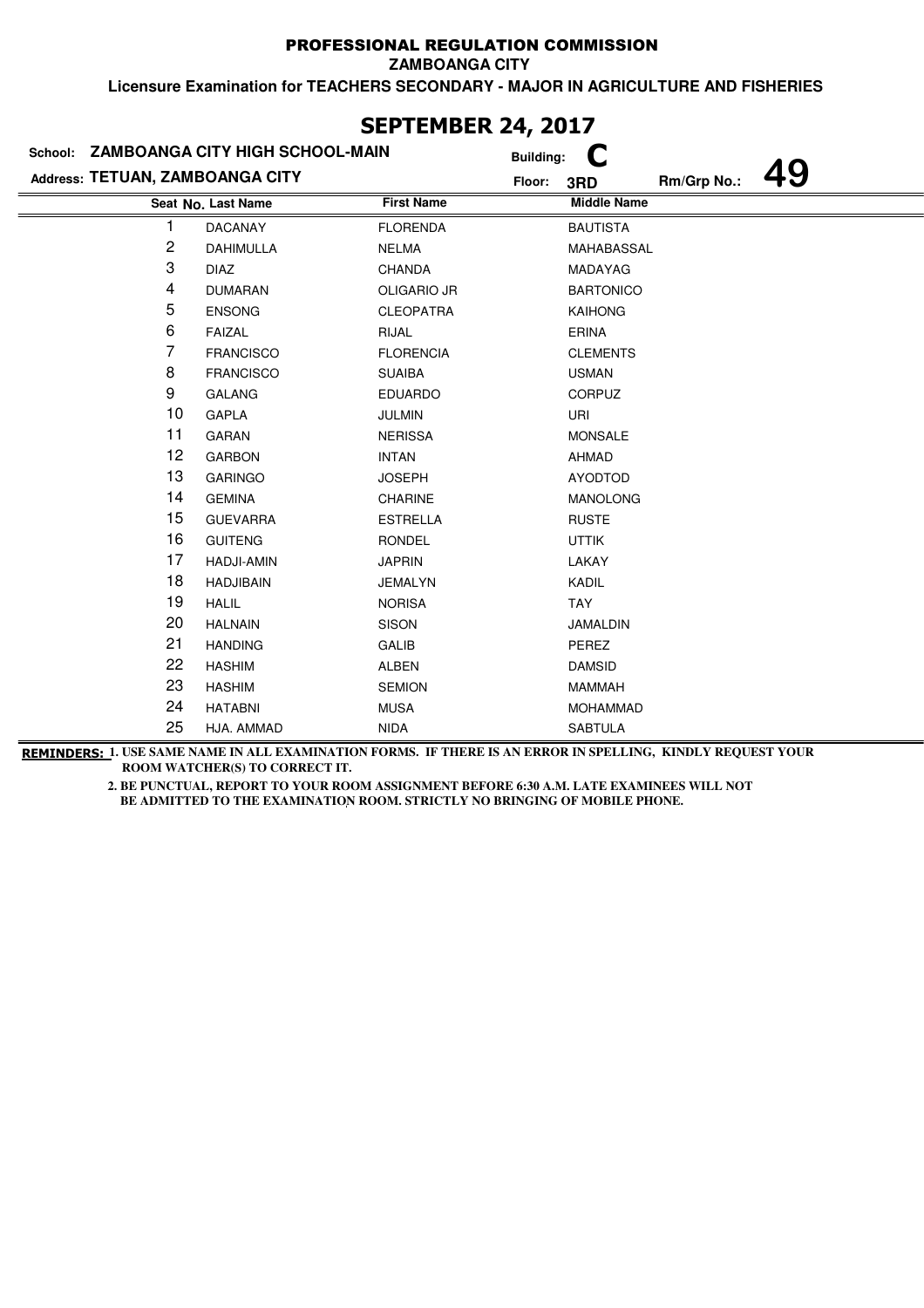**PROFESSIONAL REGULATION COMMISSION**

**ZAMBOANGA CITY**

**Licensure Examination for TEACHERS SECONDARY - MAJOR IN AGRICULTURE AND FISHERIES**

## SEPTEMBER 24, 2017

**School:** ZAMBOANGA CITY HIGH SCHOOL-MAIN **Building:** C

**Address:** TETUAN, ZAMBOANGA CITY **Floor:** 3RD **Rm/Grp No.:** 49

| Seat No. | Last Name | First Name | Middle Name |
|---|---|---|---|
| 1 | DACANAY | FLORENDA | BAUTISTA |
| 2 | DAHIMULLA | NELMA | MAHABASSAL |
| 3 | DIAZ | CHANDA | MADAYAG |
| 4 | DUMARAN | OLIGARIO JR | BARTONICO |
| 5 | ENSONG | CLEOPATRA | KAIHONG |
| 6 | FAIZAL | RIJAL | ERINA |
| 7 | FRANCISCO | FLORENCIA | CLEMENTS |
| 8 | FRANCISCO | SUAIBA | USMAN |
| 9 | GALANG | EDUARDO | CORPUZ |
| 10 | GAPLA | JULMIN | URI |
| 11 | GARAN | NERISSA | MONSALE |
| 12 | GARBON | INTAN | AHMAD |
| 13 | GARINGO | JOSEPH | AYODTOD |
| 14 | GEMINA | CHARINE | MANOLONG |
| 15 | GUEVARRA | ESTRELLA | RUSTE |
| 16 | GUITENG | RONDEL | UTTIK |
| 17 | HADJI-AMIN | JAPRIN | LAKAY |
| 18 | HADJIBAIN | JEMALYN | KADIL |
| 19 | HALIL | NORISA | TAY |
| 20 | HALNAIN | SISON | JAMALDIN |
| 21 | HANDING | GALIB | PEREZ |
| 22 | HASHIM | ALBEN | DAMSID |
| 23 | HASHIM | SEMION | MAMMAH |
| 24 | HATABNI | MUSA | MOHAMMAD |
| 25 | HJA. AMMAD | NIDA | SABTULA |

**REMINDERS:** **1. USE SAME NAME IN ALL EXAMINATION FORMS. IF THERE IS AN ERROR IN SPELLING, KINDLY REQUEST YOUR ROOM WATCHER(S) TO CORRECT IT.**

**2. BE PUNCTUAL, REPORT TO YOUR ROOM ASSIGNMENT BEFORE 6:30 A.M. LATE EXAMINEES WILL NOT BE ADMITTED TO THE EXAMINATION ROOM. STRICTLY NO BRINGING OF MOBILE PHONE.**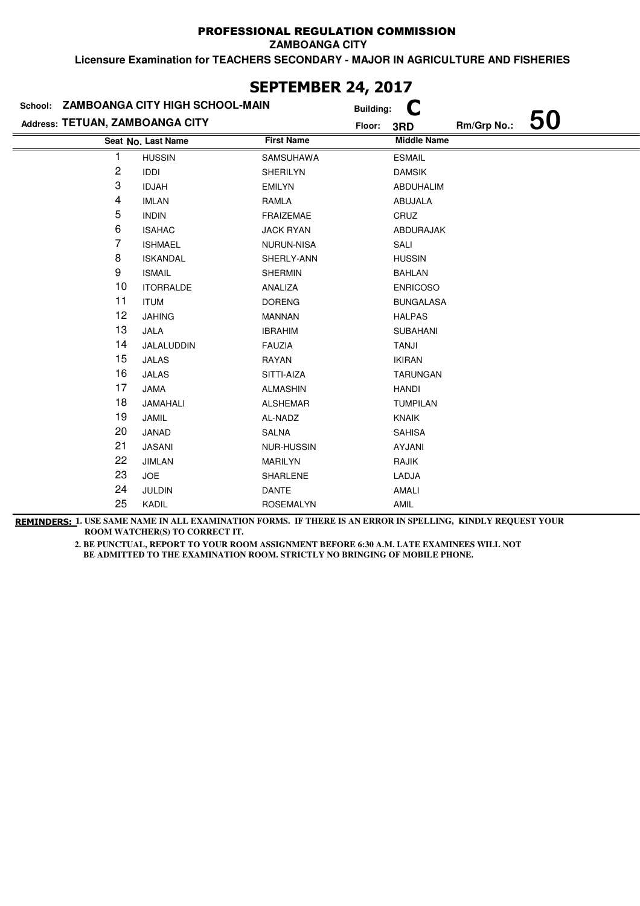# PROFESSIONAL REGULATION COMMISSION

**ZAMBOANGA CITY**

**Licensure Examination for TEACHERS SECONDARY - MAJOR IN AGRICULTURE AND FISHERIES**

## SEPTEMBER 24, 2017

**School:** ZAMBOANGA CITY HIGH SCHOOL-MAIN  **Building:** C

**Address:** TETUAN, ZAMBOANGA CITY  **Floor:** 3RD  **Rm/Grp No.:** 50

| Seat No. | Last Name | First Name | Middle Name |
|---|---|---|---|
| 1 | HUSSIN | SAMSUHAWA | ESMAIL |
| 2 | IDDI | SHERILYN | DAMSIK |
| 3 | IDJAH | EMILYN | ABDUHALIM |
| 4 | IMLAN | RAMLA | ABUJALA |
| 5 | INDIN | FRAIZEMAE | CRUZ |
| 6 | ISAHAC | JACK RYAN | ABDURAJAK |
| 7 | ISHMAEL | NURUN-NISA | SALI |
| 8 | ISKANDAL | SHERLY-ANN | HUSSIN |
| 9 | ISMAIL | SHERMIN | BAHLAN |
| 10 | ITORRALDE | ANALIZA | ENRICOSO |
| 11 | ITUM | DORENG | BUNGALASA |
| 12 | JAHING | MANNAN | HALPAS |
| 13 | JALA | IBRAHIM | SUBAHANI |
| 14 | JALALUDDIN | FAUZIA | TANJI |
| 15 | JALAS | RAYAN | IKIRAN |
| 16 | JALAS | SITTI-AIZA | TARUNGAN |
| 17 | JAMA | ALMASHIN | HANDI |
| 18 | JAMAHALI | ALSHEMAR | TUMPILAN |
| 19 | JAMIL | AL-NADZ | KNAIK |
| 20 | JANAD | SALNA | SAHISA |
| 21 | JASANI | NUR-HUSSIN | AYJANI |
| 22 | JIMLAN | MARILYN | RAJIK |
| 23 | JOE | SHARLENE | LADJA |
| 24 | JULDIN | DANTE | AMALI |
| 25 | KADIL | ROSEMALYN | AMIL |

**REMINDERS:** 1. USE SAME NAME IN ALL EXAMINATION FORMS. IF THERE IS AN ERROR IN SPELLING, KINDLY REQUEST YOUR ROOM WATCHER(S) TO CORRECT IT.

2. BE PUNCTUAL, REPORT TO YOUR ROOM ASSIGNMENT BEFORE 6:30 A.M. LATE EXAMINEES WILL NOT BE ADMITTED TO THE EXAMINATION ROOM. STRICTLY NO BRINGING OF MOBILE PHONE.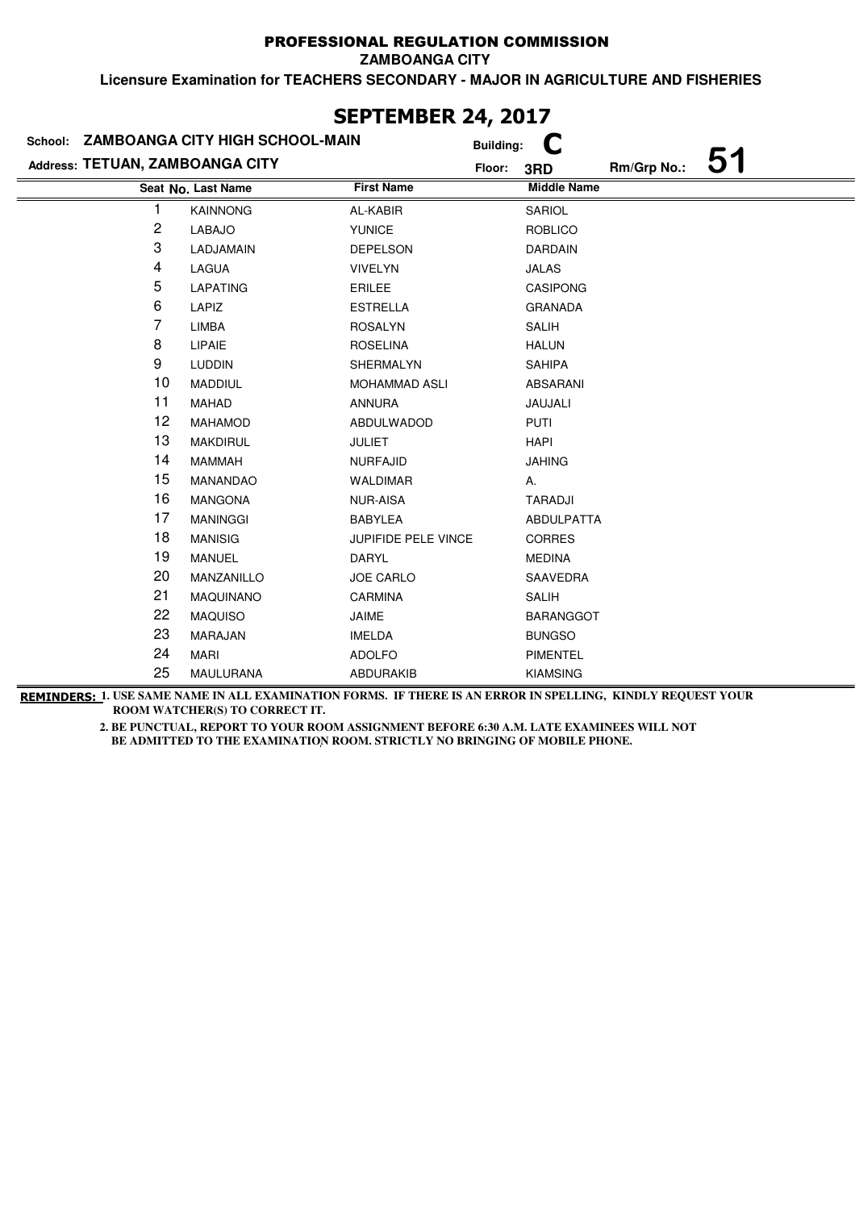PROFESSIONAL REGULATION COMMISSION

ZAMBOANGA CITY

**Licensure Examination for TEACHERS SECONDARY - MAJOR IN AGRICULTURE AND FISHERIES**

## SEPTEMBER 24, 2017

**School:** ZAMBOANGA CITY HIGH SCHOOL-MAIN
**Building:** C
**Address:** TETUAN, ZAMBOANGA CITY
**Floor:** 3RD
**Rm/Grp No.:** 51

| Seat No. | Last Name | First Name | Middle Name |
|---|---|---|---|
| 1 | KAINNONG | AL-KABIR | SARIOL |
| 2 | LABAJO | YUNICE | ROBLICO |
| 3 | LADJAMAIN | DEPELSON | DARDAIN |
| 4 | LAGUA | VIVELYN | JALAS |
| 5 | LAPATING | ERILEE | CASIPONG |
| 6 | LAPIZ | ESTRELLA | GRANADA |
| 7 | LIMBA | ROSALYN | SALIH |
| 8 | LIPAIE | ROSELINA | HALUN |
| 9 | LUDDIN | SHERMALYN | SAHIPA |
| 10 | MADDIUL | MOHAMMAD ASLI | ABSARANI |
| 11 | MAHAD | ANNURA | JAUJALI |
| 12 | MAHAMOD | ABDULWADOD | PUTI |
| 13 | MAKDIRUL | JULIET | HAPI |
| 14 | MAMMAH | NURFAJID | JAHING |
| 15 | MANANDAO | WALDIMAR | A. |
| 16 | MANGONA | NUR-AISA | TARADJI |
| 17 | MANINGGI | BABYLEA | ABDULPATTA |
| 18 | MANISIG | JUPIFIDE PELE VINCE | CORRES |
| 19 | MANUEL | DARYL | MEDINA |
| 20 | MANZANILLO | JOE CARLO | SAAVEDRA |
| 21 | MAQUINANO | CARMINA | SALIH |
| 22 | MAQUISO | JAIME | BARANGGOT |
| 23 | MARAJAN | IMELDA | BUNGSO |
| 24 | MARI | ADOLFO | PIMENTEL |
| 25 | MAULURANA | ABDURAKIB | KIAMSING |

**REMINDERS:** 1. USE SAME NAME IN ALL EXAMINATION FORMS. IF THERE IS AN ERROR IN SPELLING, KINDLY REQUEST YOUR ROOM WATCHER(S) TO CORRECT IT.

2. BE PUNCTUAL, REPORT TO YOUR ROOM ASSIGNMENT BEFORE 6:30 A.M. LATE EXAMINEES WILL NOT BE ADMITTED TO THE EXAMINATION ROOM. STRICTLY NO BRINGING OF MOBILE PHONE.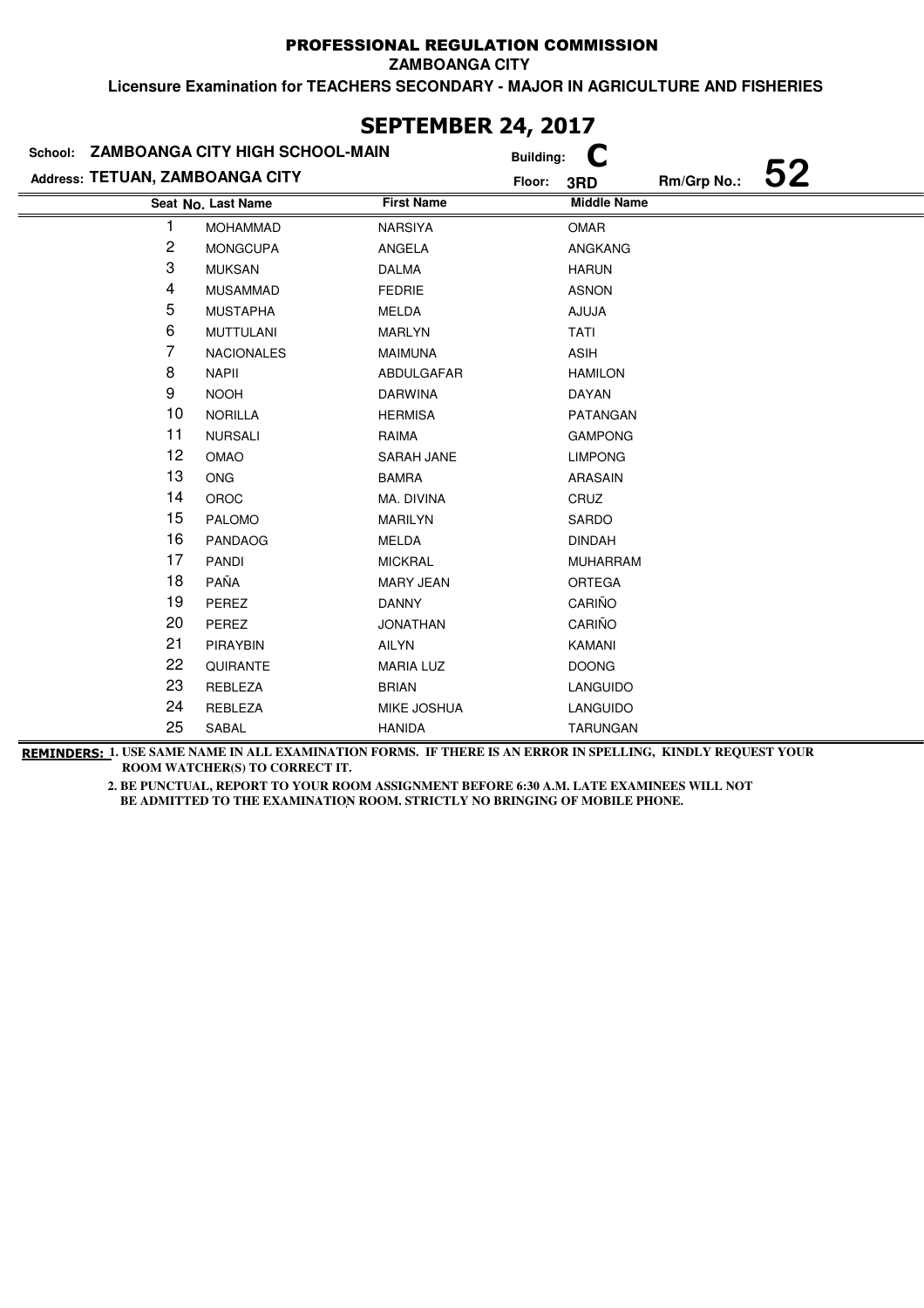# PROFESSIONAL REGULATION COMMISSION

**ZAMBOANGA CITY**

**Licensure Examination for TEACHERS SECONDARY - MAJOR IN AGRICULTURE AND FISHERIES**

## SEPTEMBER 24, 2017

**School: ZAMBOANGA CITY HIGH SCHOOL-MAIN** **Building: C**

**Address: TETUAN, ZAMBOANGA CITY** **Floor: 3RD** **Rm/Grp No.: 52**

| Seat No. | Last Name | First Name | Middle Name |
|---|---|---|---|
| 1 | MOHAMMAD | NARSIYA | OMAR |
| 2 | MONGCUPA | ANGELA | ANGKANG |
| 3 | MUKSAN | DALMA | HARUN |
| 4 | MUSAMMAD | FEDRIE | ASNON |
| 5 | MUSTAPHA | MELDA | AJUJA |
| 6 | MUTTULANI | MARLYN | TATI |
| 7 | NACIONALES | MAIMUNA | ASIH |
| 8 | NAPII | ABDULGAFAR | HAMILON |
| 9 | NOOH | DARWINA | DAYAN |
| 10 | NORILLA | HERMISA | PATANGAN |
| 11 | NURSALI | RAIMA | GAMPONG |
| 12 | OMAO | SARAH JANE | LIMPONG |
| 13 | ONG | BAMRA | ARASAIN |
| 14 | OROC | MA. DIVINA | CRUZ |
| 15 | PALOMO | MARILYN | SARDO |
| 16 | PANDAOG | MELDA | DINDAH |
| 17 | PANDI | MICKRAL | MUHARRAM |
| 18 | PAÑA | MARY JEAN | ORTEGA |
| 19 | PEREZ | DANNY | CARIÑO |
| 20 | PEREZ | JONATHAN | CARIÑO |
| 21 | PIRAYBIN | AILYN | KAMANI |
| 22 | QUIRANTE | MARIA LUZ | DOONG |
| 23 | REBLEZA | BRIAN | LANGUIDO |
| 24 | REBLEZA | MIKE JOSHUA | LANGUIDO |
| 25 | SABAL | HANIDA | TARUNGAN |

**REMINDERS:** **1. USE SAME NAME IN ALL EXAMINATION FORMS. IF THERE IS AN ERROR IN SPELLING, KINDLY REQUEST YOUR ROOM WATCHER(S) TO CORRECT IT.**

**2. BE PUNCTUAL, REPORT TO YOUR ROOM ASSIGNMENT BEFORE 6:30 A.M. LATE EXAMINEES WILL NOT BE ADMITTED TO THE EXAMINATION ROOM. STRICTLY NO BRINGING OF MOBILE PHONE.**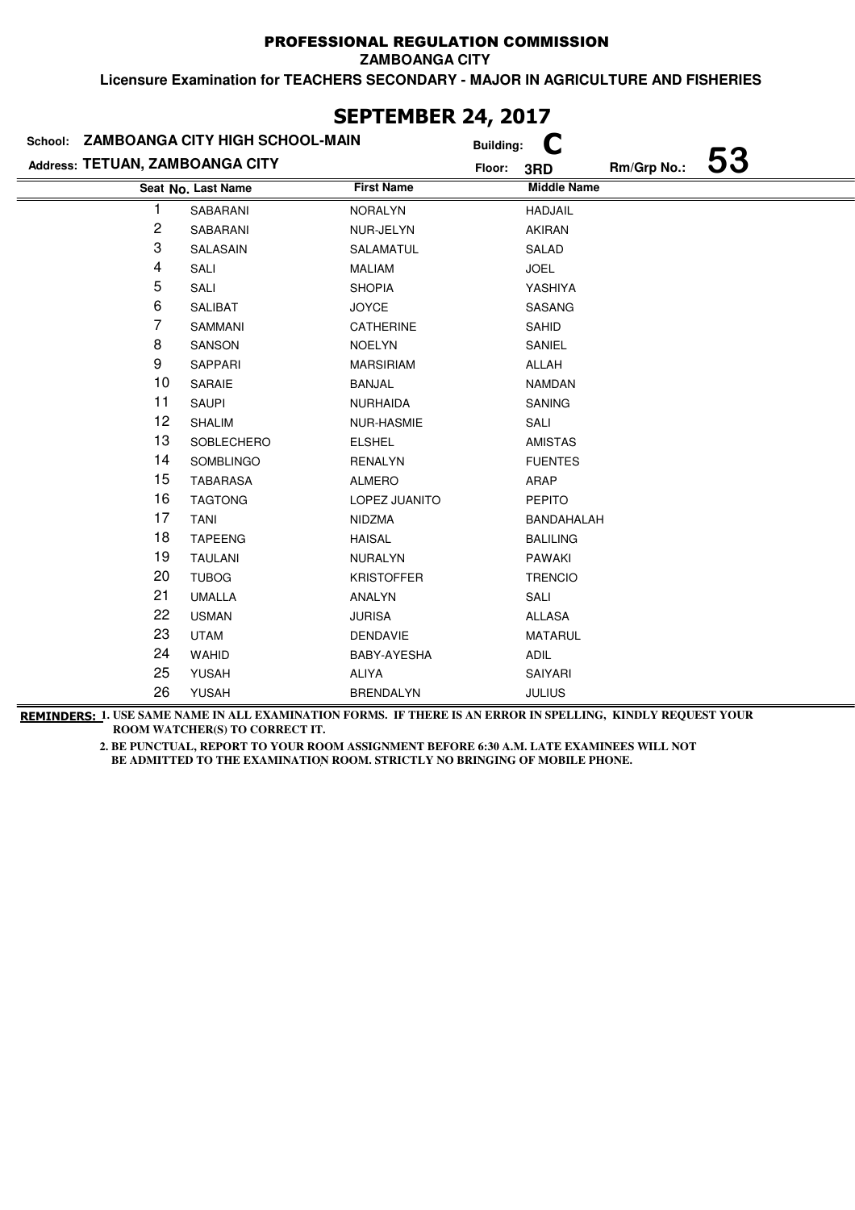# PROFESSIONAL REGULATION COMMISSION

**ZAMBOANGA CITY**

**Licensure Examination for TEACHERS SECONDARY - MAJOR IN AGRICULTURE AND FISHERIES**

## SEPTEMBER 24, 2017

**School:** ZAMBOANGA CITY HIGH SCHOOL-MAIN  
**Address:** TETUAN, ZAMBOANGA CITY  
**Building:** C  
**Floor:** 3RD  
**Rm/Grp No.:** 53

| Seat No. | Last Name | First Name | Middle Name |
|---|---|---|---|
| 1 | SABARANI | NORALYN | HADJAIL |
| 2 | SABARANI | NUR-JELYN | AKIRAN |
| 3 | SALASAIN | SALAMATUL | SALAD |
| 4 | SALI | MALIAM | JOEL |
| 5 | SALI | SHOPIA | YASHIYA |
| 6 | SALIBAT | JOYCE | SASANG |
| 7 | SAMMANI | CATHERINE | SAHID |
| 8 | SANSON | NOELYN | SANIEL |
| 9 | SAPPARI | MARSIRIAM | ALLAH |
| 10 | SARAIE | BANJAL | NAMDAN |
| 11 | SAUPI | NURHAIDA | SANING |
| 12 | SHALIM | NUR-HASMIE | SALI |
| 13 | SOBLECHERO | ELSHEL | AMISTAS |
| 14 | SOMBLINGO | RENALYN | FUENTES |
| 15 | TABARASA | ALMERO | ARAP |
| 16 | TAGTONG | LOPEZ JUANITO | PEPITO |
| 17 | TANI | NIDZMA | BANDAHALAH |
| 18 | TAPEENG | HAISAL | BALILING |
| 19 | TAULANI | NURALYN | PAWAKI |
| 20 | TUBOG | KRISTOFFER | TRENCIO |
| 21 | UMALLA | ANALYN | SALI |
| 22 | USMAN | JURISA | ALLASA |
| 23 | UTAM | DENDAVIE | MATARUL |
| 24 | WAHID | BABY-AYESHA | ADIL |
| 25 | YUSAH | ALIYA | SAIYARI |
| 26 | YUSAH | BRENDALYN | JULIUS |

**REMINDERS:** 1. USE SAME NAME IN ALL EXAMINATION FORMS. IF THERE IS AN ERROR IN SPELLING, KINDLY REQUEST YOUR ROOM WATCHER(S) TO CORRECT IT.

2. BE PUNCTUAL, REPORT TO YOUR ROOM ASSIGNMENT BEFORE 6:30 A.M. LATE EXAMINEES WILL NOT BE ADMITTED TO THE EXAMINATION ROOM. STRICTLY NO BRINGING OF MOBILE PHONE.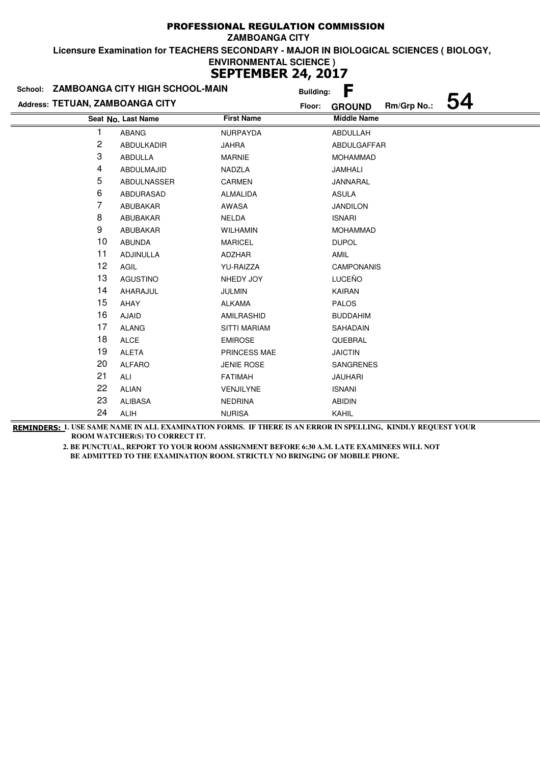# PROFESSIONAL REGULATION COMMISSION

**ZAMBOANGA CITY**

**Licensure Examination for TEACHERS SECONDARY - MAJOR IN BIOLOGICAL SCIENCES ( BIOLOGY, ENVIRONMENTAL SCIENCE )**

## SEPTEMBER 24, 2017

**School:** ZAMBOANGA CITY HIGH SCHOOL-MAIN **Building:** F

**Address:** TETUAN, ZAMBOANGA CITY **Floor:** GROUND **Rm/Grp No.:** 54

| Seat No. | Last Name | First Name | Middle Name |
|---|---|---|---|
| 1 | ABANG | NURPAYDA | ABDULLAH |
| 2 | ABDULKADIR | JAHRA | ABDULGAFFAR |
| 3 | ABDULLA | MARNIE | MOHAMMAD |
| 4 | ABDULMAJID | NADZLA | JAMHALI |
| 5 | ABDULNASSER | CARMEN | JANNARAL |
| 6 | ABDURASAD | ALMALIDA | ASULA |
| 7 | ABUBAKAR | AWASA | JANDILON |
| 8 | ABUBAKAR | NELDA | ISNARI |
| 9 | ABUBAKAR | WILHAMIN | MOHAMMAD |
| 10 | ABUNDA | MARICEL | DUPOL |
| 11 | ADJINULLA | ADZHAR | AMIL |
| 12 | AGIL | YU-RAIZZA | CAMPONANIS |
| 13 | AGUSTINO | NHEDY JOY | LUCEÑO |
| 14 | AHARAJUL | JULMIN | KAIRAN |
| 15 | AHAY | ALKAMA | PALOS |
| 16 | AJAID | AMILRASHID | BUDDAHIM |
| 17 | ALANG | SITTI MARIAM | SAHADAIN |
| 18 | ALCE | EMIROSE | QUEBRAL |
| 19 | ALETA | PRINCESS MAE | JAICTIN |
| 20 | ALFARO | JENIE ROSE | SANGRENES |
| 21 | ALI | FATIMAH | JAUHARI |
| 22 | ALIAN | VENJILYNE | ISNANI |
| 23 | ALIBASA | NEDRINA | ABIDIN |
| 24 | ALIH | NURISA | KAHIL |

**REMINDERS:** 1. USE SAME NAME IN ALL EXAMINATION FORMS. IF THERE IS AN ERROR IN SPELLING, KINDLY REQUEST YOUR ROOM WATCHER(S) TO CORRECT IT.

2. BE PUNCTUAL, REPORT TO YOUR ROOM ASSIGNMENT BEFORE 6:30 A.M. LATE EXAMINEES WILL NOT BE ADMITTED TO THE EXAMINATION ROOM. STRICTLY NO BRINGING OF MOBILE PHONE.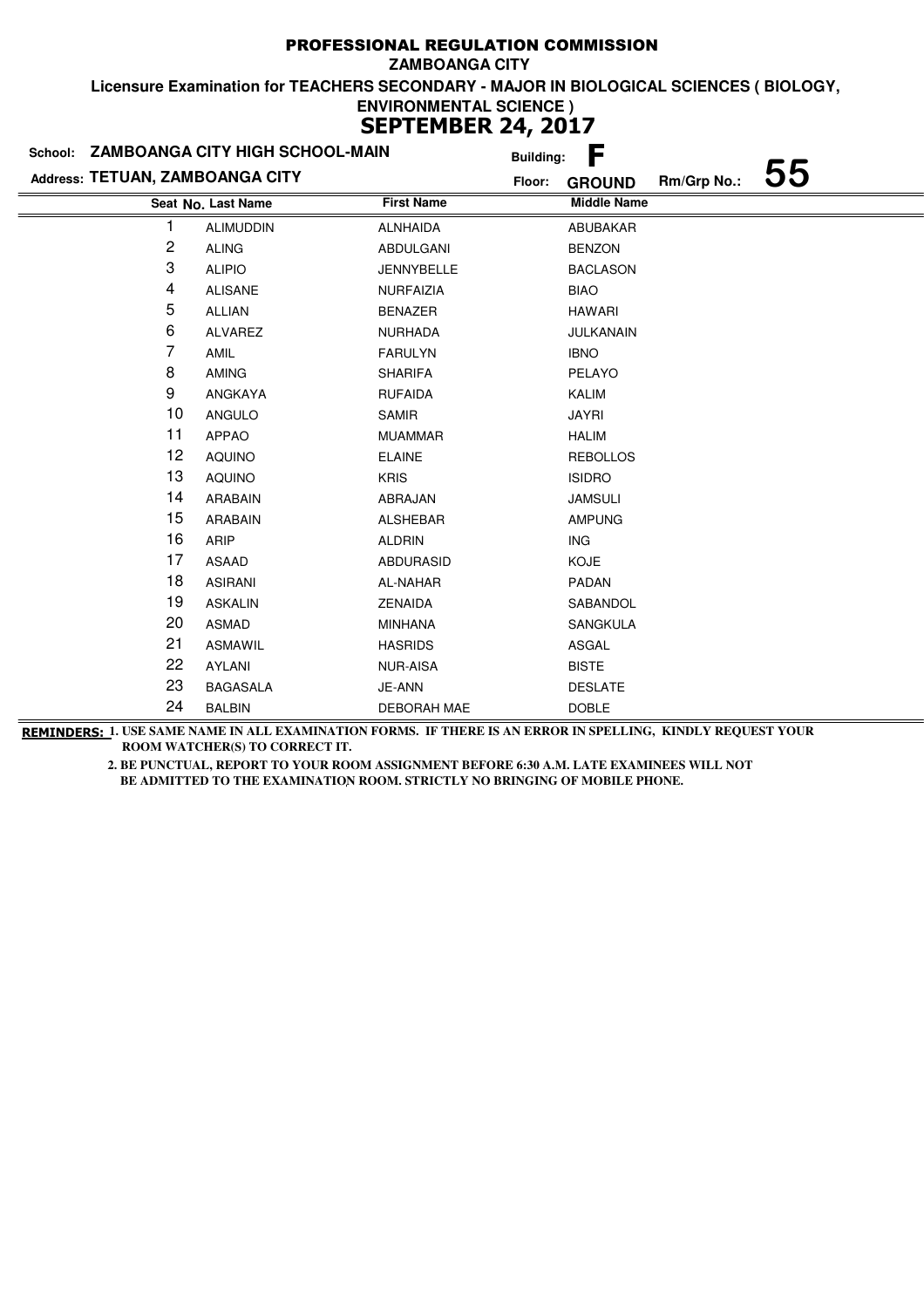# PROFESSIONAL REGULATION COMMISSION

**ZAMBOANGA CITY**

**Licensure Examination for TEACHERS SECONDARY - MAJOR IN BIOLOGICAL SCIENCES ( BIOLOGY, ENVIRONMENTAL SCIENCE )**

## SEPTEMBER 24, 2017

**School:** ZAMBOANGA CITY HIGH SCHOOL-MAIN **Building:** F

**Address:** TETUAN, ZAMBOANGA CITY **Floor:** GROUND **Rm/Grp No.:** 55

| Seat No. | Last Name | First Name | Middle Name |
|---|---|---|---|
| 1 | ALIMUDDIN | ALNHAIDA | ABUBAKAR |
| 2 | ALING | ABDULGANI | BENZON |
| 3 | ALIPIO | JENNYBELLE | BACLASON |
| 4 | ALISANE | NURFAIZIA | BIAO |
| 5 | ALLIAN | BENAZER | HAWARI |
| 6 | ALVAREZ | NURHADA | JULKANAIN |
| 7 | AMIL | FARULYN | IBNO |
| 8 | AMING | SHARIFA | PELAYO |
| 9 | ANGKAYA | RUFAIDA | KALIM |
| 10 | ANGULO | SAMIR | JAYRI |
| 11 | APPAO | MUAMMAR | HALIM |
| 12 | AQUINO | ELAINE | REBOLLOS |
| 13 | AQUINO | KRIS | ISIDRO |
| 14 | ARABAIN | ABRAJAN | JAMSULI |
| 15 | ARABAIN | ALSHEBAR | AMPUNG |
| 16 | ARIP | ALDRIN | ING |
| 17 | ASAAD | ABDURASID | KOJE |
| 18 | ASIRANI | AL-NAHAR | PADAN |
| 19 | ASKALIN | ZENAIDA | SABANDOL |
| 20 | ASMAD | MINHANA | SANGKULA |
| 21 | ASMAWIL | HASRIDS | ASGAL |
| 22 | AYLANI | NUR-AISA | BISTE |
| 23 | BAGASALA | JE-ANN | DESLATE |
| 24 | BALBIN | DEBORAH MAE | DOBLE |

**REMINDERS:** 1. USE SAME NAME IN ALL EXAMINATION FORMS. IF THERE IS AN ERROR IN SPELLING, KINDLY REQUEST YOUR ROOM WATCHER(S) TO CORRECT IT.

2. BE PUNCTUAL, REPORT TO YOUR ROOM ASSIGNMENT BEFORE 6:30 A.M. LATE EXAMINEES WILL NOT BE ADMITTED TO THE EXAMINATION ROOM. STRICTLY NO BRINGING OF MOBILE PHONE.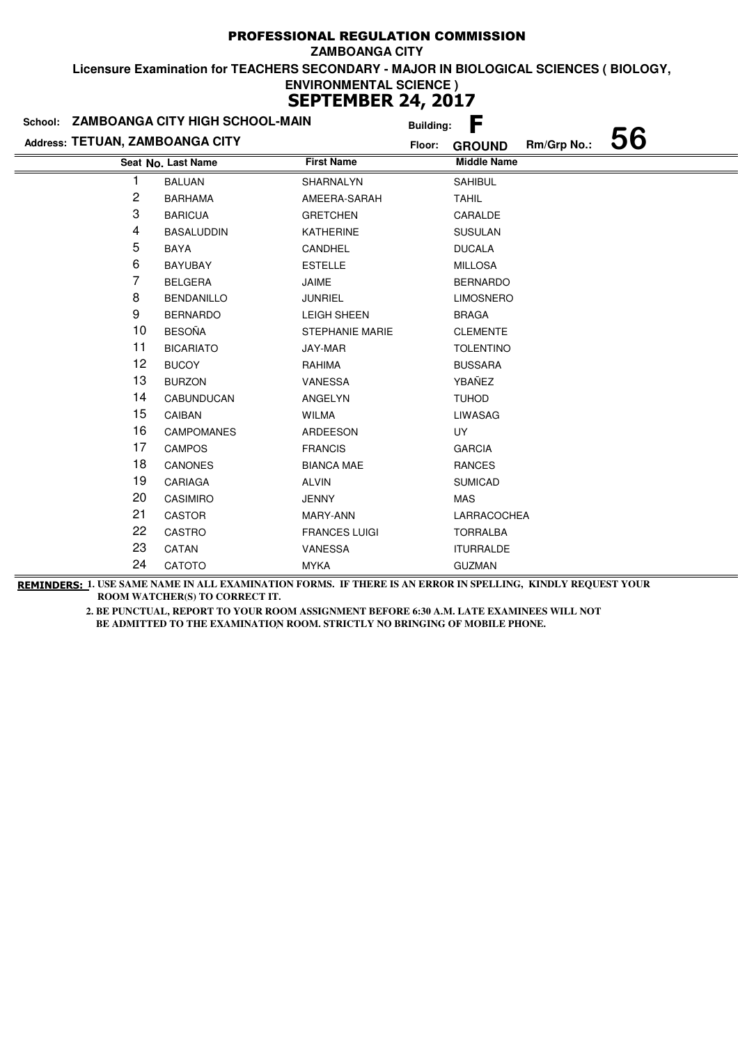# PROFESSIONAL REGULATION COMMISSION

**ZAMBOANGA CITY**

**Licensure Examination for TEACHERS SECONDARY - MAJOR IN BIOLOGICAL SCIENCES ( BIOLOGY, ENVIRONMENTAL SCIENCE )**

## SEPTEMBER 24, 2017

**School:** ZAMBOANGA CITY HIGH SCHOOL-MAIN **Building:** F

**Address:** TETUAN, ZAMBOANGA CITY **Floor:** GROUND **Rm/Grp No.:** 56

| Seat No. | Last Name | First Name | Middle Name |
|---|---|---|---|
| 1 | BALUAN | SHARNALYN | SAHIBUL |
| 2 | BARHAMA | AMEERA-SARAH | TAHIL |
| 3 | BARICUA | GRETCHEN | CARALDE |
| 4 | BASALUDDIN | KATHERINE | SUSULAN |
| 5 | BAYA | CANDHEL | DUCALA |
| 6 | BAYUBAY | ESTELLE | MILLOSA |
| 7 | BELGERA | JAIME | BERNARDO |
| 8 | BENDANILLO | JUNRIEL | LIMOSNERO |
| 9 | BERNARDO | LEIGH SHEEN | BRAGA |
| 10 | BESOÑA | STEPHANIE MARIE | CLEMENTE |
| 11 | BICARIATO | JAY-MAR | TOLENTINO |
| 12 | BUCOY | RAHIMA | BUSSARA |
| 13 | BURZON | VANESSA | YBAÑEZ |
| 14 | CABUNDUCAN | ANGELYN | TUHOD |
| 15 | CAIBAN | WILMA | LIWASAG |
| 16 | CAMPOMANES | ARDEESON | UY |
| 17 | CAMPOS | FRANCIS | GARCIA |
| 18 | CANONES | BIANCA MAE | RANCES |
| 19 | CARIAGA | ALVIN | SUMICAD |
| 20 | CASIMIRO | JENNY | MAS |
| 21 | CASTOR | MARY-ANN | LARRACOCHEA |
| 22 | CASTRO | FRANCES LUIGI | TORRALBA |
| 23 | CATAN | VANESSA | ITURRALDE |
| 24 | CATOTO | MYKA | GUZMAN |

**REMINDERS:** 1. USE SAME NAME IN ALL EXAMINATION FORMS. IF THERE IS AN ERROR IN SPELLING, KINDLY REQUEST YOUR ROOM WATCHER(S) TO CORRECT IT.

2. BE PUNCTUAL, REPORT TO YOUR ROOM ASSIGNMENT BEFORE 6:30 A.M. LATE EXAMINEES WILL NOT BE ADMITTED TO THE EXAMINATION ROOM. STRICTLY NO BRINGING OF MOBILE PHONE.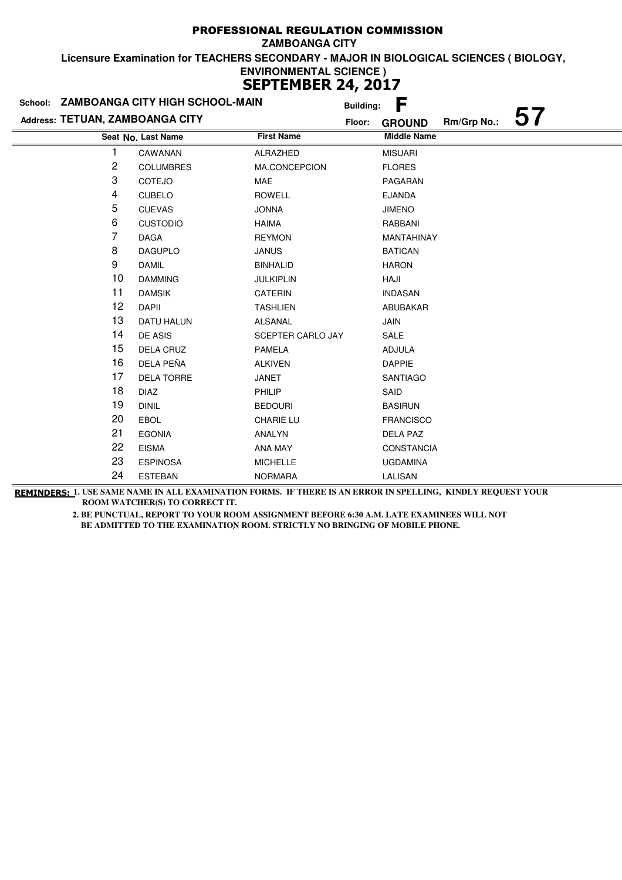# PROFESSIONAL REGULATION COMMISSION

**ZAMBOANGA CITY**

**Licensure Examination for TEACHERS SECONDARY - MAJOR IN BIOLOGICAL SCIENCES ( BIOLOGY, ENVIRONMENTAL SCIENCE )**

## SEPTEMBER 24, 2017

**School:** ZAMBOANGA CITY HIGH SCHOOL-MAIN **Building:** F

**Address:** TETUAN, ZAMBOANGA CITY **Floor:** GROUND **Rm/Grp No.:** 57

| Seat No. | Last Name | First Name | Middle Name |
|---|---|---|---|
| 1 | CAWANAN | ALRAZHED | MISUARI |
| 2 | COLUMBRES | MA.CONCEPCION | FLORES |
| 3 | COTEJO | MAE | PAGARAN |
| 4 | CUBELO | ROWELL | EJANDA |
| 5 | CUEVAS | JONNA | JIMENO |
| 6 | CUSTODIO | HAIMA | RABBANI |
| 7 | DAGA | REYMON | MANTAHINAY |
| 8 | DAGUPLO | JANUS | BATICAN |
| 9 | DAMIL | BINHALID | HARON |
| 10 | DAMMING | JULKIPLIN | HAJI |
| 11 | DAMSIK | CATERIN | INDASAN |
| 12 | DAPII | TASHLIEN | ABUBAKAR |
| 13 | DATU HALUN | ALSANAL | JAIN |
| 14 | DE ASIS | SCEPTER CARLO JAY | SALE |
| 15 | DELA CRUZ | PAMELA | ADJULA |
| 16 | DELA PEÑA | ALKIVEN | DAPPIE |
| 17 | DELA TORRE | JANET | SANTIAGO |
| 18 | DIAZ | PHILIP | SAID |
| 19 | DINIL | BEDOURI | BASIRUN |
| 20 | EBOL | CHARIE LU | FRANCISCO |
| 21 | EGONIA | ANALYN | DELA PAZ |
| 22 | EISMA | ANA MAY | CONSTANCIA |
| 23 | ESPINOSA | MICHELLE | UGDAMINA |
| 24 | ESTEBAN | NORMARA | LALISAN |

**REMINDERS:** 1. USE SAME NAME IN ALL EXAMINATION FORMS. IF THERE IS AN ERROR IN SPELLING, KINDLY REQUEST YOUR ROOM WATCHER(S) TO CORRECT IT.

2. BE PUNCTUAL, REPORT TO YOUR ROOM ASSIGNMENT BEFORE 6:30 A.M. LATE EXAMINEES WILL NOT BE ADMITTED TO THE EXAMINATION ROOM. STRICTLY NO BRINGING OF MOBILE PHONE.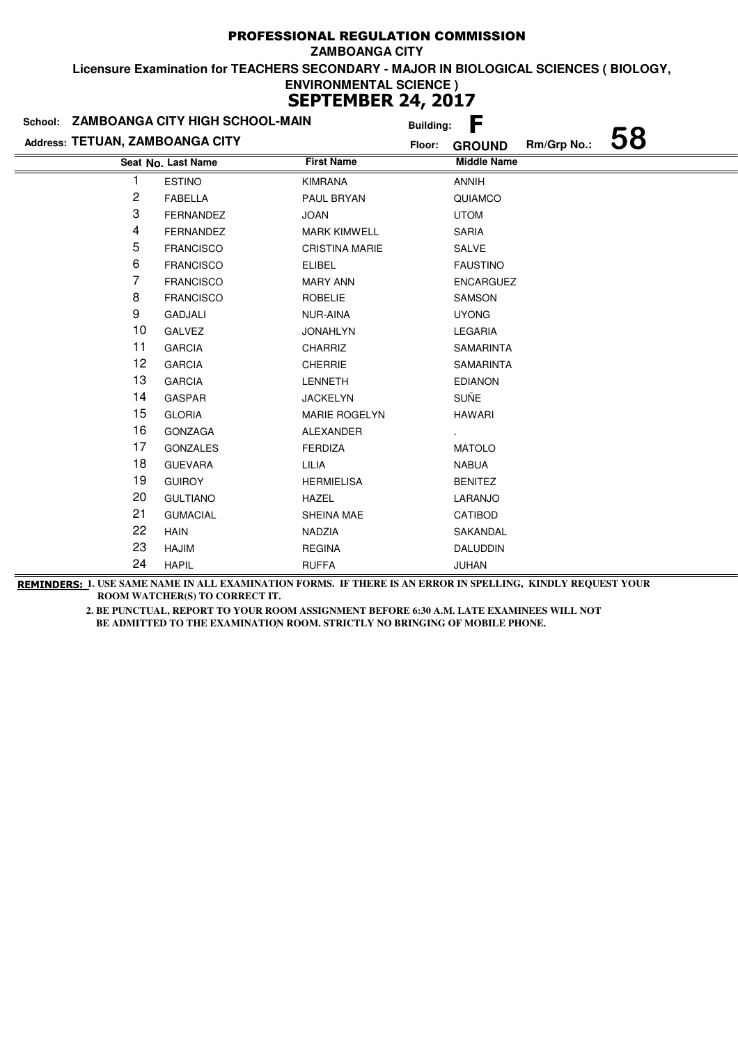# PROFESSIONAL REGULATION COMMISSION

**ZAMBOANGA CITY**

**Licensure Examination for TEACHERS SECONDARY - MAJOR IN BIOLOGICAL SCIENCES ( BIOLOGY, ENVIRONMENTAL SCIENCE )**

## SEPTEMBER 24, 2017

**School:** ZAMBOANGA CITY HIGH SCHOOL-MAIN **Building:** F

**Address:** TETUAN, ZAMBOANGA CITY **Floor:** GROUND **Rm/Grp No.:** 58

| Seat No. | Last Name | First Name | Middle Name |
|---|---|---|---|
| 1 | ESTINO | KIMRANA | ANNIH |
| 2 | FABELLA | PAUL BRYAN | QUIAMCO |
| 3 | FERNANDEZ | JOAN | UTOM |
| 4 | FERNANDEZ | MARK KIMWELL | SARIA |
| 5 | FRANCISCO | CRISTINA MARIE | SALVE |
| 6 | FRANCISCO | ELIBEL | FAUSTINO |
| 7 | FRANCISCO | MARY ANN | ENCARGUEZ |
| 8 | FRANCISCO | ROBELIE | SAMSON |
| 9 | GADJALI | NUR-AINA | UYONG |
| 10 | GALVEZ | JONAHLYN | LEGARIA |
| 11 | GARCIA | CHARRIZ | SAMARINTA |
| 12 | GARCIA | CHERRIE | SAMARINTA |
| 13 | GARCIA | LENNETH | EDIANON |
| 14 | GASPAR | JACKELYN | SUÑE |
| 15 | GLORIA | MARIE ROGELYN | HAWARI |
| 16 | GONZAGA | ALEXANDER | . |
| 17 | GONZALES | FERDIZA | MATOLO |
| 18 | GUEVARA | LILIA | NABUA |
| 19 | GUIROY | HERMIELISA | BENITEZ |
| 20 | GULTIANO | HAZEL | LARANJO |
| 21 | GUMACIAL | SHEINA MAE | CATIBOD |
| 22 | HAIN | NADZIA | SAKANDAL |
| 23 | HAJIM | REGINA | DALUDDIN |
| 24 | HAPIL | RUFFA | JUHAN |

**REMINDERS:** 1. USE SAME NAME IN ALL EXAMINATION FORMS. IF THERE IS AN ERROR IN SPELLING, KINDLY REQUEST YOUR ROOM WATCHER(S) TO CORRECT IT.

2. BE PUNCTUAL, REPORT TO YOUR ROOM ASSIGNMENT BEFORE 6:30 A.M. LATE EXAMINEES WILL NOT BE ADMITTED TO THE EXAMINATION ROOM. STRICTLY NO BRINGING OF MOBILE PHONE.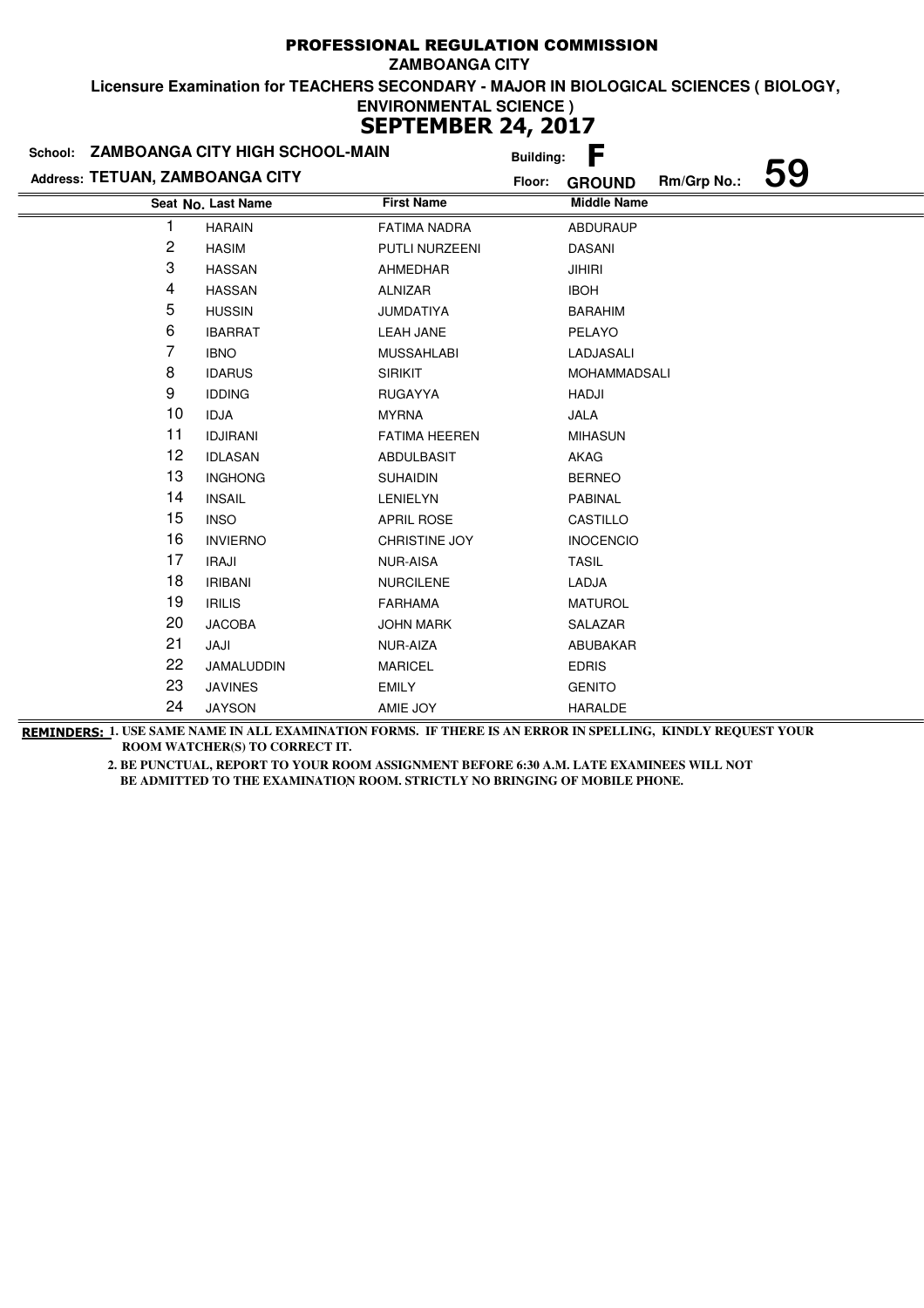# PROFESSIONAL REGULATION COMMISSION

**ZAMBOANGA CITY**

**Licensure Examination for TEACHERS SECONDARY - MAJOR IN BIOLOGICAL SCIENCES ( BIOLOGY, ENVIRONMENTAL SCIENCE )**

## SEPTEMBER 24, 2017

**School:** ZAMBOANGA CITY HIGH SCHOOL-MAIN **Building:** F

**Address:** TETUAN, ZAMBOANGA CITY **Floor:** GROUND **Rm/Grp No.:** 59

| Seat No. | Last Name | First Name | Middle Name |
|---|---|---|---|
| 1 | HARAIN | FATIMA NADRA | ABDURAUP |
| 2 | HASIM | PUTLI NURZEENI | DASANI |
| 3 | HASSAN | AHMEDHAR | JIHIRI |
| 4 | HASSAN | ALNIZAR | IBOH |
| 5 | HUSSIN | JUMDATIYA | BARAHIM |
| 6 | IBARRAT | LEAH JANE | PELAYO |
| 7 | IBNO | MUSSAHLABI | LADJASALI |
| 8 | IDARUS | SIRIKIT | MOHAMMADSALI |
| 9 | IDDING | RUGAYYA | HADJI |
| 10 | IDJA | MYRNA | JALA |
| 11 | IDJIRANI | FATIMA HEEREN | MIHASUN |
| 12 | IDLASAN | ABDULBASIT | AKAG |
| 13 | INGHONG | SUHAIDIN | BERNEO |
| 14 | INSAIL | LENIELYN | PABINAL |
| 15 | INSO | APRIL ROSE | CASTILLO |
| 16 | INVIERNO | CHRISTINE JOY | INOCENCIO |
| 17 | IRAJI | NUR-AISA | TASIL |
| 18 | IRIBANI | NURCILENE | LADJA |
| 19 | IRILIS | FARHAMA | MATUROL |
| 20 | JACOBA | JOHN MARK | SALAZAR |
| 21 | JAJI | NUR-AIZA | ABUBAKAR |
| 22 | JAMALUDDIN | MARICEL | EDRIS |
| 23 | JAVINES | EMILY | GENITO |
| 24 | JAYSON | AMIE JOY | HARALDE |

**REMINDERS:** 1. USE SAME NAME IN ALL EXAMINATION FORMS. IF THERE IS AN ERROR IN SPELLING, KINDLY REQUEST YOUR ROOM WATCHER(S) TO CORRECT IT.

2. BE PUNCTUAL, REPORT TO YOUR ROOM ASSIGNMENT BEFORE 6:30 A.M. LATE EXAMINEES WILL NOT BE ADMITTED TO THE EXAMINATION ROOM. STRICTLY NO BRINGING OF MOBILE PHONE.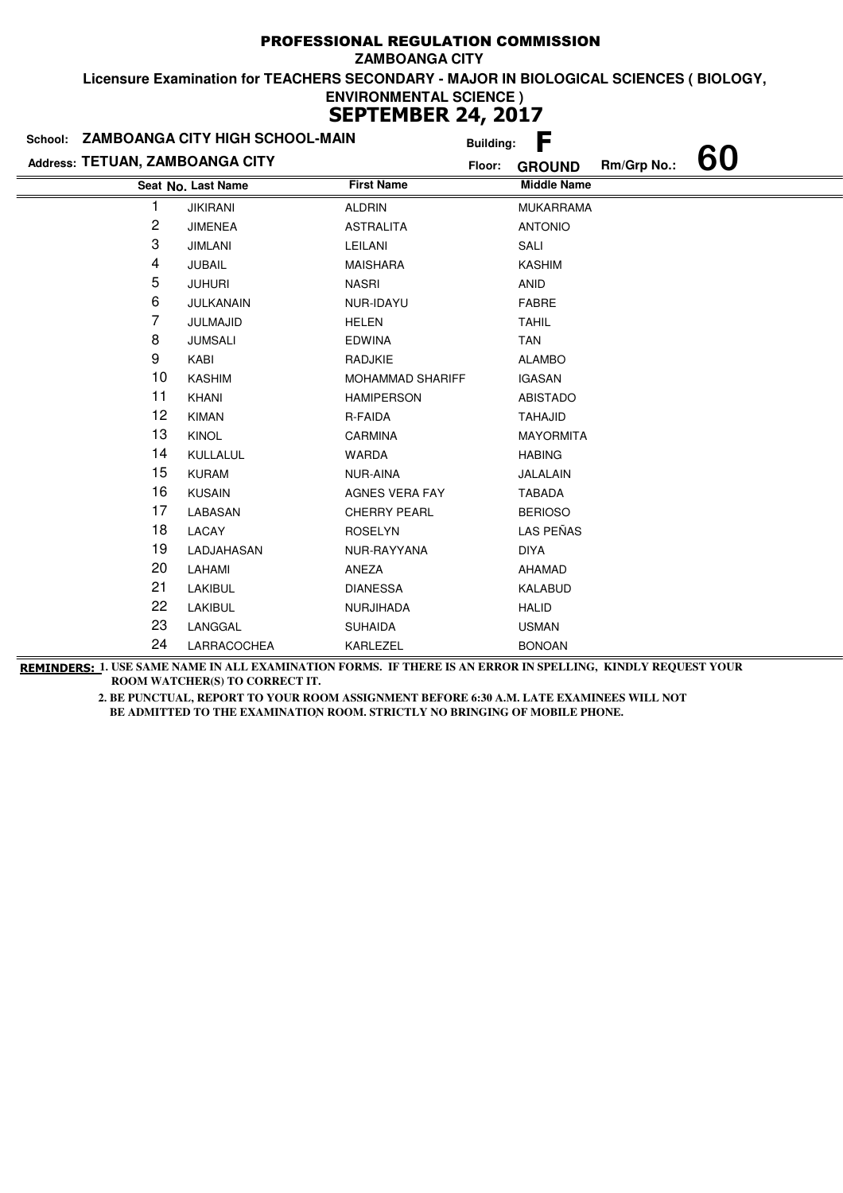# PROFESSIONAL REGULATION COMMISSION

**ZAMBOANGA CITY**

**Licensure Examination for TEACHERS SECONDARY - MAJOR IN BIOLOGICAL SCIENCES ( BIOLOGY, ENVIRONMENTAL SCIENCE )**

## SEPTEMBER 24, 2017

**School:** ZAMBOANGA CITY HIGH SCHOOL-MAIN **Building:** F

**Address:** TETUAN, ZAMBOANGA CITY **Floor:** GROUND **Rm/Grp No.:** 60

| Seat No. | Last Name | First Name | Middle Name |
|---|---|---|---|
| 1 | JIKIRANI | ALDRIN | MUKARRAMA |
| 2 | JIMENEA | ASTRALITA | ANTONIO |
| 3 | JIMLANI | LEILANI | SALI |
| 4 | JUBAIL | MAISHARA | KASHIM |
| 5 | JUHURI | NASRI | ANID |
| 6 | JULKANAIN | NUR-IDAYU | FABRE |
| 7 | JULMAJID | HELEN | TAHIL |
| 8 | JUMSALI | EDWINA | TAN |
| 9 | KABI | RADJKIE | ALAMBO |
| 10 | KASHIM | MOHAMMAD SHARIFF | IGASAN |
| 11 | KHANI | HAMIPERSON | ABISTADO |
| 12 | KIMAN | R-FAIDA | TAHAJID |
| 13 | KINOL | CARMINA | MAYORMITA |
| 14 | KULLALUL | WARDA | HABING |
| 15 | KURAM | NUR-AINA | JALALAIN |
| 16 | KUSAIN | AGNES VERA FAY | TABADA |
| 17 | LABASAN | CHERRY PEARL | BERIOSO |
| 18 | LACAY | ROSELYN | LAS PEÑAS |
| 19 | LADJAHASAN | NUR-RAYYANA | DIYA |
| 20 | LAHAMI | ANEZA | AHAMAD |
| 21 | LAKIBUL | DIANESSA | KALABUD |
| 22 | LAKIBUL | NURJIHADA | HALID |
| 23 | LANGGAL | SUHAIDA | USMAN |
| 24 | LARRACOCHEA | KARLEZEL | BONOAN |

**REMINDERS:** 1. USE SAME NAME IN ALL EXAMINATION FORMS. IF THERE IS AN ERROR IN SPELLING, KINDLY REQUEST YOUR ROOM WATCHER(S) TO CORRECT IT.

2. BE PUNCTUAL, REPORT TO YOUR ROOM ASSIGNMENT BEFORE 6:30 A.M. LATE EXAMINEES WILL NOT BE ADMITTED TO THE EXAMINATION ROOM. STRICTLY NO BRINGING OF MOBILE PHONE.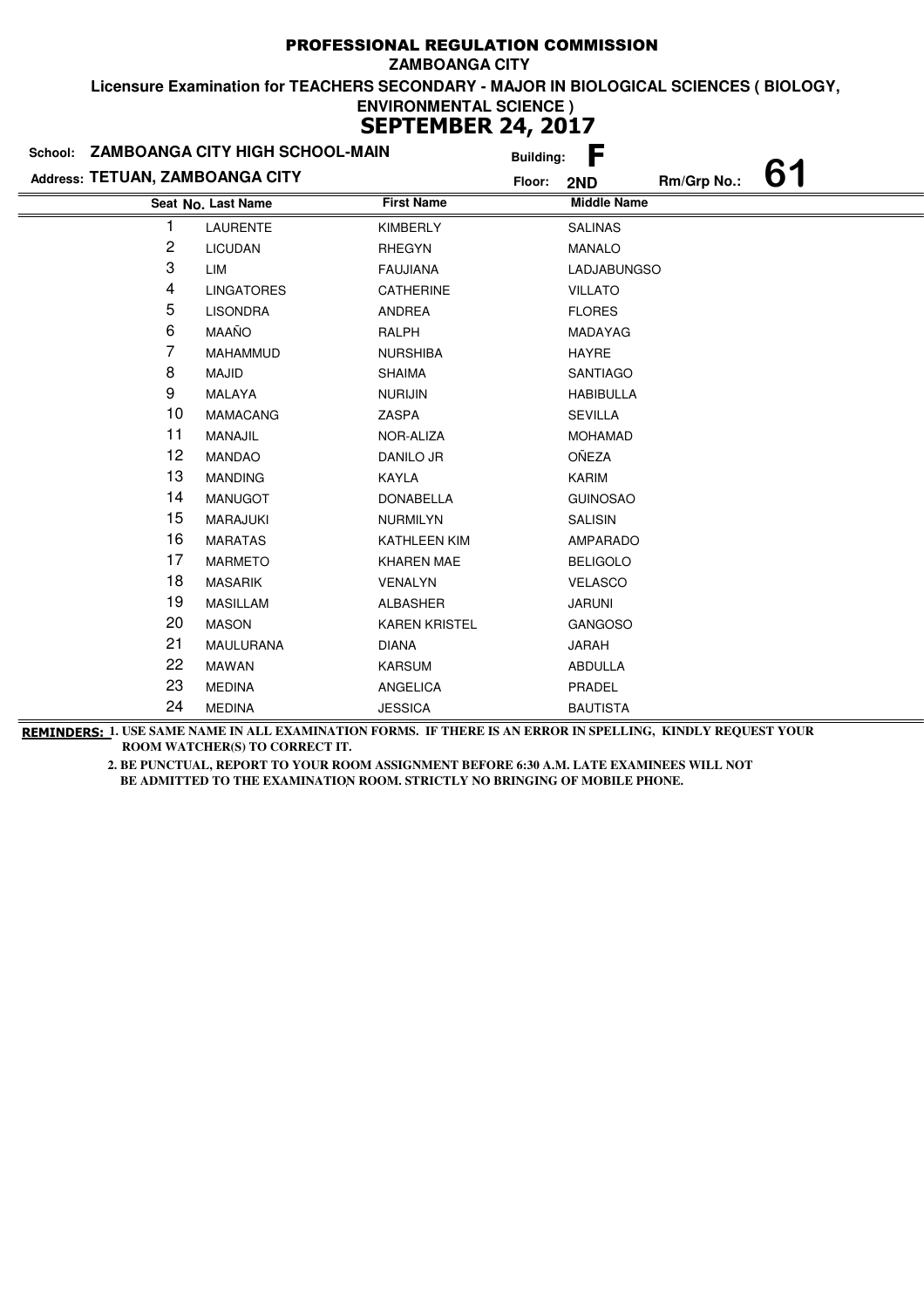# PROFESSIONAL REGULATION COMMISSION

**ZAMBOANGA CITY**

**Licensure Examination for TEACHERS SECONDARY - MAJOR IN BIOLOGICAL SCIENCES ( BIOLOGY, ENVIRONMENTAL SCIENCE )**

## SEPTEMBER 24, 2017

**School:** ZAMBOANGA CITY HIGH SCHOOL-MAIN **Building:** F

**Address:** TETUAN, ZAMBOANGA CITY **Floor:** 2ND **Rm/Grp No.:** 61

| Seat No. | Last Name | First Name | Middle Name |
|---|---|---|---|
| 1 | LAURENTE | KIMBERLY | SALINAS |
| 2 | LICUDAN | RHEGYN | MANALO |
| 3 | LIM | FAUJIANA | LADJABUNGSO |
| 4 | LINGATORES | CATHERINE | VILLATO |
| 5 | LISONDRA | ANDREA | FLORES |
| 6 | MAAÑO | RALPH | MADAYAG |
| 7 | MAHAMMUD | NURSHIBA | HAYRE |
| 8 | MAJID | SHAIMA | SANTIAGO |
| 9 | MALAYA | NURIJIN | HABIBULLA |
| 10 | MAMACANG | ZASPA | SEVILLA |
| 11 | MANAJIL | NOR-ALIZA | MOHAMAD |
| 12 | MANDAO | DANILO JR | OÑEZA |
| 13 | MANDING | KAYLA | KARIM |
| 14 | MANUGOT | DONABELLA | GUINOSAO |
| 15 | MARAJUKI | NURMILYN | SALISIN |
| 16 | MARATAS | KATHLEEN KIM | AMPARADO |
| 17 | MARMETO | KHAREN MAE | BELIGOLO |
| 18 | MASARIK | VENALYN | VELASCO |
| 19 | MASILLAM | ALBASHER | JARUNI |
| 20 | MASON | KAREN KRISTEL | GANGOSO |
| 21 | MAULURANA | DIANA | JARAH |
| 22 | MAWAN | KARSUM | ABDULLA |
| 23 | MEDINA | ANGELICA | PRADEL |
| 24 | MEDINA | JESSICA | BAUTISTA |

**REMINDERS:** 1. USE SAME NAME IN ALL EXAMINATION FORMS. IF THERE IS AN ERROR IN SPELLING, KINDLY REQUEST YOUR ROOM WATCHER(S) TO CORRECT IT.

2. BE PUNCTUAL, REPORT TO YOUR ROOM ASSIGNMENT BEFORE 6:30 A.M. LATE EXAMINEES WILL NOT BE ADMITTED TO THE EXAMINATION ROOM. STRICTLY NO BRINGING OF MOBILE PHONE.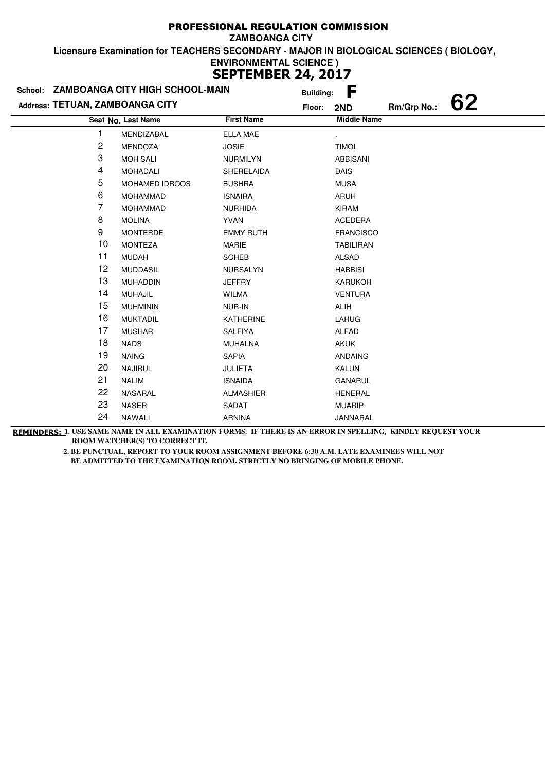# PROFESSIONAL REGULATION COMMISSION

**ZAMBOANGA CITY**

**Licensure Examination for TEACHERS SECONDARY - MAJOR IN BIOLOGICAL SCIENCES ( BIOLOGY, ENVIRONMENTAL SCIENCE )**

## SEPTEMBER 24, 2017

**School:** ZAMBOANGA CITY HIGH SCHOOL-MAIN **Building:** F

**Address:** TETUAN, ZAMBOANGA CITY **Floor:** 2ND **Rm/Grp No.:** 62

| Seat No. | Last Name | First Name | Middle Name |
|---|---|---|---|
| 1 | MENDIZABAL | ELLA MAE | . |
| 2 | MENDOZA | JOSIE | TIMOL |
| 3 | MOH SALI | NURMILYN | ABBISANI |
| 4 | MOHADALI | SHERELAIDA | DAIS |
| 5 | MOHAMED IDROOS | BUSHRA | MUSA |
| 6 | MOHAMMAD | ISNAIRA | ARUH |
| 7 | MOHAMMAD | NURHIDA | KIRAM |
| 8 | MOLINA | YVAN | ACEDERA |
| 9 | MONTERDE | EMMY RUTH | FRANCISCO |
| 10 | MONTEZA | MARIE | TABILIRAN |
| 11 | MUDAH | SOHEB | ALSAD |
| 12 | MUDDASIL | NURSALYN | HABBISI |
| 13 | MUHADDIN | JEFFRY | KARUKOH |
| 14 | MUHAJIL | WILMA | VENTURA |
| 15 | MUHMININ | NUR-IN | ALIH |
| 16 | MUKTADIL | KATHERINE | LAHUG |
| 17 | MUSHAR | SALFIYA | ALFAD |
| 18 | NADS | MUHALNA | AKUK |
| 19 | NAING | SAPIA | ANDAING |
| 20 | NAJIRUL | JULIETA | KALUN |
| 21 | NALIM | ISNAIDA | GANARUL |
| 22 | NASARAL | ALMASHIER | HENERAL |
| 23 | NASER | SADAT | MUARIP |
| 24 | NAWALI | ARNINA | JANNARAL |

**REMINDERS:** 1. USE SAME NAME IN ALL EXAMINATION FORMS. IF THERE IS AN ERROR IN SPELLING, KINDLY REQUEST YOUR ROOM WATCHER(S) TO CORRECT IT.

2. BE PUNCTUAL, REPORT TO YOUR ROOM ASSIGNMENT BEFORE 6:30 A.M. LATE EXAMINEES WILL NOT BE ADMITTED TO THE EXAMINATION ROOM. STRICTLY NO BRINGING OF MOBILE PHONE.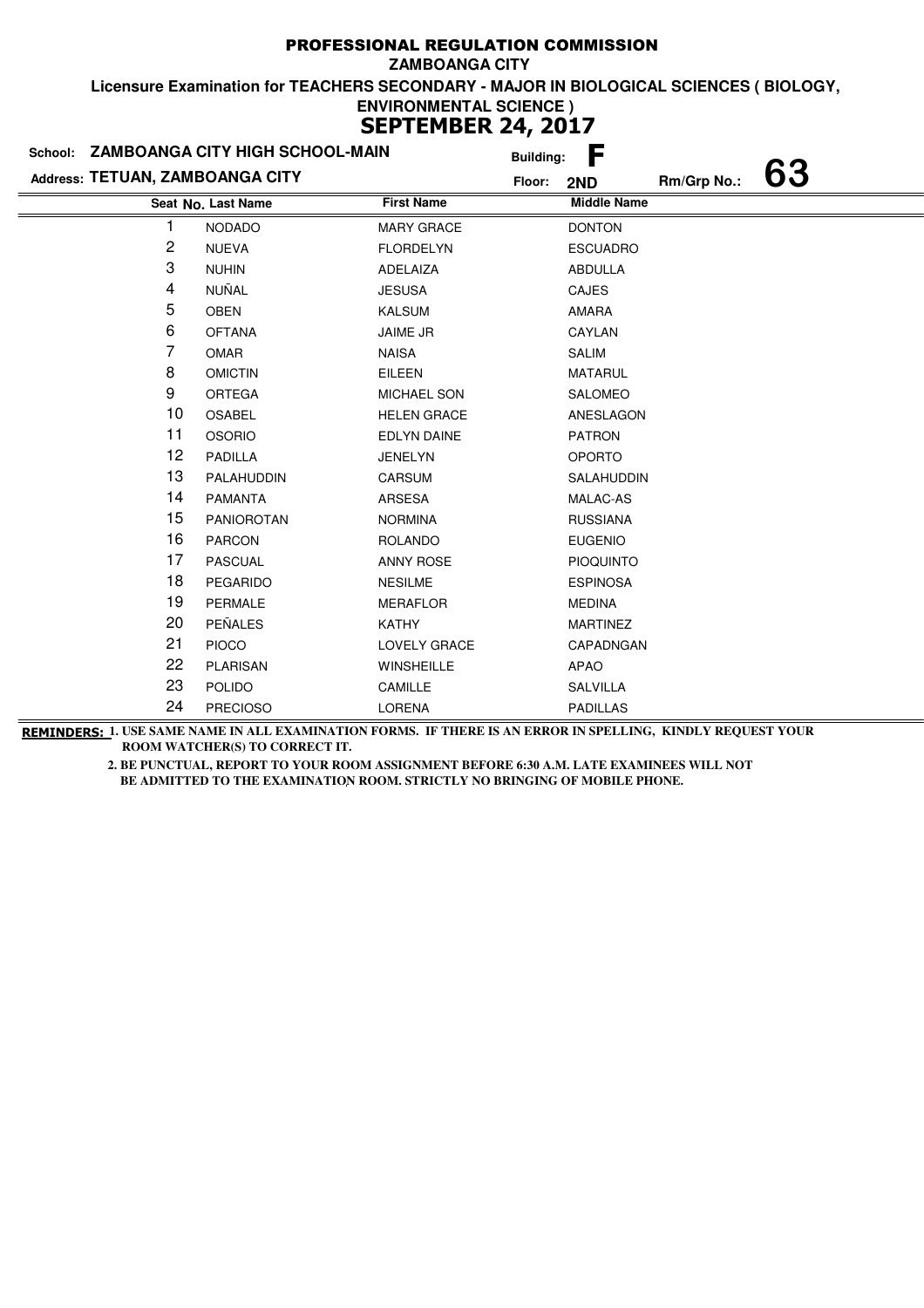# PROFESSIONAL REGULATION COMMISSION

**ZAMBOANGA CITY**

**Licensure Examination for TEACHERS SECONDARY - MAJOR IN BIOLOGICAL SCIENCES ( BIOLOGY, ENVIRONMENTAL SCIENCE )**

**SEPTEMBER 24, 2017**

**School:** ZAMBOANGA CITY HIGH SCHOOL-MAIN **Building:** F

**Address:** TETUAN, ZAMBOANGA CITY **Floor:** 2ND **Rm/Grp No.:** 63

| Seat No. | Last Name | First Name | Middle Name |
|---|---|---|---|
| 1 | NODADO | MARY GRACE | DONTON |
| 2 | NUEVA | FLORDELYN | ESCUADRO |
| 3 | NUHIN | ADELAIZA | ABDULLA |
| 4 | NUÑAL | JESUSA | CAJES |
| 5 | OBEN | KALSUM | AMARA |
| 6 | OFTANA | JAIME JR | CAYLAN |
| 7 | OMAR | NAISA | SALIM |
| 8 | OMICTIN | EILEEN | MATARUL |
| 9 | ORTEGA | MICHAEL SON | SALOMEO |
| 10 | OSABEL | HELEN GRACE | ANESLAGON |
| 11 | OSORIO | EDLYN DAINE | PATRON |
| 12 | PADILLA | JENELYN | OPORTO |
| 13 | PALAHUDDIN | CARSUM | SALAHUDDIN |
| 14 | PAMANTA | ARSESA | MALAC-AS |
| 15 | PANIOROTAN | NORMINA | RUSSIANA |
| 16 | PARCON | ROLANDO | EUGENIO |
| 17 | PASCUAL | ANNY ROSE | PIOQUINTO |
| 18 | PEGARIDO | NESILME | ESPINOSA |
| 19 | PERMALE | MERAFLOR | MEDINA |
| 20 | PEÑALES | KATHY | MARTINEZ |
| 21 | PIOCO | LOVELY GRACE | CAPADNGAN |
| 22 | PLARISAN | WINSHEILLE | APAO |
| 23 | POLIDO | CAMILLE | SALVILLA |
| 24 | PRECIOSO | LORENA | PADILLAS |

**REMINDERS:** 1. USE SAME NAME IN ALL EXAMINATION FORMS. IF THERE IS AN ERROR IN SPELLING, KINDLY REQUEST YOUR ROOM WATCHER(S) TO CORRECT IT.

2. BE PUNCTUAL, REPORT TO YOUR ROOM ASSIGNMENT BEFORE 6:30 A.M. LATE EXAMINEES WILL NOT BE ADMITTED TO THE EXAMINATION ROOM. STRICTLY NO BRINGING OF MOBILE PHONE.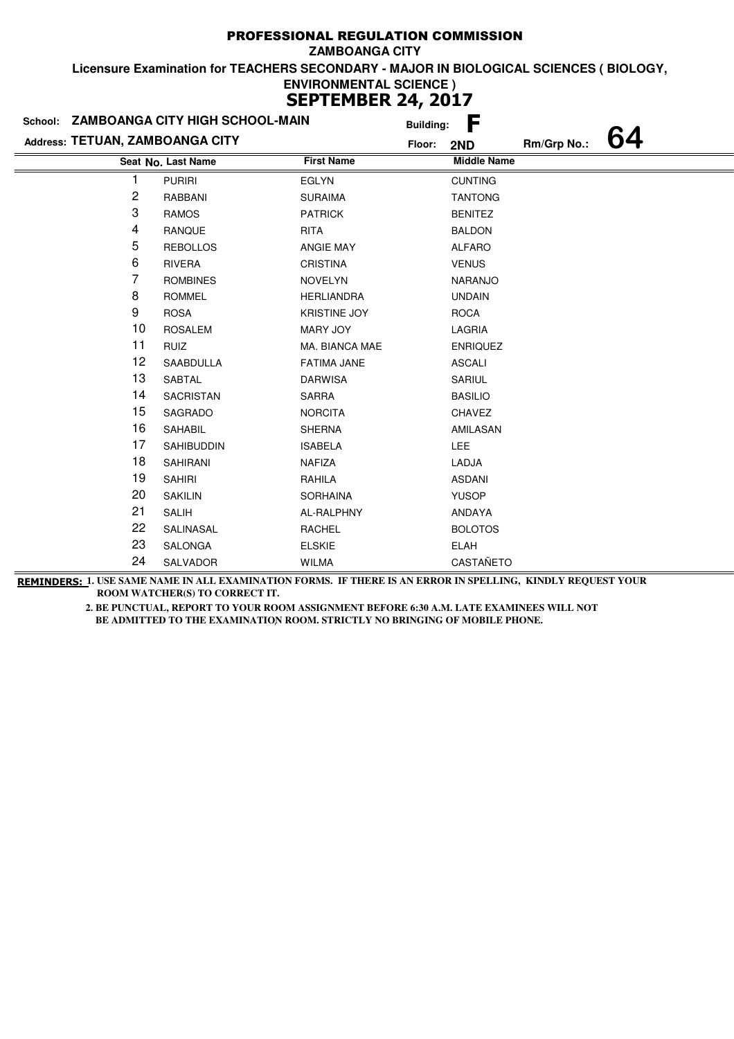# PROFESSIONAL REGULATION COMMISSION

**ZAMBOANGA CITY**

**Licensure Examination for TEACHERS SECONDARY - MAJOR IN BIOLOGICAL SCIENCES ( BIOLOGY, ENVIRONMENTAL SCIENCE )**

## SEPTEMBER 24, 2017

**School:** ZAMBOANGA CITY HIGH SCHOOL-MAIN **Building:** F

**Address:** TETUAN, ZAMBOANGA CITY **Floor:** 2ND **Rm/Grp No.:** 64

| Seat No. | Last Name | First Name | Middle Name |
|---|---|---|---|
| 1 | PURIRI | EGLYN | CUNTING |
| 2 | RABBANI | SURAIMA | TANTONG |
| 3 | RAMOS | PATRICK | BENITEZ |
| 4 | RANQUE | RITA | BALDON |
| 5 | REBOLLOS | ANGIE MAY | ALFARO |
| 6 | RIVERA | CRISTINA | VENUS |
| 7 | ROMBINES | NOVELYN | NARANJO |
| 8 | ROMMEL | HERLIANDRA | UNDAIN |
| 9 | ROSA | KRISTINE JOY | ROCA |
| 10 | ROSALEM | MARY JOY | LAGRIA |
| 11 | RUIZ | MA. BIANCA MAE | ENRIQUEZ |
| 12 | SAABDULLA | FATIMA JANE | ASCALI |
| 13 | SABTAL | DARWISA | SARIUL |
| 14 | SACRISTAN | SARRA | BASILIO |
| 15 | SAGRADO | NORCITA | CHAVEZ |
| 16 | SAHABIL | SHERNA | AMILASAN |
| 17 | SAHIBUDDIN | ISABELA | LEE |
| 18 | SAHIRANI | NAFIZA | LADJA |
| 19 | SAHIRI | RAHILA | ASDANI |
| 20 | SAKILIN | SORHAINA | YUSOP |
| 21 | SALIH | AL-RALPHNY | ANDAYA |
| 22 | SALINASAL | RACHEL | BOLOTOS |
| 23 | SALONGA | ELSKIE | ELAH |
| 24 | SALVADOR | WILMA | CASTAÑETO |

**REMINDERS:** 1. USE SAME NAME IN ALL EXAMINATION FORMS. IF THERE IS AN ERROR IN SPELLING, KINDLY REQUEST YOUR ROOM WATCHER(S) TO CORRECT IT.

2. BE PUNCTUAL, REPORT TO YOUR ROOM ASSIGNMENT BEFORE 6:30 A.M. LATE EXAMINEES WILL NOT BE ADMITTED TO THE EXAMINATION ROOM. STRICTLY NO BRINGING OF MOBILE PHONE.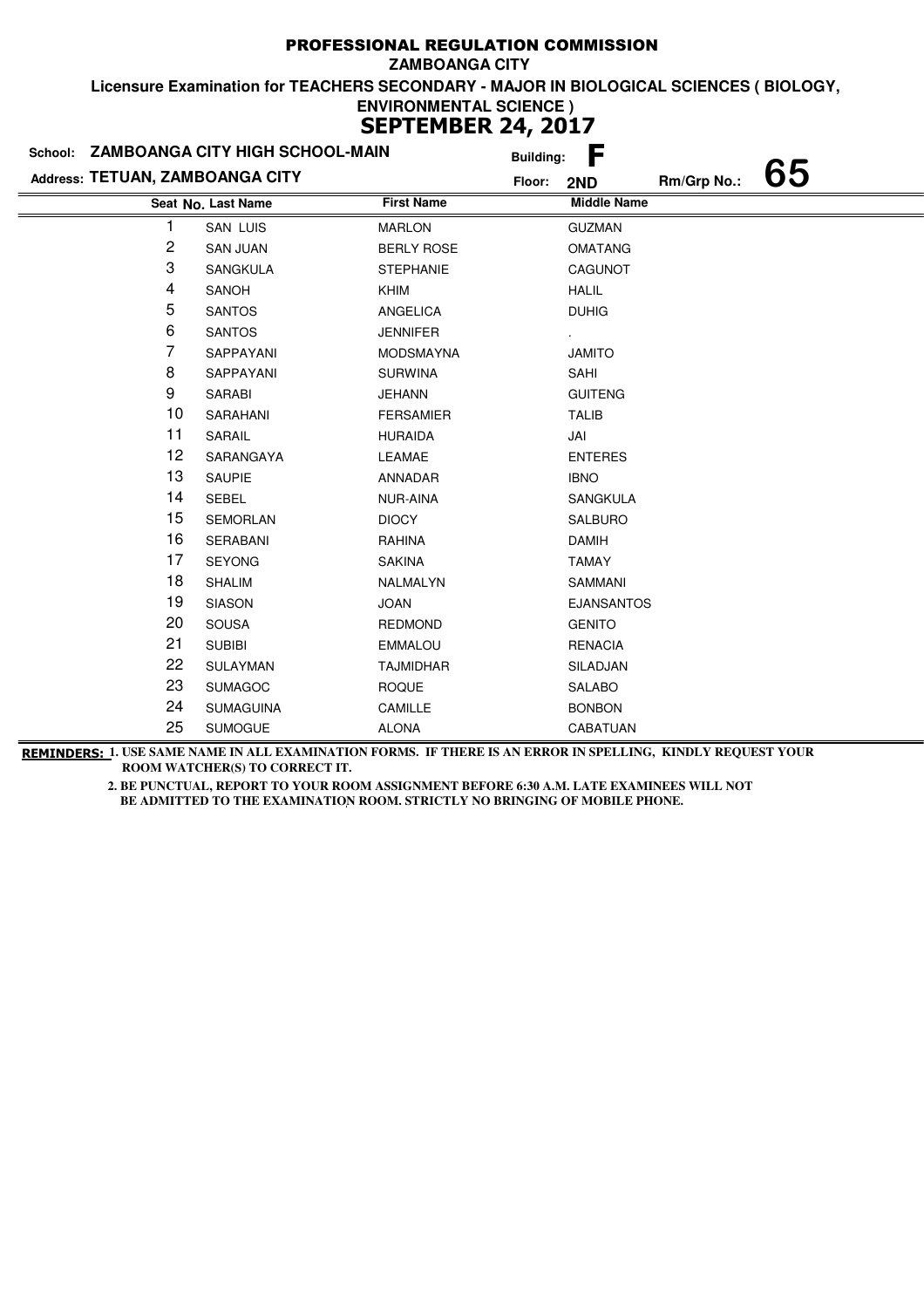# PROFESSIONAL REGULATION COMMISSION

**ZAMBOANGA CITY**

**Licensure Examination for TEACHERS SECONDARY - MAJOR IN BIOLOGICAL SCIENCES ( BIOLOGY, ENVIRONMENTAL SCIENCE )**

## SEPTEMBER 24, 2017

**School:** ZAMBOANGA CITY HIGH SCHOOL-MAIN **Building:** F

**Address:** TETUAN, ZAMBOANGA CITY **Floor:** 2ND **Rm/Grp No.:** 65

| Seat No. | Last Name | First Name | Middle Name |
|---|---|---|---|
| 1 | SAN LUIS | MARLON | GUZMAN |
| 2 | SAN JUAN | BERLY ROSE | OMATANG |
| 3 | SANGKULA | STEPHANIE | CAGUNOT |
| 4 | SANOH | KHIM | HALIL |
| 5 | SANTOS | ANGELICA | DUHIG |
| 6 | SANTOS | JENNIFER | . |
| 7 | SAPPAYANI | MODSMAYNA | JAMITO |
| 8 | SAPPAYANI | SURWINA | SAHI |
| 9 | SARABI | JEHANN | GUITENG |
| 10 | SARAHANI | FERSAMIER | TALIB |
| 11 | SARAIL | HURAIDA | JAI |
| 12 | SARANGAYA | LEAMAE | ENTERES |
| 13 | SAUPIE | ANNADAR | IBNO |
| 14 | SEBEL | NUR-AINA | SANGKULA |
| 15 | SEMORLAN | DIOCY | SALBURO |
| 16 | SERABANI | RAHINA | DAMIH |
| 17 | SEYONG | SAKINA | TAMAY |
| 18 | SHALIM | NALMALYN | SAMMANI |
| 19 | SIASON | JOAN | EJANSANTOS |
| 20 | SOUSA | REDMOND | GENITO |
| 21 | SUBIBI | EMMALOU | RENACIA |
| 22 | SULAYMAN | TAJMIDHAR | SILADJAN |
| 23 | SUMAGOC | ROQUE | SALABO |
| 24 | SUMAGUINA | CAMILLE | BONBON |
| 25 | SUMOGUE | ALONA | CABATUAN |

**REMINDERS:** 1. USE SAME NAME IN ALL EXAMINATION FORMS. IF THERE IS AN ERROR IN SPELLING, KINDLY REQUEST YOUR ROOM WATCHER(S) TO CORRECT IT.

2. BE PUNCTUAL, REPORT TO YOUR ROOM ASSIGNMENT BEFORE 6:30 A.M. LATE EXAMINEES WILL NOT BE ADMITTED TO THE EXAMINATION ROOM. STRICTLY NO BRINGING OF MOBILE PHONE.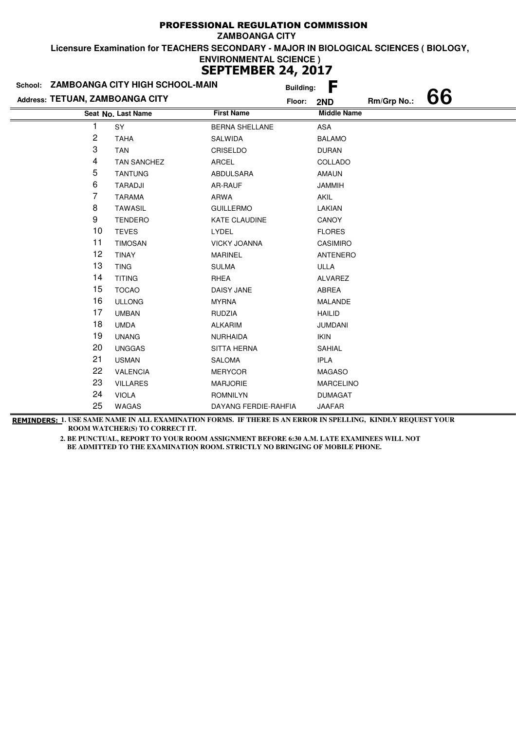# PROFESSIONAL REGULATION COMMISSION

**ZAMBOANGA CITY**

**Licensure Examination for TEACHERS SECONDARY - MAJOR IN BIOLOGICAL SCIENCES ( BIOLOGY, ENVIRONMENTAL SCIENCE )**

## SEPTEMBER 24, 2017

**School:** ZAMBOANGA CITY HIGH SCHOOL-MAIN **Building:** F

**Address:** TETUAN, ZAMBOANGA CITY **Floor:** 2ND **Rm/Grp No.:** 66

| Seat No. | Last Name | First Name | Middle Name |
|---|---|---|---|
| 1 | SY | BERNA SHELLANE | ASA |
| 2 | TAHA | SALWIDA | BALAMO |
| 3 | TAN | CRISELDO | DURAN |
| 4 | TAN SANCHEZ | ARCEL | COLLADO |
| 5 | TANTUNG | ABDULSARA | AMAUN |
| 6 | TARADJI | AR-RAUF | JAMMIH |
| 7 | TARAMA | ARWA | AKIL |
| 8 | TAWASIL | GUILLERMO | LAKIAN |
| 9 | TENDERO | KATE CLAUDINE | CANOY |
| 10 | TEVES | LYDEL | FLORES |
| 11 | TIMOSAN | VICKY JOANNA | CASIMIRO |
| 12 | TINAY | MARINEL | ANTENERO |
| 13 | TING | SULMA | ULLA |
| 14 | TITING | RHEA | ALVAREZ |
| 15 | TOCAO | DAISY JANE | ABREA |
| 16 | ULLONG | MYRNA | MALANDE |
| 17 | UMBAN | RUDZIA | HAILID |
| 18 | UMDA | ALKARIM | JUMDANI |
| 19 | UNANG | NURHAIDA | IKIN |
| 20 | UNGGAS | SITTA HERNA | SAHIAL |
| 21 | USMAN | SALOMA | IPLA |
| 22 | VALENCIA | MERYCOR | MAGASO |
| 23 | VILLARES | MARJORIE | MARCELINO |
| 24 | VIOLA | ROMNILYN | DUMAGAT |
| 25 | WAGAS | DAYANG FERDIE-RAHFIA | JAAFAR |

**REMINDERS:** 1. USE SAME NAME IN ALL EXAMINATION FORMS. IF THERE IS AN ERROR IN SPELLING, KINDLY REQUEST YOUR ROOM WATCHER(S) TO CORRECT IT.

2. BE PUNCTUAL, REPORT TO YOUR ROOM ASSIGNMENT BEFORE 6:30 A.M. LATE EXAMINEES WILL NOT BE ADMITTED TO THE EXAMINATION ROOM. STRICTLY NO BRINGING OF MOBILE PHONE.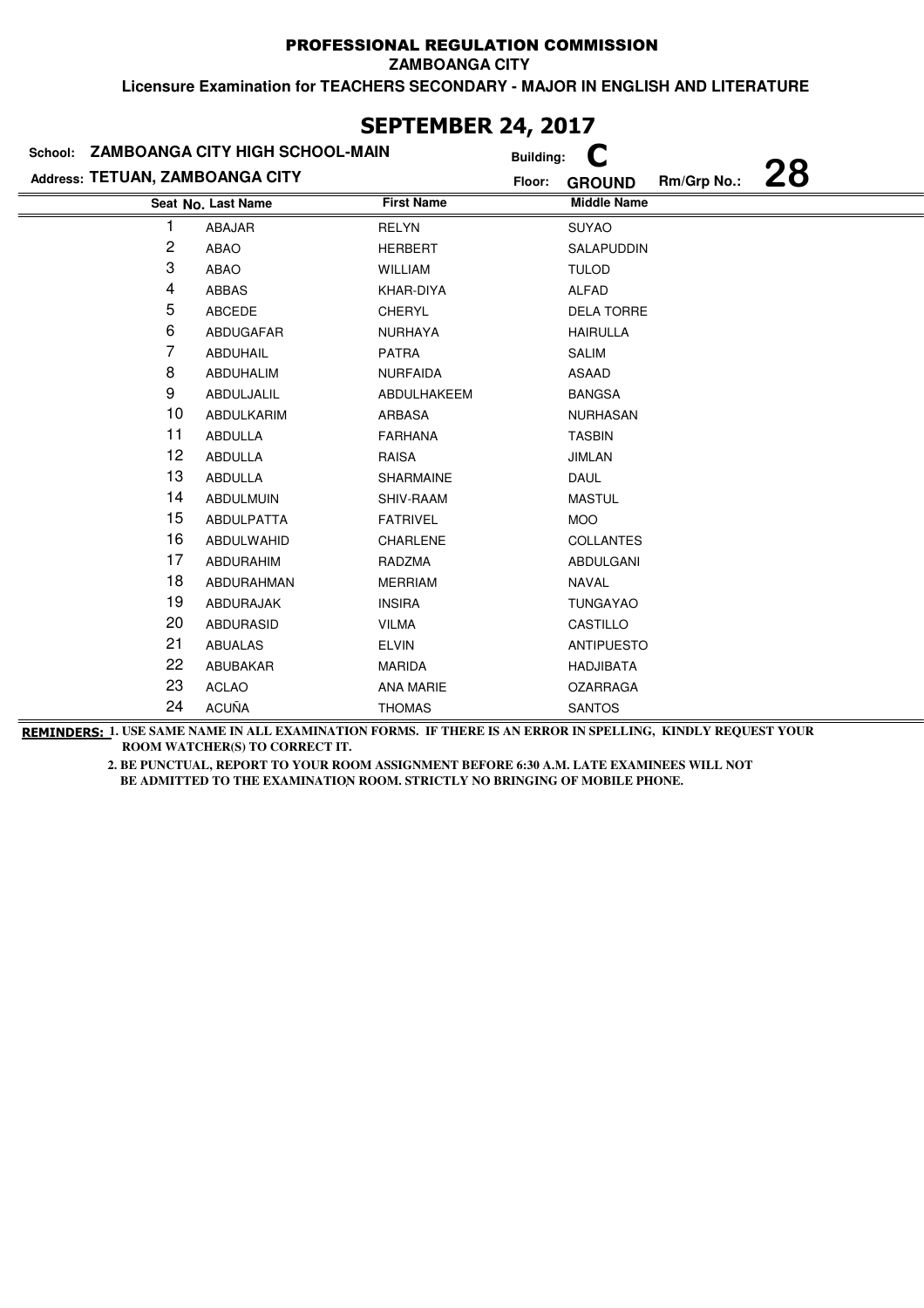PROFESSIONAL REGULATION COMMISSION

ZAMBOANGA CITY

Licensure Examination for TEACHERS SECONDARY - MAJOR IN ENGLISH AND LITERATURE

## SEPTEMBER 24, 2017

School: ZAMBOANGA CITY HIGH SCHOOL-MAIN    Building: C

Address: TETUAN, ZAMBOANGA CITY    Floor: GROUND    Rm/Grp No.: 28

| Seat No. | Last Name | First Name | Middle Name |
|---|---|---|---|
| 1 | ABAJAR | RELYN | SUYAO |
| 2 | ABAO | HERBERT | SALAPUDDIN |
| 3 | ABAO | WILLIAM | TULOD |
| 4 | ABBAS | KHAR-DIYA | ALFAD |
| 5 | ABCEDE | CHERYL | DELA TORRE |
| 6 | ABDUGAFAR | NURHAYA | HAIRULLA |
| 7 | ABDUHAIL | PATRA | SALIM |
| 8 | ABDUHALIM | NURFAIDA | ASAAD |
| 9 | ABDULJALIL | ABDULHAKEEM | BANGSA |
| 10 | ABDULKARIM | ARBASA | NURHASAN |
| 11 | ABDULLA | FARHANA | TASBIN |
| 12 | ABDULLA | RAISA | JIMLAN |
| 13 | ABDULLA | SHARMAINE | DAUL |
| 14 | ABDULMUIN | SHIV-RAAM | MASTUL |
| 15 | ABDULPATTA | FATRIVEL | MOO |
| 16 | ABDULWAHID | CHARLENE | COLLANTES |
| 17 | ABDURAHIM | RADZMA | ABDULGANI |
| 18 | ABDURAHMAN | MERRIAM | NAVAL |
| 19 | ABDURAJAK | INSIRA | TUNGAYAO |
| 20 | ABDURASID | VILMA | CASTILLO |
| 21 | ABUALAS | ELVIN | ANTIPUESTO |
| 22 | ABUBAKAR | MARIDA | HADJIBATA |
| 23 | ACLAO | ANA MARIE | OZARRAGA |
| 24 | ACUÑA | THOMAS | SANTOS |

**REMINDERS:** 1. USE SAME NAME IN ALL EXAMINATION FORMS. IF THERE IS AN ERROR IN SPELLING, KINDLY REQUEST YOUR ROOM WATCHER(S) TO CORRECT IT.

2. BE PUNCTUAL, REPORT TO YOUR ROOM ASSIGNMENT BEFORE 6:30 A.M. LATE EXAMINEES WILL NOT BE ADMITTED TO THE EXAMINATION ROOM. STRICTLY NO BRINGING OF MOBILE PHONE.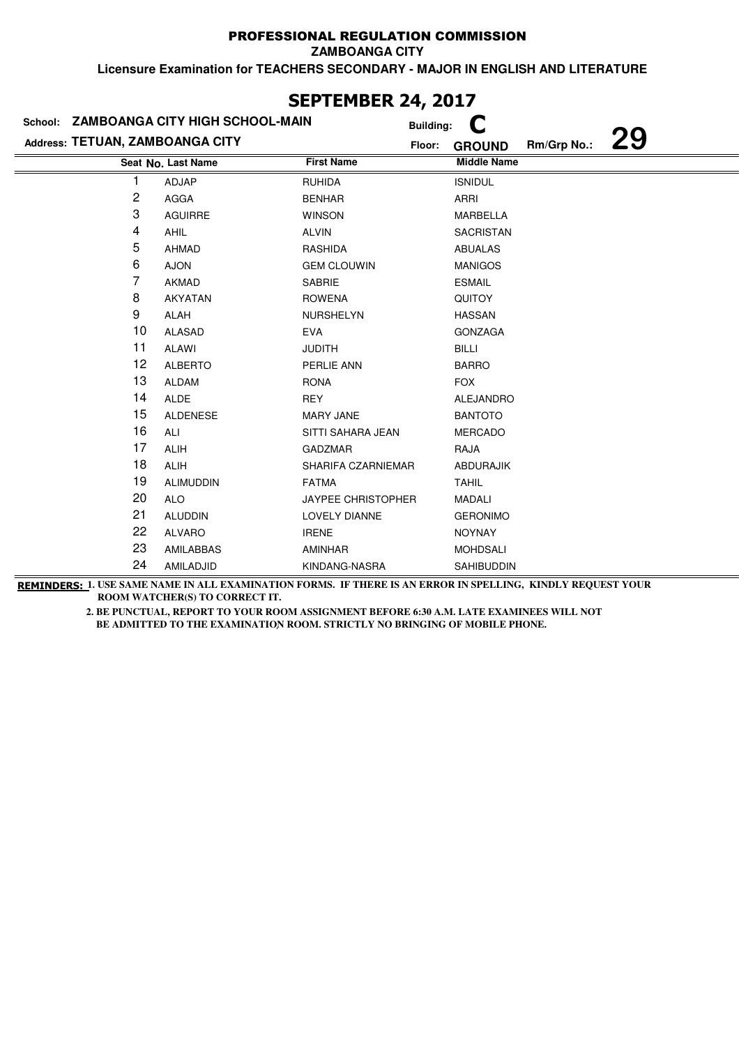PROFESSIONAL REGULATION COMMISSION

ZAMBOANGA CITY

**Licensure Examination for TEACHERS SECONDARY - MAJOR IN ENGLISH AND LITERATURE**

## SEPTEMBER 24, 2017

**School:** ZAMBOANGA CITY HIGH SCHOOL-MAIN  
**Building:** C  
**Address:** TETUAN, ZAMBOANGA CITY  
**Floor:** GROUND  
**Rm/Grp No.:** 29

| Seat No. | Last Name | First Name | Middle Name |
|---|---|---|---|
| 1 | ADJAP | RUHIDA | ISNIDUL |
| 2 | AGGA | BENHAR | ARRI |
| 3 | AGUIRRE | WINSON | MARBELLA |
| 4 | AHIL | ALVIN | SACRISTAN |
| 5 | AHMAD | RASHIDA | ABUALAS |
| 6 | AJON | GEM CLOUWIN | MANIGOS |
| 7 | AKMAD | SABRIE | ESMAIL |
| 8 | AKYATAN | ROWENA | QUITOY |
| 9 | ALAH | NURSHELYN | HASSAN |
| 10 | ALASAD | EVA | GONZAGA |
| 11 | ALAWI | JUDITH | BILLI |
| 12 | ALBERTO | PERLIE ANN | BARRO |
| 13 | ALDAM | RONA | FOX |
| 14 | ALDE | REY | ALEJANDRO |
| 15 | ALDENESE | MARY JANE | BANTOTO |
| 16 | ALI | SITTI SAHARA JEAN | MERCADO |
| 17 | ALIH | GADZMAR | RAJA |
| 18 | ALIH | SHARIFA CZARNIEMAR | ABDURAJIK |
| 19 | ALIMUDDIN | FATMA | TAHIL |
| 20 | ALO | JAYPEE CHRISTOPHER | MADALI |
| 21 | ALUDDIN | LOVELY DIANNE | GERONIMO |
| 22 | ALVARO | IRENE | NOYNAY |
| 23 | AMILABBAS | AMINHAR | MOHDSALI |
| 24 | AMILADJID | KINDANG-NASRA | SAHIBUDDIN |

**REMINDERS:** 1. USE SAME NAME IN ALL EXAMINATION FORMS. IF THERE IS AN ERROR IN SPELLING, KINDLY REQUEST YOUR ROOM WATCHER(S) TO CORRECT IT.

2. BE PUNCTUAL, REPORT TO YOUR ROOM ASSIGNMENT BEFORE 6:30 A.M. LATE EXAMINEES WILL NOT BE ADMITTED TO THE EXAMINATION ROOM. STRICTLY NO BRINGING OF MOBILE PHONE.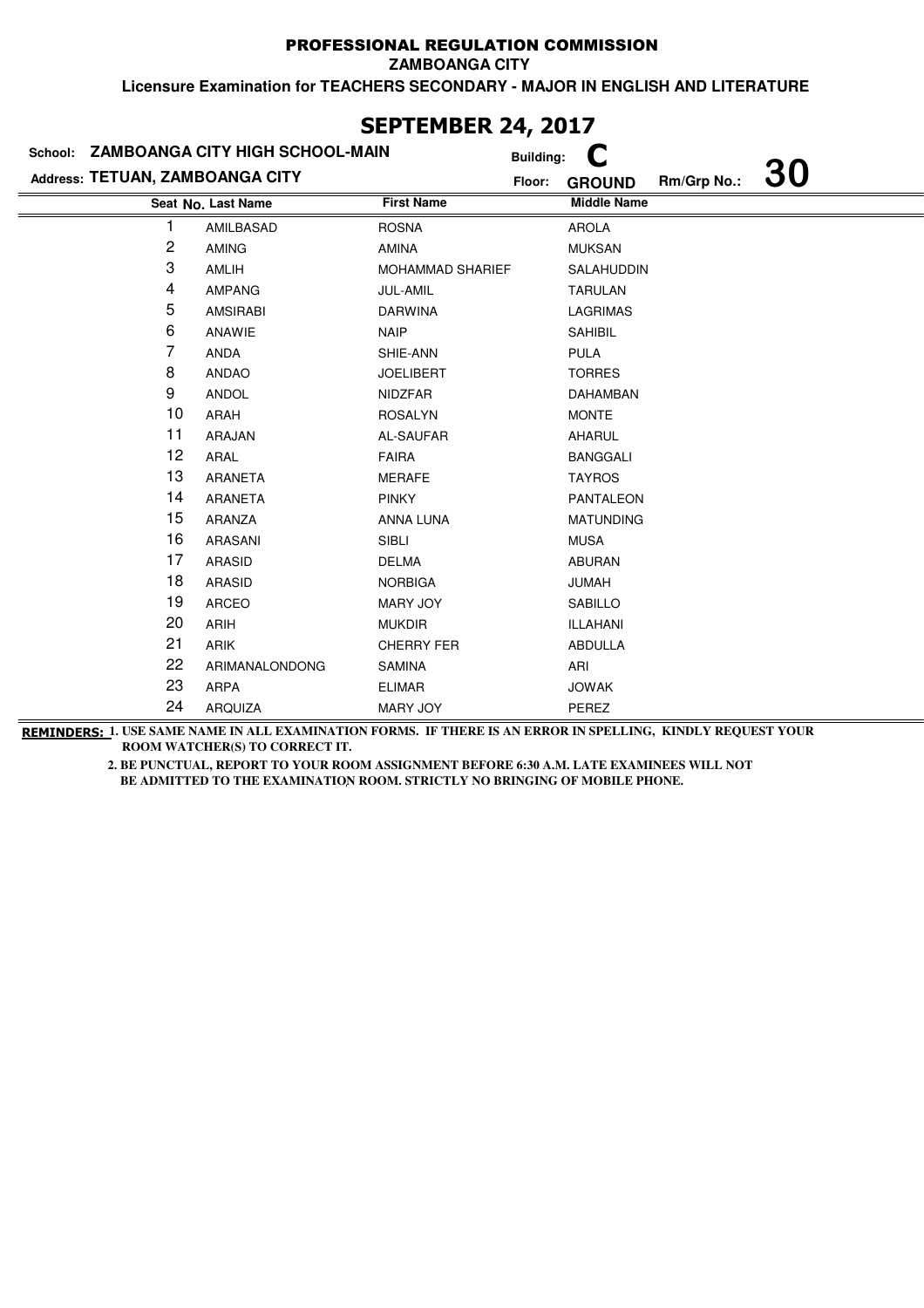# PROFESSIONAL REGULATION COMMISSION

**ZAMBOANGA CITY**

**Licensure Examination for TEACHERS SECONDARY - MAJOR IN ENGLISH AND LITERATURE**

## SEPTEMBER 24, 2017

**School:** ZAMBOANGA CITY HIGH SCHOOL-MAIN **Building:** C

**Address:** TETUAN, ZAMBOANGA CITY **Floor:** GROUND **Rm/Grp No.:** 30

| Seat No. | Last Name | First Name | Middle Name |
|---|---|---|---|
| 1 | AMILBASAD | ROSNA | AROLA |
| 2 | AMING | AMINA | MUKSAN |
| 3 | AMLIH | MOHAMMAD SHARIEF | SALAHUDDIN |
| 4 | AMPANG | JUL-AMIL | TARULAN |
| 5 | AMSIRABI | DARWINA | LAGRIMAS |
| 6 | ANAWIE | NAIP | SAHIBIL |
| 7 | ANDA | SHIE-ANN | PULA |
| 8 | ANDAO | JOELIBERT | TORRES |
| 9 | ANDOL | NIDZFAR | DAHAMBAN |
| 10 | ARAH | ROSALYN | MONTE |
| 11 | ARAJAN | AL-SAUFAR | AHARUL |
| 12 | ARAL | FAIRA | BANGGALI |
| 13 | ARANETA | MERAFE | TAYROS |
| 14 | ARANETA | PINKY | PANTALEON |
| 15 | ARANZA | ANNA LUNA | MATUNDING |
| 16 | ARASANI | SIBLI | MUSA |
| 17 | ARASID | DELMA | ABURAN |
| 18 | ARASID | NORBIGA | JUMAH |
| 19 | ARCEO | MARY JOY | SABILLO |
| 20 | ARIH | MUKDIR | ILLAHANI |
| 21 | ARIK | CHERRY FER | ABDULLA |
| 22 | ARIMANALONDONG | SAMINA | ARI |
| 23 | ARPA | ELIMAR | JOWAK |
| 24 | ARQUIZA | MARY JOY | PEREZ |

**REMINDERS:** 1. USE SAME NAME IN ALL EXAMINATION FORMS. IF THERE IS AN ERROR IN SPELLING, KINDLY REQUEST YOUR ROOM WATCHER(S) TO CORRECT IT.

2. BE PUNCTUAL, REPORT TO YOUR ROOM ASSIGNMENT BEFORE 6:30 A.M. LATE EXAMINEES WILL NOT BE ADMITTED TO THE EXAMINATION ROOM. STRICTLY NO BRINGING OF MOBILE PHONE.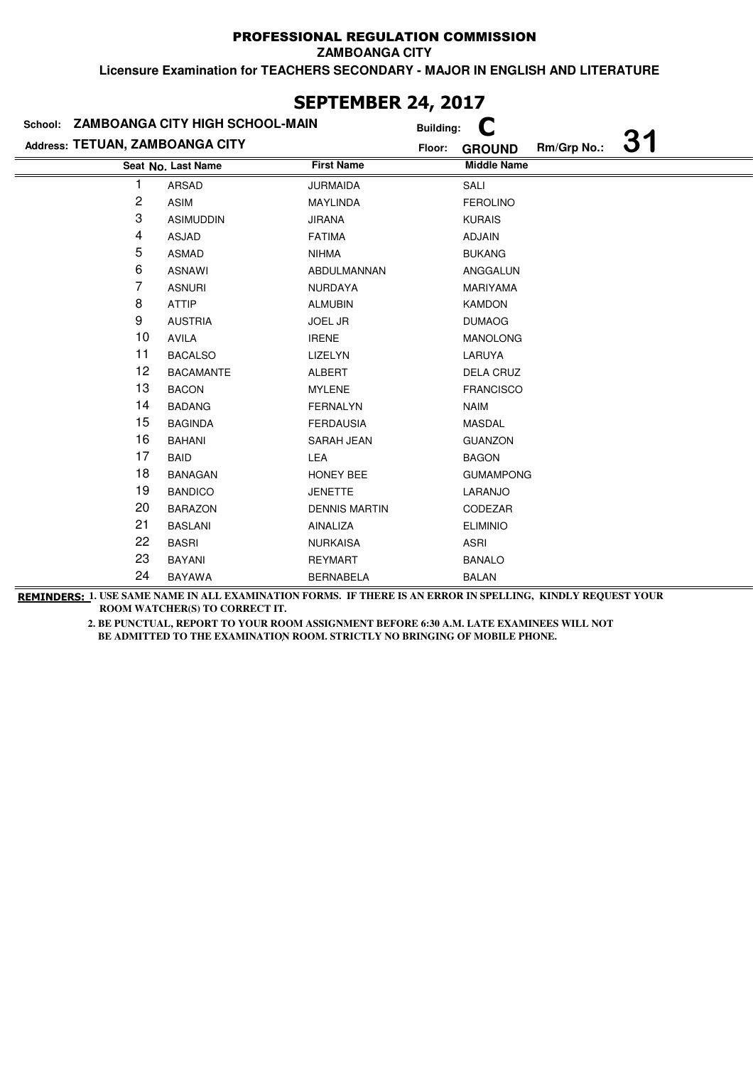# PROFESSIONAL REGULATION COMMISSION

**ZAMBOANGA CITY**

**Licensure Examination for TEACHERS SECONDARY - MAJOR IN ENGLISH AND LITERATURE**

## SEPTEMBER 24, 2017

**School:** ZAMBOANGA CITY HIGH SCHOOL-MAIN **Building:** C

**Address:** TETUAN, ZAMBOANGA CITY **Floor:** GROUND **Rm/Grp No.:** 31

| Seat No. | Last Name | First Name | Middle Name |
|---|---|---|---|
| 1 | ARSAD | JURMAIDA | SALI |
| 2 | ASIM | MAYLINDA | FEROLINO |
| 3 | ASIMUDDIN | JIRANA | KURAIS |
| 4 | ASJAD | FATIMA | ADJAIN |
| 5 | ASMAD | NIHMA | BUKANG |
| 6 | ASNAWI | ABDULMANNAN | ANGGALUN |
| 7 | ASNURI | NURDAYA | MARIYAMA |
| 8 | ATTIP | ALMUBIN | KAMDON |
| 9 | AUSTRIA | JOEL JR | DUMAOG |
| 10 | AVILA | IRENE | MANOLONG |
| 11 | BACALSO | LIZELYN | LARUYA |
| 12 | BACAMANTE | ALBERT | DELA CRUZ |
| 13 | BACON | MYLENE | FRANCISCO |
| 14 | BADANG | FERNALYN | NAIM |
| 15 | BAGINDA | FERDAUSIA | MASDAL |
| 16 | BAHANI | SARAH JEAN | GUANZON |
| 17 | BAID | LEA | BAGON |
| 18 | BANAGAN | HONEY BEE | GUMAMPONG |
| 19 | BANDICO | JENETTE | LARANJO |
| 20 | BARAZON | DENNIS MARTIN | CODEZAR |
| 21 | BASLANI | AINALIZA | ELIMINIO |
| 22 | BASRI | NURKAISA | ASRI |
| 23 | BAYANI | REYMART | BANALO |
| 24 | BAYAWA | BERNABELA | BALAN |

**REMINDERS:** 1. USE SAME NAME IN ALL EXAMINATION FORMS. IF THERE IS AN ERROR IN SPELLING, KINDLY REQUEST YOUR ROOM WATCHER(S) TO CORRECT IT.

2. BE PUNCTUAL, REPORT TO YOUR ROOM ASSIGNMENT BEFORE 6:30 A.M. LATE EXAMINEES WILL NOT BE ADMITTED TO THE EXAMINATION ROOM. STRICTLY NO BRINGING OF MOBILE PHONE.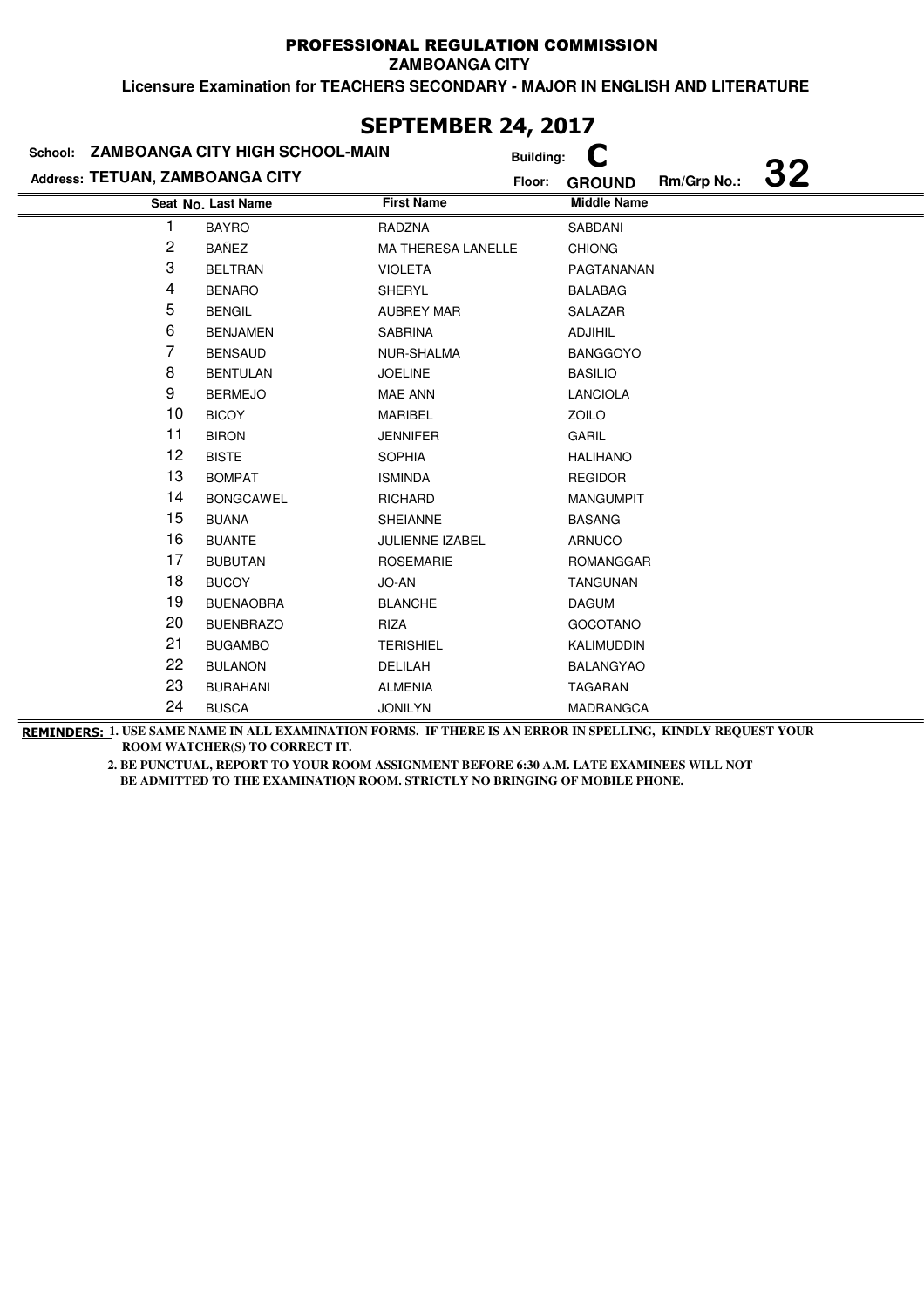PROFESSIONAL REGULATION COMMISSION

ZAMBOANGA CITY

Licensure Examination for TEACHERS SECONDARY - MAJOR IN ENGLISH AND LITERATURE

# SEPTEMBER 24, 2017

School: **ZAMBOANGA CITY HIGH SCHOOL-MAIN** Building: **C**

Address: **TETUAN, ZAMBOANGA CITY** Floor: **GROUND** Rm/Grp No.: **32**

| Seat No. | Last Name | First Name | Middle Name |
|---|---|---|---|
| 1 | BAYRO | RADZNA | SABDANI |
| 2 | BAÑEZ | MA THERESA LANELLE | CHIONG |
| 3 | BELTRAN | VIOLETA | PAGTANANAN |
| 4 | BENARO | SHERYL | BALABAG |
| 5 | BENGIL | AUBREY MAR | SALAZAR |
| 6 | BENJAMEN | SABRINA | ADJIHIL |
| 7 | BENSAUD | NUR-SHALMA | BANGGOYO |
| 8 | BENTULAN | JOELINE | BASILIO |
| 9 | BERMEJO | MAE ANN | LANCIOLA |
| 10 | BICOY | MARIBEL | ZOILO |
| 11 | BIRON | JENNIFER | GARIL |
| 12 | BISTE | SOPHIA | HALIHANO |
| 13 | BOMPAT | ISMINDA | REGIDOR |
| 14 | BONGCAWEL | RICHARD | MANGUMPIT |
| 15 | BUANA | SHEIANNE | BASANG |
| 16 | BUANTE | JULIENNE IZABEL | ARNUCO |
| 17 | BUBUTAN | ROSEMARIE | ROMANGGAR |
| 18 | BUCOY | JO-AN | TANGUNAN |
| 19 | BUENAOBRA | BLANCHE | DAGUM |
| 20 | BUENBRAZO | RIZA | GOCOTANO |
| 21 | BUGAMBO | TERISHIEL | KALIMUDDIN |
| 22 | BULANON | DELILAH | BALANGYAO |
| 23 | BURAHANI | ALMENIA | TAGARAN |
| 24 | BUSCA | JONILYN | MADRANGCA |

**REMINDERS:** 1. USE SAME NAME IN ALL EXAMINATION FORMS. IF THERE IS AN ERROR IN SPELLING, KINDLY REQUEST YOUR ROOM WATCHER(S) TO CORRECT IT.

2. BE PUNCTUAL, REPORT TO YOUR ROOM ASSIGNMENT BEFORE 6:30 A.M. LATE EXAMINEES WILL NOT BE ADMITTED TO THE EXAMINATION ROOM. STRICTLY NO BRINGING OF MOBILE PHONE.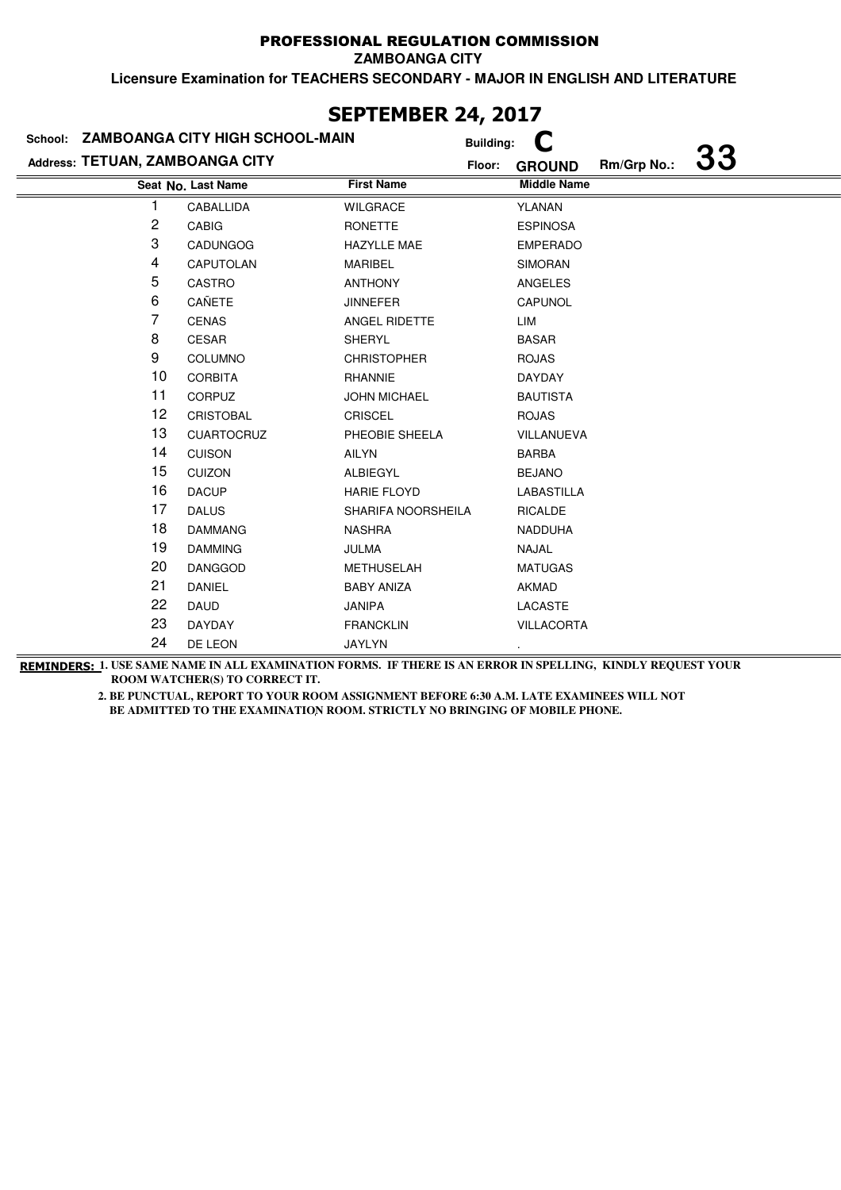# PROFESSIONAL REGULATION COMMISSION

**ZAMBOANGA CITY**

**Licensure Examination for TEACHERS SECONDARY - MAJOR IN ENGLISH AND LITERATURE**

## SEPTEMBER 24, 2017

**School:** ZAMBOANGA CITY HIGH SCHOOL-MAIN **Building:** C

**Address:** TETUAN, ZAMBOANGA CITY **Floor:** GROUND **Rm/Grp No.:** 33

| Seat No. | Last Name | First Name | Middle Name |
|---|---|---|---|
| 1 | CABALLIDA | WILGRACE | YLANAN |
| 2 | CABIG | RONETTE | ESPINOSA |
| 3 | CADUNGOG | HAZYLLE MAE | EMPERADO |
| 4 | CAPUTOLAN | MARIBEL | SIMORAN |
| 5 | CASTRO | ANTHONY | ANGELES |
| 6 | CAÑETE | JINNEFER | CAPUNOL |
| 7 | CENAS | ANGEL RIDETTE | LIM |
| 8 | CESAR | SHERYL | BASAR |
| 9 | COLUMNO | CHRISTOPHER | ROJAS |
| 10 | CORBITA | RHANNIE | DAYDAY |
| 11 | CORPUZ | JOHN MICHAEL | BAUTISTA |
| 12 | CRISTOBAL | CRISCEL | ROJAS |
| 13 | CUARTOCRUZ | PHEOBIE SHEELA | VILLANUEVA |
| 14 | CUISON | AILYN | BARBA |
| 15 | CUIZON | ALBIEGYL | BEJANO |
| 16 | DACUP | HARIE FLOYD | LABASTILLA |
| 17 | DALUS | SHARIFA NOORSHEILA | RICALDE |
| 18 | DAMMANG | NASHRA | NADDUHA |
| 19 | DAMMING | JULMA | NAJAL |
| 20 | DANGGOD | METHUSELAH | MATUGAS |
| 21 | DANIEL | BABY ANIZA | AKMAD |
| 22 | DAUD | JANIPA | LACASTE |
| 23 | DAYDAY | FRANCKLIN | VILLACORTA |
| 24 | DE LEON | JAYLYN | . |

**REMINDERS:** 1. USE SAME NAME IN ALL EXAMINATION FORMS. IF THERE IS AN ERROR IN SPELLING, KINDLY REQUEST YOUR ROOM WATCHER(S) TO CORRECT IT.

2. BE PUNCTUAL, REPORT TO YOUR ROOM ASSIGNMENT BEFORE 6:30 A.M. LATE EXAMINEES WILL NOT BE ADMITTED TO THE EXAMINATION ROOM. STRICTLY NO BRINGING OF MOBILE PHONE.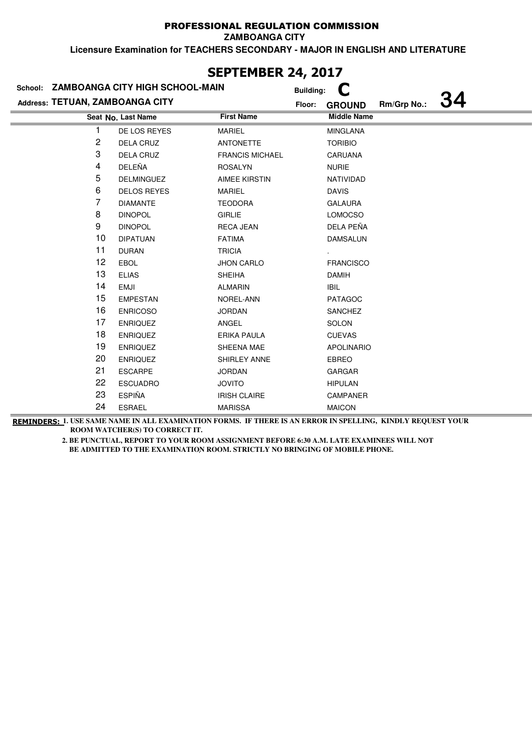PROFESSIONAL REGULATION COMMISSION

ZAMBOANGA CITY

**Licensure Examination for TEACHERS SECONDARY - MAJOR IN ENGLISH AND LITERATURE**

## SEPTEMBER 24, 2017

**School:** ZAMBOANGA CITY HIGH SCHOOL-MAIN **Building:** C

**Address:** TETUAN, ZAMBOANGA CITY **Floor:** GROUND **Rm/Grp No.:** 34

| Seat No. | Last Name | First Name | Middle Name |
|---|---|---|---|
| 1 | DE LOS REYES | MARIEL | MINGLANA |
| 2 | DELA CRUZ | ANTONETTE | TORIBIO |
| 3 | DELA CRUZ | FRANCIS MICHAEL | CARUANA |
| 4 | DELEÑA | ROSALYN | NURIE |
| 5 | DELMINGUEZ | AIMEE KIRSTIN | NATIVIDAD |
| 6 | DELOS REYES | MARIEL | DAVIS |
| 7 | DIAMANTE | TEODORA | GALAURA |
| 8 | DINOPOL | GIRLIE | LOMOCSO |
| 9 | DINOPOL | RECA JEAN | DELA PEÑA |
| 10 | DIPATUAN | FATIMA | DAMSALUN |
| 11 | DURAN | TRICIA | . |
| 12 | EBOL | JHON CARLO | FRANCISCO |
| 13 | ELIAS | SHEIHA | DAMIH |
| 14 | EMJI | ALMARIN | IBIL |
| 15 | EMPESTAN | NOREL-ANN | PATAGOC |
| 16 | ENRICOSO | JORDAN | SANCHEZ |
| 17 | ENRIQUEZ | ANGEL | SOLON |
| 18 | ENRIQUEZ | ERIKA PAULA | CUEVAS |
| 19 | ENRIQUEZ | SHEENA MAE | APOLINARIO |
| 20 | ENRIQUEZ | SHIRLEY ANNE | EBREO |
| 21 | ESCARPE | JORDAN | GARGAR |
| 22 | ESCUADRO | JOVITO | HIPULAN |
| 23 | ESPIÑA | IRISH CLAIRE | CAMPANER |
| 24 | ESRAEL | MARISSA | MAICON |

**REMINDERS:** 1. USE SAME NAME IN ALL EXAMINATION FORMS. IF THERE IS AN ERROR IN SPELLING, KINDLY REQUEST YOUR ROOM WATCHER(S) TO CORRECT IT.

2. BE PUNCTUAL, REPORT TO YOUR ROOM ASSIGNMENT BEFORE 6:30 A.M. LATE EXAMINEES WILL NOT BE ADMITTED TO THE EXAMINATION ROOM. STRICTLY NO BRINGING OF MOBILE PHONE.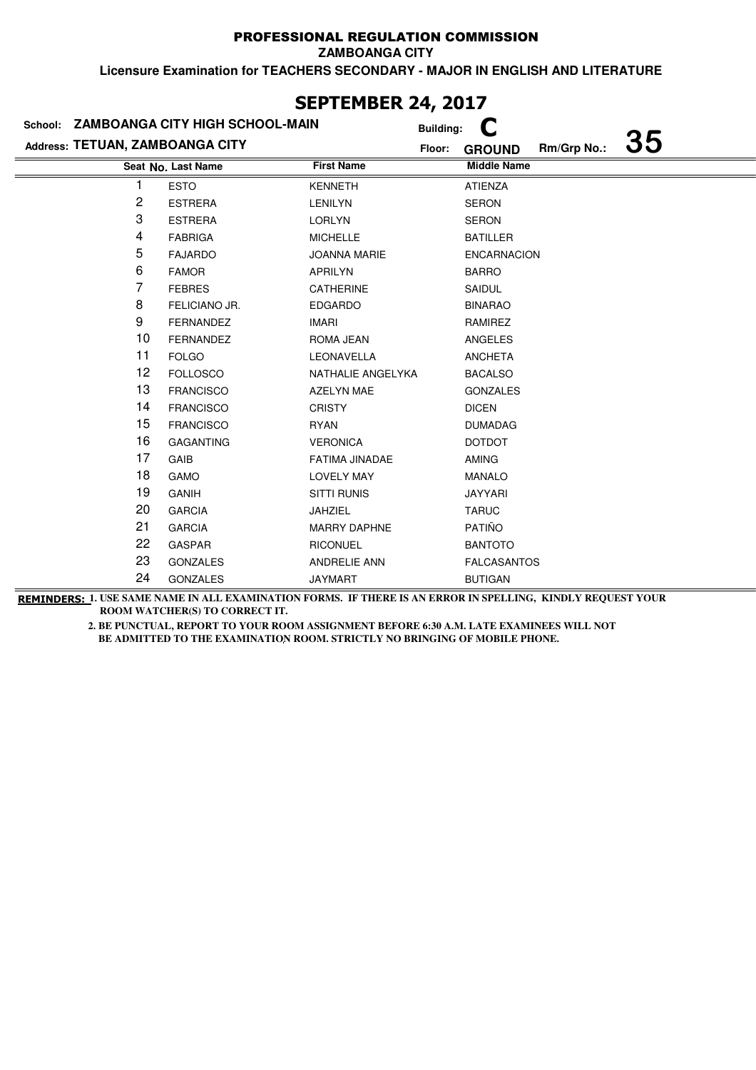# PROFESSIONAL REGULATION COMMISSION

**ZAMBOANGA CITY**

**Licensure Examination for TEACHERS SECONDARY - MAJOR IN ENGLISH AND LITERATURE**

## SEPTEMBER 24, 2017

**School: ZAMBOANGA CITY HIGH SCHOOL-MAIN** — **Building: C**

**Address: TETUAN, ZAMBOANGA CITY** — **Floor: GROUND** — **Rm/Grp No.: 35**

| Seat No. | Last Name | First Name | Middle Name |
|---|---|---|---|
| 1 | ESTO | KENNETH | ATIENZA |
| 2 | ESTRERA | LENILYN | SERON |
| 3 | ESTRERA | LORLYN | SERON |
| 4 | FABRIGA | MICHELLE | BATILLER |
| 5 | FAJARDO | JOANNA MARIE | ENCARNACION |
| 6 | FAMOR | APRILYN | BARRO |
| 7 | FEBRES | CATHERINE | SAIDUL |
| 8 | FELICIANO JR. | EDGARDO | BINARAO |
| 9 | FERNANDEZ | IMARI | RAMIREZ |
| 10 | FERNANDEZ | ROMA JEAN | ANGELES |
| 11 | FOLGO | LEONAVELLA | ANCHETA |
| 12 | FOLLOSCO | NATHALIE ANGELYKA | BACALSO |
| 13 | FRANCISCO | AZELYN MAE | GONZALES |
| 14 | FRANCISCO | CRISTY | DICEN |
| 15 | FRANCISCO | RYAN | DUMADAG |
| 16 | GAGANTING | VERONICA | DOTDOT |
| 17 | GAIB | FATIMA JINADAE | AMING |
| 18 | GAMO | LOVELY MAY | MANALO |
| 19 | GANIH | SITTI RUNIS | JAYYARI |
| 20 | GARCIA | JAHZIEL | TARUC |
| 21 | GARCIA | MARRY DAPHNE | PATIÑO |
| 22 | GASPAR | RICONUEL | BANTOTO |
| 23 | GONZALES | ANDRELIE ANN | FALCASANTOS |
| 24 | GONZALES | JAYMART | BUTIGAN |

**REMINDERS:** 1. USE SAME NAME IN ALL EXAMINATION FORMS. IF THERE IS AN ERROR IN SPELLING, KINDLY REQUEST YOUR ROOM WATCHER(S) TO CORRECT IT.

2. BE PUNCTUAL, REPORT TO YOUR ROOM ASSIGNMENT BEFORE 6:30 A.M. LATE EXAMINEES WILL NOT BE ADMITTED TO THE EXAMINATION ROOM. STRICTLY NO BRINGING OF MOBILE PHONE.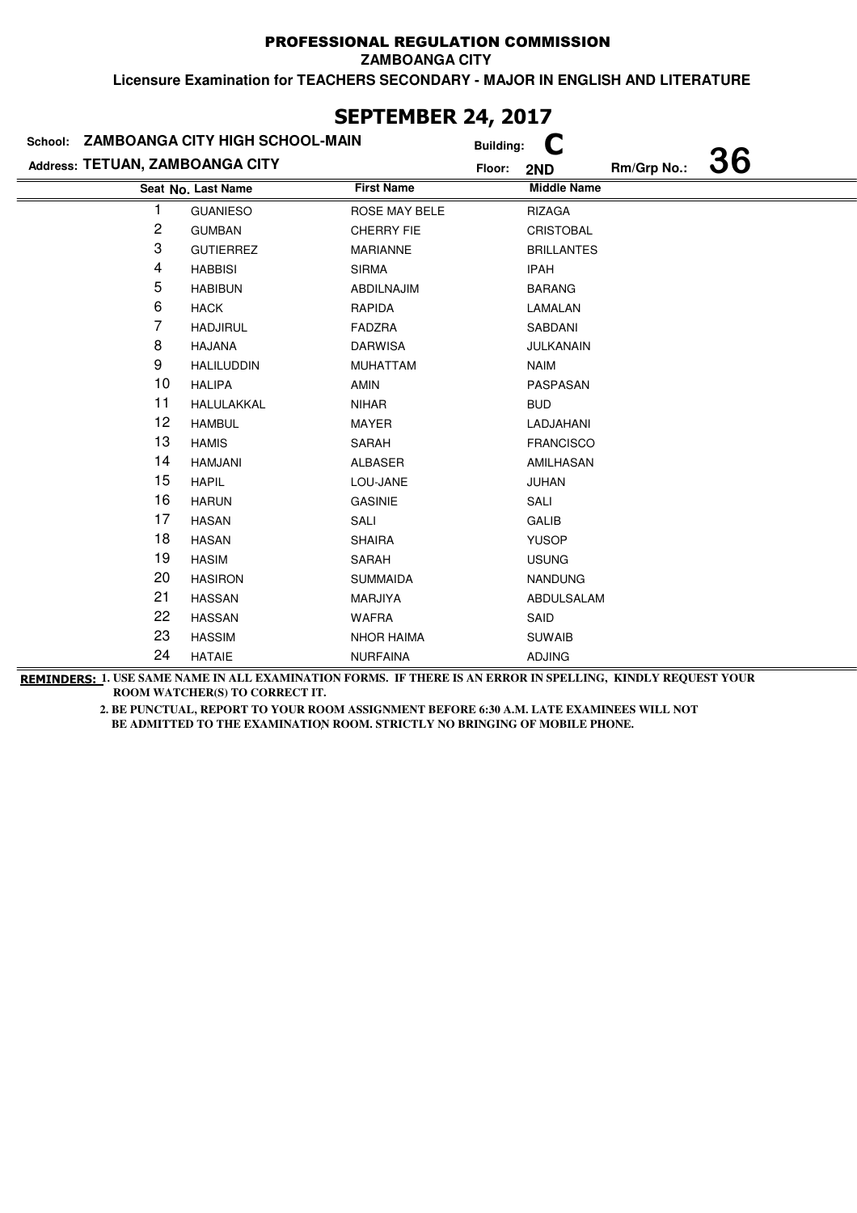**PROFESSIONAL REGULATION COMMISSION**

**ZAMBOANGA CITY**

**Licensure Examination for TEACHERS SECONDARY - MAJOR IN ENGLISH AND LITERATURE**

# SEPTEMBER 24, 2017

**School:** ZAMBOANGA CITY HIGH SCHOOL-MAIN **Building:** C

**Address:** TETUAN, ZAMBOANGA CITY **Floor:** 2ND **Rm/Grp No.:** 36

| Seat No. | Last Name | First Name | Middle Name |
|---|---|---|---|
| 1 | GUANIESO | ROSE MAY BELE | RIZAGA |
| 2 | GUMBAN | CHERRY FIE | CRISTOBAL |
| 3 | GUTIERREZ | MARIANNE | BRILLANTES |
| 4 | HABBISI | SIRMA | IPAH |
| 5 | HABIBUN | ABDILNAJIM | BARANG |
| 6 | HACK | RAPIDA | LAMALAN |
| 7 | HADJIRUL | FADZRA | SABDANI |
| 8 | HAJANA | DARWISA | JULKANAIN |
| 9 | HALILUDDIN | MUHATTAM | NAIM |
| 10 | HALIPA | AMIN | PASPASAN |
| 11 | HALULAKKAL | NIHAR | BUD |
| 12 | HAMBUL | MAYER | LADJAHANI |
| 13 | HAMIS | SARAH | FRANCISCO |
| 14 | HAMJANI | ALBASER | AMILHASAN |
| 15 | HAPIL | LOU-JANE | JUHAN |
| 16 | HARUN | GASINIE | SALI |
| 17 | HASAN | SALI | GALIB |
| 18 | HASAN | SHAIRA | YUSOP |
| 19 | HASIM | SARAH | USUNG |
| 20 | HASIRON | SUMMAIDA | NANDUNG |
| 21 | HASSAN | MARJIYA | ABDULSALAM |
| 22 | HASSAN | WAFRA | SAID |
| 23 | HASSIM | NHOR HAIMA | SUWAIB |
| 24 | HATAIE | NURFAINA | ADJING |

**REMINDERS:** 1. USE SAME NAME IN ALL EXAMINATION FORMS. IF THERE IS AN ERROR IN SPELLING, KINDLY REQUEST YOUR ROOM WATCHER(S) TO CORRECT IT.

2. BE PUNCTUAL, REPORT TO YOUR ROOM ASSIGNMENT BEFORE 6:30 A.M. LATE EXAMINEES WILL NOT BE ADMITTED TO THE EXAMINATION ROOM. STRICTLY NO BRINGING OF MOBILE PHONE.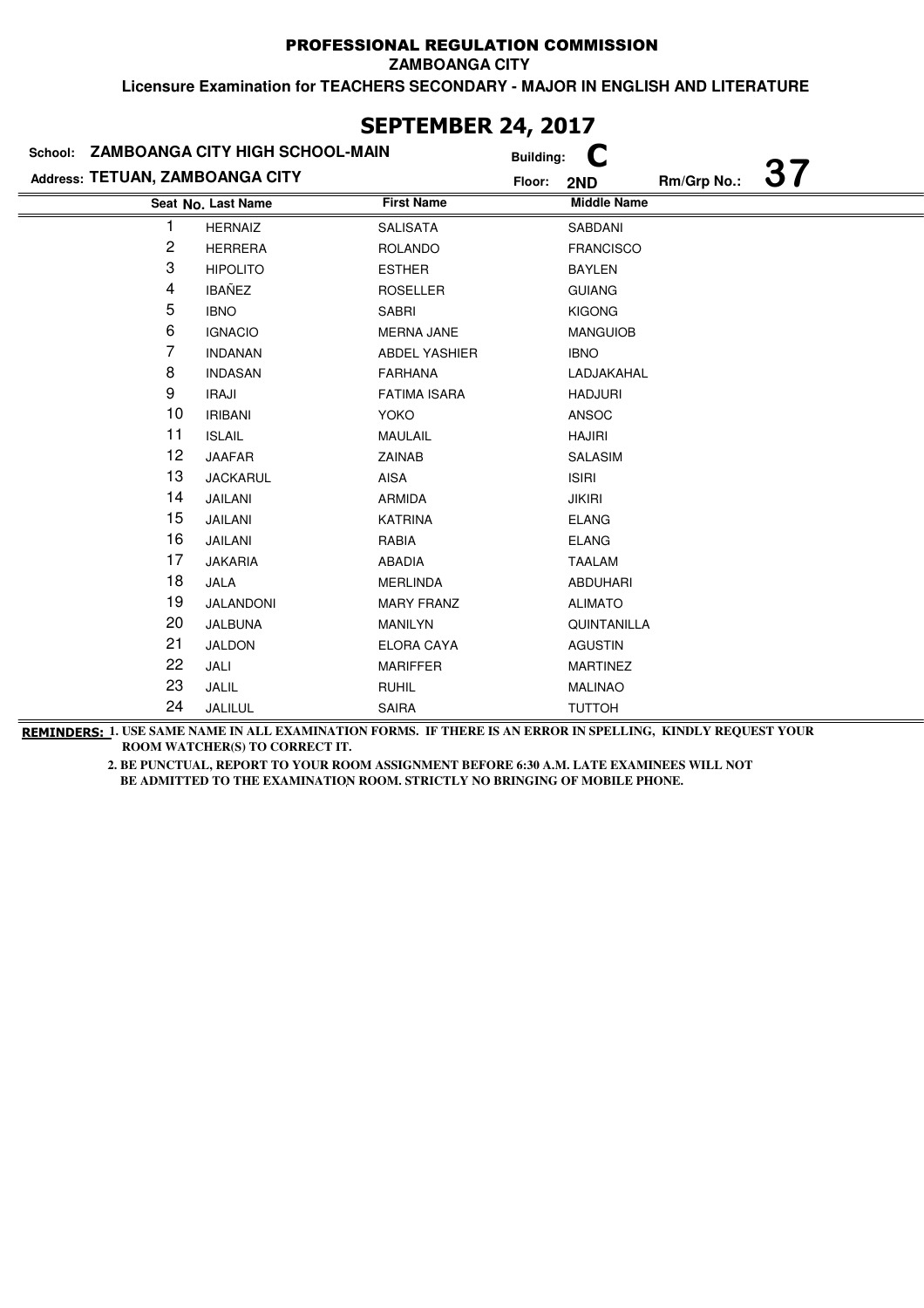# PROFESSIONAL REGULATION COMMISSION

**ZAMBOANGA CITY**

**Licensure Examination for TEACHERS SECONDARY - MAJOR IN ENGLISH AND LITERATURE**

## SEPTEMBER 24, 2017

**School:** ZAMBOANGA CITY HIGH SCHOOL-MAIN  **Building:** C

**Address:** TETUAN, ZAMBOANGA CITY  **Floor:** 2ND  **Rm/Grp No.:** 37

| Seat No. | Last Name | First Name | Middle Name |
|---|---|---|---|
| 1 | HERNAIZ | SALISATA | SABDANI |
| 2 | HERRERA | ROLANDO | FRANCISCO |
| 3 | HIPOLITO | ESTHER | BAYLEN |
| 4 | IBAÑEZ | ROSELLER | GUIANG |
| 5 | IBNO | SABRI | KIGONG |
| 6 | IGNACIO | MERNA JANE | MANGUIOB |
| 7 | INDANAN | ABDEL YASHIER | IBNO |
| 8 | INDASAN | FARHANA | LADJAKAHAL |
| 9 | IRAJI | FATIMA ISARA | HADJURI |
| 10 | IRIBANI | YOKO | ANSOC |
| 11 | ISLAIL | MAULAIL | HAJIRI |
| 12 | JAAFAR | ZAINAB | SALASIM |
| 13 | JACKARUL | AISA | ISIRI |
| 14 | JAILANI | ARMIDA | JIKIRI |
| 15 | JAILANI | KATRINA | ELANG |
| 16 | JAILANI | RABIA | ELANG |
| 17 | JAKARIA | ABADIA | TAALAM |
| 18 | JALA | MERLINDA | ABDUHARI |
| 19 | JALANDONI | MARY FRANZ | ALIMATO |
| 20 | JALBUNA | MANILYN | QUINTANILLA |
| 21 | JALDON | ELORA CAYA | AGUSTIN |
| 22 | JALI | MARIFFER | MARTINEZ |
| 23 | JALIL | RUHIL | MALINAO |
| 24 | JALILUL | SAIRA | TUTTOH |

**REMINDERS:** 1. USE SAME NAME IN ALL EXAMINATION FORMS. IF THERE IS AN ERROR IN SPELLING, KINDLY REQUEST YOUR ROOM WATCHER(S) TO CORRECT IT.

2. BE PUNCTUAL, REPORT TO YOUR ROOM ASSIGNMENT BEFORE 6:30 A.M. LATE EXAMINEES WILL NOT BE ADMITTED TO THE EXAMINATION ROOM. STRICTLY NO BRINGING OF MOBILE PHONE.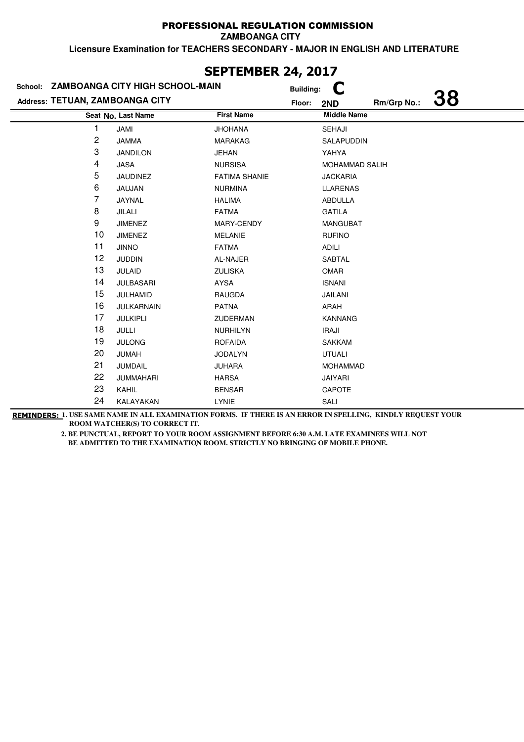PROFESSIONAL REGULATION COMMISSION

ZAMBOANGA CITY

**Licensure Examination for TEACHERS SECONDARY - MAJOR IN ENGLISH AND LITERATURE**

## SEPTEMBER 24, 2017

School: **ZAMBOANGA CITY HIGH SCHOOL-MAIN** Building: **C**

Address: **TETUAN, ZAMBOANGA CITY** Floor: **2ND** Rm/Grp No.: **38**

| Seat No. | Last Name | First Name | Middle Name |
|---|---|---|---|
| 1 | JAMI | JHOHANA | SEHAJI |
| 2 | JAMMA | MARAKAG | SALAPUDDIN |
| 3 | JANDILON | JEHAN | YAHYA |
| 4 | JASA | NURSISA | MOHAMMAD SALIH |
| 5 | JAUDINEZ | FATIMA SHANIE | JACKARIA |
| 6 | JAUJAN | NURMINA | LLARENAS |
| 7 | JAYNAL | HALIMA | ABDULLA |
| 8 | JILALI | FATMA | GATILA |
| 9 | JIMENEZ | MARY-CENDY | MANGUBAT |
| 10 | JIMENEZ | MELANIE | RUFINO |
| 11 | JINNO | FATMA | ADILI |
| 12 | JUDDIN | AL-NAJER | SABTAL |
| 13 | JULAID | ZULISKA | OMAR |
| 14 | JULBASARI | AYSA | ISNANI |
| 15 | JULHAMID | RAUGDA | JAILANI |
| 16 | JULKARNAIN | PATNA | ARAH |
| 17 | JULKIPLI | ZUDERMAN | KANNANG |
| 18 | JULLI | NURHILYN | IRAJI |
| 19 | JULONG | ROFAIDA | SAKKAM |
| 20 | JUMAH | JODALYN | UTUALI |
| 21 | JUMDAIL | JUHARA | MOHAMMAD |
| 22 | JUMMAHARI | HARSA | JAIYARI |
| 23 | KAHIL | BENSAR | CAPOTE |
| 24 | KALAYAKAN | LYNIE | SALI |

**REMINDERS:** **1. USE SAME NAME IN ALL EXAMINATION FORMS. IF THERE IS AN ERROR IN SPELLING, KINDLY REQUEST YOUR ROOM WATCHER(S) TO CORRECT IT.**

**2. BE PUNCTUAL, REPORT TO YOUR ROOM ASSIGNMENT BEFORE 6:30 A.M. LATE EXAMINEES WILL NOT BE ADMITTED TO THE EXAMINATION ROOM. STRICTLY NO BRINGING OF MOBILE PHONE.**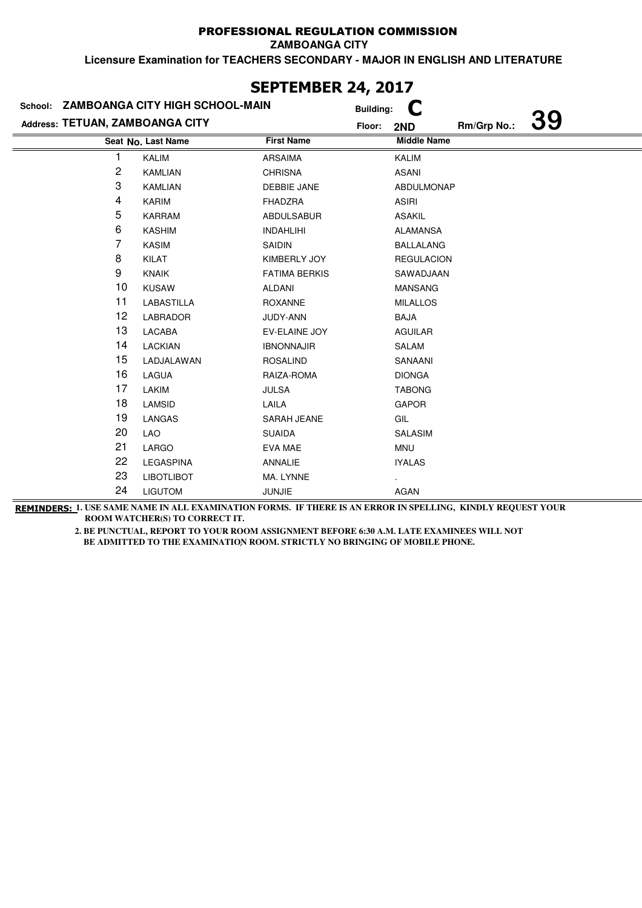# PROFESSIONAL REGULATION COMMISSION

**ZAMBOANGA CITY**

**Licensure Examination for TEACHERS SECONDARY - MAJOR IN ENGLISH AND LITERATURE**

## SEPTEMBER 24, 2017

**School:** ZAMBOANGA CITY HIGH SCHOOL-MAIN **Building:** C

**Address:** TETUAN, ZAMBOANGA CITY **Floor:** 2ND **Rm/Grp No.:** 39

| Seat No. | Last Name | First Name | Middle Name |
|---|---|---|---|
| 1 | KALIM | ARSAIMA | KALIM |
| 2 | KAMLIAN | CHRISNA | ASANI |
| 3 | KAMLIAN | DEBBIE JANE | ABDULMONAP |
| 4 | KARIM | FHADZRA | ASIRI |
| 5 | KARRAM | ABDULSABUR | ASAKIL |
| 6 | KASHIM | INDAHLIHI | ALAMANSA |
| 7 | KASIM | SAIDIN | BALLALANG |
| 8 | KILAT | KIMBERLY JOY | REGULACION |
| 9 | KNAIK | FATIMA BERKIS | SAWADJAAN |
| 10 | KUSAW | ALDANI | MANSANG |
| 11 | LABASTILLA | ROXANNE | MILALLOS |
| 12 | LABRADOR | JUDY-ANN | BAJA |
| 13 | LACABA | EV-ELAINE JOY | AGUILAR |
| 14 | LACKIAN | IBNONNAJIR | SALAM |
| 15 | LADJALAWAN | ROSALIND | SANAANI |
| 16 | LAGUA | RAIZA-ROMA | DIONGA |
| 17 | LAKIM | JULSA | TABONG |
| 18 | LAMSID | LAILA | GAPOR |
| 19 | LANGAS | SARAH JEANE | GIL |
| 20 | LAO | SUAIDA | SALASIM |
| 21 | LARGO | EVA MAE | MNU |
| 22 | LEGASPINA | ANNALIE | IYALAS |
| 23 | LIBOTLIBOT | MA. LYNNE | . |
| 24 | LIGUTOM | JUNJIE | AGAN |

**REMINDERS:** 1. USE SAME NAME IN ALL EXAMINATION FORMS. IF THERE IS AN ERROR IN SPELLING, KINDLY REQUEST YOUR ROOM WATCHER(S) TO CORRECT IT.

2. BE PUNCTUAL, REPORT TO YOUR ROOM ASSIGNMENT BEFORE 6:30 A.M. LATE EXAMINEES WILL NOT BE ADMITTED TO THE EXAMINATION ROOM. STRICTLY NO BRINGING OF MOBILE PHONE.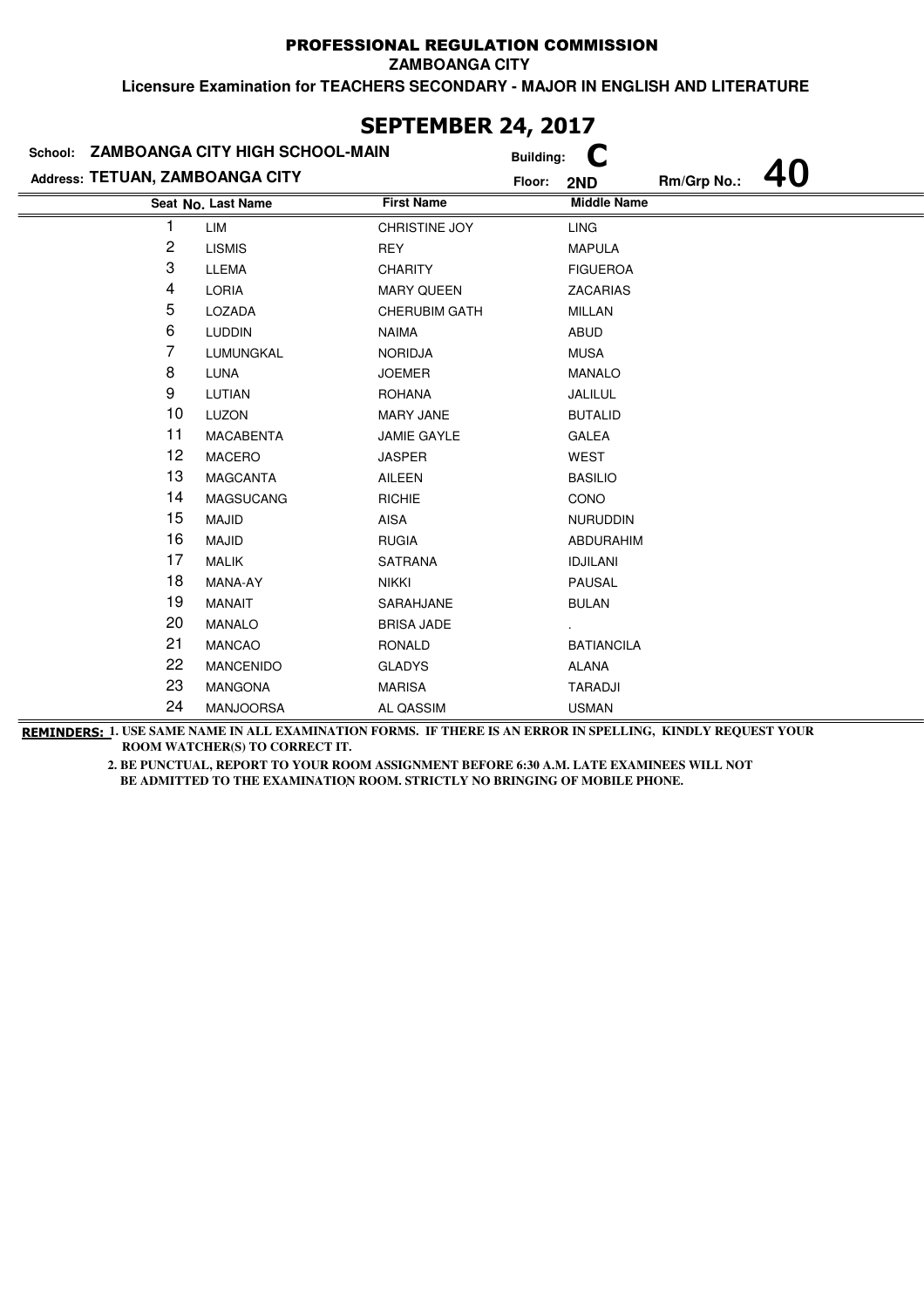PROFESSIONAL REGULATION COMMISSION

ZAMBOANGA CITY

**Licensure Examination for TEACHERS SECONDARY - MAJOR IN ENGLISH AND LITERATURE**

## SEPTEMBER 24, 2017

**School:** ZAMBOANGA CITY HIGH SCHOOL-MAIN **Building:** C

**Address:** TETUAN, ZAMBOANGA CITY **Floor:** 2ND **Rm/Grp No.:** 40

| Seat No. | Last Name | First Name | Middle Name |
|---|---|---|---|
| 1 | LIM | CHRISTINE JOY | LING |
| 2 | LISMIS | REY | MAPULA |
| 3 | LLEMA | CHARITY | FIGUEROA |
| 4 | LORIA | MARY QUEEN | ZACARIAS |
| 5 | LOZADA | CHERUBIM GATH | MILLAN |
| 6 | LUDDIN | NAIMA | ABUD |
| 7 | LUMUNGKAL | NORIDJA | MUSA |
| 8 | LUNA | JOEMER | MANALO |
| 9 | LUTIAN | ROHANA | JALILUL |
| 10 | LUZON | MARY JANE | BUTALID |
| 11 | MACABENTA | JAMIE GAYLE | GALEA |
| 12 | MACERO | JASPER | WEST |
| 13 | MAGCANTA | AILEEN | BASILIO |
| 14 | MAGSUCANG | RICHIE | CONO |
| 15 | MAJID | AISA | NURUDDIN |
| 16 | MAJID | RUGIA | ABDURAHIM |
| 17 | MALIK | SATRANA | IDJILANI |
| 18 | MANA-AY | NIKKI | PAUSAL |
| 19 | MANAIT | SARAHJANE | BULAN |
| 20 | MANALO | BRISA JADE | . |
| 21 | MANCAO | RONALD | BATIANCILA |
| 22 | MANCENIDO | GLADYS | ALANA |
| 23 | MANGONA | MARISA | TARADJI |
| 24 | MANJOORSA | AL QASSIM | USMAN |

**REMINDERS:** 1. USE SAME NAME IN ALL EXAMINATION FORMS. IF THERE IS AN ERROR IN SPELLING, KINDLY REQUEST YOUR ROOM WATCHER(S) TO CORRECT IT.

2. BE PUNCTUAL, REPORT TO YOUR ROOM ASSIGNMENT BEFORE 6:30 A.M. LATE EXAMINEES WILL NOT BE ADMITTED TO THE EXAMINATION ROOM. STRICTLY NO BRINGING OF MOBILE PHONE.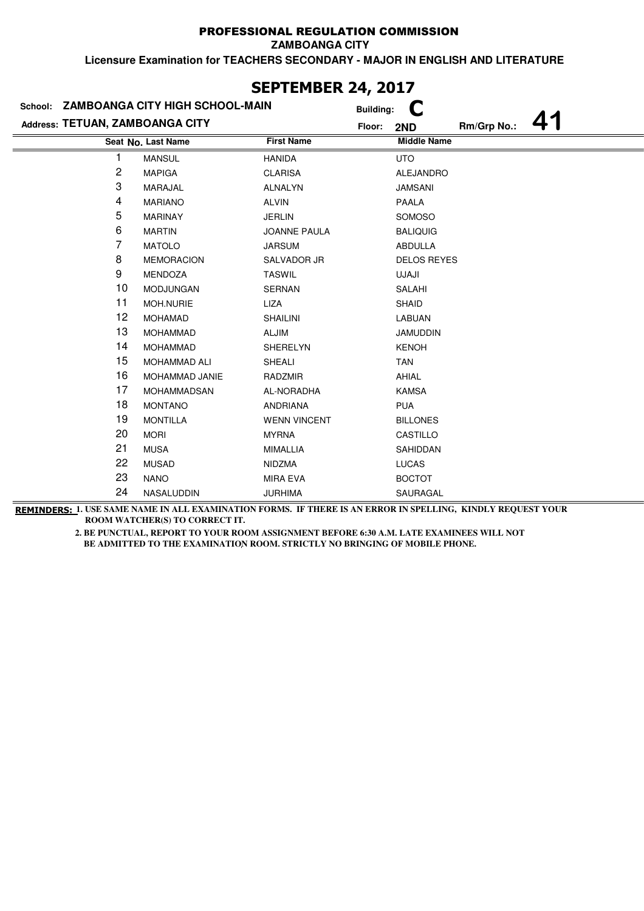# PROFESSIONAL REGULATION COMMISSION

**ZAMBOANGA CITY**

**Licensure Examination for TEACHERS SECONDARY - MAJOR IN ENGLISH AND LITERATURE**

## SEPTEMBER 24, 2017

**School:** ZAMBOANGA CITY HIGH SCHOOL-MAIN **Building:** C

**Address:** TETUAN, ZAMBOANGA CITY **Floor:** 2ND **Rm/Grp No.:** 41

| Seat No. | Last Name | First Name | Middle Name |
|---|---|---|---|
| 1 | MANSUL | HANIDA | UTO |
| 2 | MAPIGA | CLARISA | ALEJANDRO |
| 3 | MARAJAL | ALNALYN | JAMSANI |
| 4 | MARIANO | ALVIN | PAALA |
| 5 | MARINAY | JERLIN | SOMOSO |
| 6 | MARTIN | JOANNE PAULA | BALIQUIG |
| 7 | MATOLO | JARSUM | ABDULLA |
| 8 | MEMORACION | SALVADOR JR | DELOS REYES |
| 9 | MENDOZA | TASWIL | UJAJI |
| 10 | MODJUNGAN | SERNAN | SALAHI |
| 11 | MOH.NURIE | LIZA | SHAID |
| 12 | MOHAMAD | SHAILINI | LABUAN |
| 13 | MOHAMMAD | ALJIM | JAMUDDIN |
| 14 | MOHAMMAD | SHERELYN | KENOH |
| 15 | MOHAMMAD ALI | SHEALI | TAN |
| 16 | MOHAMMAD JANIE | RADZMIR | AHIAL |
| 17 | MOHAMMADSAN | AL-NORADHA | KAMSA |
| 18 | MONTANO | ANDRIANA | PUA |
| 19 | MONTILLA | WENN VINCENT | BILLONES |
| 20 | MORI | MYRNA | CASTILLO |
| 21 | MUSA | MIMALLIA | SAHIDDAN |
| 22 | MUSAD | NIDZMA | LUCAS |
| 23 | NANO | MIRA EVA | BOCTOT |
| 24 | NASALUDDIN | JURHIMA | SAURAGAL |

**REMINDERS:** 1. USE SAME NAME IN ALL EXAMINATION FORMS. IF THERE IS AN ERROR IN SPELLING, KINDLY REQUEST YOUR ROOM WATCHER(S) TO CORRECT IT.

2. BE PUNCTUAL, REPORT TO YOUR ROOM ASSIGNMENT BEFORE 6:30 A.M. LATE EXAMINEES WILL NOT BE ADMITTED TO THE EXAMINATION ROOM. STRICTLY NO BRINGING OF MOBILE PHONE.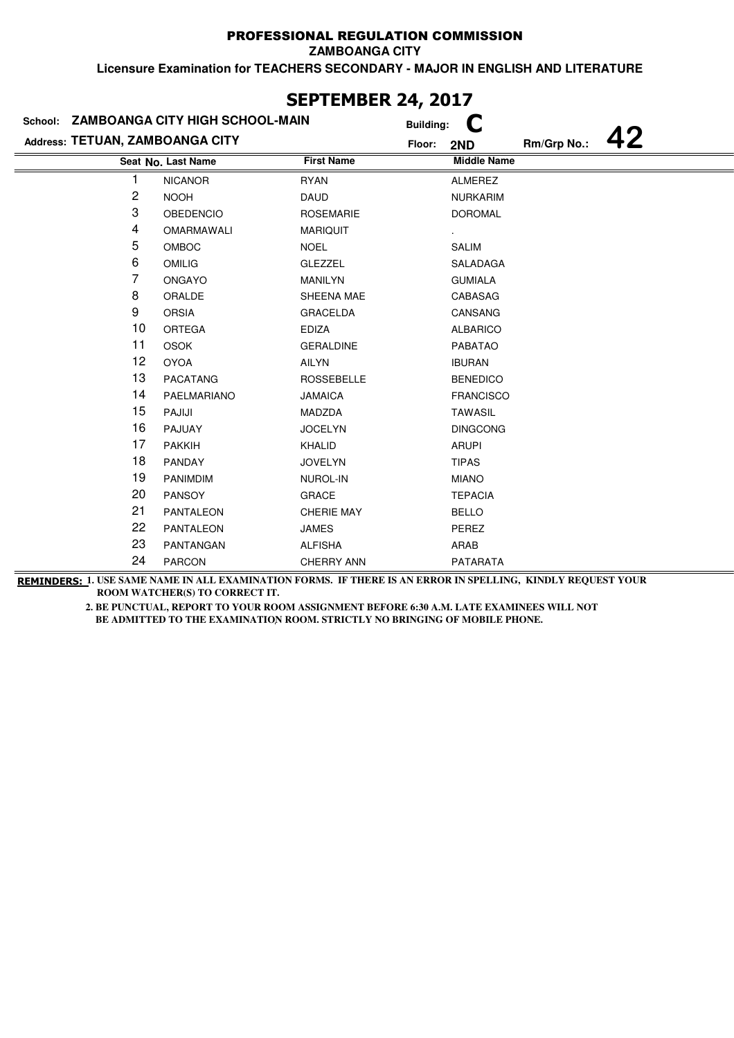PROFESSIONAL REGULATION COMMISSION

ZAMBOANGA CITY

Licensure Examination for TEACHERS SECONDARY - MAJOR IN ENGLISH AND LITERATURE

## SEPTEMBER 24, 2017

School: ZAMBOANGA CITY HIGH SCHOOL-MAIN
Building: C
Address: TETUAN, ZAMBOANGA CITY
Floor: 2ND
Rm/Grp No.: 42

| Seat No. | Last Name | First Name | Middle Name |
|---|---|---|---|
| 1 | NICANOR | RYAN | ALMEREZ |
| 2 | NOOH | DAUD | NURKARIM |
| 3 | OBEDENCIO | ROSEMARIE | DOROMAL |
| 4 | OMARMAWALI | MARIQUIT | . |
| 5 | OMBOC | NOEL | SALIM |
| 6 | OMILIG | GLEZZEL | SALADAGA |
| 7 | ONGAYO | MANILYN | GUMIALA |
| 8 | ORALDE | SHEENA MAE | CABASAG |
| 9 | ORSIA | GRACELDA | CANSANG |
| 10 | ORTEGA | EDIZA | ALBARICO |
| 11 | OSOK | GERALDINE | PABATAO |
| 12 | OYOA | AILYN | IBURAN |
| 13 | PACATANG | ROSSEBELLE | BENEDICO |
| 14 | PAELMARIANO | JAMAICA | FRANCISCO |
| 15 | PAJIJI | MADZDA | TAWASIL |
| 16 | PAJUAY | JOCELYN | DINGCONG |
| 17 | PAKKIH | KHALID | ARUPI |
| 18 | PANDAY | JOVELYN | TIPAS |
| 19 | PANIMDIM | NUROL-IN | MIANO |
| 20 | PANSOY | GRACE | TEPACIA |
| 21 | PANTALEON | CHERIE MAY | BELLO |
| 22 | PANTALEON | JAMES | PEREZ |
| 23 | PANTANGAN | ALFISHA | ARAB |
| 24 | PARCON | CHERRY ANN | PATARATA |

**REMINDERS:** 1. USE SAME NAME IN ALL EXAMINATION FORMS. IF THERE IS AN ERROR IN SPELLING, KINDLY REQUEST YOUR ROOM WATCHER(S) TO CORRECT IT.

2. BE PUNCTUAL, REPORT TO YOUR ROOM ASSIGNMENT BEFORE 6:30 A.M. LATE EXAMINEES WILL NOT BE ADMITTED TO THE EXAMINATION ROOM. STRICTLY NO BRINGING OF MOBILE PHONE.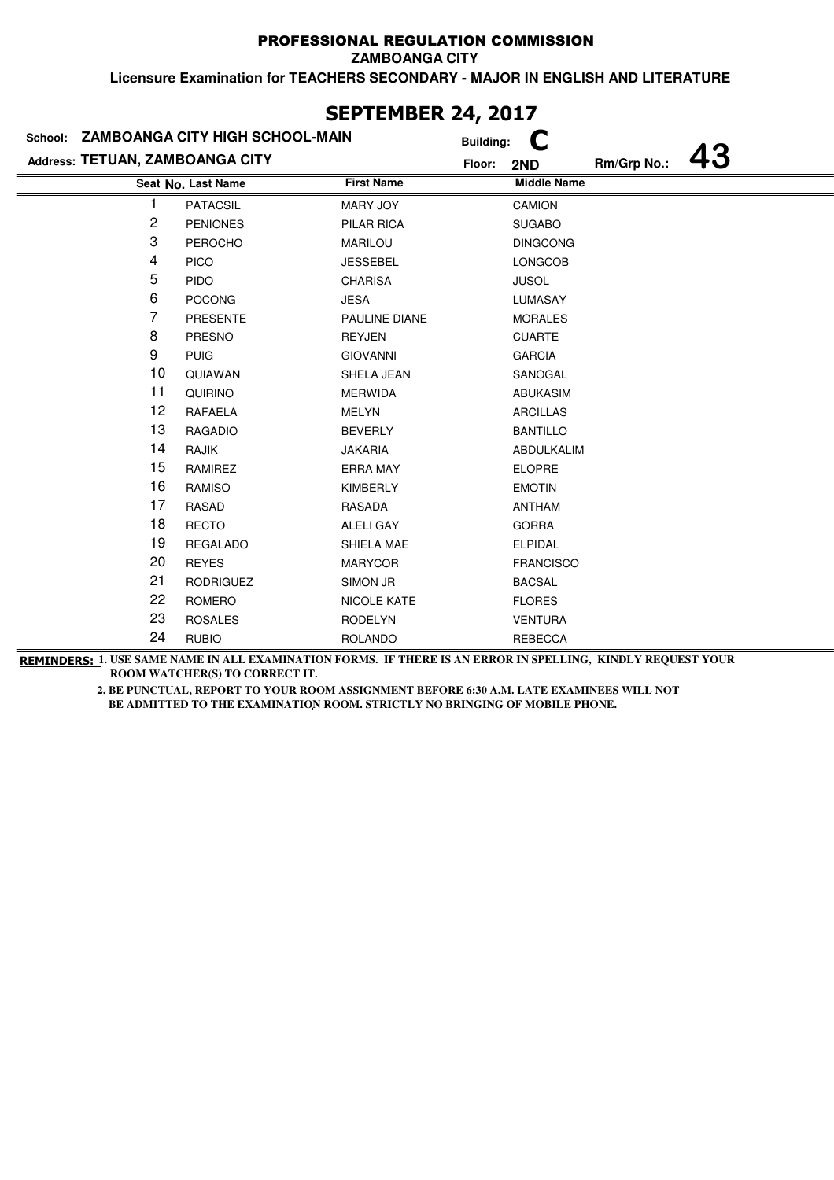# PROFESSIONAL REGULATION COMMISSION

**ZAMBOANGA CITY**

**Licensure Examination for TEACHERS SECONDARY - MAJOR IN ENGLISH AND LITERATURE**

## SEPTEMBER 24, 2017

**School:** ZAMBOANGA CITY HIGH SCHOOL-MAIN **Building:** C

**Address:** TETUAN, ZAMBOANGA CITY **Floor:** 2ND **Rm/Grp No.:** 43

| Seat No. | Last Name | First Name | Middle Name |
|---|---|---|---|
| 1 | PATACSIL | MARY JOY | CAMION |
| 2 | PENIONES | PILAR RICA | SUGABO |
| 3 | PEROCHO | MARILOU | DINGCONG |
| 4 | PICO | JESSEBEL | LONGCOB |
| 5 | PIDO | CHARISA | JUSOL |
| 6 | POCONG | JESA | LUMASAY |
| 7 | PRESENTE | PAULINE DIANE | MORALES |
| 8 | PRESNO | REYJEN | CUARTE |
| 9 | PUIG | GIOVANNI | GARCIA |
| 10 | QUIAWAN | SHELA JEAN | SANOGAL |
| 11 | QUIRINO | MERWIDA | ABUKASIM |
| 12 | RAFAELA | MELYN | ARCILLAS |
| 13 | RAGADIO | BEVERLY | BANTILLO |
| 14 | RAJIK | JAKARIA | ABDULKALIM |
| 15 | RAMIREZ | ERRA MAY | ELOPRE |
| 16 | RAMISO | KIMBERLY | EMOTIN |
| 17 | RASAD | RASADA | ANTHAM |
| 18 | RECTO | ALELI GAY | GORRA |
| 19 | REGALADO | SHIELA MAE | ELPIDAL |
| 20 | REYES | MARYCOR | FRANCISCO |
| 21 | RODRIGUEZ | SIMON JR | BACSAL |
| 22 | ROMERO | NICOLE KATE | FLORES |
| 23 | ROSALES | RODELYN | VENTURA |
| 24 | RUBIO | ROLANDO | REBECCA |

**REMINDERS:** **1. USE SAME NAME IN ALL EXAMINATION FORMS. IF THERE IS AN ERROR IN SPELLING, KINDLY REQUEST YOUR ROOM WATCHER(S) TO CORRECT IT.**

**2. BE PUNCTUAL, REPORT TO YOUR ROOM ASSIGNMENT BEFORE 6:30 A.M. LATE EXAMINEES WILL NOT BE ADMITTED TO THE EXAMINATION ROOM. STRICTLY NO BRINGING OF MOBILE PHONE.**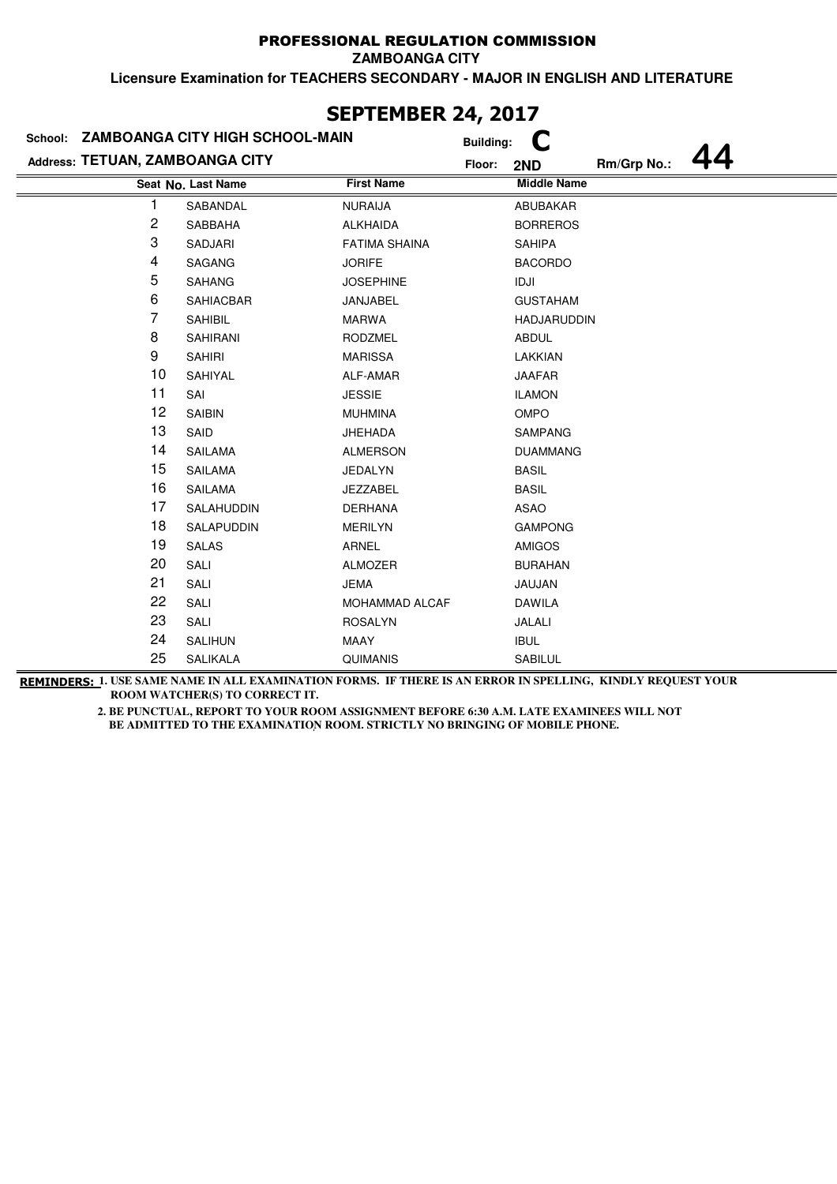# PROFESSIONAL REGULATION COMMISSION

**ZAMBOANGA CITY**

**Licensure Examination for TEACHERS SECONDARY - MAJOR IN ENGLISH AND LITERATURE**

## SEPTEMBER 24, 2017

**School:** ZAMBOANGA CITY HIGH SCHOOL-MAIN **Building:** C

**Address:** TETUAN, ZAMBOANGA CITY **Floor:** 2ND **Rm/Grp No.:** 44

| Seat No. | Last Name | First Name | Middle Name |
|---|---|---|---|
| 1 | SABANDAL | NURAIJA | ABUBAKAR |
| 2 | SABBAHA | ALKHAIDA | BORREROS |
| 3 | SADJARI | FATIMA SHAINA | SAHIPA |
| 4 | SAGANG | JORIFE | BACORDO |
| 5 | SAHANG | JOSEPHINE | IDJI |
| 6 | SAHIACBAR | JANJABEL | GUSTAHAM |
| 7 | SAHIBIL | MARWA | HADJARUDDIN |
| 8 | SAHIRANI | RODZMEL | ABDUL |
| 9 | SAHIRI | MARISSA | LAKKIAN |
| 10 | SAHIYAL | ALF-AMAR | JAAFAR |
| 11 | SAI | JESSIE | ILAMON |
| 12 | SAIBIN | MUHMINA | OMPO |
| 13 | SAID | JHEHADA | SAMPANG |
| 14 | SAILAMA | ALMERSON | DUAMMANG |
| 15 | SAILAMA | JEDALYN | BASIL |
| 16 | SAILAMA | JEZZABEL | BASIL |
| 17 | SALAHUDDIN | DERHANA | ASAO |
| 18 | SALAPUDDIN | MERILYN | GAMPONG |
| 19 | SALAS | ARNEL | AMIGOS |
| 20 | SALI | ALMOZER | BURAHAN |
| 21 | SALI | JEMA | JAUJAN |
| 22 | SALI | MOHAMMAD ALCAF | DAWILA |
| 23 | SALI | ROSALYN | JALALI |
| 24 | SALIHUN | MAAY | IBUL |
| 25 | SALIKALA | QUIMANIS | SABILUL |

**REMINDERS:** 1. USE SAME NAME IN ALL EXAMINATION FORMS. IF THERE IS AN ERROR IN SPELLING, KINDLY REQUEST YOUR ROOM WATCHER(S) TO CORRECT IT.

2. BE PUNCTUAL, REPORT TO YOUR ROOM ASSIGNMENT BEFORE 6:30 A.M. LATE EXAMINEES WILL NOT BE ADMITTED TO THE EXAMINATION ROOM. STRICTLY NO BRINGING OF MOBILE PHONE.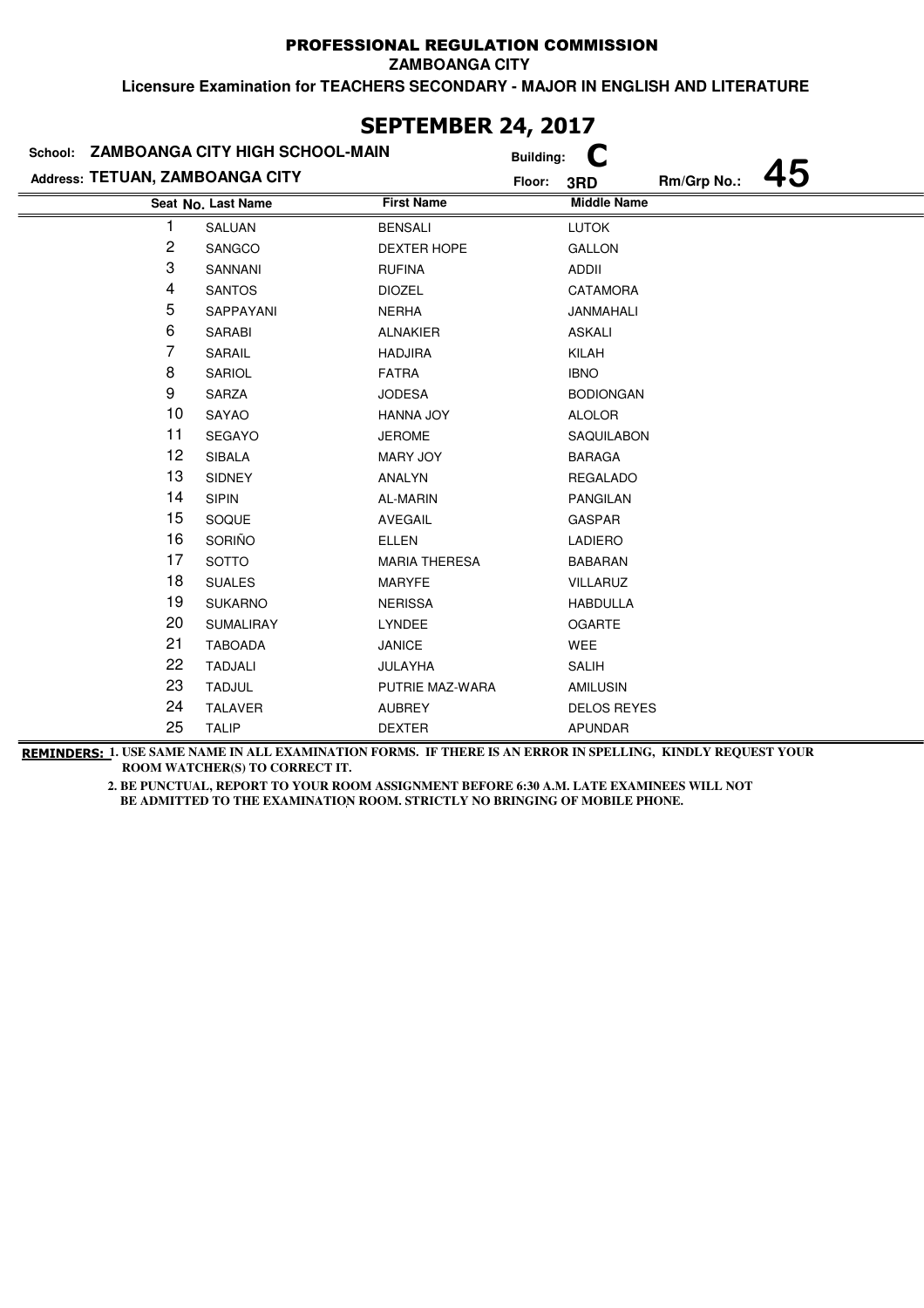# PROFESSIONAL REGULATION COMMISSION

**ZAMBOANGA CITY**

**Licensure Examination for TEACHERS SECONDARY - MAJOR IN ENGLISH AND LITERATURE**

## SEPTEMBER 24, 2017

**School:** ZAMBOANGA CITY HIGH SCHOOL-MAIN **Building:** C

**Address:** TETUAN, ZAMBOANGA CITY **Floor:** 3RD **Rm/Grp No.:** 45

| Seat No. | Last Name | First Name | Middle Name |
|---|---|---|---|
| 1 | SALUAN | BENSALI | LUTOK |
| 2 | SANGCO | DEXTER HOPE | GALLON |
| 3 | SANNANI | RUFINA | ADDII |
| 4 | SANTOS | DIOZEL | CATAMORA |
| 5 | SAPPAYANI | NERHA | JANMAHALI |
| 6 | SARABI | ALNAKIER | ASKALI |
| 7 | SARAIL | HADJIRA | KILAH |
| 8 | SARIOL | FATRA | IBNO |
| 9 | SARZA | JODESA | BODIONGAN |
| 10 | SAYAO | HANNA JOY | ALOLOR |
| 11 | SEGAYO | JEROME | SAQUILABON |
| 12 | SIBALA | MARY JOY | BARAGA |
| 13 | SIDNEY | ANALYN | REGALADO |
| 14 | SIPIN | AL-MARIN | PANGILAN |
| 15 | SOQUE | AVEGAIL | GASPAR |
| 16 | SORIÑO | ELLEN | LADIERO |
| 17 | SOTTO | MARIA THERESA | BABARAN |
| 18 | SUALES | MARYFE | VILLARUZ |
| 19 | SUKARNO | NERISSA | HABDULLA |
| 20 | SUMALIRAY | LYNDEE | OGARTE |
| 21 | TABOADA | JANICE | WEE |
| 22 | TADJALI | JULAYHA | SALIH |
| 23 | TADJUL | PUTRIE MAZ-WARA | AMILUSIN |
| 24 | TALAVER | AUBREY | DELOS REYES |
| 25 | TALIP | DEXTER | APUNDAR |

**REMINDERS:** 1. USE SAME NAME IN ALL EXAMINATION FORMS. IF THERE IS AN ERROR IN SPELLING, KINDLY REQUEST YOUR ROOM WATCHER(S) TO CORRECT IT.

2. BE PUNCTUAL, REPORT TO YOUR ROOM ASSIGNMENT BEFORE 6:30 A.M. LATE EXAMINEES WILL NOT BE ADMITTED TO THE EXAMINATION ROOM. STRICTLY NO BRINGING OF MOBILE PHONE.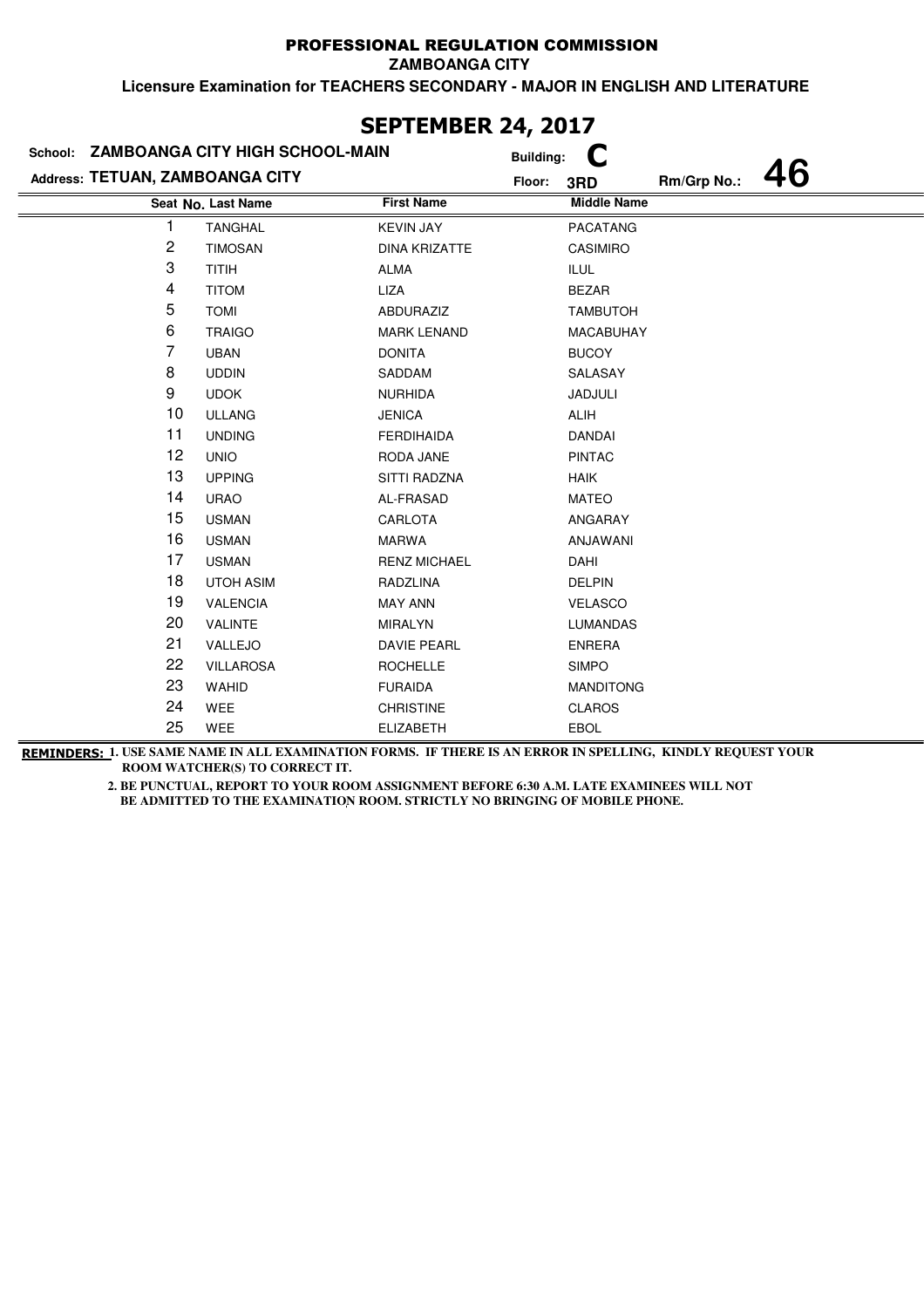# PROFESSIONAL REGULATION COMMISSION

**ZAMBOANGA CITY**

**Licensure Examination for TEACHERS SECONDARY - MAJOR IN ENGLISH AND LITERATURE**

## SEPTEMBER 24, 2017

**School:** ZAMBOANGA CITY HIGH SCHOOL-MAIN  **Building:** C

**Address:** TETUAN, ZAMBOANGA CITY  **Floor:** 3RD  **Rm/Grp No.:** 46

| Seat No. | Last Name | First Name | Middle Name |
|---|---|---|---|
| 1 | TANGHAL | KEVIN JAY | PACATANG |
| 2 | TIMOSAN | DINA KRIZATTE | CASIMIRO |
| 3 | TITIH | ALMA | ILUL |
| 4 | TITOM | LIZA | BEZAR |
| 5 | TOMI | ABDURAZIZ | TAMBUTOH |
| 6 | TRAIGO | MARK LENAND | MACABUHAY |
| 7 | UBAN | DONITA | BUCOY |
| 8 | UDDIN | SADDAM | SALASAY |
| 9 | UDOK | NURHIDA | JADJULI |
| 10 | ULLANG | JENICA | ALIH |
| 11 | UNDING | FERDIHAIDA | DANDAI |
| 12 | UNIO | RODA JANE | PINTAC |
| 13 | UPPING | SITTI RADZNA | HAIK |
| 14 | URAO | AL-FRASAD | MATEO |
| 15 | USMAN | CARLOTA | ANGARAY |
| 16 | USMAN | MARWA | ANJAWANI |
| 17 | USMAN | RENZ MICHAEL | DAHI |
| 18 | UTOH ASIM | RADZLINA | DELPIN |
| 19 | VALENCIA | MAY ANN | VELASCO |
| 20 | VALINTE | MIRALYN | LUMANDAS |
| 21 | VALLEJO | DAVIE PEARL | ENRERA |
| 22 | VILLAROSA | ROCHELLE | SIMPO |
| 23 | WAHID | FURAIDA | MANDITONG |
| 24 | WEE | CHRISTINE | CLAROS |
| 25 | WEE | ELIZABETH | EBOL |

**REMINDERS:** 1. USE SAME NAME IN ALL EXAMINATION FORMS. IF THERE IS AN ERROR IN SPELLING, KINDLY REQUEST YOUR ROOM WATCHER(S) TO CORRECT IT.

2. BE PUNCTUAL, REPORT TO YOUR ROOM ASSIGNMENT BEFORE 6:30 A.M. LATE EXAMINEES WILL NOT BE ADMITTED TO THE EXAMINATION ROOM. STRICTLY NO BRINGING OF MOBILE PHONE.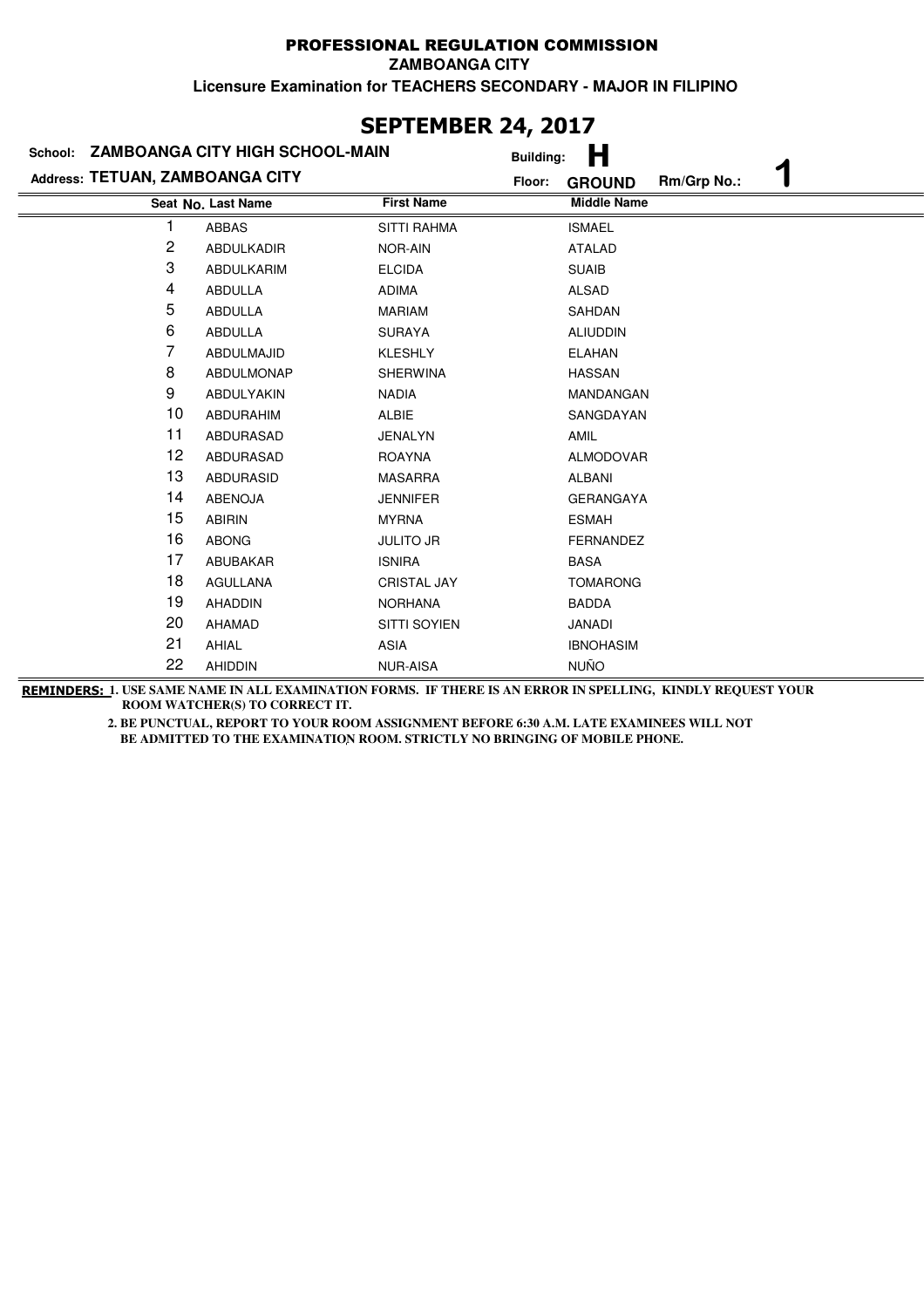**PROFESSIONAL REGULATION COMMISSION**

**ZAMBOANGA CITY**

**Licensure Examination for TEACHERS SECONDARY - MAJOR IN FILIPINO**

# SEPTEMBER 24, 2017

**School: ZAMBOANGA CITY HIGH SCHOOL-MAIN** **Building: H**

**Address: TETUAN, ZAMBOANGA CITY** **Floor: GROUND** **Rm/Grp No.: 1**

| Seat No. | Last Name | First Name | Middle Name |
|---|---|---|---|
| 1 | ABBAS | SITTI RAHMA | ISMAEL |
| 2 | ABDULKADIR | NOR-AIN | ATALAD |
| 3 | ABDULKARIM | ELCIDA | SUAIB |
| 4 | ABDULLA | ADIMA | ALSAD |
| 5 | ABDULLA | MARIAM | SAHDAN |
| 6 | ABDULLA | SURAYA | ALIUDDIN |
| 7 | ABDULMAJID | KLESHLY | ELAHAN |
| 8 | ABDULMONAP | SHERWINA | HASSAN |
| 9 | ABDULYAKIN | NADIA | MANDANGAN |
| 10 | ABDURAHIM | ALBIE | SANGDAYAN |
| 11 | ABDURASAD | JENALYN | AMIL |
| 12 | ABDURASAD | ROAYNA | ALMODOVAR |
| 13 | ABDURASID | MASARRA | ALBANI |
| 14 | ABENOJA | JENNIFER | GERANGAYA |
| 15 | ABIRIN | MYRNA | ESMAH |
| 16 | ABONG | JULITO JR | FERNANDEZ |
| 17 | ABUBAKAR | ISNIRA | BASA |
| 18 | AGULLANA | CRISTAL JAY | TOMARONG |
| 19 | AHADDIN | NORHANA | BADDA |
| 20 | AHAMAD | SITTI SOYIEN | JANADI |
| 21 | AHIAL | ASIA | IBNOHASIM |
| 22 | AHIDDIN | NUR-AISA | NUÑO |

**REMINDERS: 1. USE SAME NAME IN ALL EXAMINATION FORMS. IF THERE IS AN ERROR IN SPELLING, KINDLY REQUEST YOUR ROOM WATCHER(S) TO CORRECT IT.**

**2. BE PUNCTUAL, REPORT TO YOUR ROOM ASSIGNMENT BEFORE 6:30 A.M. LATE EXAMINEES WILL NOT BE ADMITTED TO THE EXAMINATION ROOM. STRICTLY NO BRINGING OF MOBILE PHONE.**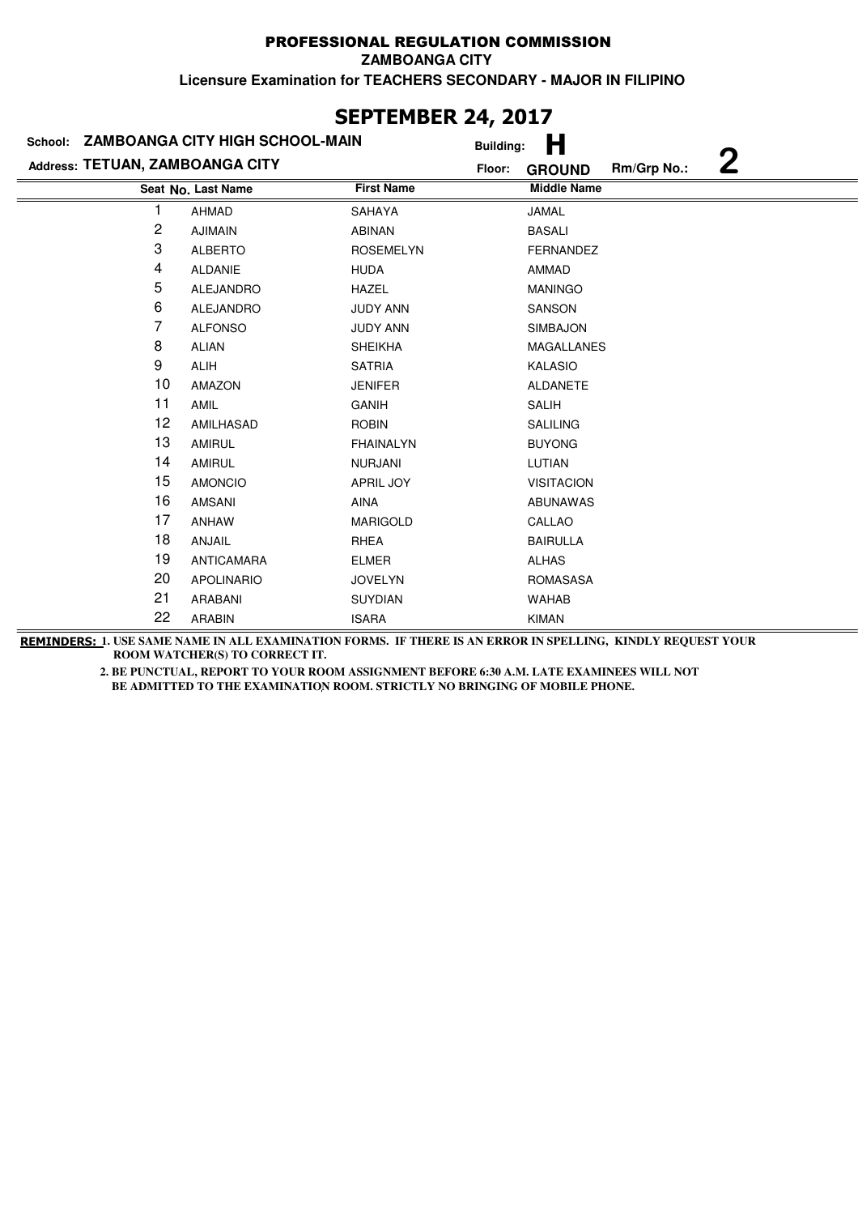# PROFESSIONAL REGULATION COMMISSION

**ZAMBOANGA CITY**

**Licensure Examination for TEACHERS SECONDARY - MAJOR IN FILIPINO**

## SEPTEMBER 24, 2017

**School:** ZAMBOANGA CITY HIGH SCHOOL-MAIN  **Building:** H

**Address:** TETUAN, ZAMBOANGA CITY  **Floor:** GROUND  **Rm/Grp No.:** 2

| Seat No. | Last Name | First Name | Middle Name |
|---|---|---|---|
| 1 | AHMAD | SAHAYA | JAMAL |
| 2 | AJIMAIN | ABINAN | BASALI |
| 3 | ALBERTO | ROSEMELYN | FERNANDEZ |
| 4 | ALDANIE | HUDA | AMMAD |
| 5 | ALEJANDRO | HAZEL | MANINGO |
| 6 | ALEJANDRO | JUDY ANN | SANSON |
| 7 | ALFONSO | JUDY ANN | SIMBAJON |
| 8 | ALIAN | SHEIKHA | MAGALLANES |
| 9 | ALIH | SATRIA | KALASIO |
| 10 | AMAZON | JENIFER | ALDANETE |
| 11 | AMIL | GANIH | SALIH |
| 12 | AMILHASAD | ROBIN | SALILING |
| 13 | AMIRUL | FHAINALYN | BUYONG |
| 14 | AMIRUL | NURJANI | LUTIAN |
| 15 | AMONCIO | APRIL JOY | VISITACION |
| 16 | AMSANI | AINA | ABUNAWAS |
| 17 | ANHAW | MARIGOLD | CALLAO |
| 18 | ANJAIL | RHEA | BAIRULLA |
| 19 | ANTICAMARA | ELMER | ALHAS |
| 20 | APOLINARIO | JOVELYN | ROMASASA |
| 21 | ARABANI | SUYDIAN | WAHAB |
| 22 | ARABIN | ISARA | KIMAN |

**REMINDERS:** 1. USE SAME NAME IN ALL EXAMINATION FORMS. IF THERE IS AN ERROR IN SPELLING, KINDLY REQUEST YOUR ROOM WATCHER(S) TO CORRECT IT.

2. BE PUNCTUAL, REPORT TO YOUR ROOM ASSIGNMENT BEFORE 6:30 A.M. LATE EXAMINEES WILL NOT BE ADMITTED TO THE EXAMINATION ROOM. STRICTLY NO BRINGING OF MOBILE PHONE.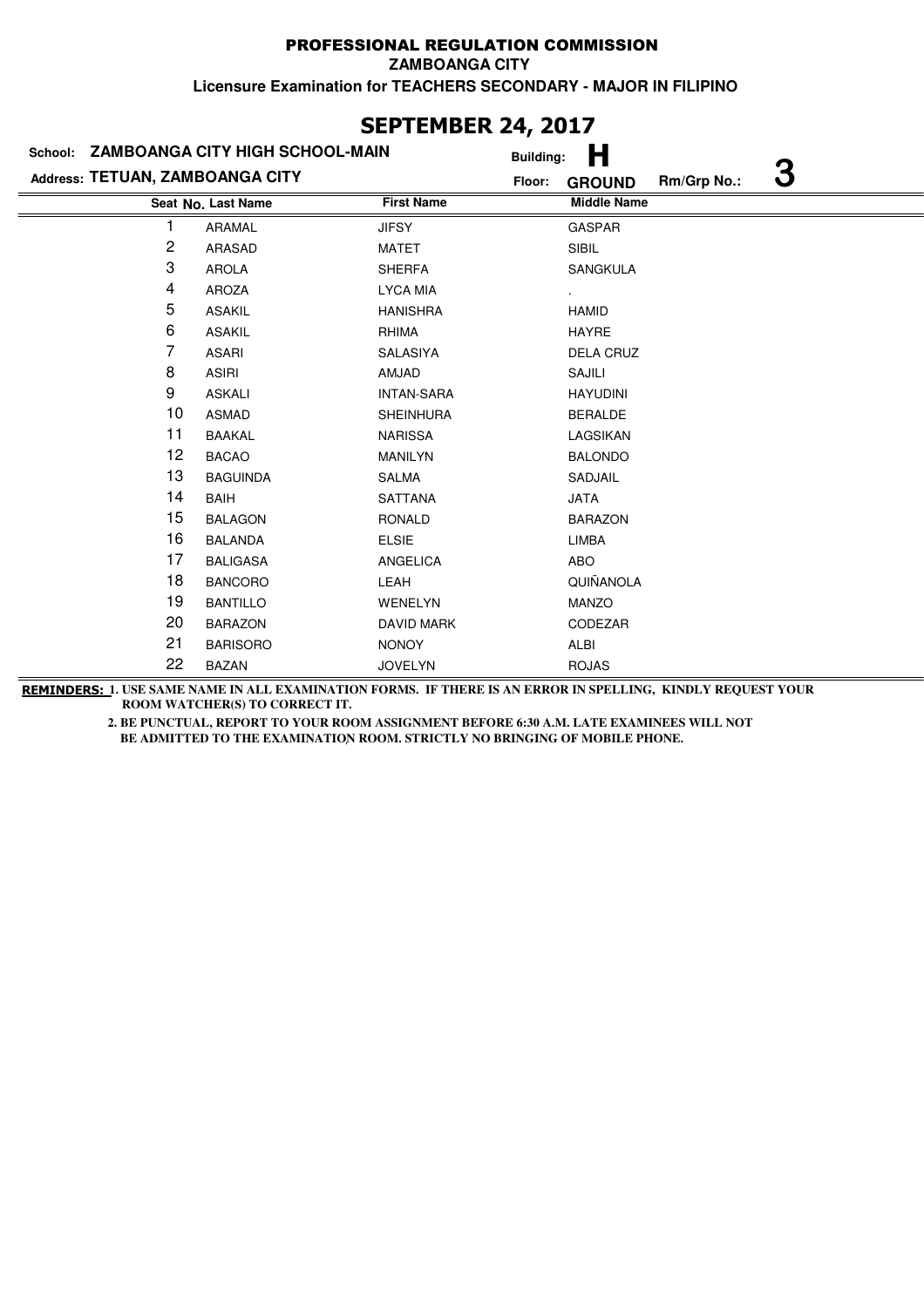**PROFESSIONAL REGULATION COMMISSION**

**ZAMBOANGA CITY**

**Licensure Examination for TEACHERS SECONDARY - MAJOR IN FILIPINO**

# SEPTEMBER 24, 2017

**School:** ZAMBOANGA CITY HIGH SCHOOL-MAIN **Building:** H

**Address:** TETUAN, ZAMBOANGA CITY **Floor:** GROUND **Rm/Grp No.:** 3

| Seat No. | Last Name | First Name | Middle Name |
|---|---|---|---|
| 1 | ARAMAL | JIFSY | GASPAR |
| 2 | ARASAD | MATET | SIBIL |
| 3 | AROLA | SHERFA | SANGKULA |
| 4 | AROZA | LYCA MIA | . |
| 5 | ASAKIL | HANISHRA | HAMID |
| 6 | ASAKIL | RHIMA | HAYRE |
| 7 | ASARI | SALASIYA | DELA CRUZ |
| 8 | ASIRI | AMJAD | SAJILI |
| 9 | ASKALI | INTAN-SARA | HAYUDINI |
| 10 | ASMAD | SHEINHURA | BERALDE |
| 11 | BAAKAL | NARISSA | LAGSIKAN |
| 12 | BACAO | MANILYN | BALONDO |
| 13 | BAGUINDA | SALMA | SADJAIL |
| 14 | BAIH | SATTANA | JATA |
| 15 | BALAGON | RONALD | BARAZON |
| 16 | BALANDA | ELSIE | LIMBA |
| 17 | BALIGASA | ANGELICA | ABO |
| 18 | BANCORO | LEAH | QUIÑANOLA |
| 19 | BANTILLO | WENELYN | MANZO |
| 20 | BARAZON | DAVID MARK | CODEZAR |
| 21 | BARISORO | NONOY | ALBI |
| 22 | BAZAN | JOVELYN | ROJAS |

**REMINDERS:** 1. USE SAME NAME IN ALL EXAMINATION FORMS. IF THERE IS AN ERROR IN SPELLING, KINDLY REQUEST YOUR ROOM WATCHER(S) TO CORRECT IT.

2. BE PUNCTUAL, REPORT TO YOUR ROOM ASSIGNMENT BEFORE 6:30 A.M. LATE EXAMINEES WILL NOT BE ADMITTED TO THE EXAMINATION ROOM. STRICTLY NO BRINGING OF MOBILE PHONE.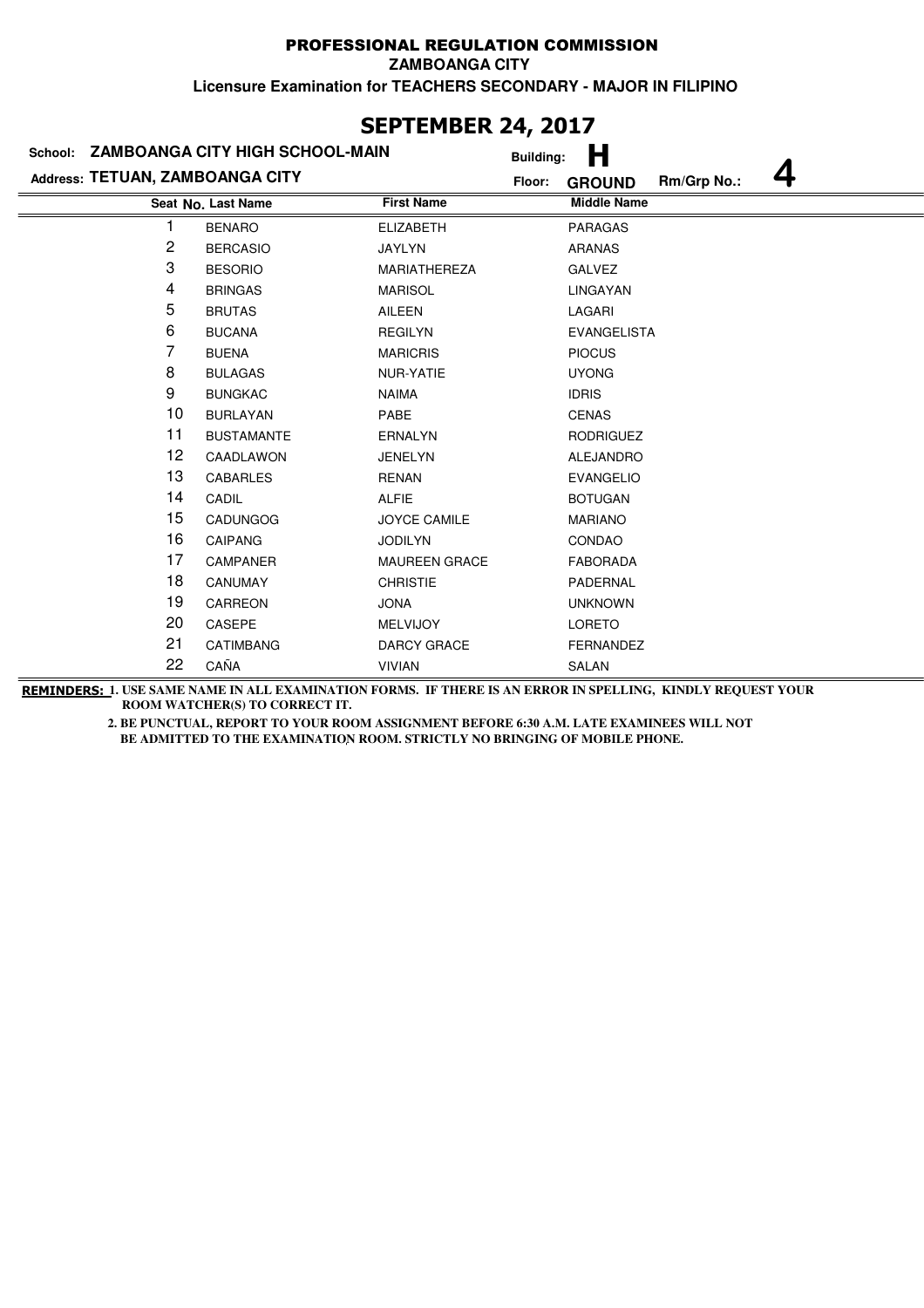**PROFESSIONAL REGULATION COMMISSION**

**ZAMBOANGA CITY**

**Licensure Examination for TEACHERS SECONDARY - MAJOR IN FILIPINO**

# SEPTEMBER 24, 2017

**School:** ZAMBOANGA CITY HIGH SCHOOL-MAIN **Building:** H

**Address:** TETUAN, ZAMBOANGA CITY **Floor:** GROUND **Rm/Grp No.:** 4

| Seat No. | Last Name | First Name | Middle Name |
|---|---|---|---|
| 1 | BENARO | ELIZABETH | PARAGAS |
| 2 | BERCASIO | JAYLYN | ARANAS |
| 3 | BESORIO | MARIATHEREZA | GALVEZ |
| 4 | BRINGAS | MARISOL | LINGAYAN |
| 5 | BRUTAS | AILEEN | LAGARI |
| 6 | BUCANA | REGILYN | EVANGELISTA |
| 7 | BUENA | MARICRIS | PIOCUS |
| 8 | BULAGAS | NUR-YATIE | UYONG |
| 9 | BUNGKAC | NAIMA | IDRIS |
| 10 | BURLAYAN | PABE | CENAS |
| 11 | BUSTAMANTE | ERNALYN | RODRIGUEZ |
| 12 | CAADLAWON | JENELYN | ALEJANDRO |
| 13 | CABARLES | RENAN | EVANGELIO |
| 14 | CADIL | ALFIE | BOTUGAN |
| 15 | CADUNGOG | JOYCE CAMILE | MARIANO |
| 16 | CAIPANG | JODILYN | CONDAO |
| 17 | CAMPANER | MAUREEN GRACE | FABORADA |
| 18 | CANUMAY | CHRISTIE | PADERNAL |
| 19 | CARREON | JONA | UNKNOWN |
| 20 | CASEPE | MELVIJOY | LORETO |
| 21 | CATIMBANG | DARCY GRACE | FERNANDEZ |
| 22 | CAÑA | VIVIAN | SALAN |

**REMINDERS:** 1. USE SAME NAME IN ALL EXAMINATION FORMS. IF THERE IS AN ERROR IN SPELLING, KINDLY REQUEST YOUR ROOM WATCHER(S) TO CORRECT IT.

2. BE PUNCTUAL, REPORT TO YOUR ROOM ASSIGNMENT BEFORE 6:30 A.M. LATE EXAMINEES WILL NOT BE ADMITTED TO THE EXAMINATION ROOM. STRICTLY NO BRINGING OF MOBILE PHONE.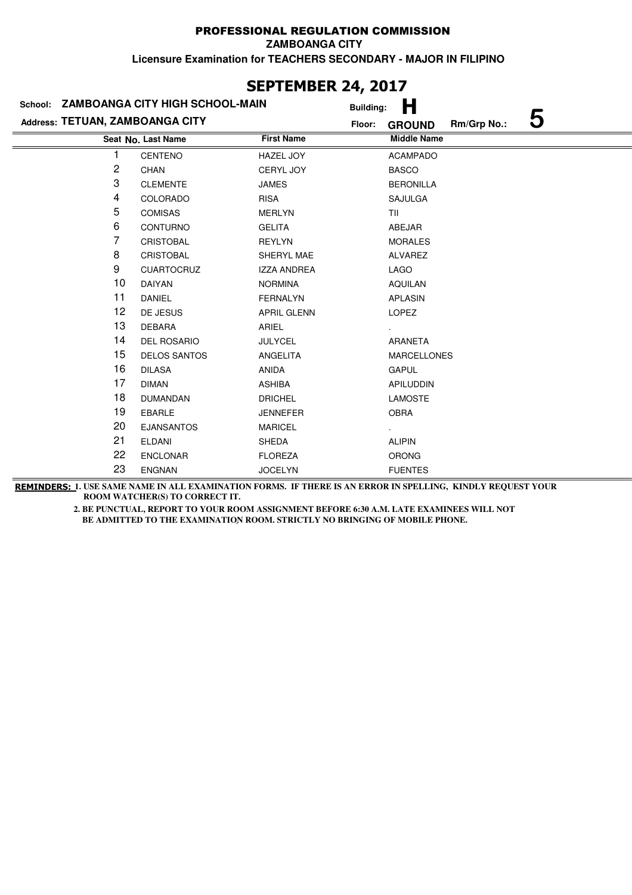# PROFESSIONAL REGULATION COMMISSION

**ZAMBOANGA CITY**

**Licensure Examination for TEACHERS SECONDARY - MAJOR IN FILIPINO**

## SEPTEMBER 24, 2017

**School: ZAMBOANGA CITY HIGH SCHOOL-MAIN** Building: **H**

**Address: TETUAN, ZAMBOANGA CITY** Floor: **GROUND** Rm/Grp No.: **5**

| Seat No. | Last Name | First Name | Middle Name |
|---|---|---|---|
| 1 | CENTENO | HAZEL JOY | ACAMPADO |
| 2 | CHAN | CERYL JOY | BASCO |
| 3 | CLEMENTE | JAMES | BERONILLA |
| 4 | COLORADO | RISA | SAJULGA |
| 5 | COMISAS | MERLYN | TII |
| 6 | CONTURNO | GELITA | ABEJAR |
| 7 | CRISTOBAL | REYLYN | MORALES |
| 8 | CRISTOBAL | SHERYL MAE | ALVAREZ |
| 9 | CUARTOCRUZ | IZZA ANDREA | LAGO |
| 10 | DAIYAN | NORMINA | AQUILAN |
| 11 | DANIEL | FERNALYN | APLASIN |
| 12 | DE JESUS | APRIL GLENN | LOPEZ |
| 13 | DEBARA | ARIEL | . |
| 14 | DEL ROSARIO | JULYCEL | ARANETA |
| 15 | DELOS SANTOS | ANGELITA | MARCELLONES |
| 16 | DILASA | ANIDA | GAPUL |
| 17 | DIMAN | ASHIBA | APILUDDIN |
| 18 | DUMANDAN | DRICHEL | LAMOSTE |
| 19 | EBARLE | JENNEFER | OBRA |
| 20 | EJANSANTOS | MARICEL | . |
| 21 | ELDANI | SHEDA | ALIPIN |
| 22 | ENCLONAR | FLOREZA | ORONG |
| 23 | ENGNAN | JOCELYN | FUENTES |

**REMINDERS:** 1. USE SAME NAME IN ALL EXAMINATION FORMS. IF THERE IS AN ERROR IN SPELLING, KINDLY REQUEST YOUR ROOM WATCHER(S) TO CORRECT IT.

2. BE PUNCTUAL, REPORT TO YOUR ROOM ASSIGNMENT BEFORE 6:30 A.M. LATE EXAMINEES WILL NOT BE ADMITTED TO THE EXAMINATION ROOM. STRICTLY NO BRINGING OF MOBILE PHONE.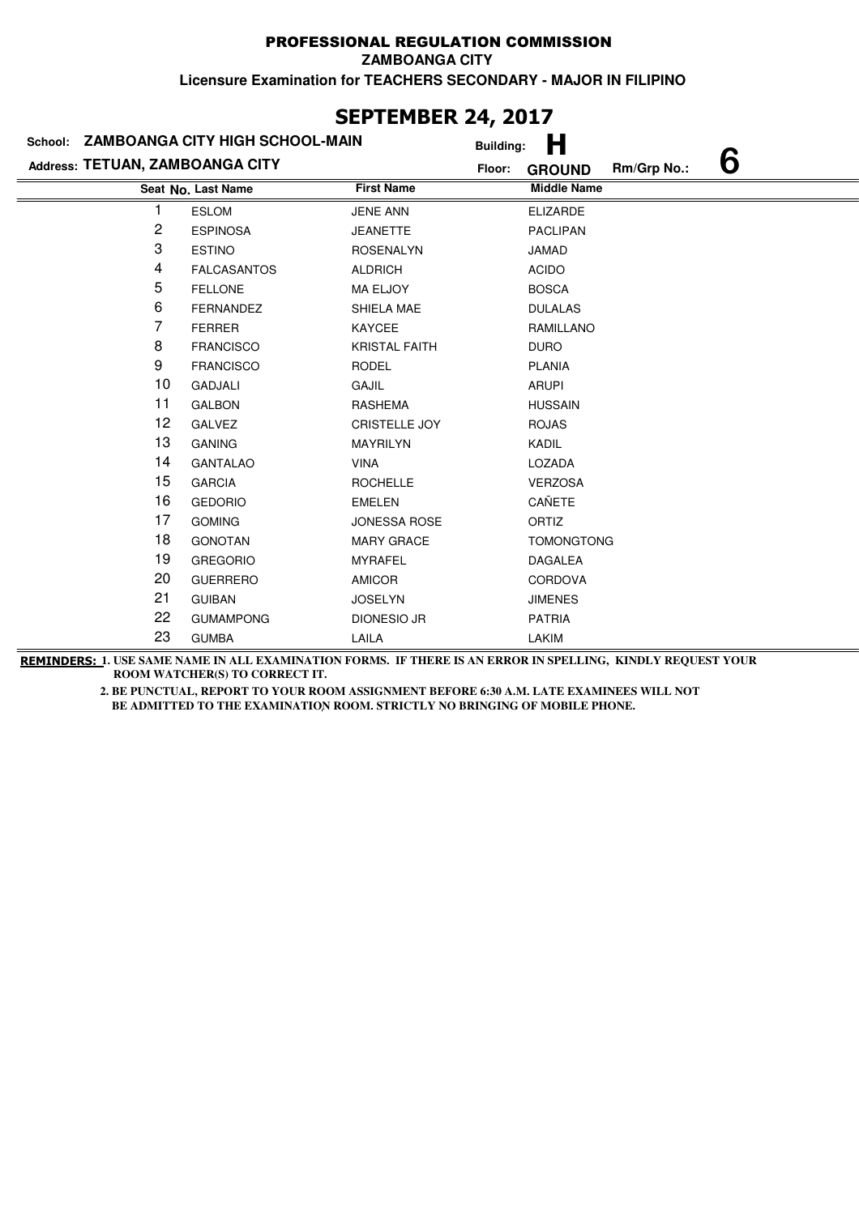PROFESSIONAL REGULATION COMMISSION

ZAMBOANGA CITY

Licensure Examination for TEACHERS SECONDARY - MAJOR IN FILIPINO

## SEPTEMBER 24, 2017

School: **ZAMBOANGA CITY HIGH SCHOOL-MAIN** Building: **H**

Address: **TETUAN, ZAMBOANGA CITY** Floor: **GROUND** Rm/Grp No.: **6**

| Seat No. | Last Name | First Name | Middle Name |
|---|---|---|---|
| 1 | ESLOM | JENE ANN | ELIZARDE |
| 2 | ESPINOSA | JEANETTE | PACLIPAN |
| 3 | ESTINO | ROSENALYN | JAMAD |
| 4 | FALCASANTOS | ALDRICH | ACIDO |
| 5 | FELLONE | MA ELJOY | BOSCA |
| 6 | FERNANDEZ | SHIELA MAE | DULALAS |
| 7 | FERRER | KAYCEE | RAMILLANO |
| 8 | FRANCISCO | KRISTAL FAITH | DURO |
| 9 | FRANCISCO | RODEL | PLANIA |
| 10 | GADJALI | GAJIL | ARUPI |
| 11 | GALBON | RASHEMA | HUSSAIN |
| 12 | GALVEZ | CRISTELLE JOY | ROJAS |
| 13 | GANING | MAYRILYN | KADIL |
| 14 | GANTALAO | VINA | LOZADA |
| 15 | GARCIA | ROCHELLE | VERZOSA |
| 16 | GEDORIO | EMELEN | CAÑETE |
| 17 | GOMING | JONESSA ROSE | ORTIZ |
| 18 | GONOTAN | MARY GRACE | TOMONGTONG |
| 19 | GREGORIO | MYRAFEL | DAGALEA |
| 20 | GUERRERO | AMICOR | CORDOVA |
| 21 | GUIBAN | JOSELYN | JIMENES |
| 22 | GUMAMPONG | DIONESIO JR | PATRIA |
| 23 | GUMBA | LAILA | LAKIM |

**REMINDERS:** 1. USE SAME NAME IN ALL EXAMINATION FORMS. IF THERE IS AN ERROR IN SPELLING, KINDLY REQUEST YOUR ROOM WATCHER(S) TO CORRECT IT.

2. BE PUNCTUAL, REPORT TO YOUR ROOM ASSIGNMENT BEFORE 6:30 A.M. LATE EXAMINEES WILL NOT BE ADMITTED TO THE EXAMINATION ROOM. STRICTLY NO BRINGING OF MOBILE PHONE.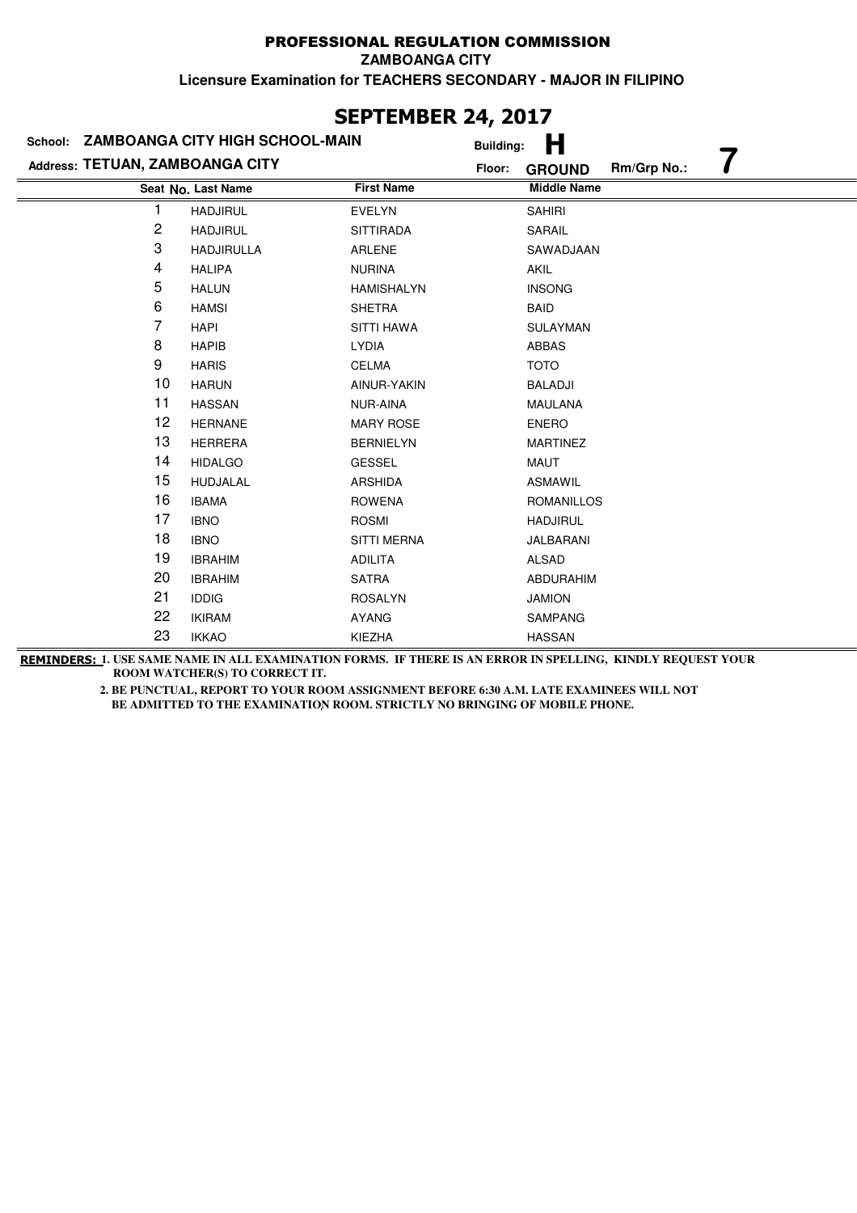# PROFESSIONAL REGULATION COMMISSION

**ZAMBOANGA CITY**

**Licensure Examination for TEACHERS SECONDARY - MAJOR IN FILIPINO**

## SEPTEMBER 24, 2017

**School:** ZAMBOANGA CITY HIGH SCHOOL-MAIN **Building:** H

**Address:** TETUAN, ZAMBOANGA CITY **Floor:** GROUND **Rm/Grp No.:** 7

| Seat No. | Last Name | First Name | Middle Name |
|---|---|---|---|
| 1 | HADJIRUL | EVELYN | SAHIRI |
| 2 | HADJIRUL | SITTIRADA | SARAIL |
| 3 | HADJIRULLA | ARLENE | SAWADJAAN |
| 4 | HALIPA | NURINA | AKIL |
| 5 | HALUN | HAMISHALYN | INSONG |
| 6 | HAMSI | SHETRA | BAID |
| 7 | HAPI | SITTI HAWA | SULAYMAN |
| 8 | HAPIB | LYDIA | ABBAS |
| 9 | HARIS | CELMA | TOTO |
| 10 | HARUN | AINUR-YAKIN | BALADJI |
| 11 | HASSAN | NUR-AINA | MAULANA |
| 12 | HERNANE | MARY ROSE | ENERO |
| 13 | HERRERA | BERNIELYN | MARTINEZ |
| 14 | HIDALGO | GESSEL | MAUT |
| 15 | HUDJALAL | ARSHIDA | ASMAWIL |
| 16 | IBAMA | ROWENA | ROMANILLOS |
| 17 | IBNO | ROSMI | HADJIRUL |
| 18 | IBNO | SITTI MERNA | JALBARANI |
| 19 | IBRAHIM | ADILITA | ALSAD |
| 20 | IBRAHIM | SATRA | ABDURAHIM |
| 21 | IDDIG | ROSALYN | JAMION |
| 22 | IKIRAM | AYANG | SAMPANG |
| 23 | IKKAO | KIEZHA | HASSAN |

**REMINDERS:** 1. USE SAME NAME IN ALL EXAMINATION FORMS. IF THERE IS AN ERROR IN SPELLING, KINDLY REQUEST YOUR ROOM WATCHER(S) TO CORRECT IT.

2. BE PUNCTUAL, REPORT TO YOUR ROOM ASSIGNMENT BEFORE 6:30 A.M. LATE EXAMINEES WILL NOT BE ADMITTED TO THE EXAMINATION ROOM. STRICTLY NO BRINGING OF MOBILE PHONE.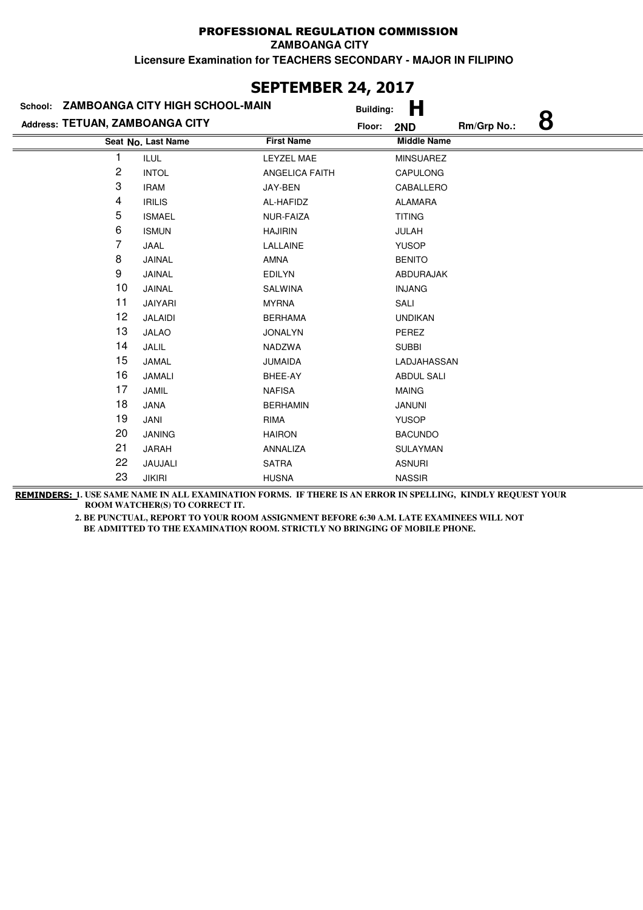PROFESSIONAL REGULATION COMMISSION

ZAMBOANGA CITY

Licensure Examination for TEACHERS SECONDARY - MAJOR IN FILIPINO

## SEPTEMBER 24, 2017

School: **ZAMBOANGA CITY HIGH SCHOOL-MAIN** Building: **H**

Address: **TETUAN, ZAMBOANGA CITY** Floor: **2ND** Rm/Grp No.: **8**

| Seat No. | Last Name | First Name | Middle Name |
|---|---|---|---|
| 1 | ILUL | LEYZEL MAE | MINSUAREZ |
| 2 | INTOL | ANGELICA FAITH | CAPULONG |
| 3 | IRAM | JAY-BEN | CABALLERO |
| 4 | IRILIS | AL-HAFIDZ | ALAMARA |
| 5 | ISMAEL | NUR-FAIZA | TITING |
| 6 | ISMUN | HAJIRIN | JULAH |
| 7 | JAAL | LALLAINE | YUSOP |
| 8 | JAINAL | AMNA | BENITO |
| 9 | JAINAL | EDILYN | ABDURAJAK |
| 10 | JAINAL | SALWINA | INJANG |
| 11 | JAIYARI | MYRNA | SALI |
| 12 | JALAIDI | BERHAMA | UNDIKAN |
| 13 | JALAO | JONALYN | PEREZ |
| 14 | JALIL | NADZWA | SUBBI |
| 15 | JAMAL | JUMAIDA | LADJAHASSAN |
| 16 | JAMALI | BHEE-AY | ABDUL SALI |
| 17 | JAMIL | NAFISA | MAING |
| 18 | JANA | BERHAMIN | JANUNI |
| 19 | JANI | RIMA | YUSOP |
| 20 | JANING | HAIRON | BACUNDO |
| 21 | JARAH | ANNALIZA | SULAYMAN |
| 22 | JAUJALI | SATRA | ASNURI |
| 23 | JIKIRI | HUSNA | NASSIR |

**REMINDERS:** 1. USE SAME NAME IN ALL EXAMINATION FORMS. IF THERE IS AN ERROR IN SPELLING, KINDLY REQUEST YOUR ROOM WATCHER(S) TO CORRECT IT.

2. BE PUNCTUAL, REPORT TO YOUR ROOM ASSIGNMENT BEFORE 6:30 A.M. LATE EXAMINEES WILL NOT BE ADMITTED TO THE EXAMINATION ROOM. STRICTLY NO BRINGING OF MOBILE PHONE.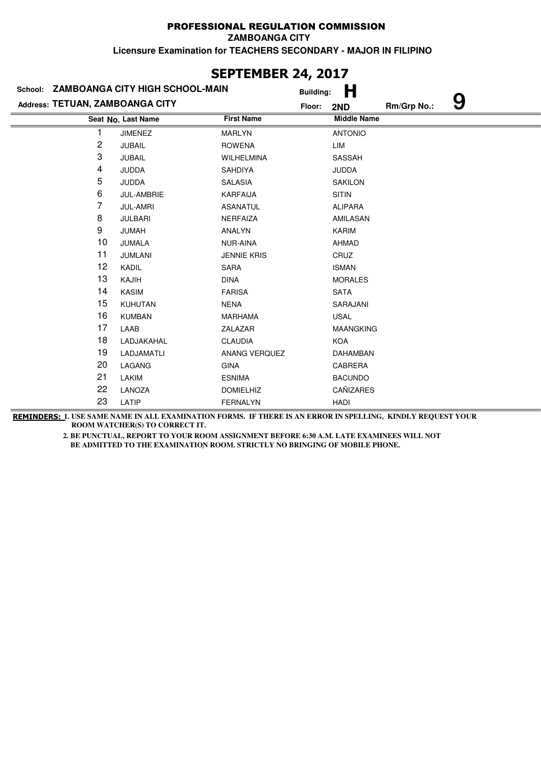PROFESSIONAL REGULATION COMMISSION

ZAMBOANGA CITY

Licensure Examination for TEACHERS SECONDARY - MAJOR IN FILIPINO

## SEPTEMBER 24, 2017

School: **ZAMBOANGA CITY HIGH SCHOOL-MAIN** Building: **H**

Address: **TETUAN, ZAMBOANGA CITY** Floor: **2ND** Rm/Grp No.: **9**

| Seat No. | Last Name | First Name | Middle Name |
|---|---|---|---|
| 1 | JIMENEZ | MARLYN | ANTONIO |
| 2 | JUBAIL | ROWENA | LIM |
| 3 | JUBAIL | WILHELMINA | SASSAH |
| 4 | JUDDA | SAHDIYA | JUDDA |
| 5 | JUDDA | SALASIA | SAKILON |
| 6 | JUL-AMBRIE | KARFAIJA | SITIN |
| 7 | JUL-AMRI | ASANATUL | ALIPARA |
| 8 | JULBARI | NERFAIZA | AMILASAN |
| 9 | JUMAH | ANALYN | KARIM |
| 10 | JUMALA | NUR-AINA | AHMAD |
| 11 | JUMLANI | JENNIE KRIS | CRUZ |
| 12 | KADIL | SARA | ISMAN |
| 13 | KAJIH | DINA | MORALES |
| 14 | KASIM | FARISA | SATA |
| 15 | KUHUTAN | NENA | SARAJANI |
| 16 | KUMBAN | MARHAMA | USAL |
| 17 | LAAB | ZALAZAR | MAANGKING |
| 18 | LADJAKAHAL | CLAUDIA | KOA |
| 19 | LADJAMATLI | ANANG VERQUEZ | DAHAMBAN |
| 20 | LAGANG | GINA | CABRERA |
| 21 | LAKIM | ESNIMA | BACUNDO |
| 22 | LANOZA | DOMIELHIZ | CAÑIZARES |
| 23 | LATIP | FERNALYN | HADI |

**REMINDERS:** 1. USE SAME NAME IN ALL EXAMINATION FORMS. IF THERE IS AN ERROR IN SPELLING, KINDLY REQUEST YOUR ROOM WATCHER(S) TO CORRECT IT.

2. BE PUNCTUAL, REPORT TO YOUR ROOM ASSIGNMENT BEFORE 6:30 A.M. LATE EXAMINEES WILL NOT BE ADMITTED TO THE EXAMINATION ROOM. STRICTLY NO BRINGING OF MOBILE PHONE.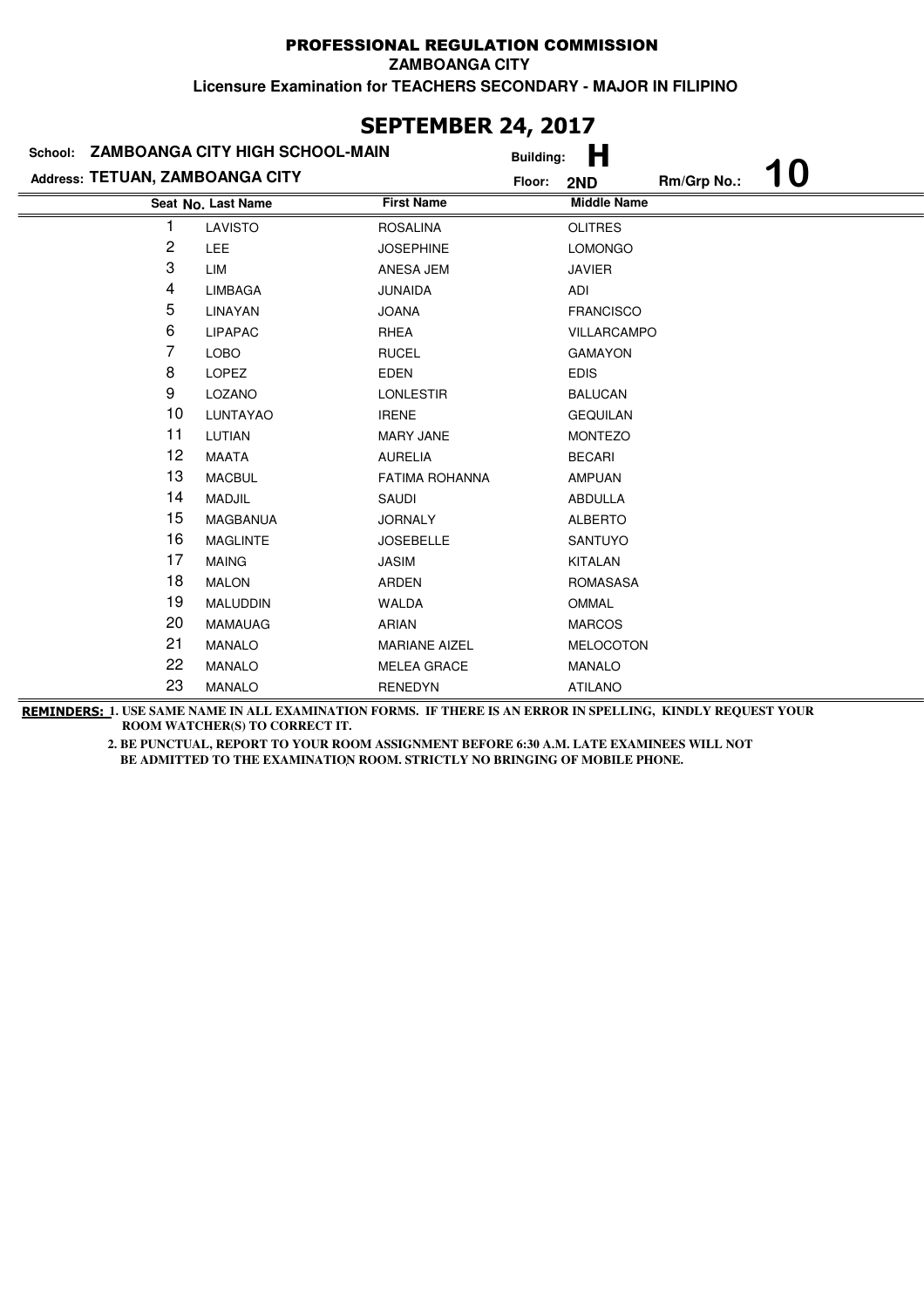# PROFESSIONAL REGULATION COMMISSION

**ZAMBOANGA CITY**

**Licensure Examination for TEACHERS SECONDARY - MAJOR IN FILIPINO**

## SEPTEMBER 24, 2017

**School:** ZAMBOANGA CITY HIGH SCHOOL-MAIN  **Building:** H

**Address:** TETUAN, ZAMBOANGA CITY  **Floor:** 2ND  **Rm/Grp No.:** 10

| Seat No. | Last Name | First Name | Middle Name |
|---|---|---|---|
| 1 | LAVISTO | ROSALINA | OLITRES |
| 2 | LEE | JOSEPHINE | LOMONGO |
| 3 | LIM | ANESA JEM | JAVIER |
| 4 | LIMBAGA | JUNAIDA | ADI |
| 5 | LINAYAN | JOANA | FRANCISCO |
| 6 | LIPAPAC | RHEA | VILLARCAMPO |
| 7 | LOBO | RUCEL | GAMAYON |
| 8 | LOPEZ | EDEN | EDIS |
| 9 | LOZANO | LONLESTIR | BALUCAN |
| 10 | LUNTAYAO | IRENE | GEQUILAN |
| 11 | LUTIAN | MARY JANE | MONTEZO |
| 12 | MAATA | AURELIA | BECARI |
| 13 | MACBUL | FATIMA ROHANNA | AMPUAN |
| 14 | MADJIL | SAUDI | ABDULLA |
| 15 | MAGBANUA | JORNALY | ALBERTO |
| 16 | MAGLINTE | JOSEBELLE | SANTUYO |
| 17 | MAING | JASIM | KITALAN |
| 18 | MALON | ARDEN | ROMASASA |
| 19 | MALUDDIN | WALDA | OMMAL |
| 20 | MAMAUAG | ARIAN | MARCOS |
| 21 | MANALO | MARIANE AIZEL | MELOCOTON |
| 22 | MANALO | MELEA GRACE | MANALO |
| 23 | MANALO | RENEDYN | ATILANO |

**REMINDERS:** 1. USE SAME NAME IN ALL EXAMINATION FORMS. IF THERE IS AN ERROR IN SPELLING, KINDLY REQUEST YOUR ROOM WATCHER(S) TO CORRECT IT.

2. BE PUNCTUAL, REPORT TO YOUR ROOM ASSIGNMENT BEFORE 6:30 A.M. LATE EXAMINEES WILL NOT BE ADMITTED TO THE EXAMINATION ROOM. STRICTLY NO BRINGING OF MOBILE PHONE.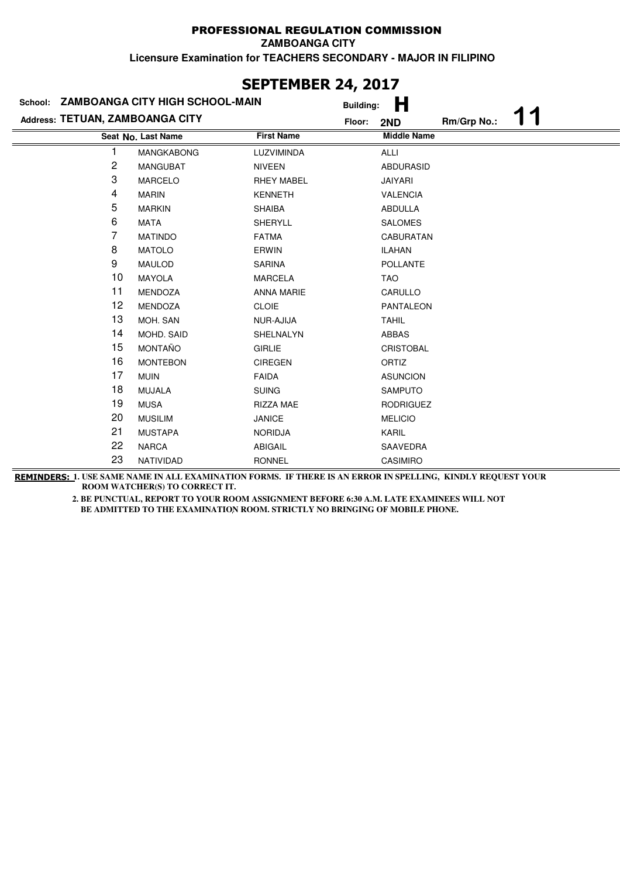# PROFESSIONAL REGULATION COMMISSION

**ZAMBOANGA CITY**

**Licensure Examination for TEACHERS SECONDARY - MAJOR IN FILIPINO**

## SEPTEMBER 24, 2017

**School:** ZAMBOANGA CITY HIGH SCHOOL-MAIN **Building:** H

**Address:** TETUAN, ZAMBOANGA CITY **Floor:** 2ND **Rm/Grp No.:** 11

| Seat No. | Last Name | First Name | Middle Name |
|---|---|---|---|
| 1 | MANGKABONG | LUZVIMINDA | ALLI |
| 2 | MANGUBAT | NIVEEN | ABDURASID |
| 3 | MARCELO | RHEY MABEL | JAIYARI |
| 4 | MARIN | KENNETH | VALENCIA |
| 5 | MARKIN | SHAIBA | ABDULLA |
| 6 | MATA | SHERYLL | SALOMES |
| 7 | MATINDO | FATMA | CABURATAN |
| 8 | MATOLO | ERWIN | ILAHAN |
| 9 | MAULOD | SARINA | POLLANTE |
| 10 | MAYOLA | MARCELA | TAO |
| 11 | MENDOZA | ANNA MARIE | CARULLO |
| 12 | MENDOZA | CLOIE | PANTALEON |
| 13 | MOH. SAN | NUR-AJIJA | TAHIL |
| 14 | MOHD. SAID | SHELNALYN | ABBAS |
| 15 | MONTAÑO | GIRLIE | CRISTOBAL |
| 16 | MONTEBON | CIREGEN | ORTIZ |
| 17 | MUIN | FAIDA | ASUNCION |
| 18 | MUJALA | SUING | SAMPUTO |
| 19 | MUSA | RIZZA MAE | RODRIGUEZ |
| 20 | MUSILIM | JANICE | MELICIO |
| 21 | MUSTAPA | NORIDJA | KARIL |
| 22 | NARCA | ABIGAIL | SAAVEDRA |
| 23 | NATIVIDAD | RONNEL | CASIMIRO |

**REMINDERS:** 1. USE SAME NAME IN ALL EXAMINATION FORMS. IF THERE IS AN ERROR IN SPELLING, KINDLY REQUEST YOUR ROOM WATCHER(S) TO CORRECT IT.

2. BE PUNCTUAL, REPORT TO YOUR ROOM ASSIGNMENT BEFORE 6:30 A.M. LATE EXAMINEES WILL NOT BE ADMITTED TO THE EXAMINATION ROOM. STRICTLY NO BRINGING OF MOBILE PHONE.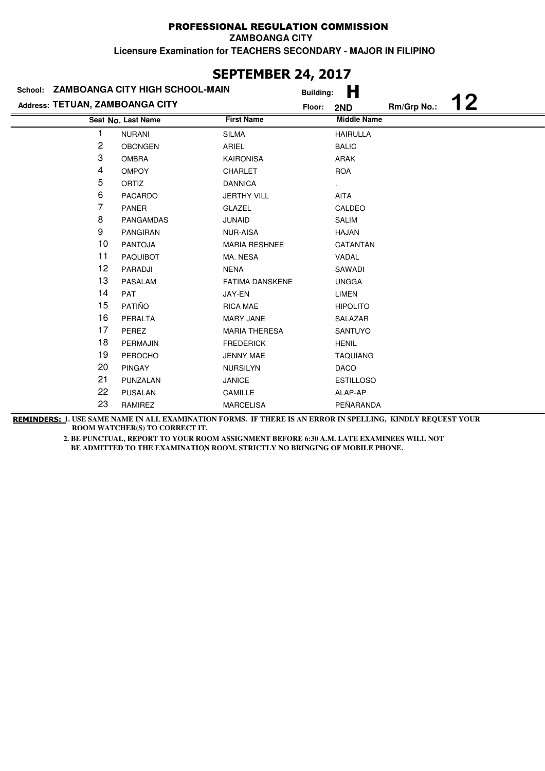PROFESSIONAL REGULATION COMMISSION

ZAMBOANGA CITY

Licensure Examination for TEACHERS SECONDARY - MAJOR IN FILIPINO

# SEPTEMBER 24, 2017

School: **ZAMBOANGA CITY HIGH SCHOOL-MAIN** Building: **H**

Address: **TETUAN, ZAMBOANGA CITY** Floor: **2ND** Rm/Grp No.: **12**

| Seat No. | Last Name | First Name | Middle Name |
|---|---|---|---|
| 1 | NURANI | SILMA | HAIRULLA |
| 2 | OBONGEN | ARIEL | BALIC |
| 3 | OMBRA | KAIRONISA | ARAK |
| 4 | OMPOY | CHARLET | ROA |
| 5 | ORTIZ | DANNICA | . |
| 6 | PACARDO | JERTHY VILL | AITA |
| 7 | PANER | GLAZEL | CALDEO |
| 8 | PANGAMDAS | JUNAID | SALIM |
| 9 | PANGIRAN | NUR-AISA | HAJAN |
| 10 | PANTOJA | MARIA RESHNEE | CATANTAN |
| 11 | PAQUIBOT | MA. NESA | VADAL |
| 12 | PARADJI | NENA | SAWADI |
| 13 | PASALAM | FATIMA DANSKENE | UNGGA |
| 14 | PAT | JAY-EN | LIMEN |
| 15 | PATIÑO | RICA MAE | HIPOLITO |
| 16 | PERALTA | MARY JANE | SALAZAR |
| 17 | PEREZ | MARIA THERESA | SANTUYO |
| 18 | PERMAJIN | FREDERICK | HENIL |
| 19 | PEROCHO | JENNY MAE | TAQUIANG |
| 20 | PINGAY | NURSILYN | DACO |
| 21 | PUNZALAN | JANICE | ESTILLOSO |
| 22 | PUSALAN | CAMILLE | ALAP-AP |
| 23 | RAMIREZ | MARCELISA | PEÑARANDA |

**REMINDERS:** 1. USE SAME NAME IN ALL EXAMINATION FORMS. IF THERE IS AN ERROR IN SPELLING, KINDLY REQUEST YOUR ROOM WATCHER(S) TO CORRECT IT.

2. BE PUNCTUAL, REPORT TO YOUR ROOM ASSIGNMENT BEFORE 6:30 A.M. LATE EXAMINEES WILL NOT BE ADMITTED TO THE EXAMINATION ROOM. STRICTLY NO BRINGING OF MOBILE PHONE.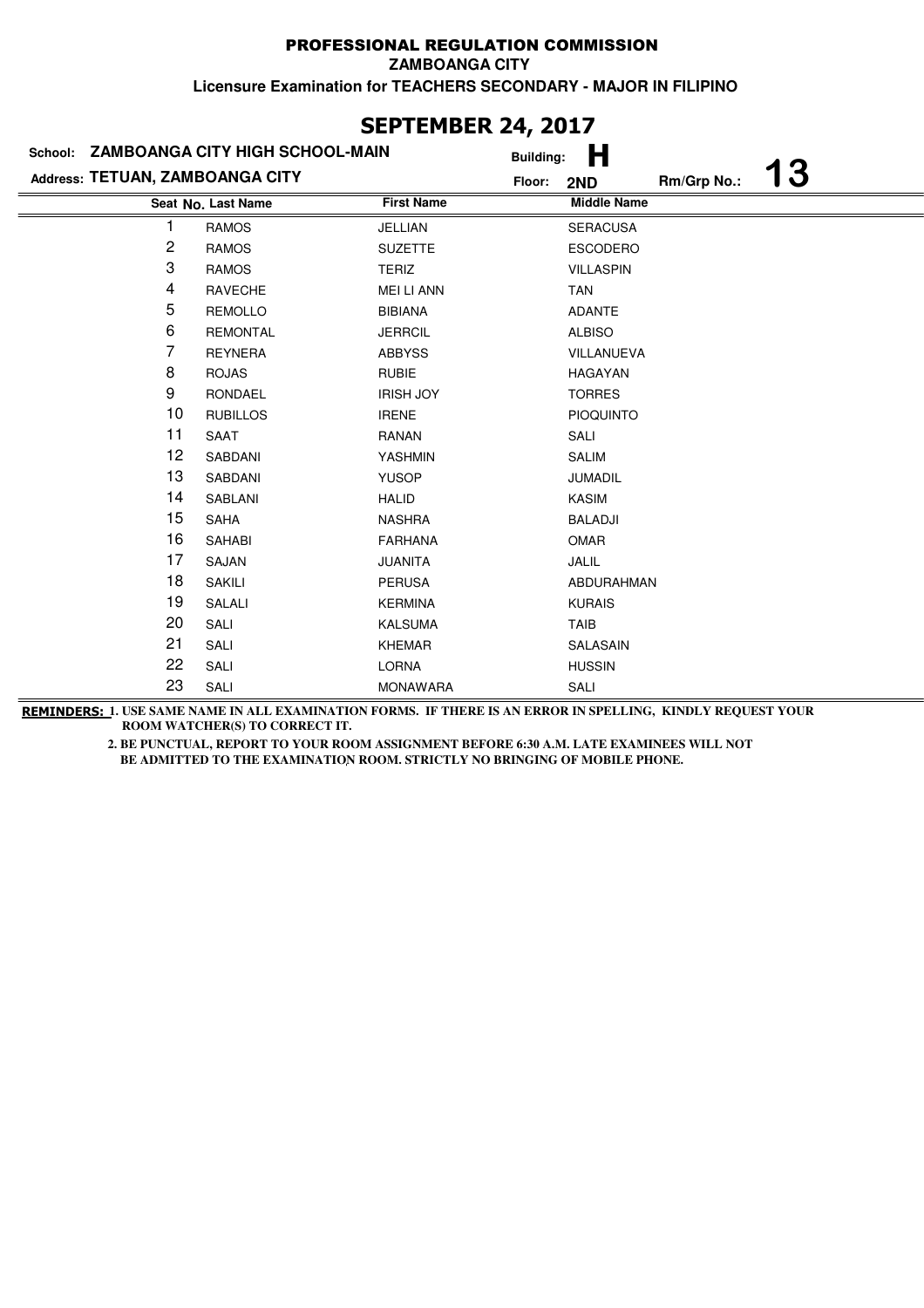# PROFESSIONAL REGULATION COMMISSION

**ZAMBOANGA CITY**

**Licensure Examination for TEACHERS SECONDARY - MAJOR IN FILIPINO**

## SEPTEMBER 24, 2017

**School:** ZAMBOANGA CITY HIGH SCHOOL-MAIN  **Building:** H

**Address:** TETUAN, ZAMBOANGA CITY  **Floor:** 2ND  **Rm/Grp No.:** 13

| Seat No. | Last Name | First Name | Middle Name |
|---|---|---|---|
| 1 | RAMOS | JELLIAN | SERACUSA |
| 2 | RAMOS | SUZETTE | ESCODERO |
| 3 | RAMOS | TERIZ | VILLASPIN |
| 4 | RAVECHE | MEI LI ANN | TAN |
| 5 | REMOLLO | BIBIANA | ADANTE |
| 6 | REMONTAL | JERRCIL | ALBISO |
| 7 | REYNERA | ABBYSS | VILLANUEVA |
| 8 | ROJAS | RUBIE | HAGAYAN |
| 9 | RONDAEL | IRISH JOY | TORRES |
| 10 | RUBILLOS | IRENE | PIOQUINTO |
| 11 | SAAT | RANAN | SALI |
| 12 | SABDANI | YASHMIN | SALIM |
| 13 | SABDANI | YUSOP | JUMADIL |
| 14 | SABLANI | HALID | KASIM |
| 15 | SAHA | NASHRA | BALADJI |
| 16 | SAHABI | FARHANA | OMAR |
| 17 | SAJAN | JUANITA | JALIL |
| 18 | SAKILI | PERUSA | ABDURAHMAN |
| 19 | SALALI | KERMINA | KURAIS |
| 20 | SALI | KALSUMA | TAIB |
| 21 | SALI | KHEMAR | SALASAIN |
| 22 | SALI | LORNA | HUSSIN |
| 23 | SALI | MONAWARA | SALI |

**REMINDERS:** 1. USE SAME NAME IN ALL EXAMINATION FORMS. IF THERE IS AN ERROR IN SPELLING, KINDLY REQUEST YOUR ROOM WATCHER(S) TO CORRECT IT.

2. BE PUNCTUAL, REPORT TO YOUR ROOM ASSIGNMENT BEFORE 6:30 A.M. LATE EXAMINEES WILL NOT BE ADMITTED TO THE EXAMINATION ROOM. STRICTLY NO BRINGING OF MOBILE PHONE.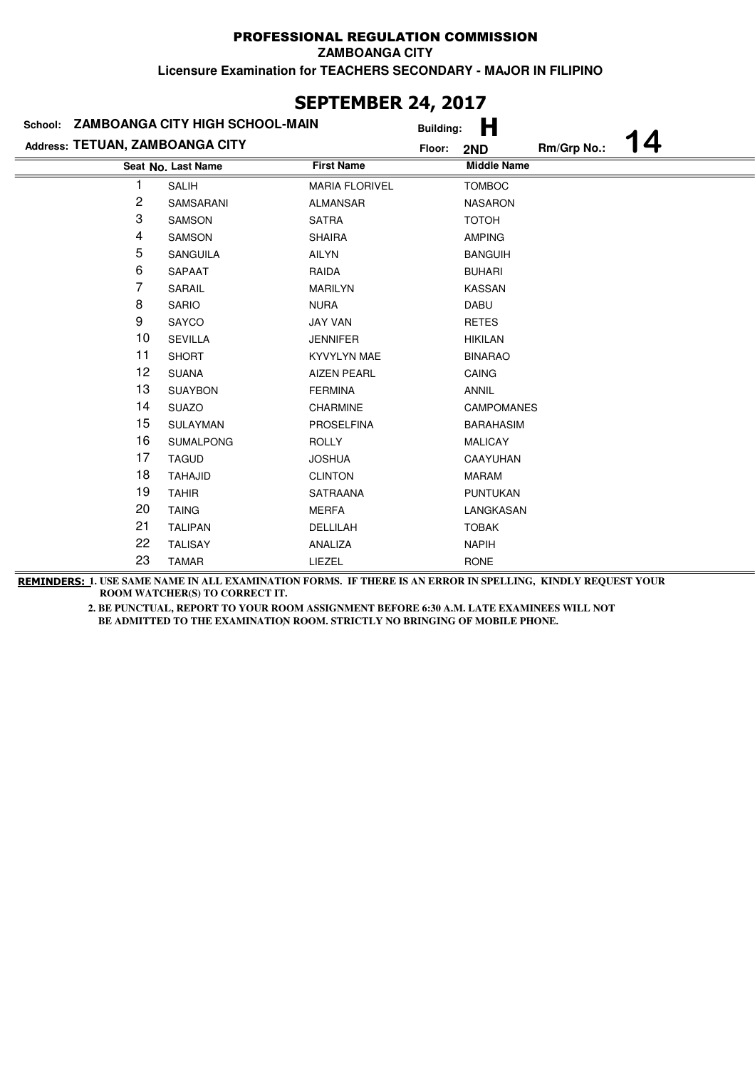# PROFESSIONAL REGULATION COMMISSION

**ZAMBOANGA CITY**

**Licensure Examination for TEACHERS SECONDARY - MAJOR IN FILIPINO**

## SEPTEMBER 24, 2017

**School: ZAMBOANGA CITY HIGH SCHOOL-MAIN** — **Building: H**

**Address: TETUAN, ZAMBOANGA CITY** — **Floor: 2ND** — **Rm/Grp No.: 14**

| Seat No. | Last Name | First Name | Middle Name |
|---|---|---|---|
| 1 | SALIH | MARIA FLORIVEL | TOMBOC |
| 2 | SAMSARANI | ALMANSAR | NASARON |
| 3 | SAMSON | SATRA | TOTOH |
| 4 | SAMSON | SHAIRA | AMPING |
| 5 | SANGUILA | AILYN | BANGUIH |
| 6 | SAPAAT | RAIDA | BUHARI |
| 7 | SARAIL | MARILYN | KASSAN |
| 8 | SARIO | NURA | DABU |
| 9 | SAYCO | JAY VAN | RETES |
| 10 | SEVILLA | JENNIFER | HIKILAN |
| 11 | SHORT | KYVYLYN MAE | BINARAO |
| 12 | SUANA | AIZEN PEARL | CAING |
| 13 | SUAYBON | FERMINA | ANNIL |
| 14 | SUAZO | CHARMINE | CAMPOMANES |
| 15 | SULAYMAN | PROSELFINA | BARAHASIM |
| 16 | SUMALPONG | ROLLY | MALICAY |
| 17 | TAGUD | JOSHUA | CAAYUHAN |
| 18 | TAHAJID | CLINTON | MARAM |
| 19 | TAHIR | SATRAANA | PUNTUKAN |
| 20 | TAING | MERFA | LANGKASAN |
| 21 | TALIPAN | DELLILAH | TOBAK |
| 22 | TALISAY | ANALIZA | NAPIH |
| 23 | TAMAR | LIEZEL | RONE |

**REMINDERS:** 1. USE SAME NAME IN ALL EXAMINATION FORMS. IF THERE IS AN ERROR IN SPELLING, KINDLY REQUEST YOUR ROOM WATCHER(S) TO CORRECT IT.

2. BE PUNCTUAL, REPORT TO YOUR ROOM ASSIGNMENT BEFORE 6:30 A.M. LATE EXAMINEES WILL NOT BE ADMITTED TO THE EXAMINATION ROOM. STRICTLY NO BRINGING OF MOBILE PHONE.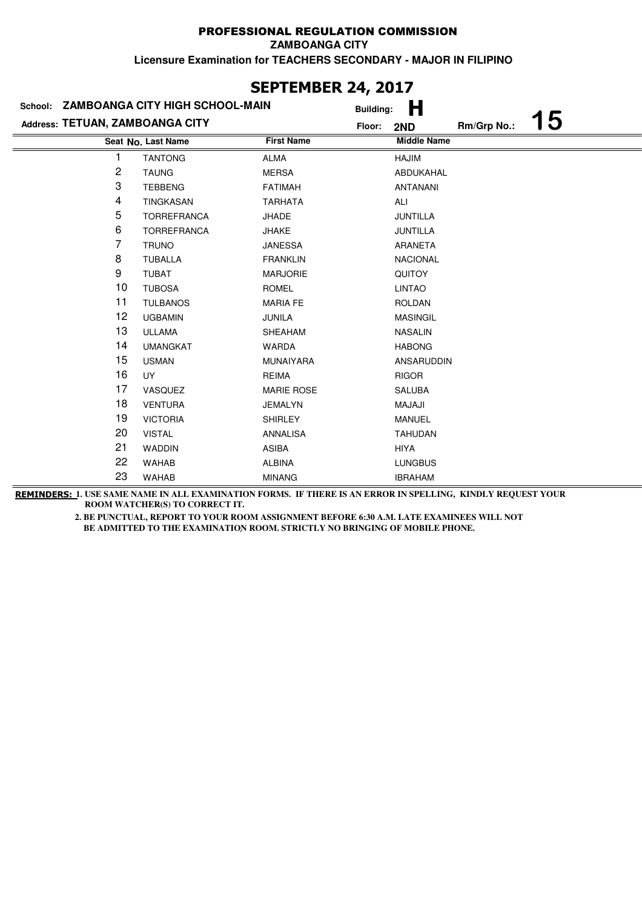# PROFESSIONAL REGULATION COMMISSION

**ZAMBOANGA CITY**

**Licensure Examination for TEACHERS SECONDARY - MAJOR IN FILIPINO**

## SEPTEMBER 24, 2017

**School:** ZAMBOANGA CITY HIGH SCHOOL-MAIN
**Building:** H
**Address:** TETUAN, ZAMBOANGA CITY
**Floor:** 2ND
**Rm/Grp No.:** 15

| Seat No. | Last Name | First Name | Middle Name |
|---|---|---|---|
| 1 | TANTONG | ALMA | HAJIM |
| 2 | TAUNG | MERSA | ABDUKAHAL |
| 3 | TEBBENG | FATIMAH | ANTANANI |
| 4 | TINGKASAN | TARHATA | ALI |
| 5 | TORREFRANCA | JHADE | JUNTILLA |
| 6 | TORREFRANCA | JHAKE | JUNTILLA |
| 7 | TRUNO | JANESSA | ARANETA |
| 8 | TUBALLA | FRANKLIN | NACIONAL |
| 9 | TUBAT | MARJORIE | QUITOY |
| 10 | TUBOSA | ROMEL | LINTAO |
| 11 | TULBANOS | MARIA FE | ROLDAN |
| 12 | UGBAMIN | JUNILA | MASINGIL |
| 13 | ULLAMA | SHEAHAM | NASALIN |
| 14 | UMANGKAT | WARDA | HABONG |
| 15 | USMAN | MUNAIYARA | ANSARUDDIN |
| 16 | UY | REIMA | RIGOR |
| 17 | VASQUEZ | MARIE ROSE | SALUBA |
| 18 | VENTURA | JEMALYN | MAJAJI |
| 19 | VICTORIA | SHIRLEY | MANUEL |
| 20 | VISTAL | ANNALISA | TAHUDAN |
| 21 | WADDIN | ASIBA | HIYA |
| 22 | WAHAB | ALBINA | LUNGBUS |
| 23 | WAHAB | MINANG | IBRAHAM |

**REMINDERS:** 1. USE SAME NAME IN ALL EXAMINATION FORMS. IF THERE IS AN ERROR IN SPELLING, KINDLY REQUEST YOUR ROOM WATCHER(S) TO CORRECT IT.

2. BE PUNCTUAL, REPORT TO YOUR ROOM ASSIGNMENT BEFORE 6:30 A.M. LATE EXAMINEES WILL NOT BE ADMITTED TO THE EXAMINATION ROOM. STRICTLY NO BRINGING OF MOBILE PHONE.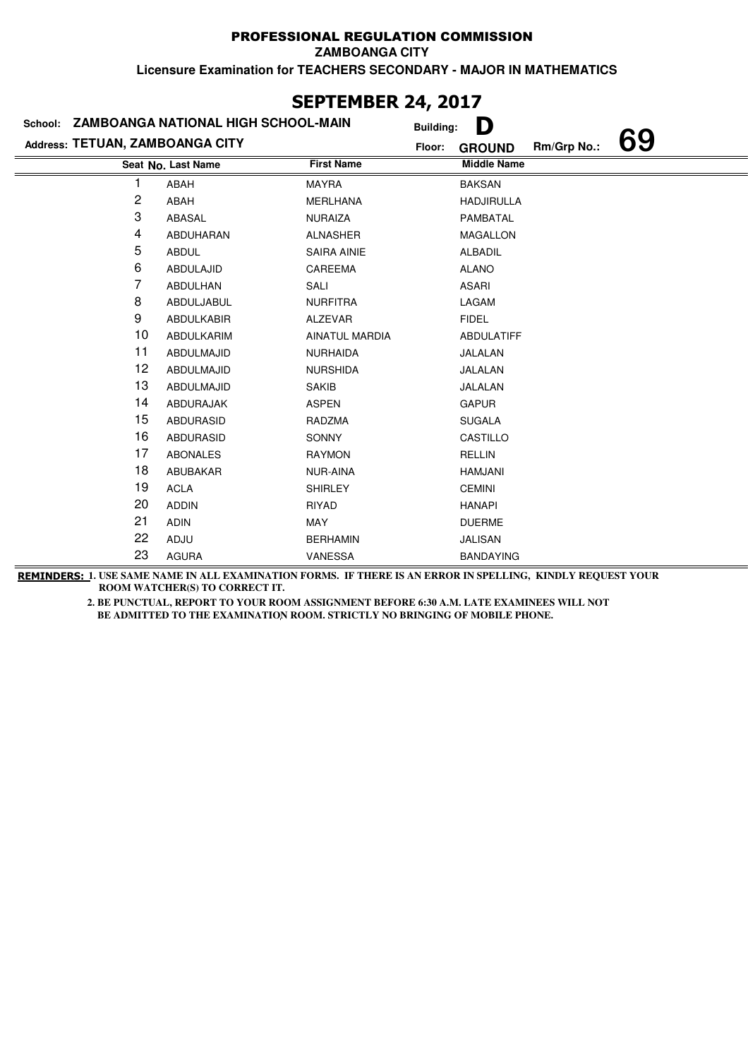# PROFESSIONAL REGULATION COMMISSION

**ZAMBOANGA CITY**

**Licensure Examination for TEACHERS SECONDARY - MAJOR IN MATHEMATICS**

## SEPTEMBER 24, 2017

**School:** ZAMBOANGA NATIONAL HIGH SCHOOL-MAIN **Building:** D

**Address:** TETUAN, ZAMBOANGA CITY **Floor:** GROUND **Rm/Grp No.:** 69

| Seat No. | Last Name | First Name | Middle Name |
|---|---|---|---|
| 1 | ABAH | MAYRA | BAKSAN |
| 2 | ABAH | MERLHANA | HADJIRULLA |
| 3 | ABASAL | NURAIZA | PAMBATAL |
| 4 | ABDUHARAN | ALNASHER | MAGALLON |
| 5 | ABDUL | SAIRA AINIE | ALBADIL |
| 6 | ABDULAJID | CAREEMA | ALANO |
| 7 | ABDULHAN | SALI | ASARI |
| 8 | ABDULJABUL | NURFITRA | LAGAM |
| 9 | ABDULKABIR | ALZEVAR | FIDEL |
| 10 | ABDULKARIM | AINATUL MARDIA | ABDULATIFF |
| 11 | ABDULMAJID | NURHAIDA | JALALAN |
| 12 | ABDULMAJID | NURSHIDA | JALALAN |
| 13 | ABDULMAJID | SAKIB | JALALAN |
| 14 | ABDURAJAK | ASPEN | GAPUR |
| 15 | ABDURASID | RADZMA | SUGALA |
| 16 | ABDURASID | SONNY | CASTILLO |
| 17 | ABONALES | RAYMON | RELLIN |
| 18 | ABUBAKAR | NUR-AINA | HAMJANI |
| 19 | ACLA | SHIRLEY | CEMINI |
| 20 | ADDIN | RIYAD | HANAPI |
| 21 | ADIN | MAY | DUERME |
| 22 | ADJU | BERHAMIN | JALISAN |
| 23 | AGURA | VANESSA | BANDAYING |

**REMINDERS:** 1. USE SAME NAME IN ALL EXAMINATION FORMS. IF THERE IS AN ERROR IN SPELLING, KINDLY REQUEST YOUR ROOM WATCHER(S) TO CORRECT IT.

2. BE PUNCTUAL, REPORT TO YOUR ROOM ASSIGNMENT BEFORE 6:30 A.M. LATE EXAMINEES WILL NOT BE ADMITTED TO THE EXAMINATION ROOM. STRICTLY NO BRINGING OF MOBILE PHONE.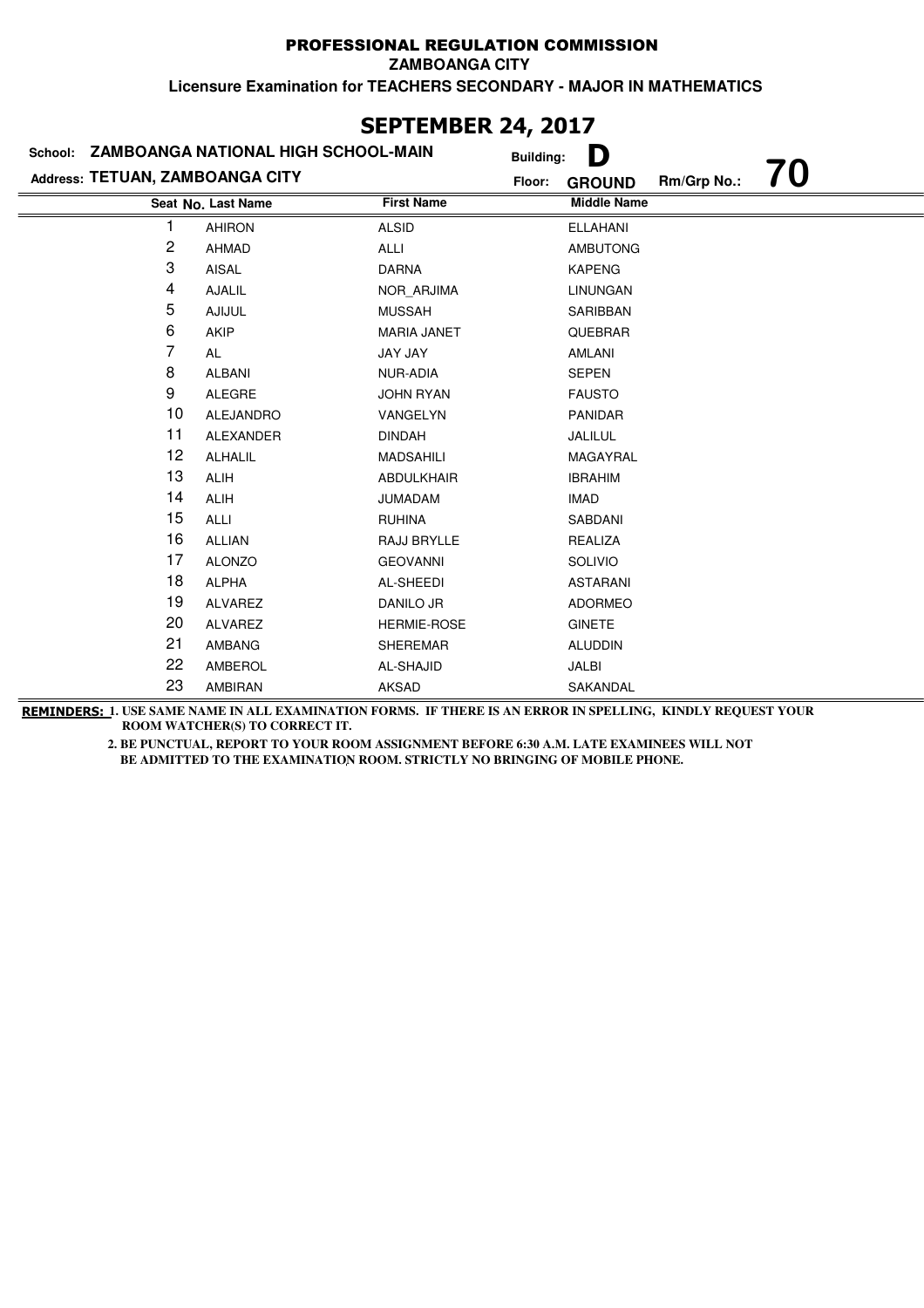# PROFESSIONAL REGULATION COMMISSION

**ZAMBOANGA CITY**

**Licensure Examination for TEACHERS SECONDARY - MAJOR IN MATHEMATICS**

## SEPTEMBER 24, 2017

**School: ZAMBOANGA NATIONAL HIGH SCHOOL-MAIN** Building: **D**

**Address: TETUAN, ZAMBOANGA CITY** Floor: **GROUND** Rm/Grp No.: **70**

| Seat No. | Last Name | First Name | Middle Name |
|---|---|---|---|
| 1 | AHIRON | ALSID | ELLAHANI |
| 2 | AHMAD | ALLI | AMBUTONG |
| 3 | AISAL | DARNA | KAPENG |
| 4 | AJALIL | NOR_ARJIMA | LINUNGAN |
| 5 | AJIJUL | MUSSAH | SARIBBAN |
| 6 | AKIP | MARIA JANET | QUEBRAR |
| 7 | AL | JAY JAY | AMLANI |
| 8 | ALBANI | NUR-ADIA | SEPEN |
| 9 | ALEGRE | JOHN RYAN | FAUSTO |
| 10 | ALEJANDRO | VANGELYN | PANIDAR |
| 11 | ALEXANDER | DINDAH | JALILUL |
| 12 | ALHALIL | MADSAHILI | MAGAYRAL |
| 13 | ALIH | ABDULKHAIR | IBRAHIM |
| 14 | ALIH | JUMADAM | IMAD |
| 15 | ALLI | RUHINA | SABDANI |
| 16 | ALLIAN | RAJJ BRYLLE | REALIZA |
| 17 | ALONZO | GEOVANNI | SOLIVIO |
| 18 | ALPHA | AL-SHEEDI | ASTARANI |
| 19 | ALVAREZ | DANILO JR | ADORMEO |
| 20 | ALVAREZ | HERMIE-ROSE | GINETE |
| 21 | AMBANG | SHEREMAR | ALUDDIN |
| 22 | AMBEROL | AL-SHAJID | JALBI |
| 23 | AMBIRAN | AKSAD | SAKANDAL |

**REMINDERS:** 1. USE SAME NAME IN ALL EXAMINATION FORMS. IF THERE IS AN ERROR IN SPELLING, KINDLY REQUEST YOUR ROOM WATCHER(S) TO CORRECT IT.

2. BE PUNCTUAL, REPORT TO YOUR ROOM ASSIGNMENT BEFORE 6:30 A.M. LATE EXAMINEES WILL NOT BE ADMITTED TO THE EXAMINATION ROOM. STRICTLY NO BRINGING OF MOBILE PHONE.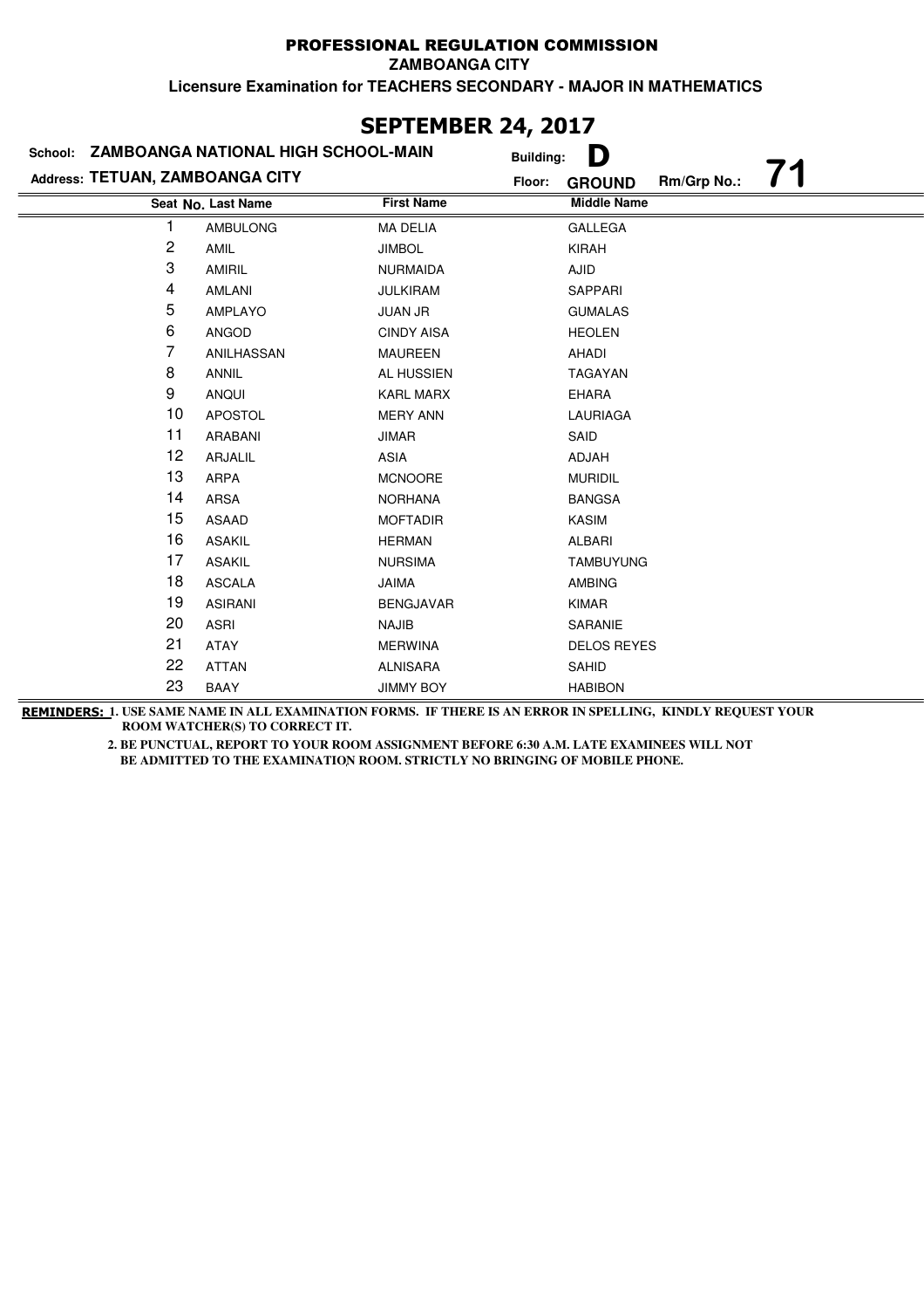# PROFESSIONAL REGULATION COMMISSION

**ZAMBOANGA CITY**

**Licensure Examination for TEACHERS SECONDARY - MAJOR IN MATHEMATICS**

## SEPTEMBER 24, 2017

**School:** ZAMBOANGA NATIONAL HIGH SCHOOL-MAIN **Building:** D

**Address:** TETUAN, ZAMBOANGA CITY **Floor:** GROUND **Rm/Grp No.:** 71

| Seat No. | Last Name | First Name | Middle Name |
|---|---|---|---|
| 1 | AMBULONG | MA DELIA | GALLEGA |
| 2 | AMIL | JIMBOL | KIRAH |
| 3 | AMIRIL | NURMAIDA | AJID |
| 4 | AMLANI | JULKIRAM | SAPPARI |
| 5 | AMPLAYO | JUAN JR | GUMALAS |
| 6 | ANGOD | CINDY AISA | HEOLEN |
| 7 | ANILHASSAN | MAUREEN | AHADI |
| 8 | ANNIL | AL HUSSIEN | TAGAYAN |
| 9 | ANQUI | KARL MARX | EHARA |
| 10 | APOSTOL | MERY ANN | LAURIAGA |
| 11 | ARABANI | JIMAR | SAID |
| 12 | ARJALIL | ASIA | ADJAH |
| 13 | ARPA | MCNOORE | MURIDIL |
| 14 | ARSA | NORHANA | BANGSA |
| 15 | ASAAD | MOFTADIR | KASIM |
| 16 | ASAKIL | HERMAN | ALBARI |
| 17 | ASAKIL | NURSIMA | TAMBUYUNG |
| 18 | ASCALA | JAIMA | AMBING |
| 19 | ASIRANI | BENGJAVAR | KIMAR |
| 20 | ASRI | NAJIB | SARANIE |
| 21 | ATAY | MERWINA | DELOS REYES |
| 22 | ATTAN | ALNISARA | SAHID |
| 23 | BAAY | JIMMY BOY | HABIBON |

**REMINDERS:** 1. USE SAME NAME IN ALL EXAMINATION FORMS. IF THERE IS AN ERROR IN SPELLING, KINDLY REQUEST YOUR ROOM WATCHER(S) TO CORRECT IT.

2. BE PUNCTUAL, REPORT TO YOUR ROOM ASSIGNMENT BEFORE 6:30 A.M. LATE EXAMINEES WILL NOT BE ADMITTED TO THE EXAMINATION ROOM. STRICTLY NO BRINGING OF MOBILE PHONE.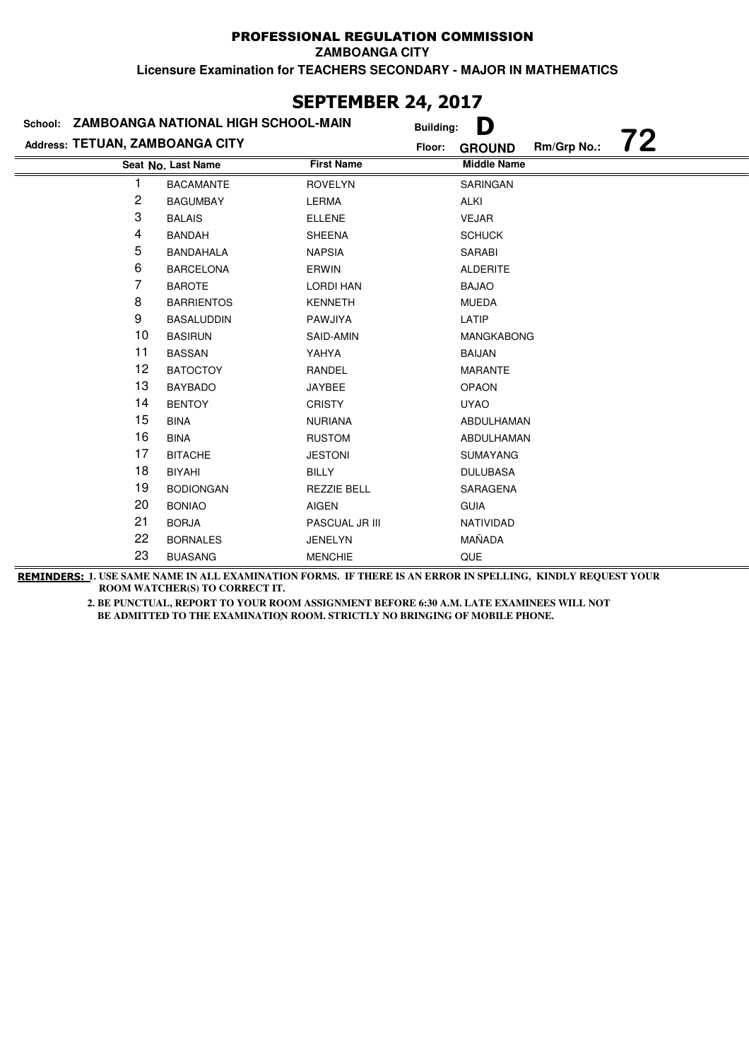# PROFESSIONAL REGULATION COMMISSION

**ZAMBOANGA CITY**

**Licensure Examination for TEACHERS SECONDARY - MAJOR IN MATHEMATICS**

## SEPTEMBER 24, 2017

**School:** ZAMBOANGA NATIONAL HIGH SCHOOL-MAIN **Building:** D

**Address:** TETUAN, ZAMBOANGA CITY **Floor:** GROUND **Rm/Grp No.:** 72

| Seat No. | Last Name | First Name | Middle Name |
|---|---|---|---|
| 1 | BACAMANTE | ROVELYN | SARINGAN |
| 2 | BAGUMBAY | LERMA | ALKI |
| 3 | BALAIS | ELLENE | VEJAR |
| 4 | BANDAH | SHEENA | SCHUCK |
| 5 | BANDAHALA | NAPSIA | SARABI |
| 6 | BARCELONA | ERWIN | ALDERITE |
| 7 | BAROTE | LORDI HAN | BAJAO |
| 8 | BARRIENTOS | KENNETH | MUEDA |
| 9 | BASALUDDIN | PAWJIYA | LATIP |
| 10 | BASIRUN | SAID-AMIN | MANGKABONG |
| 11 | BASSAN | YAHYA | BAIJAN |
| 12 | BATOCTOY | RANDEL | MARANTE |
| 13 | BAYBADO | JAYBEE | OPAON |
| 14 | BENTOY | CRISTY | UYAO |
| 15 | BINA | NURIANA | ABDULHAMAN |
| 16 | BINA | RUSTOM | ABDULHAMAN |
| 17 | BITACHE | JESTONI | SUMAYANG |
| 18 | BIYAHI | BILLY | DULUBASA |
| 19 | BODIONGAN | REZZIE BELL | SARAGENA |
| 20 | BONIAO | AIGEN | GUIA |
| 21 | BORJA | PASCUAL JR III | NATIVIDAD |
| 22 | BORNALES | JENELYN | MAÑADA |
| 23 | BUASANG | MENCHIE | QUE |

**REMINDERS:** 1. USE SAME NAME IN ALL EXAMINATION FORMS. IF THERE IS AN ERROR IN SPELLING, KINDLY REQUEST YOUR ROOM WATCHER(S) TO CORRECT IT.

2. BE PUNCTUAL, REPORT TO YOUR ROOM ASSIGNMENT BEFORE 6:30 A.M. LATE EXAMINEES WILL NOT BE ADMITTED TO THE EXAMINATION ROOM. STRICTLY NO BRINGING OF MOBILE PHONE.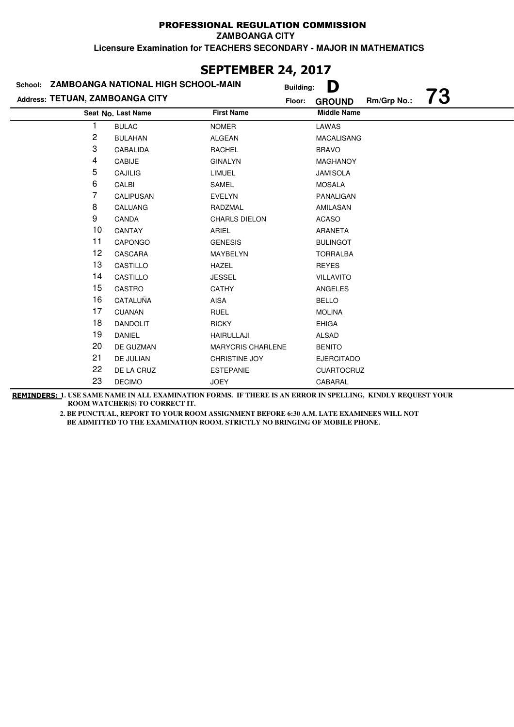# PROFESSIONAL REGULATION COMMISSION

**ZAMBOANGA CITY**

**Licensure Examination for TEACHERS SECONDARY - MAJOR IN MATHEMATICS**

## SEPTEMBER 24, 2017

**School:** ZAMBOANGA NATIONAL HIGH SCHOOL-MAIN  **Building:** D

**Address:** TETUAN, ZAMBOANGA CITY  **Floor:** GROUND  **Rm/Grp No.:** 73

| Seat No. | Last Name | First Name | Middle Name |
|---|---|---|---|
| 1 | BULAC | NOMER | LAWAS |
| 2 | BULAHAN | ALGEAN | MACALISANG |
| 3 | CABALIDA | RACHEL | BRAVO |
| 4 | CABIJE | GINALYN | MAGHANOY |
| 5 | CAJILIG | LIMUEL | JAMISOLA |
| 6 | CALBI | SAMEL | MOSALA |
| 7 | CALIPUSAN | EVELYN | PANALIGAN |
| 8 | CALUANG | RADZMAL | AMILASAN |
| 9 | CANDA | CHARLS DIELON | ACASO |
| 10 | CANTAY | ARIEL | ARANETA |
| 11 | CAPONGO | GENESIS | BULINGOT |
| 12 | CASCARA | MAYBELYN | TORRALBA |
| 13 | CASTILLO | HAZEL | REYES |
| 14 | CASTILLO | JESSEL | VILLAVITO |
| 15 | CASTRO | CATHY | ANGELES |
| 16 | CATALUÑA | AISA | BELLO |
| 17 | CUANAN | RUEL | MOLINA |
| 18 | DANDOLIT | RICKY | EHIGA |
| 19 | DANIEL | HAIRULLAJI | ALSAD |
| 20 | DE GUZMAN | MARYCRIS CHARLENE | BENITO |
| 21 | DE JULIAN | CHRISTINE JOY | EJERCITADO |
| 22 | DE LA CRUZ | ESTEPANIE | CUARTOCRUZ |
| 23 | DECIMO | JOEY | CABARAL |

**REMINDERS:** 1. USE SAME NAME IN ALL EXAMINATION FORMS. IF THERE IS AN ERROR IN SPELLING, KINDLY REQUEST YOUR ROOM WATCHER(S) TO CORRECT IT.

2. BE PUNCTUAL, REPORT TO YOUR ROOM ASSIGNMENT BEFORE 6:30 A.M. LATE EXAMINEES WILL NOT BE ADMITTED TO THE EXAMINATION ROOM. STRICTLY NO BRINGING OF MOBILE PHONE.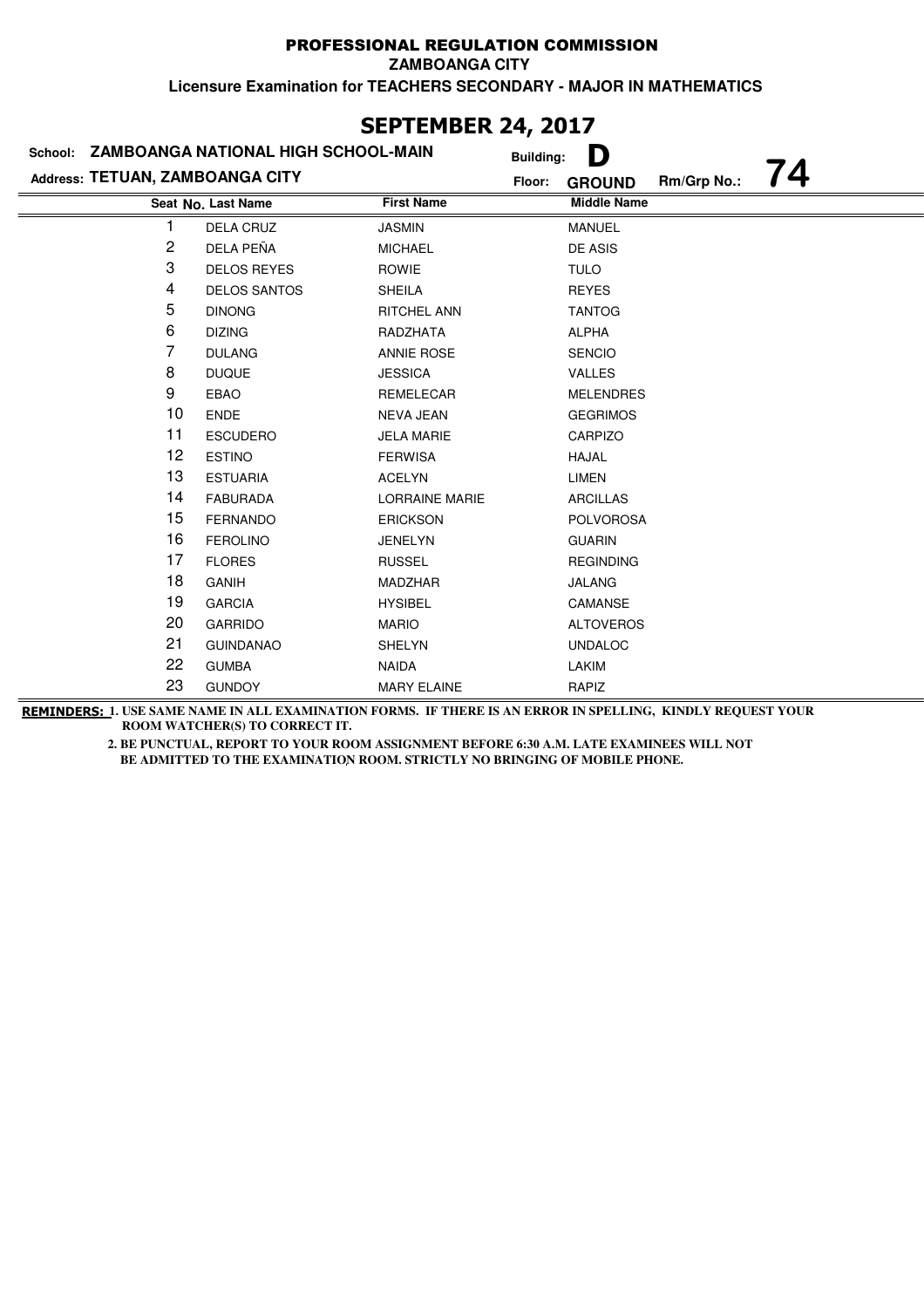# PROFESSIONAL REGULATION COMMISSION

**ZAMBOANGA CITY**

**Licensure Examination for TEACHERS SECONDARY - MAJOR IN MATHEMATICS**

## SEPTEMBER 24, 2017

**School:** ZAMBOANGA NATIONAL HIGH SCHOOL-MAIN **Building:** D

**Address:** TETUAN, ZAMBOANGA CITY **Floor:** GROUND **Rm/Grp No.:** 74

| Seat No. | Last Name | First Name | Middle Name |
|---|---|---|---|
| 1 | DELA CRUZ | JASMIN | MANUEL |
| 2 | DELA PEÑA | MICHAEL | DE ASIS |
| 3 | DELOS REYES | ROWIE | TULO |
| 4 | DELOS SANTOS | SHEILA | REYES |
| 5 | DINONG | RITCHEL ANN | TANTOG |
| 6 | DIZING | RADZHATA | ALPHA |
| 7 | DULANG | ANNIE ROSE | SENCIO |
| 8 | DUQUE | JESSICA | VALLES |
| 9 | EBAO | REMELECAR | MELENDRES |
| 10 | ENDE | NEVA JEAN | GEGRIMOS |
| 11 | ESCUDERO | JELA MARIE | CARPIZO |
| 12 | ESTINO | FERWISA | HAJAL |
| 13 | ESTUARIA | ACELYN | LIMEN |
| 14 | FABURADA | LORRAINE MARIE | ARCILLAS |
| 15 | FERNANDO | ERICKSON | POLVOROSA |
| 16 | FEROLINO | JENELYN | GUARIN |
| 17 | FLORES | RUSSEL | REGINDING |
| 18 | GANIH | MADZHAR | JALANG |
| 19 | GARCIA | HYSIBEL | CAMANSE |
| 20 | GARRIDO | MARIO | ALTOVEROS |
| 21 | GUINDANAO | SHELYN | UNDALOC |
| 22 | GUMBA | NAIDA | LAKIM |
| 23 | GUNDOY | MARY ELAINE | RAPIZ |

**REMINDERS:** 1. USE SAME NAME IN ALL EXAMINATION FORMS. IF THERE IS AN ERROR IN SPELLING, KINDLY REQUEST YOUR ROOM WATCHER(S) TO CORRECT IT.

2. BE PUNCTUAL, REPORT TO YOUR ROOM ASSIGNMENT BEFORE 6:30 A.M. LATE EXAMINEES WILL NOT BE ADMITTED TO THE EXAMINATION ROOM. STRICTLY NO BRINGING OF MOBILE PHONE.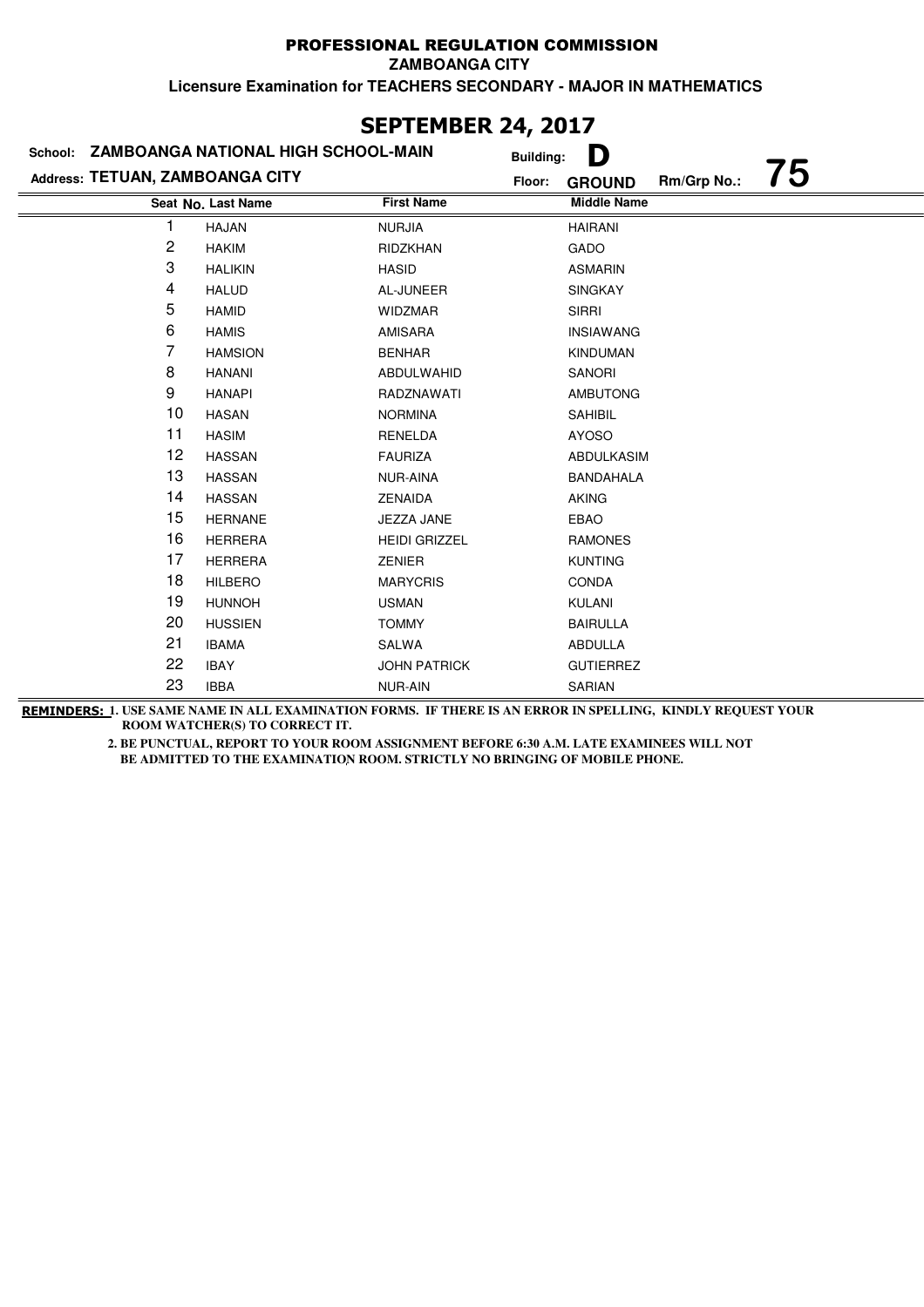PROFESSIONAL REGULATION COMMISSION

ZAMBOANGA CITY

Licensure Examination for TEACHERS SECONDARY - MAJOR IN MATHEMATICS

## SEPTEMBER 24, 2017

School: **ZAMBOANGA NATIONAL HIGH SCHOOL-MAIN** Building: **D**

Address: **TETUAN, ZAMBOANGA CITY** Floor: **GROUND** Rm/Grp No.: **75**

| Seat No. | Last Name | First Name | Middle Name |
|---|---|---|---|
| 1 | HAJAN | NURJIA | HAIRANI |
| 2 | HAKIM | RIDZKHAN | GADO |
| 3 | HALIKIN | HASID | ASMARIN |
| 4 | HALUD | AL-JUNEER | SINGKAY |
| 5 | HAMID | WIDZMAR | SIRRI |
| 6 | HAMIS | AMISARA | INSIAWANG |
| 7 | HAMSION | BENHAR | KINDUMAN |
| 8 | HANANI | ABDULWAHID | SANORI |
| 9 | HANAPI | RADZNAWATI | AMBUTONG |
| 10 | HASAN | NORMINA | SAHIBIL |
| 11 | HASIM | RENELDA | AYOSO |
| 12 | HASSAN | FAURIZA | ABDULKASIM |
| 13 | HASSAN | NUR-AINA | BANDAHALA |
| 14 | HASSAN | ZENAIDA | AKING |
| 15 | HERNANE | JEZZA JANE | EBAO |
| 16 | HERRERA | HEIDI GRIZZEL | RAMONES |
| 17 | HERRERA | ZENIER | KUNTING |
| 18 | HILBERO | MARYCRIS | CONDA |
| 19 | HUNNOH | USMAN | KULANI |
| 20 | HUSSIEN | TOMMY | BAIRULLA |
| 21 | IBAMA | SALWA | ABDULLA |
| 22 | IBAY | JOHN PATRICK | GUTIERREZ |
| 23 | IBBA | NUR-AIN | SARIAN |

**REMINDERS:** 1. USE SAME NAME IN ALL EXAMINATION FORMS. IF THERE IS AN ERROR IN SPELLING, KINDLY REQUEST YOUR ROOM WATCHER(S) TO CORRECT IT.

2. BE PUNCTUAL, REPORT TO YOUR ROOM ASSIGNMENT BEFORE 6:30 A.M. LATE EXAMINEES WILL NOT BE ADMITTED TO THE EXAMINATION ROOM. STRICTLY NO BRINGING OF MOBILE PHONE.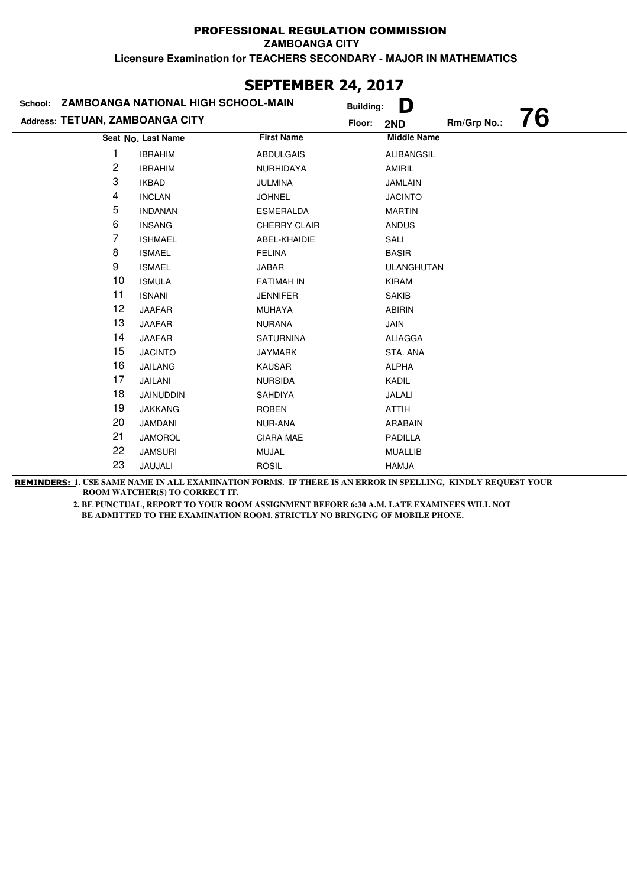# PROFESSIONAL REGULATION COMMISSION

**ZAMBOANGA CITY**

**Licensure Examination for TEACHERS SECONDARY - MAJOR IN MATHEMATICS**

## SEPTEMBER 24, 2017

**School:** ZAMBOANGA NATIONAL HIGH SCHOOL-MAIN **Building:** D

**Address:** TETUAN, ZAMBOANGA CITY **Floor:** 2ND **Rm/Grp No.:** 76

| Seat No. | Last Name | First Name | Middle Name |
|---|---|---|---|
| 1 | IBRAHIM | ABDULGAIS | ALIBANGSIL |
| 2 | IBRAHIM | NURHIDAYA | AMIRIL |
| 3 | IKBAD | JULMINA | JAMLAIN |
| 4 | INCLAN | JOHNEL | JACINTO |
| 5 | INDANAN | ESMERALDA | MARTIN |
| 6 | INSANG | CHERRY CLAIR | ANDUS |
| 7 | ISHMAEL | ABEL-KHAIDIE | SALI |
| 8 | ISMAEL | FELINA | BASIR |
| 9 | ISMAEL | JABAR | ULANGHUTAN |
| 10 | ISMULA | FATIMAH IN | KIRAM |
| 11 | ISNANI | JENNIFER | SAKIB |
| 12 | JAAFAR | MUHAYA | ABIRIN |
| 13 | JAAFAR | NURANA | JAIN |
| 14 | JAAFAR | SATURNINA | ALIAGGA |
| 15 | JACINTO | JAYMARK | STA. ANA |
| 16 | JAILANG | KAUSAR | ALPHA |
| 17 | JAILANI | NURSIDA | KADIL |
| 18 | JAINUDDIN | SAHDIYA | JALALI |
| 19 | JAKKANG | ROBEN | ATTIH |
| 20 | JAMDANI | NUR-ANA | ARABAIN |
| 21 | JAMOROL | CIARA MAE | PADILLA |
| 22 | JAMSURI | MUJAL | MUALLIB |
| 23 | JAUJALI | ROSIL | HAMJA |

**REMINDERS:** 1. USE SAME NAME IN ALL EXAMINATION FORMS. IF THERE IS AN ERROR IN SPELLING, KINDLY REQUEST YOUR ROOM WATCHER(S) TO CORRECT IT.

2. BE PUNCTUAL, REPORT TO YOUR ROOM ASSIGNMENT BEFORE 6:30 A.M. LATE EXAMINEES WILL NOT BE ADMITTED TO THE EXAMINATION ROOM. STRICTLY NO BRINGING OF MOBILE PHONE.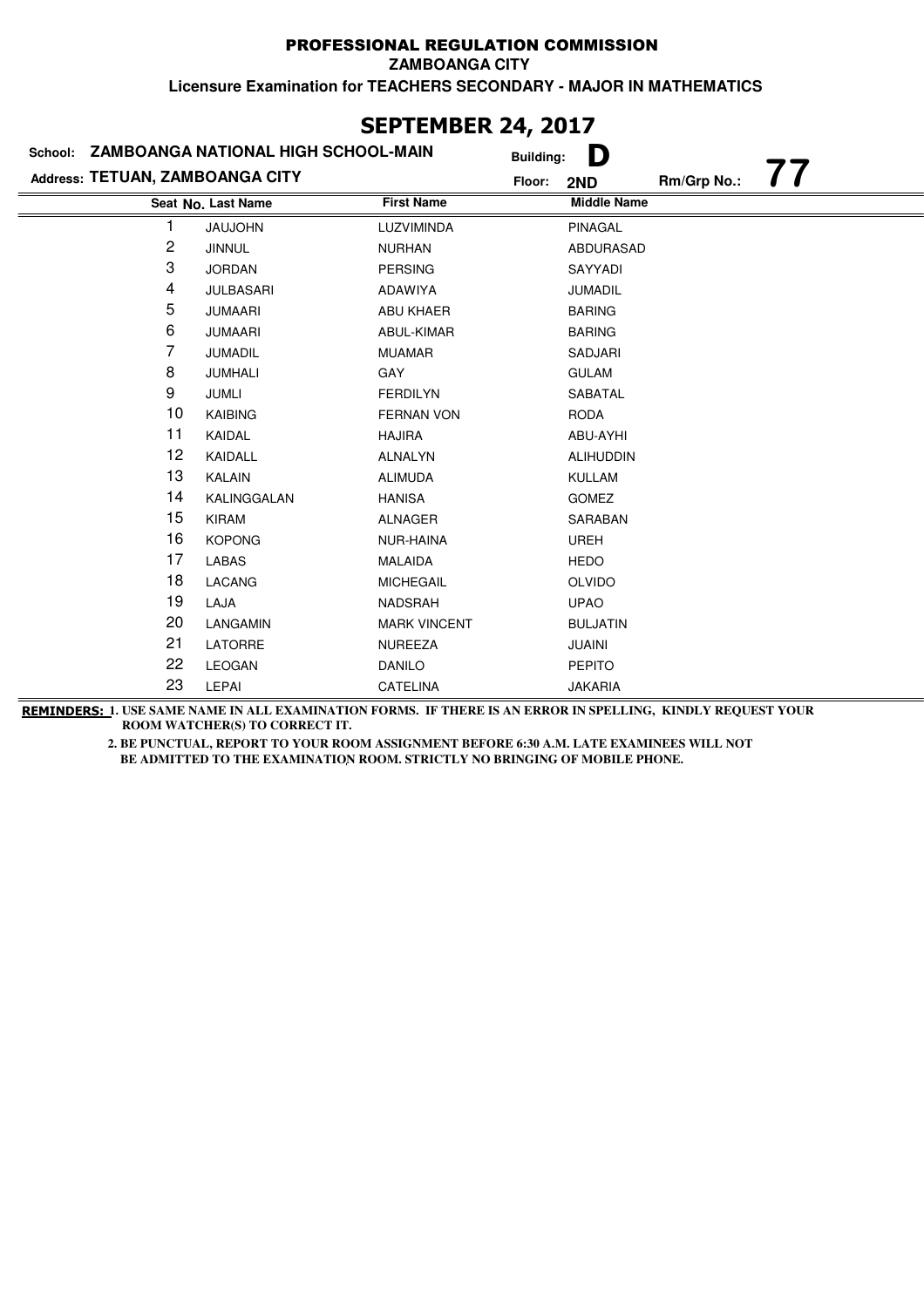# PROFESSIONAL REGULATION COMMISSION

**ZAMBOANGA CITY**

**Licensure Examination for TEACHERS SECONDARY - MAJOR IN MATHEMATICS**

## SEPTEMBER 24, 2017

**School:** ZAMBOANGA NATIONAL HIGH SCHOOL-MAIN **Building:** D

**Address:** TETUAN, ZAMBOANGA CITY **Floor:** 2ND **Rm/Grp No.:** 77

| Seat No. | Last Name | First Name | Middle Name |
|---|---|---|---|
| 1 | JAUJOHN | LUZVIMINDA | PINAGAL |
| 2 | JINNUL | NURHAN | ABDURASAD |
| 3 | JORDAN | PERSING | SAYYADI |
| 4 | JULBASARI | ADAWIYA | JUMADIL |
| 5 | JUMAARI | ABU KHAER | BARING |
| 6 | JUMAARI | ABUL-KIMAR | BARING |
| 7 | JUMADIL | MUAMAR | SADJARI |
| 8 | JUMHALI | GAY | GULAM |
| 9 | JUMLI | FERDILYN | SABATAL |
| 10 | KAIBING | FERNAN VON | RODA |
| 11 | KAIDAL | HAJIRA | ABU-AYHI |
| 12 | KAIDALL | ALNALYN | ALIHUDDIN |
| 13 | KALAIN | ALIMUDA | KULLAM |
| 14 | KALINGGALAN | HANISA | GOMEZ |
| 15 | KIRAM | ALNAGER | SARABAN |
| 16 | KOPONG | NUR-HAINA | UREH |
| 17 | LABAS | MALAIDA | HEDO |
| 18 | LACANG | MICHEGAIL | OLVIDO |
| 19 | LAJA | NADSRAH | UPAO |
| 20 | LANGAMIN | MARK VINCENT | BULJATIN |
| 21 | LATORRE | NUREEZA | JUAINI |
| 22 | LEOGAN | DANILO | PEPITO |
| 23 | LEPAI | CATELINA | JAKARIA |

**REMINDERS:** 1. USE SAME NAME IN ALL EXAMINATION FORMS. IF THERE IS AN ERROR IN SPELLING, KINDLY REQUEST YOUR ROOM WATCHER(S) TO CORRECT IT.

2. BE PUNCTUAL, REPORT TO YOUR ROOM ASSIGNMENT BEFORE 6:30 A.M. LATE EXAMINEES WILL NOT BE ADMITTED TO THE EXAMINATION ROOM. STRICTLY NO BRINGING OF MOBILE PHONE.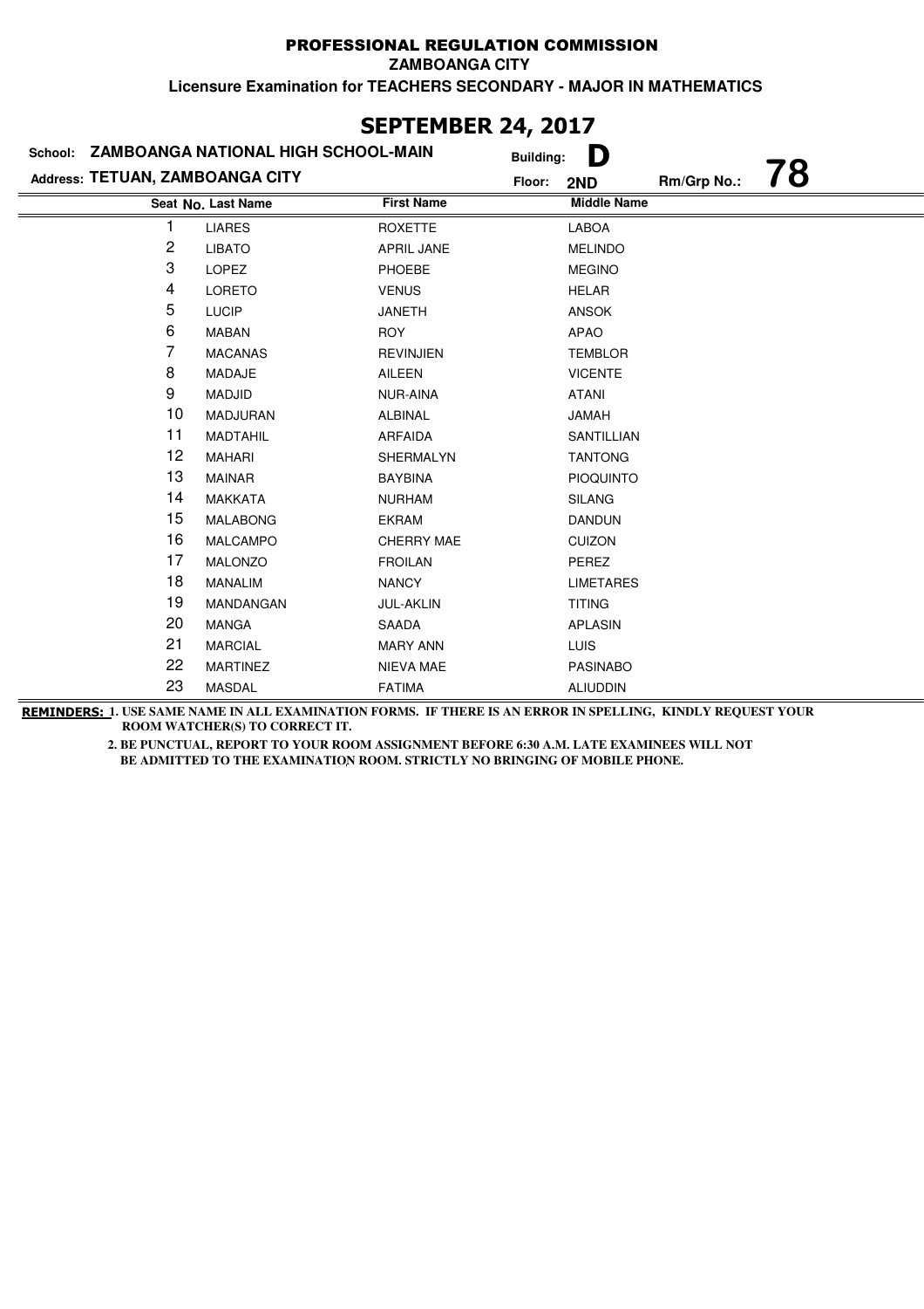# PROFESSIONAL REGULATION COMMISSION

**ZAMBOANGA CITY**

**Licensure Examination for TEACHERS SECONDARY - MAJOR IN MATHEMATICS**

## SEPTEMBER 24, 2017

**School:** ZAMBOANGA NATIONAL HIGH SCHOOL-MAIN **Building:** D

**Address:** TETUAN, ZAMBOANGA CITY **Floor:** 2ND **Rm/Grp No.:** 78

| Seat No. | Last Name | First Name | Middle Name |
|---|---|---|---|
| 1 | LIARES | ROXETTE | LABOA |
| 2 | LIBATO | APRIL JANE | MELINDO |
| 3 | LOPEZ | PHOEBE | MEGINO |
| 4 | LORETO | VENUS | HELAR |
| 5 | LUCIP | JANETH | ANSOK |
| 6 | MABAN | ROY | APAO |
| 7 | MACANAS | REVINJIEN | TEMBLOR |
| 8 | MADAJE | AILEEN | VICENTE |
| 9 | MADJID | NUR-AINA | ATANI |
| 10 | MADJURAN | ALBINAL | JAMAH |
| 11 | MADTAHIL | ARFAIDA | SANTILLIAN |
| 12 | MAHARI | SHERMALYN | TANTONG |
| 13 | MAINAR | BAYBINA | PIOQUINTO |
| 14 | MAKKATA | NURHAM | SILANG |
| 15 | MALABONG | EKRAM | DANDUN |
| 16 | MALCAMPO | CHERRY MAE | CUIZON |
| 17 | MALONZO | FROILAN | PEREZ |
| 18 | MANALIM | NANCY | LIMETARES |
| 19 | MANDANGAN | JUL-AKLIN | TITING |
| 20 | MANGA | SAADA | APLASIN |
| 21 | MARCIAL | MARY ANN | LUIS |
| 22 | MARTINEZ | NIEVA MAE | PASINABO |
| 23 | MASDAL | FATIMA | ALIUDDIN |

**REMINDERS:** 1. USE SAME NAME IN ALL EXAMINATION FORMS. IF THERE IS AN ERROR IN SPELLING, KINDLY REQUEST YOUR ROOM WATCHER(S) TO CORRECT IT.

2. BE PUNCTUAL, REPORT TO YOUR ROOM ASSIGNMENT BEFORE 6:30 A.M. LATE EXAMINEES WILL NOT BE ADMITTED TO THE EXAMINATION ROOM. STRICTLY NO BRINGING OF MOBILE PHONE.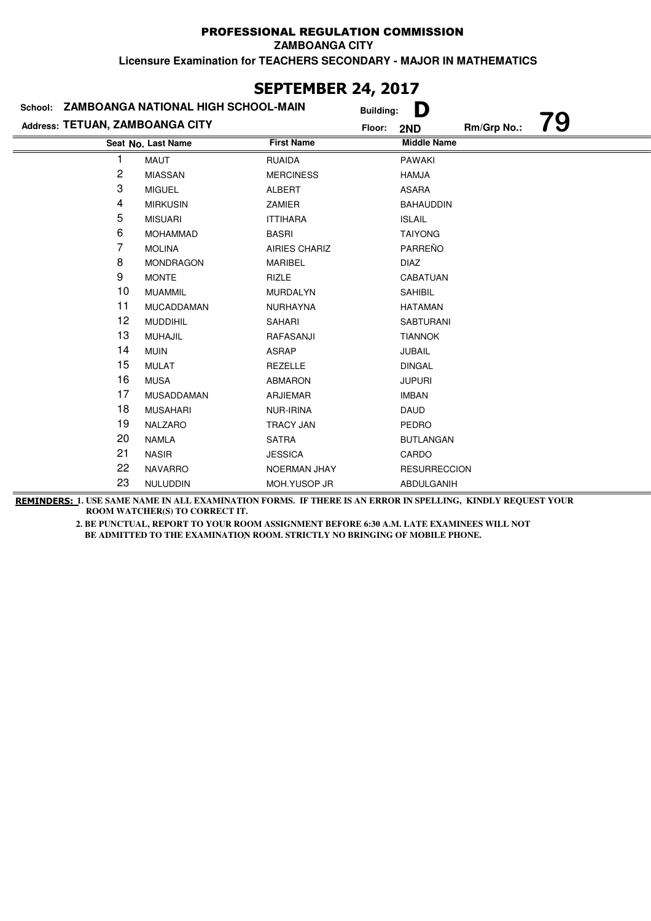# PROFESSIONAL REGULATION COMMISSION

**ZAMBOANGA CITY**

**Licensure Examination for TEACHERS SECONDARY - MAJOR IN MATHEMATICS**

## SEPTEMBER 24, 2017

**School:** ZAMBOANGA NATIONAL HIGH SCHOOL-MAIN **Building:** D

**Address:** TETUAN, ZAMBOANGA CITY **Floor:** 2ND **Rm/Grp No.:** 79

| Seat No. | Last Name | First Name | Middle Name |
|---|---|---|---|
| 1 | MAUT | RUAIDA | PAWAKI |
| 2 | MIASSAN | MERCINESS | HAMJA |
| 3 | MIGUEL | ALBERT | ASARA |
| 4 | MIRKUSIN | ZAMIER | BAHAUDDIN |
| 5 | MISUARI | ITTIHARA | ISLAIL |
| 6 | MOHAMMAD | BASRI | TAIYONG |
| 7 | MOLINA | AIRIES CHARIZ | PARREÑO |
| 8 | MONDRAGON | MARIBEL | DIAZ |
| 9 | MONTE | RIZLE | CABATUAN |
| 10 | MUAMMIL | MURDALYN | SAHIBIL |
| 11 | MUCADDAMAN | NURHAYNA | HATAMAN |
| 12 | MUDDIHIL | SAHARI | SABTURANI |
| 13 | MUHAJIL | RAFASANJI | TIANNOK |
| 14 | MUIN | ASRAP | JUBAIL |
| 15 | MULAT | REZELLE | DINGAL |
| 16 | MUSA | ABMARON | JUPURI |
| 17 | MUSADDAMAN | ARJIEMAR | IMBAN |
| 18 | MUSAHARI | NUR-IRINA | DAUD |
| 19 | NALZARO | TRACY JAN | PEDRO |
| 20 | NAMLA | SATRA | BUTLANGAN |
| 21 | NASIR | JESSICA | CARDO |
| 22 | NAVARRO | NOERMAN JHAY | RESURRECCION |
| 23 | NULUDDIN | MOH.YUSOP JR | ABDULGANIH |

**REMINDERS:** 1. USE SAME NAME IN ALL EXAMINATION FORMS. IF THERE IS AN ERROR IN SPELLING, KINDLY REQUEST YOUR ROOM WATCHER(S) TO CORRECT IT.

2. BE PUNCTUAL, REPORT TO YOUR ROOM ASSIGNMENT BEFORE 6:30 A.M. LATE EXAMINEES WILL NOT BE ADMITTED TO THE EXAMINATION ROOM. STRICTLY NO BRINGING OF MOBILE PHONE.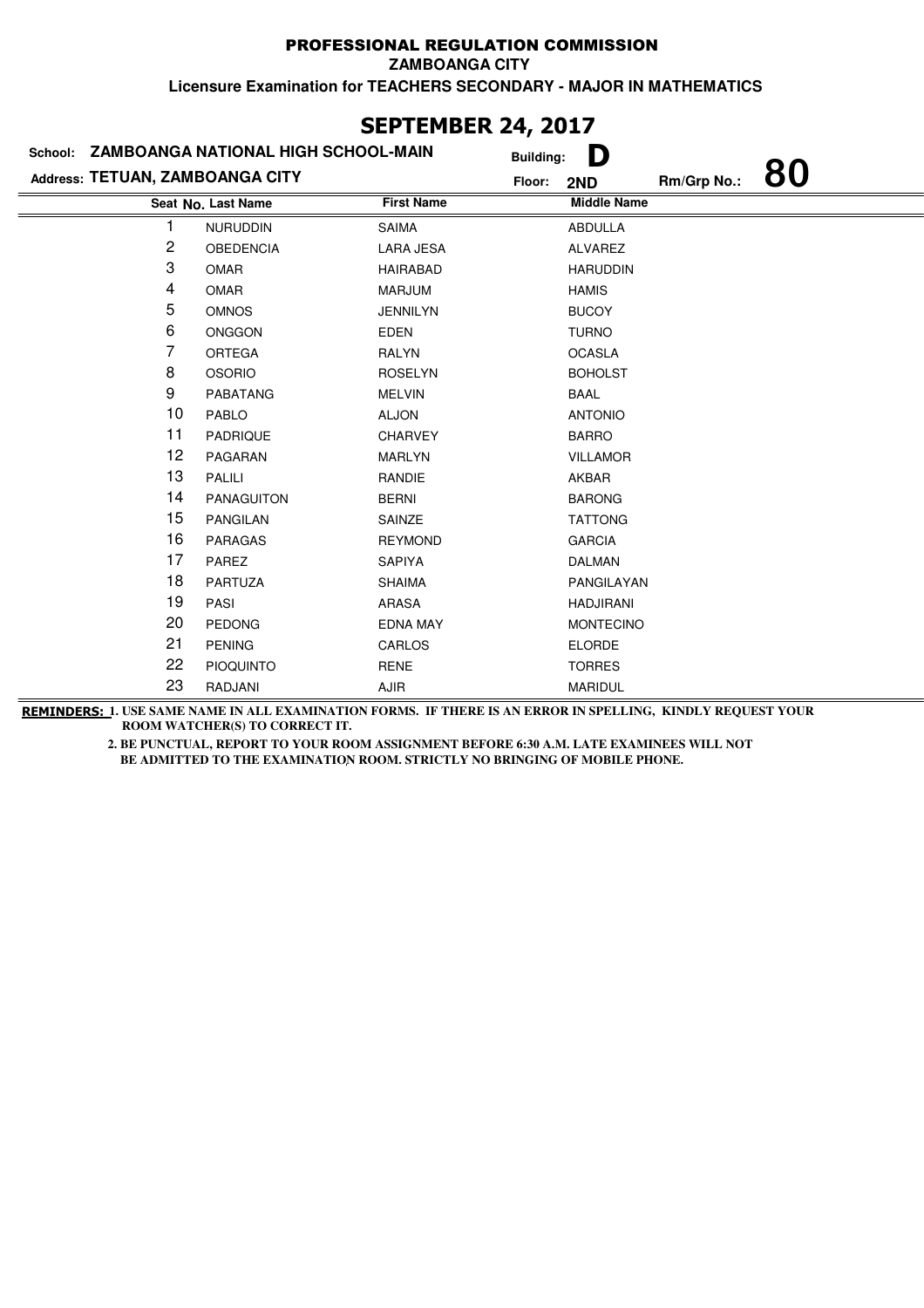# PROFESSIONAL REGULATION COMMISSION

**ZAMBOANGA CITY**

**Licensure Examination for TEACHERS SECONDARY - MAJOR IN MATHEMATICS**

## SEPTEMBER 24, 2017

**School:** ZAMBOANGA NATIONAL HIGH SCHOOL-MAIN  
**Building:** D  
**Address:** TETUAN, ZAMBOANGA CITY  
**Floor:** 2ND  
**Rm/Grp No.:** 80

| Seat No. | Last Name | First Name | Middle Name |
|---|---|---|---|
| 1 | NURUDDIN | SAIMA | ABDULLA |
| 2 | OBEDENCIA | LARA JESA | ALVAREZ |
| 3 | OMAR | HAIRABAD | HARUDDIN |
| 4 | OMAR | MARJUM | HAMIS |
| 5 | OMNOS | JENNILYN | BUCOY |
| 6 | ONGGON | EDEN | TURNO |
| 7 | ORTEGA | RALYN | OCASLA |
| 8 | OSORIO | ROSELYN | BOHOLST |
| 9 | PABATANG | MELVIN | BAAL |
| 10 | PABLO | ALJON | ANTONIO |
| 11 | PADRIQUE | CHARVEY | BARRO |
| 12 | PAGARAN | MARLYN | VILLAMOR |
| 13 | PALILI | RANDIE | AKBAR |
| 14 | PANAGUITON | BERNI | BARONG |
| 15 | PANGILAN | SAINZE | TATTONG |
| 16 | PARAGAS | REYMOND | GARCIA |
| 17 | PAREZ | SAPIYA | DALMAN |
| 18 | PARTUZA | SHAIMA | PANGILAYAN |
| 19 | PASI | ARASA | HADJIRANI |
| 20 | PEDONG | EDNA MAY | MONTECINO |
| 21 | PENING | CARLOS | ELORDE |
| 22 | PIOQUINTO | RENE | TORRES |
| 23 | RADJANI | AJIR | MARIDUL |

**REMINDERS:** 1. USE SAME NAME IN ALL EXAMINATION FORMS. IF THERE IS AN ERROR IN SPELLING, KINDLY REQUEST YOUR ROOM WATCHER(S) TO CORRECT IT.

2. BE PUNCTUAL, REPORT TO YOUR ROOM ASSIGNMENT BEFORE 6:30 A.M. LATE EXAMINEES WILL NOT BE ADMITTED TO THE EXAMINATION ROOM. STRICTLY NO BRINGING OF MOBILE PHONE.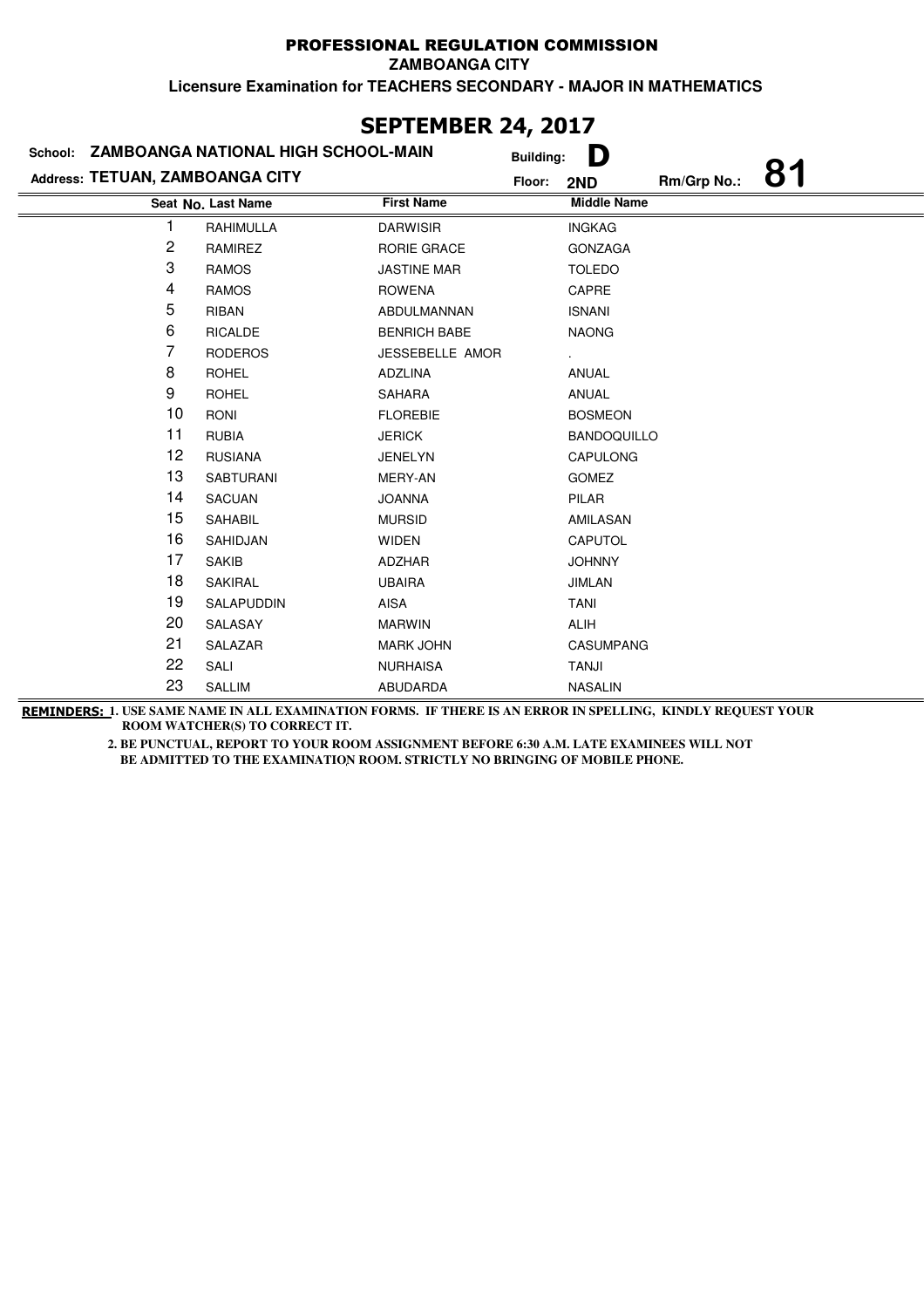# PROFESSIONAL REGULATION COMMISSION

**ZAMBOANGA CITY**

**Licensure Examination for TEACHERS SECONDARY - MAJOR IN MATHEMATICS**

## SEPTEMBER 24, 2017

**School: ZAMBOANGA NATIONAL HIGH SCHOOL-MAIN** Building: **D**

**Address: TETUAN, ZAMBOANGA CITY** Floor: **2ND** Rm/Grp No.: **81**

| Seat No. | Last Name | First Name | Middle Name |
|---|---|---|---|
| 1 | RAHIMULLA | DARWISIR | INGKAG |
| 2 | RAMIREZ | RORIE GRACE | GONZAGA |
| 3 | RAMOS | JASTINE MAR | TOLEDO |
| 4 | RAMOS | ROWENA | CAPRE |
| 5 | RIBAN | ABDULMANNAN | ISNANI |
| 6 | RICALDE | BENRICH BABE | NAONG |
| 7 | RODEROS | JESSEBELLE AMOR | . |
| 8 | ROHEL | ADZLINA | ANUAL |
| 9 | ROHEL | SAHARA | ANUAL |
| 10 | RONI | FLOREBIE | BOSMEON |
| 11 | RUBIA | JERICK | BANDOQUILLO |
| 12 | RUSIANA | JENELYN | CAPULONG |
| 13 | SABTURANI | MERY-AN | GOMEZ |
| 14 | SACUAN | JOANNA | PILAR |
| 15 | SAHABIL | MURSID | AMILASAN |
| 16 | SAHIDJAN | WIDEN | CAPUTOL |
| 17 | SAKIB | ADZHAR | JOHNNY |
| 18 | SAKIRAL | UBAIRA | JIMLAN |
| 19 | SALAPUDDIN | AISA | TANI |
| 20 | SALASAY | MARWIN | ALIH |
| 21 | SALAZAR | MARK JOHN | CASUMPANG |
| 22 | SALI | NURHAISA | TANJI |
| 23 | SALLIM | ABUDARDA | NASALIN |

**REMINDERS:** 1. USE SAME NAME IN ALL EXAMINATION FORMS. IF THERE IS AN ERROR IN SPELLING, KINDLY REQUEST YOUR ROOM WATCHER(S) TO CORRECT IT.

2. BE PUNCTUAL, REPORT TO YOUR ROOM ASSIGNMENT BEFORE 6:30 A.M. LATE EXAMINEES WILL NOT BE ADMITTED TO THE EXAMINATION ROOM. STRICTLY NO BRINGING OF MOBILE PHONE.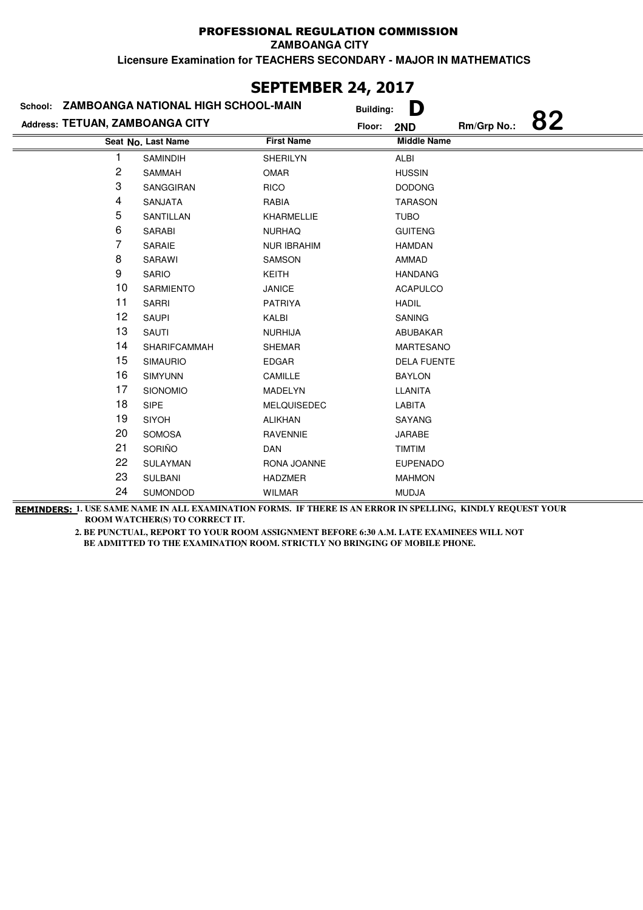# PROFESSIONAL REGULATION COMMISSION

**ZAMBOANGA CITY**

**Licensure Examination for TEACHERS SECONDARY - MAJOR IN MATHEMATICS**

## SEPTEMBER 24, 2017

**School:** ZAMBOANGA NATIONAL HIGH SCHOOL-MAIN **Building:** D

**Address:** TETUAN, ZAMBOANGA CITY **Floor:** 2ND **Rm/Grp No.:** 82

| Seat No. | Last Name | First Name | Middle Name |
|---|---|---|---|
| 1 | SAMINDIH | SHERILYN | ALBI |
| 2 | SAMMAH | OMAR | HUSSIN |
| 3 | SANGGIRAN | RICO | DODONG |
| 4 | SANJATA | RABIA | TARASON |
| 5 | SANTILLAN | KHARMELLIE | TUBO |
| 6 | SARABI | NURHAQ | GUITENG |
| 7 | SARAIE | NUR IBRAHIM | HAMDAN |
| 8 | SARAWI | SAMSON | AMMAD |
| 9 | SARIO | KEITH | HANDANG |
| 10 | SARMIENTO | JANICE | ACAPULCO |
| 11 | SARRI | PATRIYA | HADIL |
| 12 | SAUPI | KALBI | SANING |
| 13 | SAUTI | NURHIJA | ABUBAKAR |
| 14 | SHARIFCAMMAH | SHEMAR | MARTESANO |
| 15 | SIMAURIO | EDGAR | DELA FUENTE |
| 16 | SIMYUNN | CAMILLE | BAYLON |
| 17 | SIONOMIO | MADELYN | LLANITA |
| 18 | SIPE | MELQUISEDEC | LABITA |
| 19 | SIYOH | ALIKHAN | SAYANG |
| 20 | SOMOSA | RAVENNIE | JARABE |
| 21 | SORIÑO | DAN | TIMTIM |
| 22 | SULAYMAN | RONA JOANNE | EUPENADO |
| 23 | SULBANI | HADZMER | MAHMON |
| 24 | SUMONDOD | WILMAR | MUDJA |

**REMINDERS:** **1. USE SAME NAME IN ALL EXAMINATION FORMS. IF THERE IS AN ERROR IN SPELLING, KINDLY REQUEST YOUR ROOM WATCHER(S) TO CORRECT IT.**

**2. BE PUNCTUAL, REPORT TO YOUR ROOM ASSIGNMENT BEFORE 6:30 A.M. LATE EXAMINEES WILL NOT BE ADMITTED TO THE EXAMINATION ROOM. STRICTLY NO BRINGING OF MOBILE PHONE.**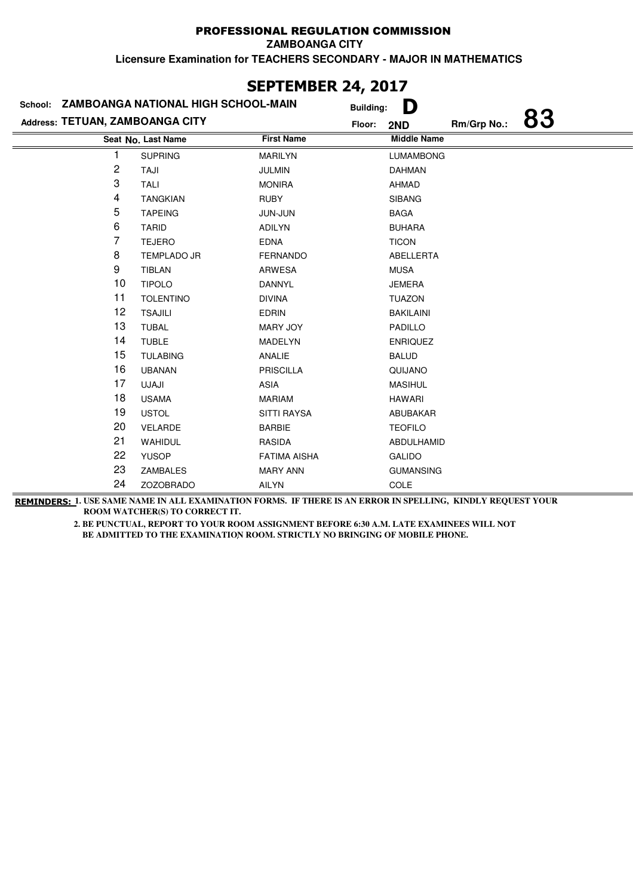# PROFESSIONAL REGULATION COMMISSION

**ZAMBOANGA CITY**

**Licensure Examination for TEACHERS SECONDARY - MAJOR IN MATHEMATICS**

## SEPTEMBER 24, 2017

**School:** ZAMBOANGA NATIONAL HIGH SCHOOL-MAIN **Building:** D

**Address:** TETUAN, ZAMBOANGA CITY **Floor:** 2ND **Rm/Grp No.:** 83

| Seat No. | Last Name | First Name | Middle Name |
|---|---|---|---|
| 1 | SUPRING | MARILYN | LUMAMBONG |
| 2 | TAJI | JULMIN | DAHMAN |
| 3 | TALI | MONIRA | AHMAD |
| 4 | TANGKIAN | RUBY | SIBANG |
| 5 | TAPEING | JUN-JUN | BAGA |
| 6 | TARID | ADILYN | BUHARA |
| 7 | TEJERO | EDNA | TICON |
| 8 | TEMPLADO JR | FERNANDO | ABELLERTA |
| 9 | TIBLAN | ARWESA | MUSA |
| 10 | TIPOLO | DANNYL | JEMERA |
| 11 | TOLENTINO | DIVINA | TUAZON |
| 12 | TSAJILI | EDRIN | BAKILAINI |
| 13 | TUBAL | MARY JOY | PADILLO |
| 14 | TUBLE | MADELYN | ENRIQUEZ |
| 15 | TULABING | ANALIE | BALUD |
| 16 | UBANAN | PRISCILLA | QUIJANO |
| 17 | UJAJI | ASIA | MASIHUL |
| 18 | USAMA | MARIAM | HAWARI |
| 19 | USTOL | SITTI RAYSA | ABUBAKAR |
| 20 | VELARDE | BARBIE | TEOFILO |
| 21 | WAHIDUL | RASIDA | ABDULHAMID |
| 22 | YUSOP | FATIMA AISHA | GALIDO |
| 23 | ZAMBALES | MARY ANN | GUMANSING |
| 24 | ZOZOBRADO | AILYN | COLE |

**REMINDERS:** 1. USE SAME NAME IN ALL EXAMINATION FORMS. IF THERE IS AN ERROR IN SPELLING, KINDLY REQUEST YOUR ROOM WATCHER(S) TO CORRECT IT.

2. BE PUNCTUAL, REPORT TO YOUR ROOM ASSIGNMENT BEFORE 6:30 A.M. LATE EXAMINEES WILL NOT BE ADMITTED TO THE EXAMINATION ROOM. STRICTLY NO BRINGING OF MOBILE PHONE.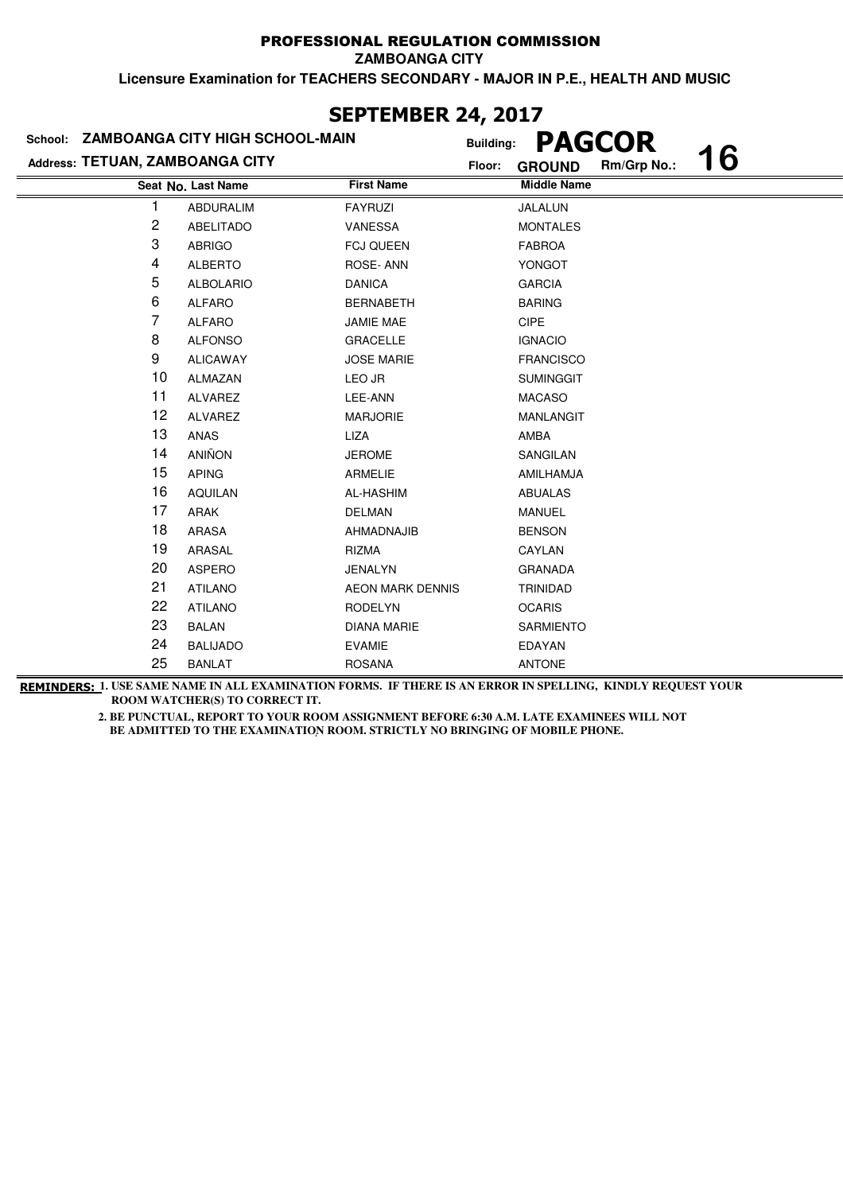# PROFESSIONAL REGULATION COMMISSION

**ZAMBOANGA CITY**

**Licensure Examination for TEACHERS SECONDARY - MAJOR IN P.E., HEALTH AND MUSIC**

## SEPTEMBER 24, 2017

**School:** ZAMBOANGA CITY HIGH SCHOOL-MAIN
**Building:** PAGCOR

**Address:** TETUAN, ZAMBOANGA CITY
**Floor:** GROUND
**Rm/Grp No.:** 16

| Seat No. | Last Name | First Name | Middle Name |
|---|---|---|---|
| 1 | ABDURALIM | FAYRUZI | JALALUN |
| 2 | ABELITADO | VANESSA | MONTALES |
| 3 | ABRIGO | FCJ QUEEN | FABROA |
| 4 | ALBERTO | ROSE- ANN | YONGOT |
| 5 | ALBOLARIO | DANICA | GARCIA |
| 6 | ALFARO | BERNABETH | BARING |
| 7 | ALFARO | JAMIE MAE | CIPE |
| 8 | ALFONSO | GRACELLE | IGNACIO |
| 9 | ALICAWAY | JOSE MARIE | FRANCISCO |
| 10 | ALMAZAN | LEO JR | SUMINGGIT |
| 11 | ALVAREZ | LEE-ANN | MACASO |
| 12 | ALVAREZ | MARJORIE | MANLANGIT |
| 13 | ANAS | LIZA | AMBA |
| 14 | ANIÑON | JEROME | SANGILAN |
| 15 | APING | ARMELIE | AMILHAMJA |
| 16 | AQUILAN | AL-HASHIM | ABUALAS |
| 17 | ARAK | DELMAN | MANUEL |
| 18 | ARASA | AHMADNAJIB | BENSON |
| 19 | ARASAL | RIZMA | CAYLAN |
| 20 | ASPERO | JENALYN | GRANADA |
| 21 | ATILANO | AEON MARK DENNIS | TRINIDAD |
| 22 | ATILANO | RODELYN | OCARIS |
| 23 | BALAN | DIANA MARIE | SARMIENTO |
| 24 | BALIJADO | EVAMIE | EDAYAN |
| 25 | BANLAT | ROSANA | ANTONE |

**REMINDERS:**
1. USE SAME NAME IN ALL EXAMINATION FORMS. IF THERE IS AN ERROR IN SPELLING, KINDLY REQUEST YOUR ROOM WATCHER(S) TO CORRECT IT.
2. BE PUNCTUAL, REPORT TO YOUR ROOM ASSIGNMENT BEFORE 6:30 A.M. LATE EXAMINEES WILL NOT BE ADMITTED TO THE EXAMINATION ROOM. STRICTLY NO BRINGING OF MOBILE PHONE.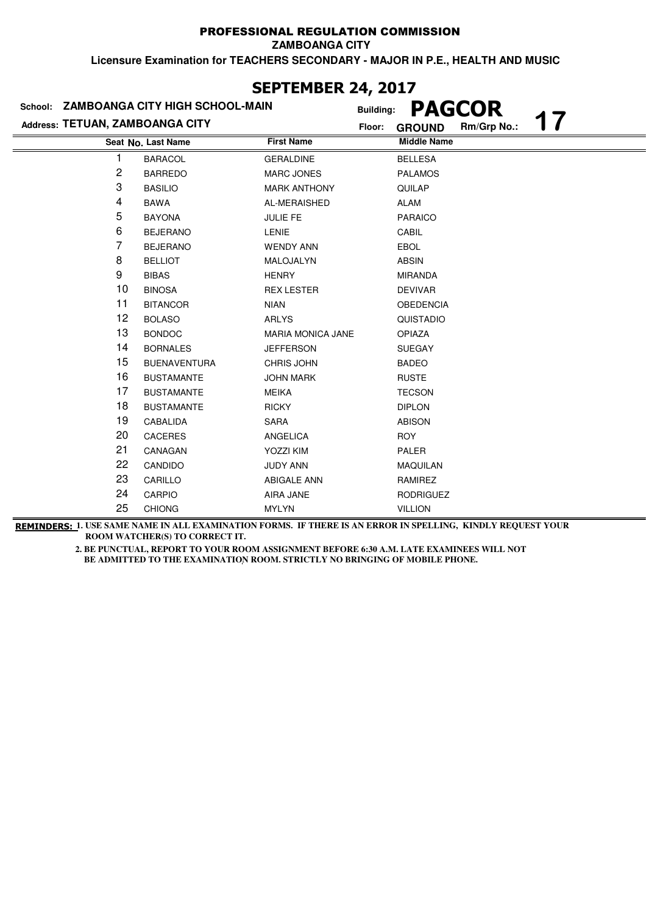PROFESSIONAL REGULATION COMMISSION

ZAMBOANGA CITY

**Licensure Examination for TEACHERS SECONDARY - MAJOR IN P.E., HEALTH AND MUSIC**

## SEPTEMBER 24, 2017

**School:** ZAMBOANGA CITY HIGH SCHOOL-MAIN
**Building:** PAGCOR
**Address:** TETUAN, ZAMBOANGA CITY
**Floor:** GROUND
**Rm/Grp No.:** 17

| Seat No. | Last Name | First Name | Middle Name |
|---|---|---|---|
| 1 | BARACOL | GERALDINE | BELLESA |
| 2 | BARREDO | MARC JONES | PALAMOS |
| 3 | BASILIO | MARK ANTHONY | QUILAP |
| 4 | BAWA | AL-MERAISHED | ALAM |
| 5 | BAYONA | JULIE FE | PARAICO |
| 6 | BEJERANO | LENIE | CABIL |
| 7 | BEJERANO | WENDY ANN | EBOL |
| 8 | BELLIOT | MALOJALYN | ABSIN |
| 9 | BIBAS | HENRY | MIRANDA |
| 10 | BINOSA | REX LESTER | DEVIVAR |
| 11 | BITANCOR | NIAN | OBEDENCIA |
| 12 | BOLASO | ARLYS | QUISTADIO |
| 13 | BONDOC | MARIA MONICA JANE | OPIAZA |
| 14 | BORNALES | JEFFERSON | SUEGAY |
| 15 | BUENAVENTURA | CHRIS JOHN | BADEO |
| 16 | BUSTAMANTE | JOHN MARK | RUSTE |
| 17 | BUSTAMANTE | MEIKA | TECSON |
| 18 | BUSTAMANTE | RICKY | DIPLON |
| 19 | CABALIDA | SARA | ABISON |
| 20 | CACERES | ANGELICA | ROY |
| 21 | CANAGAN | YOZZI KIM | PALER |
| 22 | CANDIDO | JUDY ANN | MAQUILAN |
| 23 | CARILLO | ABIGALE ANN | RAMIREZ |
| 24 | CARPIO | AIRA JANE | RODRIGUEZ |
| 25 | CHIONG | MYLYN | VILLION |

**REMINDERS:** 1. USE SAME NAME IN ALL EXAMINATION FORMS. IF THERE IS AN ERROR IN SPELLING, KINDLY REQUEST YOUR ROOM WATCHER(S) TO CORRECT IT.

2. BE PUNCTUAL, REPORT TO YOUR ROOM ASSIGNMENT BEFORE 6:30 A.M. LATE EXAMINEES WILL NOT BE ADMITTED TO THE EXAMINATION ROOM. STRICTLY NO BRINGING OF MOBILE PHONE.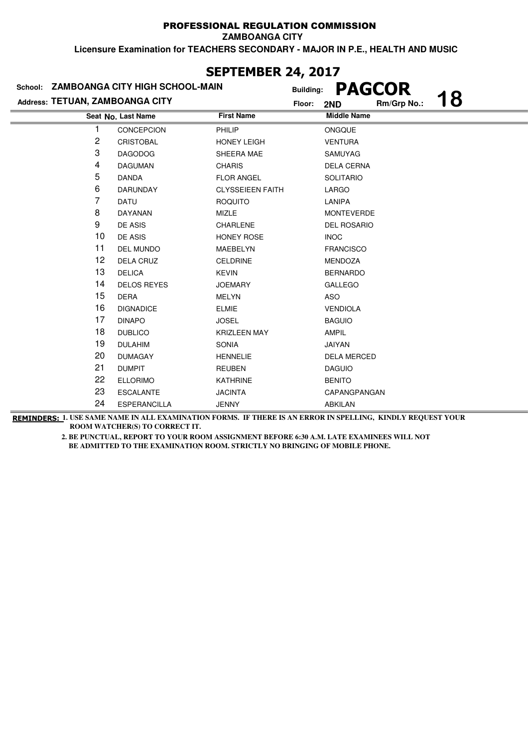**PROFESSIONAL REGULATION COMMISSION**

**ZAMBOANGA CITY**

**Licensure Examination for TEACHERS SECONDARY - MAJOR IN P.E., HEALTH AND MUSIC**

## SEPTEMBER 24, 2017

**School:** ZAMBOANGA CITY HIGH SCHOOL-MAIN  
**Address:** TETUAN, ZAMBOANGA CITY  
**Building:** PAGCOR  
**Floor:** 2ND  
**Rm/Grp No.:** 18

| Seat No. | Last Name | First Name | Middle Name |
|---|---|---|---|
| 1 | CONCEPCION | PHILIP | ONGQUE |
| 2 | CRISTOBAL | HONEY LEIGH | VENTURA |
| 3 | DAGODOG | SHEERA MAE | SAMUYAG |
| 4 | DAGUMAN | CHARIS | DELA CERNA |
| 5 | DANDA | FLOR ANGEL | SOLITARIO |
| 6 | DARUNDAY | CLYSSEIEEN FAITH | LARGO |
| 7 | DATU | ROQUITO | LANIPA |
| 8 | DAYANAN | MIZLE | MONTEVERDE |
| 9 | DE ASIS | CHARLENE | DEL ROSARIO |
| 10 | DE ASIS | HONEY ROSE | INOC |
| 11 | DEL MUNDO | MAEBELYN | FRANCISCO |
| 12 | DELA CRUZ | CELDRINE | MENDOZA |
| 13 | DELICA | KEVIN | BERNARDO |
| 14 | DELOS REYES | JOEMARY | GALLEGO |
| 15 | DERA | MELYN | ASO |
| 16 | DIGNADICE | ELMIE | VENDIOLA |
| 17 | DINAPO | JOSEL | BAGUIO |
| 18 | DUBLICO | KRIZLEEN MAY | AMPIL |
| 19 | DULAHIM | SONIA | JAIYAN |
| 20 | DUMAGAY | HENNELIE | DELA MERCED |
| 21 | DUMPIT | REUBEN | DAGUIO |
| 22 | ELLORIMO | KATHRINE | BENITO |
| 23 | ESCALANTE | JACINTA | CAPANGPANGAN |
| 24 | ESPERANCILLA | JENNY | ABKILAN |

**REMINDERS:** 1. USE SAME NAME IN ALL EXAMINATION FORMS. IF THERE IS AN ERROR IN SPELLING, KINDLY REQUEST YOUR ROOM WATCHER(S) TO CORRECT IT.

2. BE PUNCTUAL, REPORT TO YOUR ROOM ASSIGNMENT BEFORE 6:30 A.M. LATE EXAMINEES WILL NOT BE ADMITTED TO THE EXAMINATION ROOM. STRICTLY NO BRINGING OF MOBILE PHONE.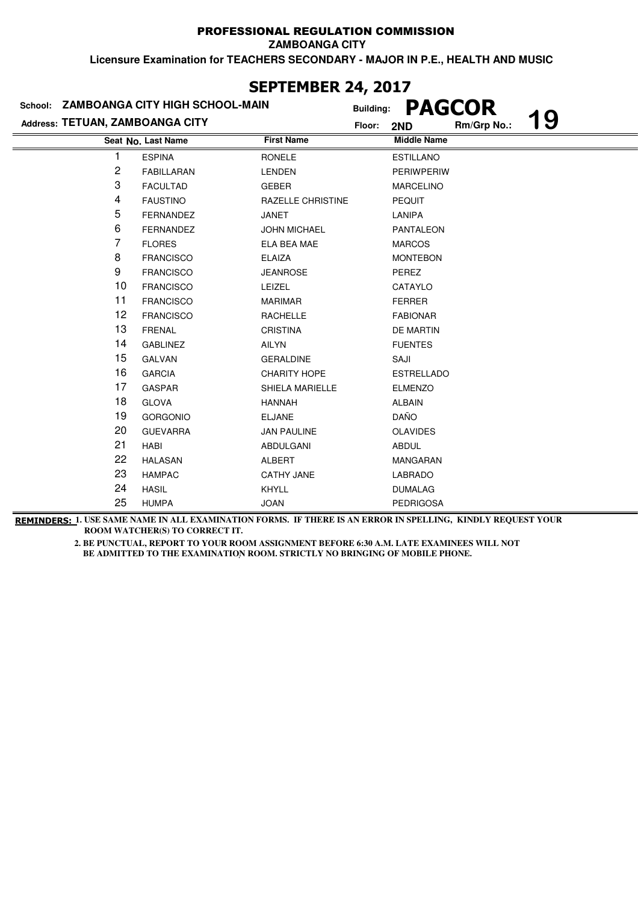PROFESSIONAL REGULATION COMMISSION

ZAMBOANGA CITY

Licensure Examination for TEACHERS SECONDARY - MAJOR IN P.E., HEALTH AND MUSIC

## SEPTEMBER 24, 2017

School: ZAMBOANGA CITY HIGH SCHOOL-MAIN

Address: TETUAN, ZAMBOANGA CITY

Building: PAGCOR

Floor: 2ND

Rm/Grp No.: 19

| Seat No. | Last Name | First Name | Middle Name |
|---|---|---|---|
| 1 | ESPINA | RONELE | ESTILLANO |
| 2 | FABILLARAN | LENDEN | PERIWPERIW |
| 3 | FACULTAD | GEBER | MARCELINO |
| 4 | FAUSTINO | RAZELLE CHRISTINE | PEQUIT |
| 5 | FERNANDEZ | JANET | LANIPA |
| 6 | FERNANDEZ | JOHN MICHAEL | PANTALEON |
| 7 | FLORES | ELA BEA MAE | MARCOS |
| 8 | FRANCISCO | ELAIZA | MONTEBON |
| 9 | FRANCISCO | JEANROSE | PEREZ |
| 10 | FRANCISCO | LEIZEL | CATAYLO |
| 11 | FRANCISCO | MARIMAR | FERRER |
| 12 | FRANCISCO | RACHELLE | FABIONAR |
| 13 | FRENAL | CRISTINA | DE MARTIN |
| 14 | GABLINEZ | AILYN | FUENTES |
| 15 | GALVAN | GERALDINE | SAJI |
| 16 | GARCIA | CHARITY HOPE | ESTRELLADO |
| 17 | GASPAR | SHIELA MARIELLE | ELMENZO |
| 18 | GLOVA | HANNAH | ALBAIN |
| 19 | GORGONIO | ELJANE | DAÑO |
| 20 | GUEVARRA | JAN PAULINE | OLAVIDES |
| 21 | HABI | ABDULGANI | ABDUL |
| 22 | HALASAN | ALBERT | MANGARAN |
| 23 | HAMPAC | CATHY JANE | LABRADO |
| 24 | HASIL | KHYLL | DUMALAG |
| 25 | HUMPA | JOAN | PEDRIGOSA |

**REMINDERS:** 1. USE SAME NAME IN ALL EXAMINATION FORMS. IF THERE IS AN ERROR IN SPELLING, KINDLY REQUEST YOUR ROOM WATCHER(S) TO CORRECT IT.

2. BE PUNCTUAL, REPORT TO YOUR ROOM ASSIGNMENT BEFORE 6:30 A.M. LATE EXAMINEES WILL NOT BE ADMITTED TO THE EXAMINATION ROOM. STRICTLY NO BRINGING OF MOBILE PHONE.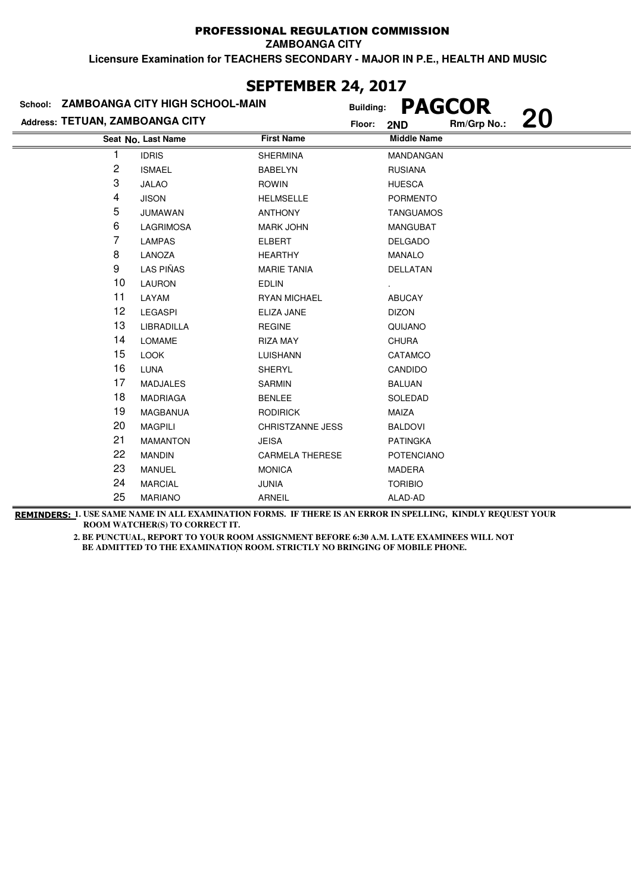PROFESSIONAL REGULATION COMMISSION

ZAMBOANGA CITY

**Licensure Examination for TEACHERS SECONDARY - MAJOR IN P.E., HEALTH AND MUSIC**

## SEPTEMBER 24, 2017

School: **ZAMBOANGA CITY HIGH SCHOOL-MAIN**
Building: **PAGCOR**

Address: **TETUAN, ZAMBOANGA CITY**
Floor: **2ND**
Rm/Grp No.: **20**

| Seat No. | Last Name | First Name | Middle Name |
|---|---|---|---|
| 1 | IDRIS | SHERMINA | MANDANGAN |
| 2 | ISMAEL | BABELYN | RUSIANA |
| 3 | JALAO | ROWIN | HUESCA |
| 4 | JISON | HELMSELLE | PORMENTO |
| 5 | JUMAWAN | ANTHONY | TANGUAMOS |
| 6 | LAGRIMOSA | MARK JOHN | MANGUBAT |
| 7 | LAMPAS | ELBERT | DELGADO |
| 8 | LANOZA | HEARTHY | MANALO |
| 9 | LAS PIÑAS | MARIE TANIA | DELLATAN |
| 10 | LAURON | EDLIN | . |
| 11 | LAYAM | RYAN MICHAEL | ABUCAY |
| 12 | LEGASPI | ELIZA JANE | DIZON |
| 13 | LIBRADILLA | REGINE | QUIJANO |
| 14 | LOMAME | RIZA MAY | CHURA |
| 15 | LOOK | LUISHANN | CATAMCO |
| 16 | LUNA | SHERYL | CANDIDO |
| 17 | MADJALES | SARMIN | BALUAN |
| 18 | MADRIAGA | BENLEE | SOLEDAD |
| 19 | MAGBANUA | RODIRICK | MAIZA |
| 20 | MAGPILI | CHRISTZANNE JESS | BALDOVI |
| 21 | MAMANTON | JEISA | PATINGKA |
| 22 | MANDIN | CARMELA THERESE | POTENCIANO |
| 23 | MANUEL | MONICA | MADERA |
| 24 | MARCIAL | JUNIA | TORIBIO |
| 25 | MARIANO | ARNEIL | ALAD-AD |

**REMINDERS:** 1. USE SAME NAME IN ALL EXAMINATION FORMS. IF THERE IS AN ERROR IN SPELLING, KINDLY REQUEST YOUR ROOM WATCHER(S) TO CORRECT IT.

2. BE PUNCTUAL, REPORT TO YOUR ROOM ASSIGNMENT BEFORE 6:30 A.M. LATE EXAMINEES WILL NOT BE ADMITTED TO THE EXAMINATION ROOM. STRICTLY NO BRINGING OF MOBILE PHONE.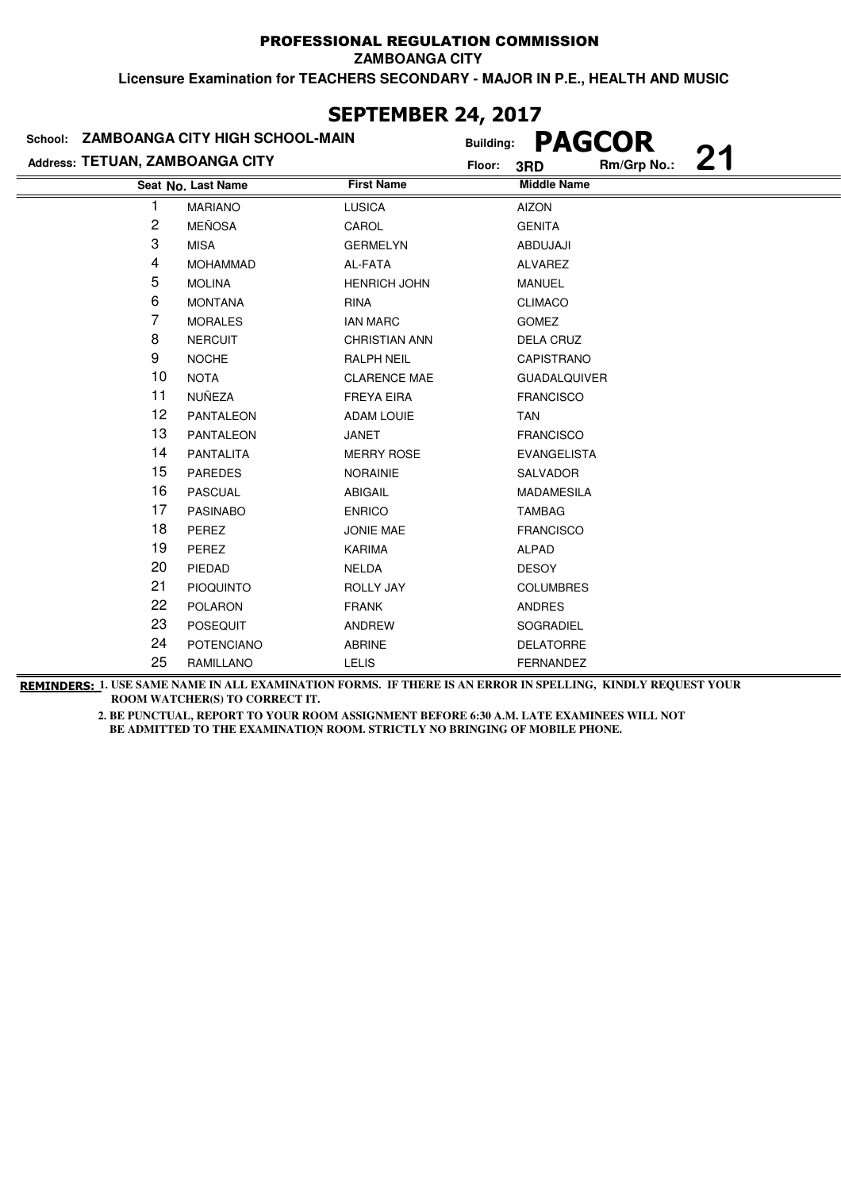# PROFESSIONAL REGULATION COMMISSION

**ZAMBOANGA CITY**

**Licensure Examination for TEACHERS SECONDARY - MAJOR IN P.E., HEALTH AND MUSIC**

## SEPTEMBER 24, 2017

**School:** ZAMBOANGA CITY HIGH SCHOOL-MAIN
**Building:** PAGCOR
**Address:** TETUAN, ZAMBOANGA CITY
**Floor:** 3RD
**Rm/Grp No.:** 21

| Seat No. | Last Name | First Name | Middle Name |
|---|---|---|---|
| 1 | MARIANO | LUSICA | AIZON |
| 2 | MEÑOSA | CAROL | GENITA |
| 3 | MISA | GERMELYN | ABDUJAJI |
| 4 | MOHAMMAD | AL-FATA | ALVAREZ |
| 5 | MOLINA | HENRICH JOHN | MANUEL |
| 6 | MONTANA | RINA | CLIMACO |
| 7 | MORALES | IAN MARC | GOMEZ |
| 8 | NERCUIT | CHRISTIAN ANN | DELA CRUZ |
| 9 | NOCHE | RALPH NEIL | CAPISTRANO |
| 10 | NOTA | CLARENCE MAE | GUADALQUIVER |
| 11 | NUÑEZA | FREYA EIRA | FRANCISCO |
| 12 | PANTALEON | ADAM LOUIE | TAN |
| 13 | PANTALEON | JANET | FRANCISCO |
| 14 | PANTALITA | MERRY ROSE | EVANGELISTA |
| 15 | PAREDES | NORAINIE | SALVADOR |
| 16 | PASCUAL | ABIGAIL | MADAMESILA |
| 17 | PASINABO | ENRICO | TAMBAG |
| 18 | PEREZ | JONIE MAE | FRANCISCO |
| 19 | PEREZ | KARIMA | ALPAD |
| 20 | PIEDAD | NELDA | DESOY |
| 21 | PIOQUINTO | ROLLY JAY | COLUMBRES |
| 22 | POLARON | FRANK | ANDRES |
| 23 | POSEQUIT | ANDREW | SOGRADIEL |
| 24 | POTENCIANO | ABRINE | DELATORRE |
| 25 | RAMILLANO | LELIS | FERNANDEZ |

**REMINDERS:** 1. USE SAME NAME IN ALL EXAMINATION FORMS. IF THERE IS AN ERROR IN SPELLING, KINDLY REQUEST YOUR ROOM WATCHER(S) TO CORRECT IT.

2. BE PUNCTUAL, REPORT TO YOUR ROOM ASSIGNMENT BEFORE 6:30 A.M. LATE EXAMINEES WILL NOT BE ADMITTED TO THE EXAMINATION ROOM. STRICTLY NO BRINGING OF MOBILE PHONE.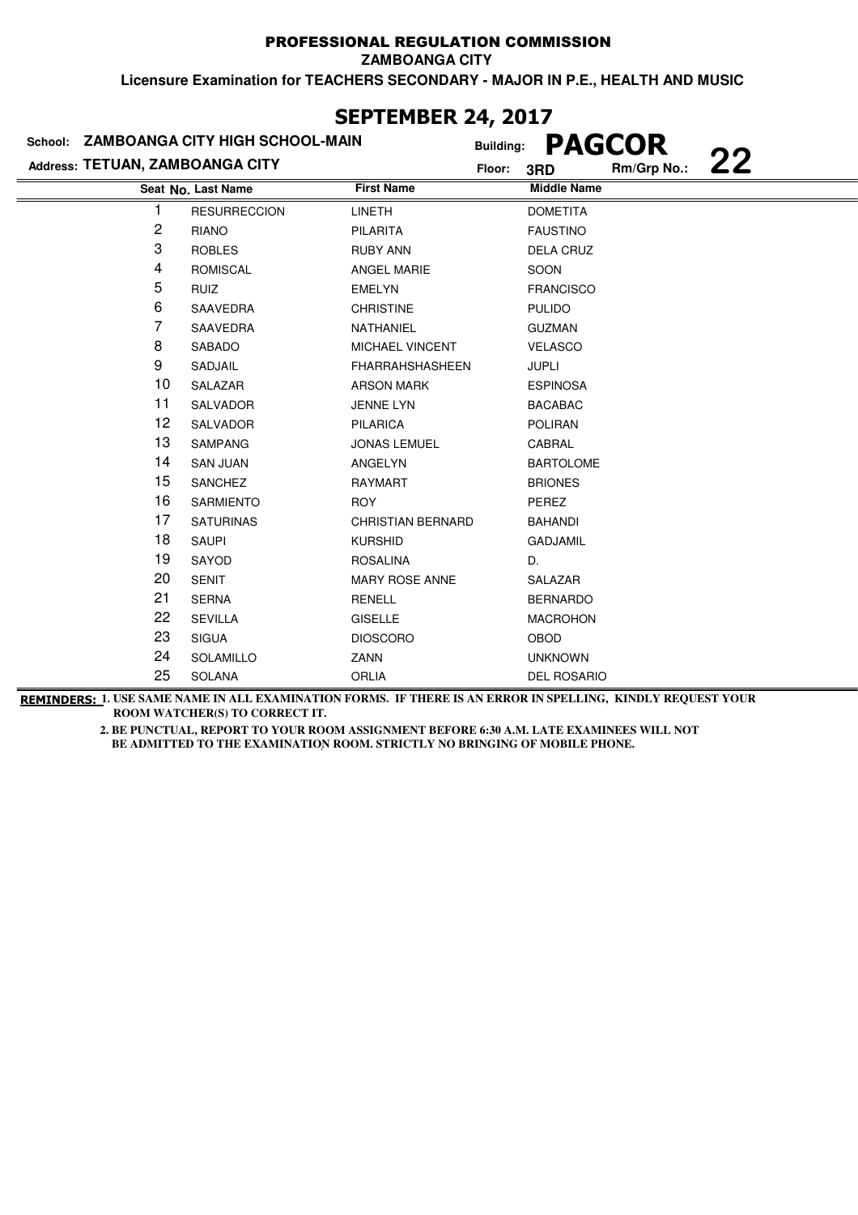PROFESSIONAL REGULATION COMMISSION

ZAMBOANGA CITY

**Licensure Examination for TEACHERS SECONDARY - MAJOR IN P.E., HEALTH AND MUSIC**

## SEPTEMBER 24, 2017

**School:** ZAMBOANGA CITY HIGH SCHOOL-MAIN
**Building:** PAGCOR
**Address:** TETUAN, ZAMBOANGA CITY
**Floor:** 3RD
**Rm/Grp No.:** 22

| Seat No. | Last Name | First Name | Middle Name |
|---|---|---|---|
| 1 | RESURRECCION | LINETH | DOMETITA |
| 2 | RIANO | PILARITA | FAUSTINO |
| 3 | ROBLES | RUBY ANN | DELA CRUZ |
| 4 | ROMISCAL | ANGEL MARIE | SOON |
| 5 | RUIZ | EMELYN | FRANCISCO |
| 6 | SAAVEDRA | CHRISTINE | PULIDO |
| 7 | SAAVEDRA | NATHANIEL | GUZMAN |
| 8 | SABADO | MICHAEL VINCENT | VELASCO |
| 9 | SADJAIL | FHARRAHSHASHEEN | JUPLI |
| 10 | SALAZAR | ARSON MARK | ESPINOSA |
| 11 | SALVADOR | JENNE LYN | BACABAC |
| 12 | SALVADOR | PILARICA | POLIRAN |
| 13 | SAMPANG | JONAS LEMUEL | CABRAL |
| 14 | SAN JUAN | ANGELYN | BARTOLOME |
| 15 | SANCHEZ | RAYMART | BRIONES |
| 16 | SARMIENTO | ROY | PEREZ |
| 17 | SATURINAS | CHRISTIAN BERNARD | BAHANDI |
| 18 | SAUPI | KURSHID | GADJAMIL |
| 19 | SAYOD | ROSALINA | D. |
| 20 | SENIT | MARY ROSE ANNE | SALAZAR |
| 21 | SERNA | RENELL | BERNARDO |
| 22 | SEVILLA | GISELLE | MACROHON |
| 23 | SIGUA | DIOSCORO | OBOD |
| 24 | SOLAMILLO | ZANN | UNKNOWN |
| 25 | SOLANA | ORLIA | DEL ROSARIO |

**REMINDERS:** 1. USE SAME NAME IN ALL EXAMINATION FORMS. IF THERE IS AN ERROR IN SPELLING, KINDLY REQUEST YOUR ROOM WATCHER(S) TO CORRECT IT.

2. BE PUNCTUAL, REPORT TO YOUR ROOM ASSIGNMENT BEFORE 6:30 A.M. LATE EXAMINEES WILL NOT BE ADMITTED TO THE EXAMINATION ROOM. STRICTLY NO BRINGING OF MOBILE PHONE.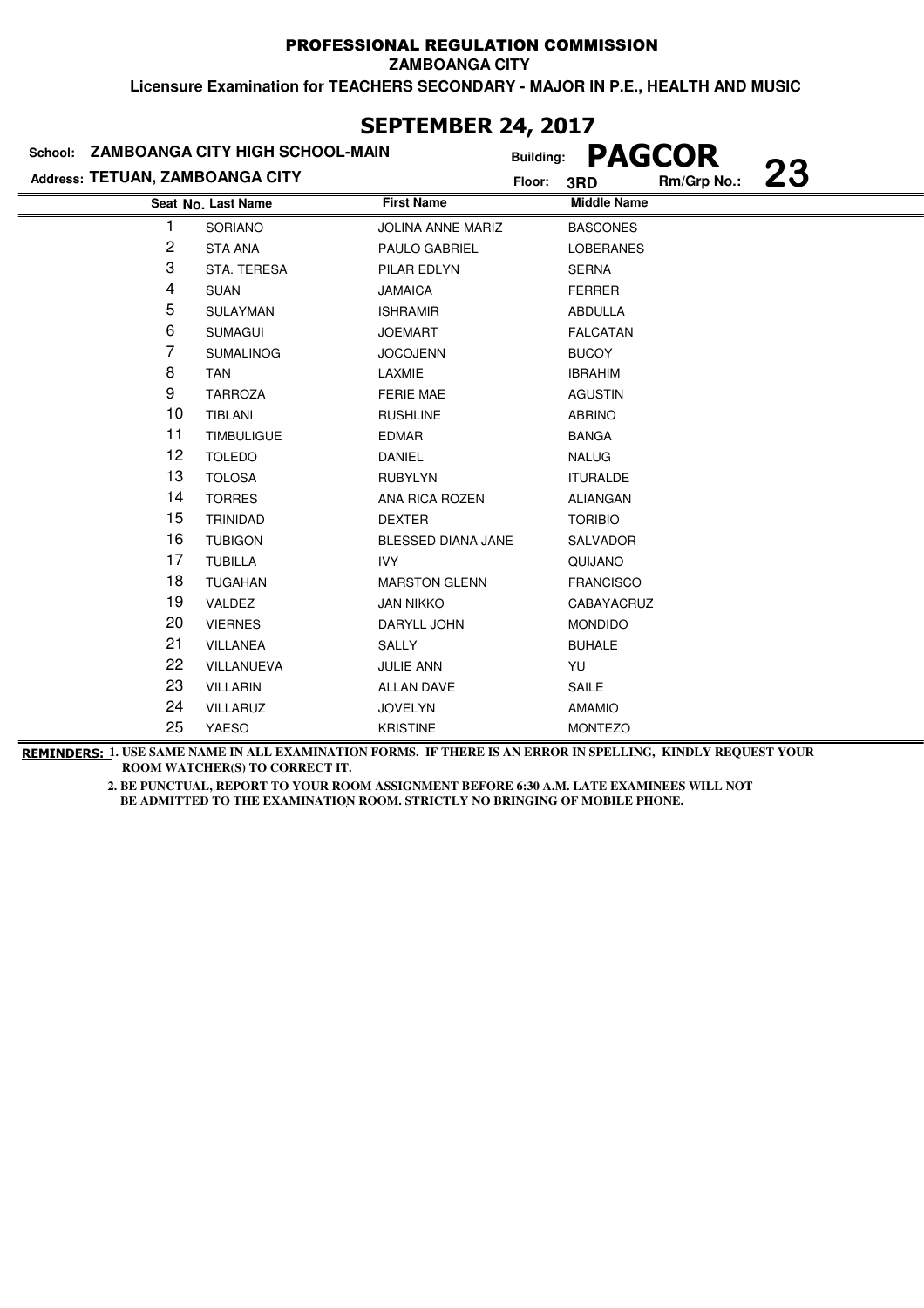PROFESSIONAL REGULATION COMMISSION

ZAMBOANGA CITY

**Licensure Examination for TEACHERS SECONDARY - MAJOR IN P.E., HEALTH AND MUSIC**

## SEPTEMBER 24, 2017

School: **ZAMBOANGA CITY HIGH SCHOOL-MAIN**
Building: **PAGCOR**
Address: **TETUAN, ZAMBOANGA CITY**
Floor: **3RD**
Rm/Grp No.: **23**

| Seat No. | Last Name | First Name | Middle Name |
|---|---|---|---|
| 1 | SORIANO | JOLINA ANNE MARIZ | BASCONES |
| 2 | STA ANA | PAULO GABRIEL | LOBERANES |
| 3 | STA. TERESA | PILAR EDLYN | SERNA |
| 4 | SUAN | JAMAICA | FERRER |
| 5 | SULAYMAN | ISHRAMIR | ABDULLA |
| 6 | SUMAGUI | JOEMART | FALCATAN |
| 7 | SUMALINOG | JOCOJENN | BUCOY |
| 8 | TAN | LAXMIE | IBRAHIM |
| 9 | TARROZA | FERIE MAE | AGUSTIN |
| 10 | TIBLANI | RUSHLINE | ABRINO |
| 11 | TIMBULIGUE | EDMAR | BANGA |
| 12 | TOLEDO | DANIEL | NALUG |
| 13 | TOLOSA | RUBYLYN | ITURALDE |
| 14 | TORRES | ANA RICA ROZEN | ALIANGAN |
| 15 | TRINIDAD | DEXTER | TORIBIO |
| 16 | TUBIGON | BLESSED DIANA JANE | SALVADOR |
| 17 | TUBILLA | IVY | QUIJANO |
| 18 | TUGAHAN | MARSTON GLENN | FRANCISCO |
| 19 | VALDEZ | JAN NIKKO | CABAYACRUZ |
| 20 | VIERNES | DARYLL JOHN | MONDIDO |
| 21 | VILLANEA | SALLY | BUHALE |
| 22 | VILLANUEVA | JULIE ANN | YU |
| 23 | VILLARIN | ALLAN DAVE | SAILE |
| 24 | VILLARUZ | JOVELYN | AMAMIO |
| 25 | YAESO | KRISTINE | MONTEZO |

**REMINDERS:** **1. USE SAME NAME IN ALL EXAMINATION FORMS. IF THERE IS AN ERROR IN SPELLING, KINDLY REQUEST YOUR ROOM WATCHER(S) TO CORRECT IT.**

**2. BE PUNCTUAL, REPORT TO YOUR ROOM ASSIGNMENT BEFORE 6:30 A.M. LATE EXAMINEES WILL NOT BE ADMITTED TO THE EXAMINATION ROOM. STRICTLY NO BRINGING OF MOBILE PHONE.**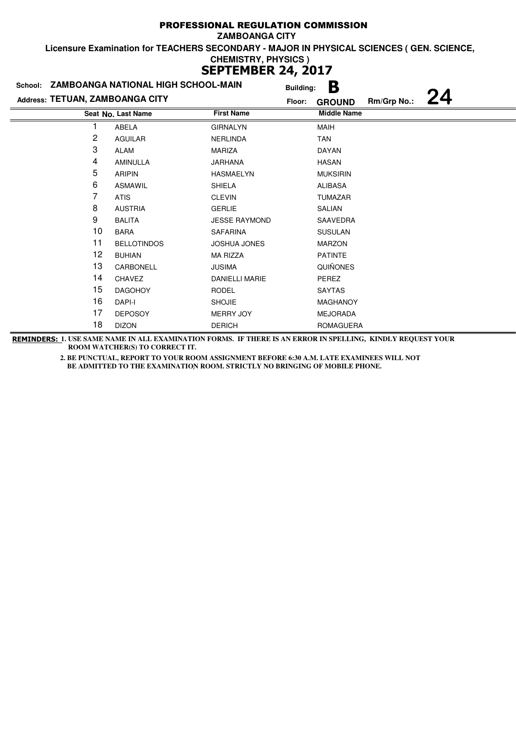# PROFESSIONAL REGULATION COMMISSION

**ZAMBOANGA CITY**

**Licensure Examination for TEACHERS SECONDARY - MAJOR IN PHYSICAL SCIENCES ( GEN. SCIENCE, CHEMISTRY, PHYSICS )**

## SEPTEMBER 24, 2017

**School:** ZAMBOANGA NATIONAL HIGH SCHOOL-MAIN **Building:** B

**Address:** TETUAN, ZAMBOANGA CITY **Floor:** GROUND **Rm/Grp No.:** 24

| Seat No. | Last Name | First Name | Middle Name |
|---|---|---|---|
| 1 | ABELA | GIRNALYN | MAIH |
| 2 | AGUILAR | NERLINDA | TAN |
| 3 | ALAM | MARIZA | DAYAN |
| 4 | AMINULLA | JARHANA | HASAN |
| 5 | ARIPIN | HASMAELYN | MUKSIRIN |
| 6 | ASMAWIL | SHIELA | ALIBASA |
| 7 | ATIS | CLEVIN | TUMAZAR |
| 8 | AUSTRIA | GERLIE | SALIAN |
| 9 | BALITA | JESSE RAYMOND | SAAVEDRA |
| 10 | BARA | SAFARINA | SUSULAN |
| 11 | BELLOTINDOS | JOSHUA JONES | MARZON |
| 12 | BUHIAN | MA RIZZA | PATINTE |
| 13 | CARBONELL | JUSIMA | QUIÑONES |
| 14 | CHAVEZ | DANIELLI MARIE | PEREZ |
| 15 | DAGOHOY | RODEL | SAYTAS |
| 16 | DAPI-I | SHOJIE | MAGHANOY |
| 17 | DEPOSOY | MERRY JOY | MEJORADA |
| 18 | DIZON | DERICH | ROMAGUERA |

**REMINDERS:** 1. USE SAME NAME IN ALL EXAMINATION FORMS. IF THERE IS AN ERROR IN SPELLING, KINDLY REQUEST YOUR ROOM WATCHER(S) TO CORRECT IT.

2. BE PUNCTUAL, REPORT TO YOUR ROOM ASSIGNMENT BEFORE 6:30 A.M. LATE EXAMINEES WILL NOT BE ADMITTED TO THE EXAMINATION ROOM. STRICTLY NO BRINGING OF MOBILE PHONE.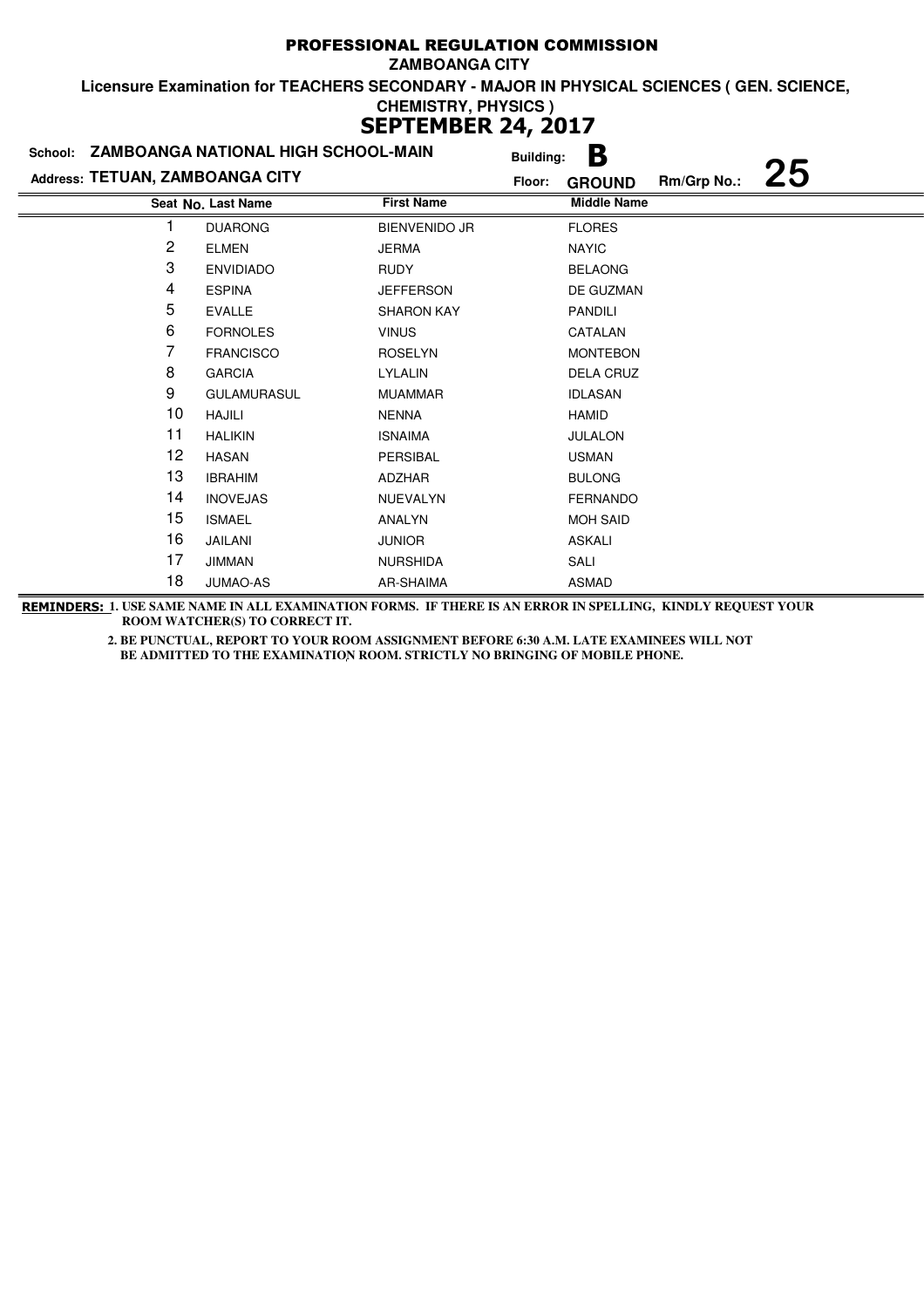# PROFESSIONAL REGULATION COMMISSION

**ZAMBOANGA CITY**

**Licensure Examination for TEACHERS SECONDARY - MAJOR IN PHYSICAL SCIENCES ( GEN. SCIENCE, CHEMISTRY, PHYSICS )**

## SEPTEMBER 24, 2017

**School:** ZAMBOANGA NATIONAL HIGH SCHOOL-MAIN  **Building:** B

**Address:** TETUAN, ZAMBOANGA CITY  **Floor:** GROUND  **Rm/Grp No.:** 25

| Seat No. | Last Name | First Name | Middle Name |
|---|---|---|---|
| 1 | DUARONG | BIENVENIDO JR | FLORES |
| 2 | ELMEN | JERMA | NAYIC |
| 3 | ENVIDIADO | RUDY | BELAONG |
| 4 | ESPINA | JEFFERSON | DE GUZMAN |
| 5 | EVALLE | SHARON KAY | PANDILI |
| 6 | FORNOLES | VINUS | CATALAN |
| 7 | FRANCISCO | ROSELYN | MONTEBON |
| 8 | GARCIA | LYLALIN | DELA CRUZ |
| 9 | GULAMURASUL | MUAMMAR | IDLASAN |
| 10 | HAJILI | NENNA | HAMID |
| 11 | HALIKIN | ISNAIMA | JULALON |
| 12 | HASAN | PERSIBAL | USMAN |
| 13 | IBRAHIM | ADZHAR | BULONG |
| 14 | INOVEJAS | NUEVALYN | FERNANDO |
| 15 | ISMAEL | ANALYN | MOH SAID |
| 16 | JAILANI | JUNIOR | ASKALI |
| 17 | JIMMAN | NURSHIDA | SALI |
| 18 | JUMAO-AS | AR-SHAIMA | ASMAD |

**REMINDERS:** **1. USE SAME NAME IN ALL EXAMINATION FORMS. IF THERE IS AN ERROR IN SPELLING, KINDLY REQUEST YOUR ROOM WATCHER(S) TO CORRECT IT.**

**2. BE PUNCTUAL, REPORT TO YOUR ROOM ASSIGNMENT BEFORE 6:30 A.M. LATE EXAMINEES WILL NOT BE ADMITTED TO THE EXAMINATION ROOM. STRICTLY NO BRINGING OF MOBILE PHONE.**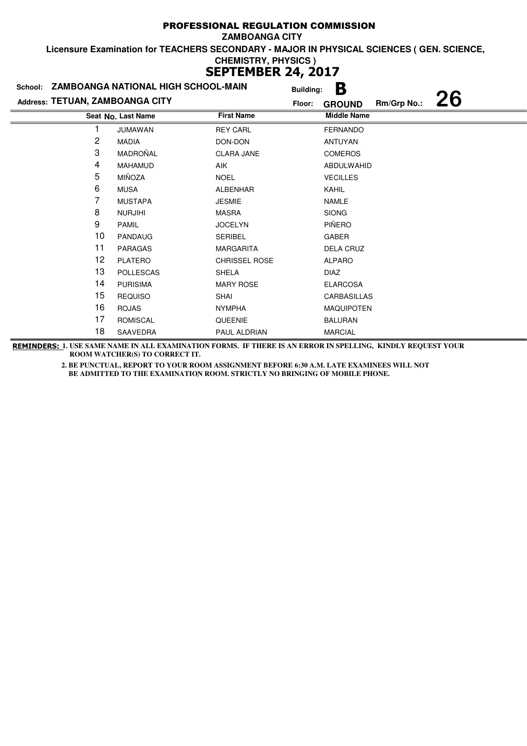# PROFESSIONAL REGULATION COMMISSION

**ZAMBOANGA CITY**

**Licensure Examination for TEACHERS SECONDARY - MAJOR IN PHYSICAL SCIENCES ( GEN. SCIENCE, CHEMISTRY, PHYSICS )**

## SEPTEMBER 24, 2017

**School:** ZAMBOANGA NATIONAL HIGH SCHOOL-MAIN **Building:** B

**Address:** TETUAN, ZAMBOANGA CITY **Floor:** GROUND **Rm/Grp No.:** 26

| Seat No. | Last Name | First Name | Middle Name |
|---|---|---|---|
| 1 | JUMAWAN | REY CARL | FERNANDO |
| 2 | MADIA | DON-DON | ANTUYAN |
| 3 | MADROÑAL | CLARA JANE | COMEROS |
| 4 | MAHAMUD | AIK | ABDULWAHID |
| 5 | MIÑOZA | NOEL | VECILLES |
| 6 | MUSA | ALBENHAR | KAHIL |
| 7 | MUSTAPA | JESMIE | NAMLE |
| 8 | NURJIHI | MASRA | SIONG |
| 9 | PAMIL | JOCELYN | PIÑERO |
| 10 | PANDAUG | SERIBEL | GABER |
| 11 | PARAGAS | MARGARITA | DELA CRUZ |
| 12 | PLATERO | CHRISSEL ROSE | ALPARO |
| 13 | POLLESCAS | SHELA | DIAZ |
| 14 | PURISIMA | MARY ROSE | ELARCOSA |
| 15 | REQUISO | SHAI | CARBASILLAS |
| 16 | ROJAS | NYMPHA | MAQUIPOTEN |
| 17 | ROMISCAL | QUEENIE | BALURAN |
| 18 | SAAVEDRA | PAUL ALDRIAN | MARCIAL |

**REMINDERS:** 1. USE SAME NAME IN ALL EXAMINATION FORMS. IF THERE IS AN ERROR IN SPELLING, KINDLY REQUEST YOUR ROOM WATCHER(S) TO CORRECT IT.

2. BE PUNCTUAL, REPORT TO YOUR ROOM ASSIGNMENT BEFORE 6:30 A.M. LATE EXAMINEES WILL NOT BE ADMITTED TO THE EXAMINATION ROOM. STRICTLY NO BRINGING OF MOBILE PHONE.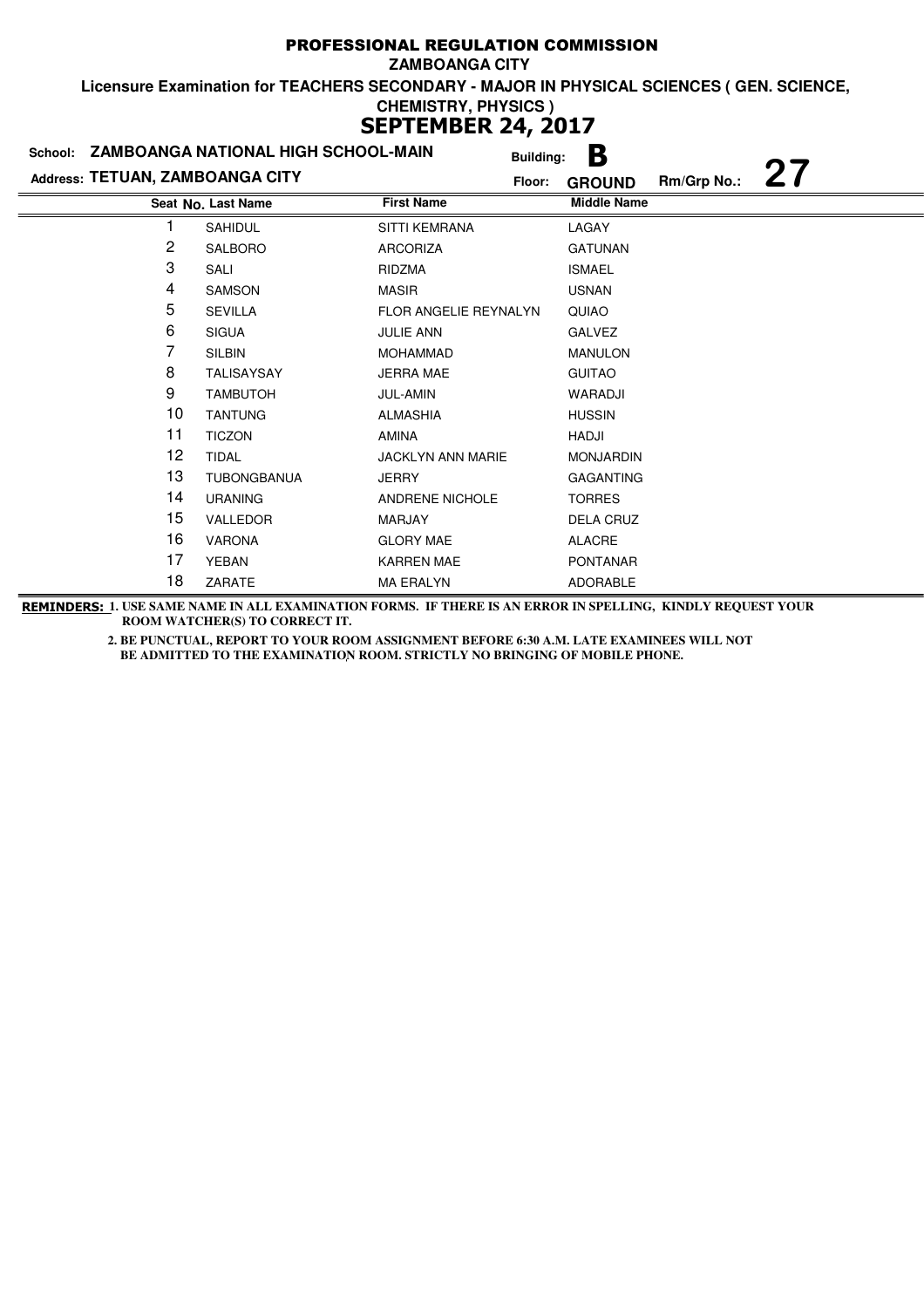# PROFESSIONAL REGULATION COMMISSION

**ZAMBOANGA CITY**

**Licensure Examination for TEACHERS SECONDARY - MAJOR IN PHYSICAL SCIENCES ( GEN. SCIENCE, CHEMISTRY, PHYSICS )**

**SEPTEMBER 24, 2017**

**School: ZAMBOANGA NATIONAL HIGH SCHOOL-MAIN** Building: **B**

**Address: TETUAN, ZAMBOANGA CITY** Floor: **GROUND** Rm/Grp No.: **27**

| Seat No. | Last Name | First Name | Middle Name |
|---|---|---|---|
| 1 | SAHIDUL | SITTI KEMRANA | LAGAY |
| 2 | SALBORO | ARCORIZA | GATUNAN |
| 3 | SALI | RIDZMA | ISMAEL |
| 4 | SAMSON | MASIR | USNAN |
| 5 | SEVILLA | FLOR ANGELIE REYNALYN | QUIAO |
| 6 | SIGUA | JULIE ANN | GALVEZ |
| 7 | SILBIN | MOHAMMAD | MANULON |
| 8 | TALISAYSAY | JERRA MAE | GUITAO |
| 9 | TAMBUTOH | JUL-AMIN | WARADJI |
| 10 | TANTUNG | ALMASHIA | HUSSIN |
| 11 | TICZON | AMINA | HADJI |
| 12 | TIDAL | JACKLYN ANN MARIE | MONJARDIN |
| 13 | TUBONGBANUA | JERRY | GAGANTING |
| 14 | URANING | ANDRENE NICHOLE | TORRES |
| 15 | VALLEDOR | MARJAY | DELA CRUZ |
| 16 | VARONA | GLORY MAE | ALACRE |
| 17 | YEBAN | KARREN MAE | PONTANAR |
| 18 | ZARATE | MA ERALYN | ADORABLE |

**REMINDERS:** **1. USE SAME NAME IN ALL EXAMINATION FORMS. IF THERE IS AN ERROR IN SPELLING, KINDLY REQUEST YOUR ROOM WATCHER(S) TO CORRECT IT.**

**2. BE PUNCTUAL, REPORT TO YOUR ROOM ASSIGNMENT BEFORE 6:30 A.M. LATE EXAMINEES WILL NOT BE ADMITTED TO THE EXAMINATION ROOM. STRICTLY NO BRINGING OF MOBILE PHONE.**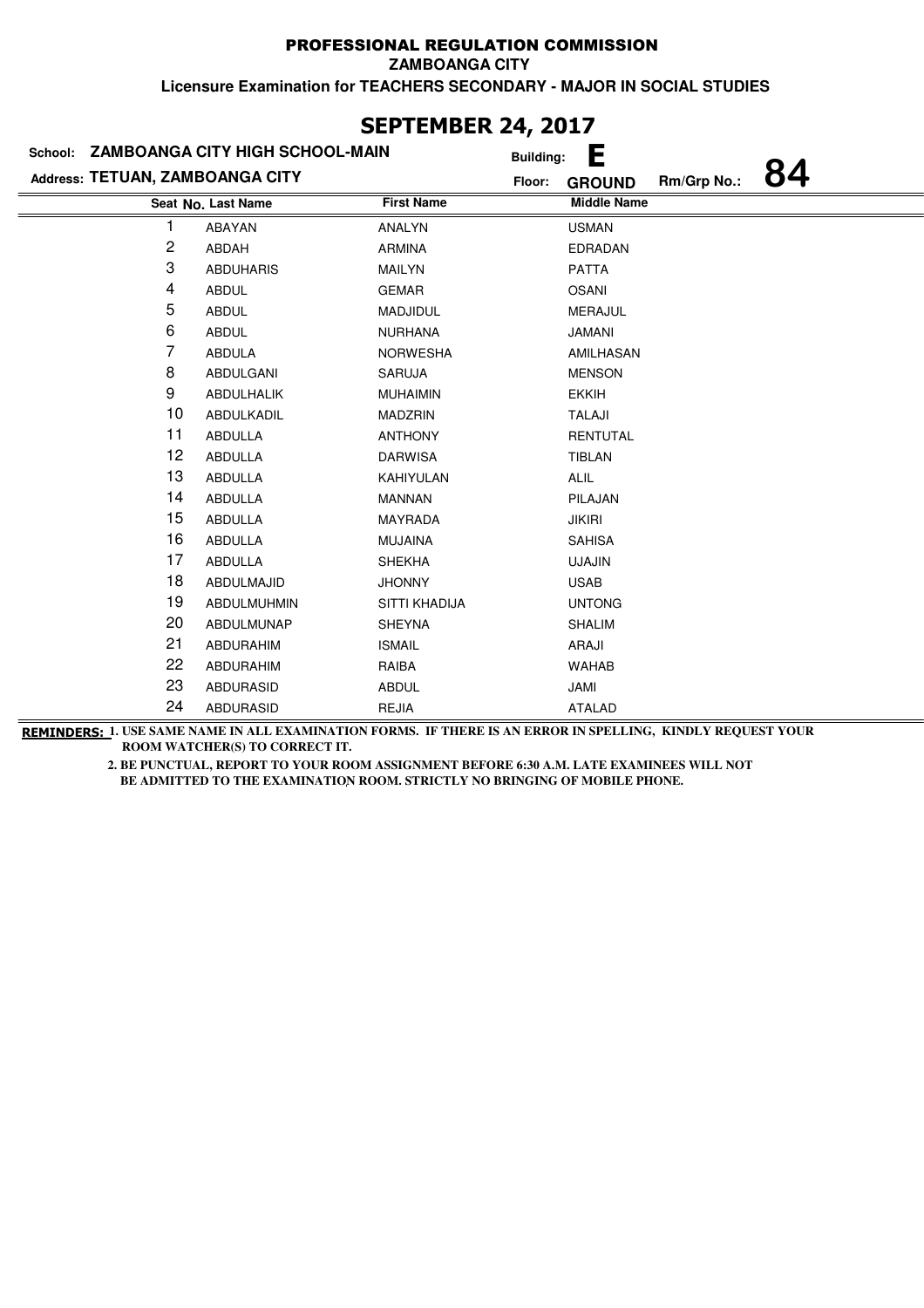# PROFESSIONAL REGULATION COMMISSION

**ZAMBOANGA CITY**

**Licensure Examination for TEACHERS SECONDARY - MAJOR IN SOCIAL STUDIES**

## SEPTEMBER 24, 2017

**School:** ZAMBOANGA CITY HIGH SCHOOL-MAIN **Building:** E

**Address:** TETUAN, ZAMBOANGA CITY **Floor:** GROUND **Rm/Grp No.:** 84

| Seat No. | Last Name | First Name | Middle Name |
|---|---|---|---|
| 1 | ABAYAN | ANALYN | USMAN |
| 2 | ABDAH | ARMINA | EDRADAN |
| 3 | ABDUHARIS | MAILYN | PATTA |
| 4 | ABDUL | GEMAR | OSANI |
| 5 | ABDUL | MADJIDUL | MERAJUL |
| 6 | ABDUL | NURHANA | JAMANI |
| 7 | ABDULA | NORWESHA | AMILHASAN |
| 8 | ABDULGANI | SARUJA | MENSON |
| 9 | ABDULHALIK | MUHAIMIN | EKKIH |
| 10 | ABDULKADIL | MADZRIN | TALAJI |
| 11 | ABDULLA | ANTHONY | RENTUTAL |
| 12 | ABDULLA | DARWISA | TIBLAN |
| 13 | ABDULLA | KAHIYULAN | ALIL |
| 14 | ABDULLA | MANNAN | PILAJAN |
| 15 | ABDULLA | MAYRADA | JIKIRI |
| 16 | ABDULLA | MUJAINA | SAHISA |
| 17 | ABDULLA | SHEKHA | UJAJIN |
| 18 | ABDULMAJID | JHONNY | USAB |
| 19 | ABDULMUHMIN | SITTI KHADIJA | UNTONG |
| 20 | ABDULMUNAP | SHEYNA | SHALIM |
| 21 | ABDURAHIM | ISMAIL | ARAJI |
| 22 | ABDURAHIM | RAIBA | WAHAB |
| 23 | ABDURASID | ABDUL | JAMI |
| 24 | ABDURASID | REJIA | ATALAD |

**REMINDERS:** **1. USE SAME NAME IN ALL EXAMINATION FORMS. IF THERE IS AN ERROR IN SPELLING, KINDLY REQUEST YOUR ROOM WATCHER(S) TO CORRECT IT.**

**2. BE PUNCTUAL, REPORT TO YOUR ROOM ASSIGNMENT BEFORE 6:30 A.M. LATE EXAMINEES WILL NOT BE ADMITTED TO THE EXAMINATION ROOM. STRICTLY NO BRINGING OF MOBILE PHONE.**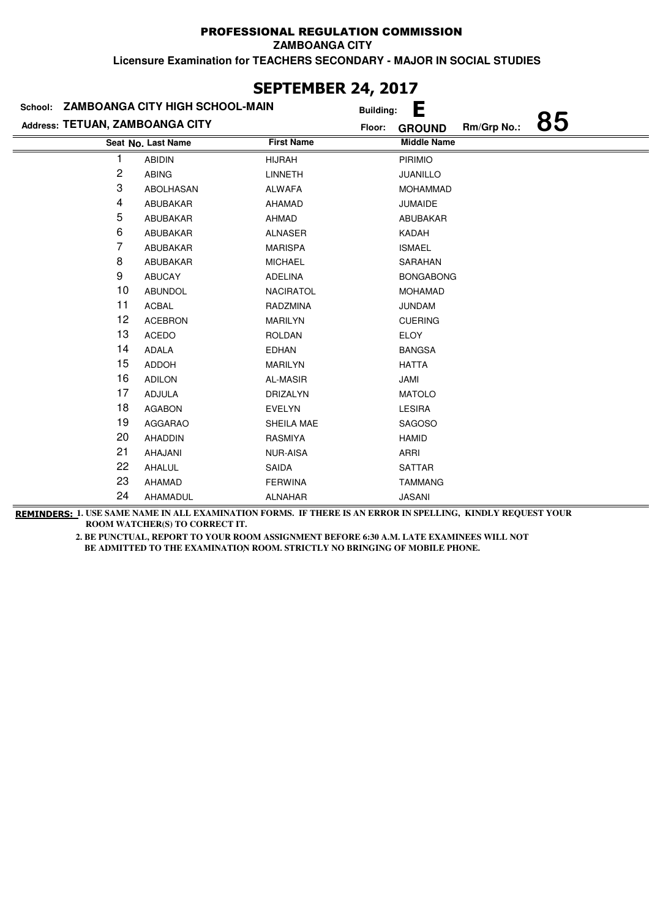PROFESSIONAL REGULATION COMMISSION

ZAMBOANGA CITY

Licensure Examination for TEACHERS SECONDARY - MAJOR IN SOCIAL STUDIES

## SEPTEMBER 24, 2017

School: ZAMBOANGA CITY HIGH SCHOOL-MAIN
Building: E
Address: TETUAN, ZAMBOANGA CITY
Floor: GROUND
Rm/Grp No.: 85

| Seat No. | Last Name | First Name | Middle Name |
|---|---|---|---|
| 1 | ABIDIN | HIJRAH | PIRIMIO |
| 2 | ABING | LINNETH | JUANILLO |
| 3 | ABOLHASAN | ALWAFA | MOHAMMAD |
| 4 | ABUBAKAR | AHAMAD | JUMAIDE |
| 5 | ABUBAKAR | AHMAD | ABUBAKAR |
| 6 | ABUBAKAR | ALNASER | KADAH |
| 7 | ABUBAKAR | MARISPA | ISMAEL |
| 8 | ABUBAKAR | MICHAEL | SARAHAN |
| 9 | ABUCAY | ADELINA | BONGABONG |
| 10 | ABUNDOL | NACIRATOL | MOHAMAD |
| 11 | ACBAL | RADZMINA | JUNDAM |
| 12 | ACEBRON | MARILYN | CUERING |
| 13 | ACEDO | ROLDAN | ELOY |
| 14 | ADALA | EDHAN | BANGSA |
| 15 | ADDOH | MARILYN | HATTA |
| 16 | ADILON | AL-MASIR | JAMI |
| 17 | ADJULA | DRIZALYN | MATOLO |
| 18 | AGABON | EVELYN | LESIRA |
| 19 | AGGARAO | SHEILA MAE | SAGOSO |
| 20 | AHADDIN | RASMIYA | HAMID |
| 21 | AHAJANI | NUR-AISA | ARRI |
| 22 | AHALUL | SAIDA | SATTAR |
| 23 | AHAMAD | FERWINA | TAMMANG |
| 24 | AHAMADUL | ALNAHAR | JASANI |

**REMINDERS:** 1. USE SAME NAME IN ALL EXAMINATION FORMS. IF THERE IS AN ERROR IN SPELLING, KINDLY REQUEST YOUR ROOM WATCHER(S) TO CORRECT IT.

2. BE PUNCTUAL, REPORT TO YOUR ROOM ASSIGNMENT BEFORE 6:30 A.M. LATE EXAMINEES WILL NOT BE ADMITTED TO THE EXAMINATION ROOM. STRICTLY NO BRINGING OF MOBILE PHONE.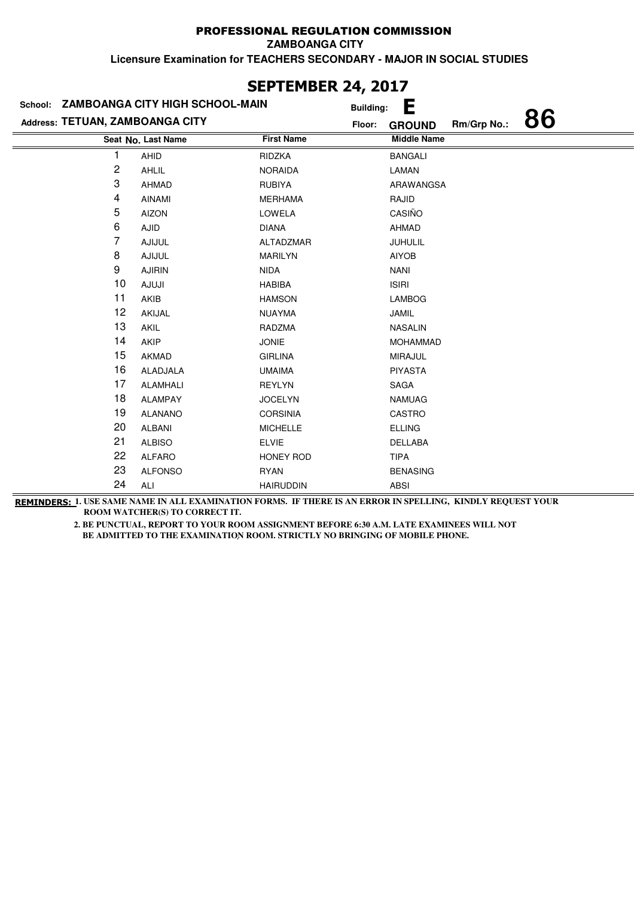# PROFESSIONAL REGULATION COMMISSION

**ZAMBOANGA CITY**

**Licensure Examination for TEACHERS SECONDARY - MAJOR IN SOCIAL STUDIES**

## SEPTEMBER 24, 2017

**School:** ZAMBOANGA CITY HIGH SCHOOL-MAIN **Building:** E

**Address:** TETUAN, ZAMBOANGA CITY **Floor:** GROUND **Rm/Grp No.:** 86

| Seat No. | Last Name | First Name | Middle Name |
|---|---|---|---|
| 1 | AHID | RIDZKA | BANGALI |
| 2 | AHLIL | NORAIDA | LAMAN |
| 3 | AHMAD | RUBIYA | ARAWANGSA |
| 4 | AINAMI | MERHAMA | RAJID |
| 5 | AIZON | LOWELA | CASIÑO |
| 6 | AJID | DIANA | AHMAD |
| 7 | AJIJUL | ALTADZMAR | JUHULIL |
| 8 | AJIJUL | MARILYN | AIYOB |
| 9 | AJIRIN | NIDA | NANI |
| 10 | AJUJI | HABIBA | ISIRI |
| 11 | AKIB | HAMSON | LAMBOG |
| 12 | AKIJAL | NUAYMA | JAMIL |
| 13 | AKIL | RADZMA | NASALIN |
| 14 | AKIP | JONIE | MOHAMMAD |
| 15 | AKMAD | GIRLINA | MIRAJUL |
| 16 | ALADJALA | UMAIMA | PIYASTA |
| 17 | ALAMHALI | REYLYN | SAGA |
| 18 | ALAMPAY | JOCELYN | NAMUAG |
| 19 | ALANANO | CORSINIA | CASTRO |
| 20 | ALBANI | MICHELLE | ELLING |
| 21 | ALBISO | ELVIE | DELLABA |
| 22 | ALFARO | HONEY ROD | TIPA |
| 23 | ALFONSO | RYAN | BENASING |
| 24 | ALI | HAIRUDDIN | ABSI |

**REMINDERS:** **1. USE SAME NAME IN ALL EXAMINATION FORMS. IF THERE IS AN ERROR IN SPELLING, KINDLY REQUEST YOUR ROOM WATCHER(S) TO CORRECT IT.**

**2. BE PUNCTUAL, REPORT TO YOUR ROOM ASSIGNMENT BEFORE 6:30 A.M. LATE EXAMINEES WILL NOT BE ADMITTED TO THE EXAMINATION ROOM. STRICTLY NO BRINGING OF MOBILE PHONE.**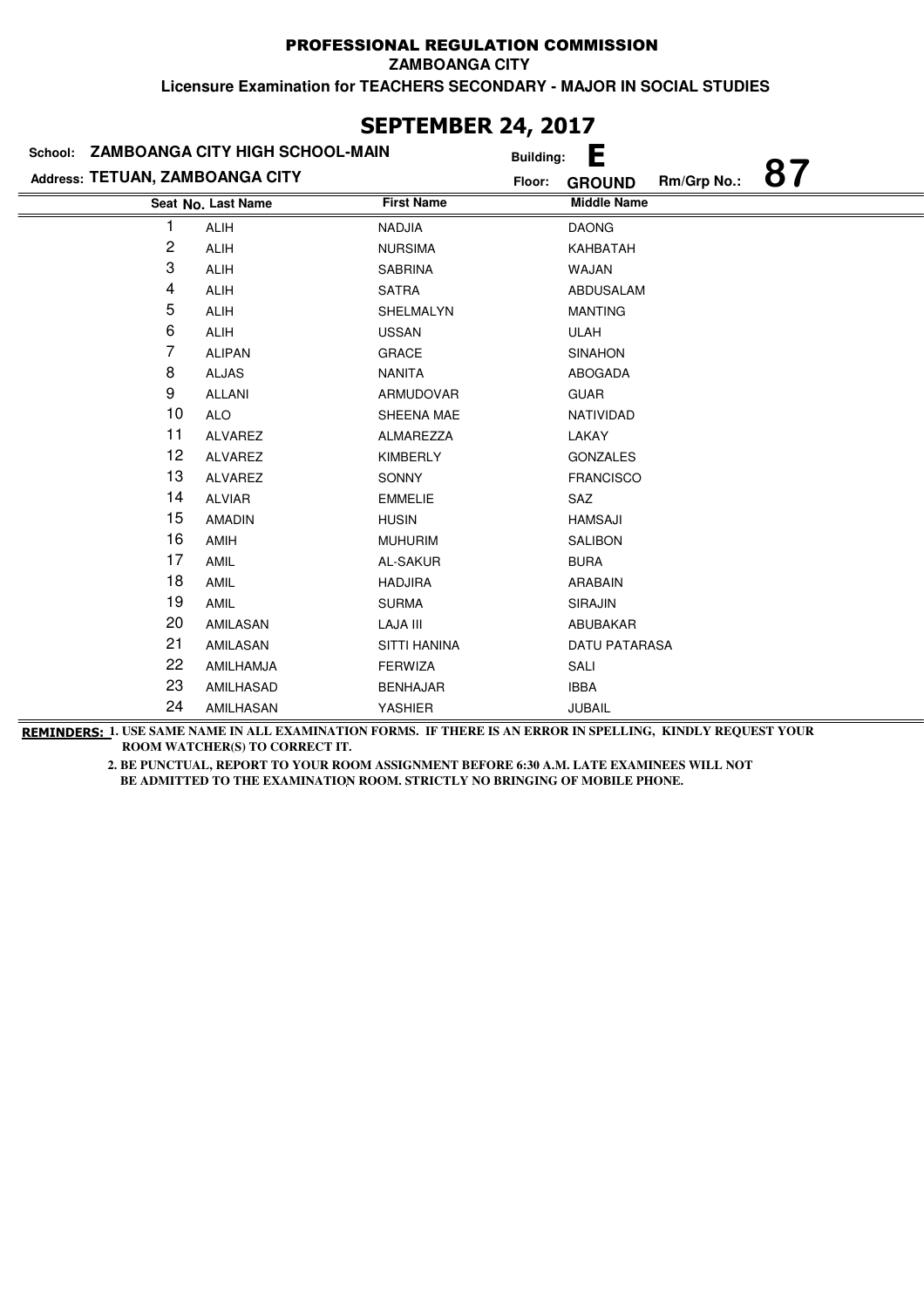**PROFESSIONAL REGULATION COMMISSION**

**ZAMBOANGA CITY**

**Licensure Examination for TEACHERS SECONDARY - MAJOR IN SOCIAL STUDIES**

# SEPTEMBER 24, 2017

**School:** ZAMBOANGA CITY HIGH SCHOOL-MAIN **Building:** E

**Address:** TETUAN, ZAMBOANGA CITY **Floor:** GROUND **Rm/Grp No.:** 87

| Seat No. | Last Name | First Name | Middle Name |
|---|---|---|---|
| 1 | ALIH | NADJIA | DAONG |
| 2 | ALIH | NURSIMA | KAHBATAH |
| 3 | ALIH | SABRINA | WAJAN |
| 4 | ALIH | SATRA | ABDUSALAM |
| 5 | ALIH | SHELMALYN | MANTING |
| 6 | ALIH | USSAN | ULAH |
| 7 | ALIPAN | GRACE | SINAHON |
| 8 | ALJAS | NANITA | ABOGADA |
| 9 | ALLANI | ARMUDOVAR | GUAR |
| 10 | ALO | SHEENA MAE | NATIVIDAD |
| 11 | ALVAREZ | ALMAREZZA | LAKAY |
| 12 | ALVAREZ | KIMBERLY | GONZALES |
| 13 | ALVAREZ | SONNY | FRANCISCO |
| 14 | ALVIAR | EMMELIE | SAZ |
| 15 | AMADIN | HUSIN | HAMSAJI |
| 16 | AMIH | MUHURIM | SALIBON |
| 17 | AMIL | AL-SAKUR | BURA |
| 18 | AMIL | HADJIRA | ARABAIN |
| 19 | AMIL | SURMA | SIRAJIN |
| 20 | AMILASAN | LAJA III | ABUBAKAR |
| 21 | AMILASAN | SITTI HANINA | DATU PATARASA |
| 22 | AMILHAMJA | FERWIZA | SALI |
| 23 | AMILHASAD | BENHAJAR | IBBA |
| 24 | AMILHASAN | YASHIER | JUBAIL |

**REMINDERS:** 1. USE SAME NAME IN ALL EXAMINATION FORMS. IF THERE IS AN ERROR IN SPELLING, KINDLY REQUEST YOUR ROOM WATCHER(S) TO CORRECT IT.

2. BE PUNCTUAL, REPORT TO YOUR ROOM ASSIGNMENT BEFORE 6:30 A.M. LATE EXAMINEES WILL NOT BE ADMITTED TO THE EXAMINATION ROOM. STRICTLY NO BRINGING OF MOBILE PHONE.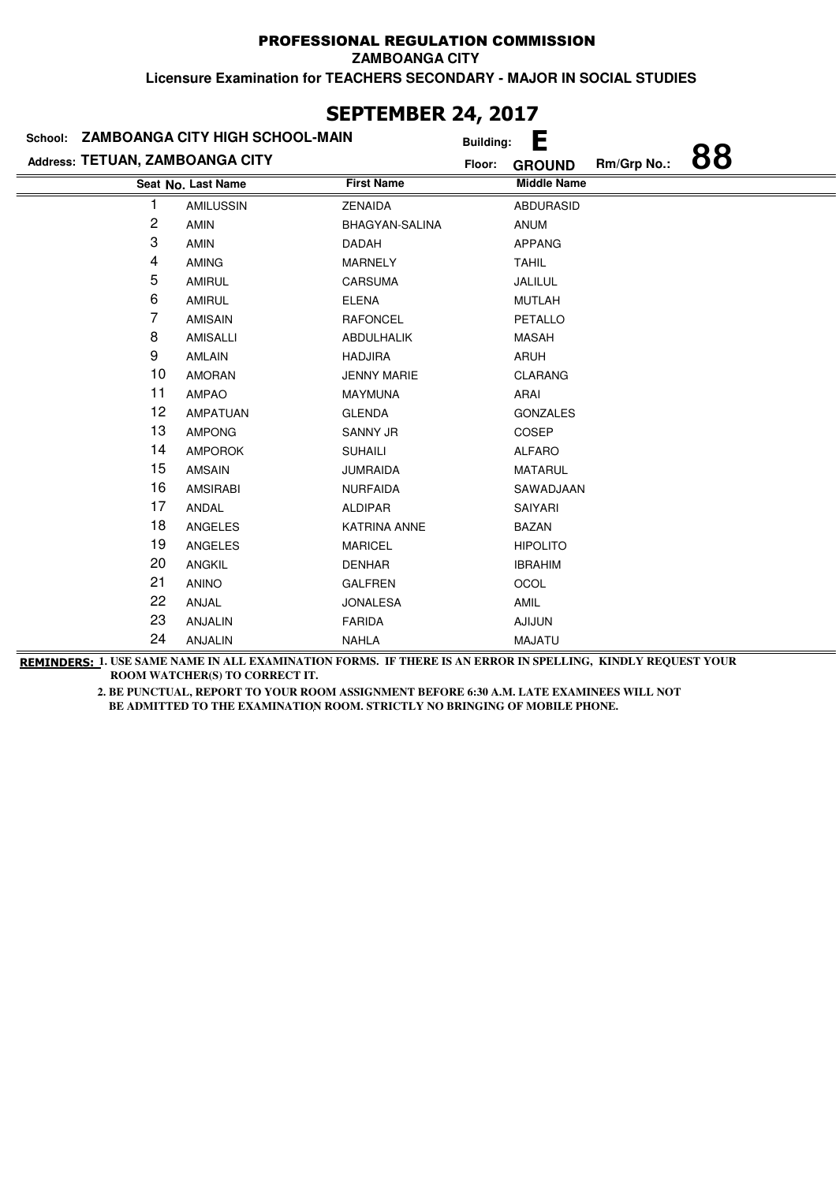# PROFESSIONAL REGULATION COMMISSION

**ZAMBOANGA CITY**

**Licensure Examination for TEACHERS SECONDARY - MAJOR IN SOCIAL STUDIES**

## SEPTEMBER 24, 2017

**School:** ZAMBOANGA CITY HIGH SCHOOL-MAIN **Building:** E

**Address:** TETUAN, ZAMBOANGA CITY **Floor:** GROUND **Rm/Grp No.:** 88

| Seat No. | Last Name | First Name | Middle Name |
|---|---|---|---|
| 1 | AMILUSSIN | ZENAIDA | ABDURASID |
| 2 | AMIN | BHAGYAN-SALINA | ANUM |
| 3 | AMIN | DADAH | APPANG |
| 4 | AMING | MARNELY | TAHIL |
| 5 | AMIRUL | CARSUMA | JALILUL |
| 6 | AMIRUL | ELENA | MUTLAH |
| 7 | AMISAIN | RAFONCEL | PETALLO |
| 8 | AMISALLI | ABDULHALIK | MASAH |
| 9 | AMLAIN | HADJIRA | ARUH |
| 10 | AMORAN | JENNY MARIE | CLARANG |
| 11 | AMPAO | MAYMUNA | ARAI |
| 12 | AMPATUAN | GLENDA | GONZALES |
| 13 | AMPONG | SANNY JR | COSEP |
| 14 | AMPOROK | SUHAILI | ALFARO |
| 15 | AMSAIN | JUMRAIDA | MATARUL |
| 16 | AMSIRABI | NURFAIDA | SAWADJAAN |
| 17 | ANDAL | ALDIPAR | SAIYARI |
| 18 | ANGELES | KATRINA ANNE | BAZAN |
| 19 | ANGELES | MARICEL | HIPOLITO |
| 20 | ANGKIL | DENHAR | IBRAHIM |
| 21 | ANINO | GALFREN | OCOL |
| 22 | ANJAL | JONALESA | AMIL |
| 23 | ANJALIN | FARIDA | AJIJUN |
| 24 | ANJALIN | NAHLA | MAJATU |

**REMINDERS:** 1. USE SAME NAME IN ALL EXAMINATION FORMS. IF THERE IS AN ERROR IN SPELLING, KINDLY REQUEST YOUR ROOM WATCHER(S) TO CORRECT IT.

2. BE PUNCTUAL, REPORT TO YOUR ROOM ASSIGNMENT BEFORE 6:30 A.M. LATE EXAMINEES WILL NOT BE ADMITTED TO THE EXAMINATION ROOM. STRICTLY NO BRINGING OF MOBILE PHONE.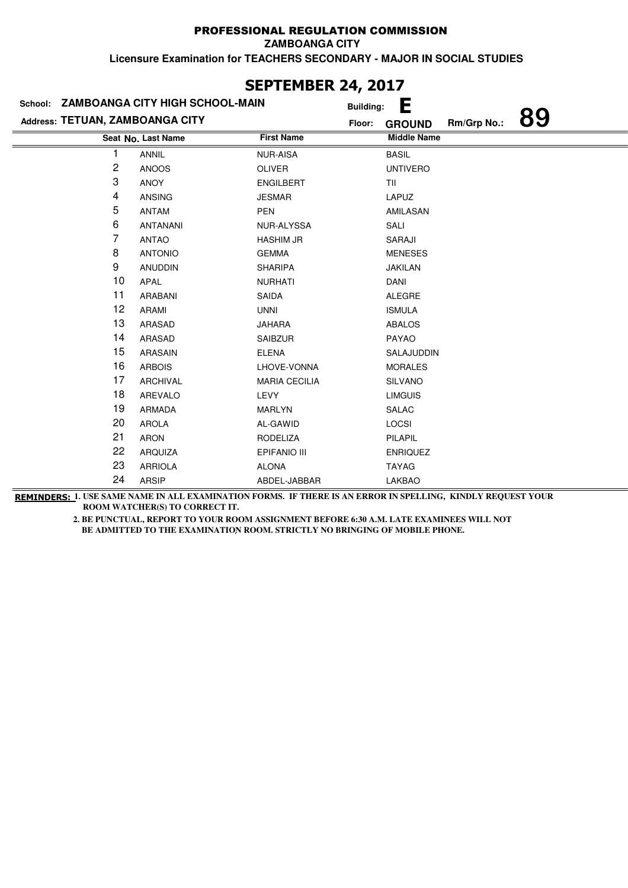# PROFESSIONAL REGULATION COMMISSION

**ZAMBOANGA CITY**

**Licensure Examination for TEACHERS SECONDARY - MAJOR IN SOCIAL STUDIES**

## SEPTEMBER 24, 2017

**School:** ZAMBOANGA CITY HIGH SCHOOL-MAIN **Building:** E

**Address:** TETUAN, ZAMBOANGA CITY **Floor:** GROUND **Rm/Grp No.:** 89

| Seat No. | Last Name | First Name | Middle Name |
|---|---|---|---|
| 1 | ANNIL | NUR-AISA | BASIL |
| 2 | ANOOS | OLIVER | UNTIVERO |
| 3 | ANOY | ENGILBERT | TII |
| 4 | ANSING | JESMAR | LAPUZ |
| 5 | ANTAM | PEN | AMILASAN |
| 6 | ANTANANI | NUR-ALYSSA | SALI |
| 7 | ANTAO | HASHIM JR | SARAJI |
| 8 | ANTONIO | GEMMA | MENESES |
| 9 | ANUDDIN | SHARIPA | JAKILAN |
| 10 | APAL | NURHATI | DANI |
| 11 | ARABANI | SAIDA | ALEGRE |
| 12 | ARAMI | UNNI | ISMULA |
| 13 | ARASAD | JAHARA | ABALOS |
| 14 | ARASAD | SAIBZUR | PAYAO |
| 15 | ARASAIN | ELENA | SALAJUDDIN |
| 16 | ARBOIS | LHOVE-VONNA | MORALES |
| 17 | ARCHIVAL | MARIA CECILIA | SILVANO |
| 18 | AREVALO | LEVY | LIMGUIS |
| 19 | ARMADA | MARLYN | SALAC |
| 20 | AROLA | AL-GAWID | LOCSI |
| 21 | ARON | RODELIZA | PILAPIL |
| 22 | ARQUIZA | EPIFANIO III | ENRIQUEZ |
| 23 | ARRIOLA | ALONA | TAYAG |
| 24 | ARSIP | ABDEL-JABBAR | LAKBAO |

**REMINDERS:** 1. USE SAME NAME IN ALL EXAMINATION FORMS. IF THERE IS AN ERROR IN SPELLING, KINDLY REQUEST YOUR ROOM WATCHER(S) TO CORRECT IT.

2. BE PUNCTUAL, REPORT TO YOUR ROOM ASSIGNMENT BEFORE 6:30 A.M. LATE EXAMINEES WILL NOT BE ADMITTED TO THE EXAMINATION ROOM. STRICTLY NO BRINGING OF MOBILE PHONE.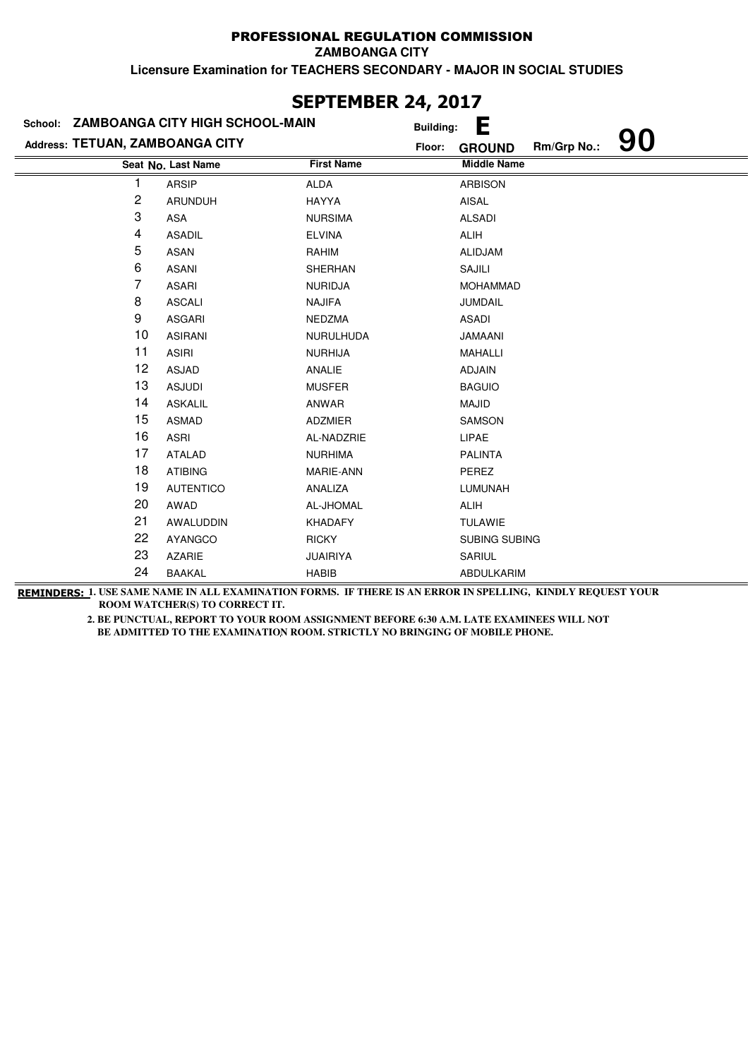**PROFESSIONAL REGULATION COMMISSION**

**ZAMBOANGA CITY**

**Licensure Examination for TEACHERS SECONDARY - MAJOR IN SOCIAL STUDIES**

# SEPTEMBER 24, 2017

**School:** ZAMBOANGA CITY HIGH SCHOOL-MAIN  **Building:** E

**Address:** TETUAN, ZAMBOANGA CITY  **Floor:** GROUND  **Rm/Grp No.:** 90

| Seat No. | Last Name | First Name | Middle Name |
|---|---|---|---|
| 1 | ARSIP | ALDA | ARBISON |
| 2 | ARUNDUH | HAYYA | AISAL |
| 3 | ASA | NURSIMA | ALSADI |
| 4 | ASADIL | ELVINA | ALIH |
| 5 | ASAN | RAHIM | ALIDJAM |
| 6 | ASANI | SHERHAN | SAJILI |
| 7 | ASARI | NURIDJA | MOHAMMAD |
| 8 | ASCALI | NAJIFA | JUMDAIL |
| 9 | ASGARI | NEDZMA | ASADI |
| 10 | ASIRANI | NURULHUDA | JAMAANI |
| 11 | ASIRI | NURHIJA | MAHALLI |
| 12 | ASJAD | ANALIE | ADJAIN |
| 13 | ASJUDI | MUSFER | BAGUIO |
| 14 | ASKALIL | ANWAR | MAJID |
| 15 | ASMAD | ADZMIER | SAMSON |
| 16 | ASRI | AL-NADZRIE | LIPAE |
| 17 | ATALAD | NURHIMA | PALINTA |
| 18 | ATIBING | MARIE-ANN | PEREZ |
| 19 | AUTENTICO | ANALIZA | LUMUNAH |
| 20 | AWAD | AL-JHOMAL | ALIH |
| 21 | AWALUDDIN | KHADAFY | TULAWIE |
| 22 | AYANGCO | RICKY | SUBING SUBING |
| 23 | AZARIE | JUAIRIYA | SARIUL |
| 24 | BAAKAL | HABIB | ABDULKARIM |

**REMINDERS:** 1. USE SAME NAME IN ALL EXAMINATION FORMS. IF THERE IS AN ERROR IN SPELLING, KINDLY REQUEST YOUR ROOM WATCHER(S) TO CORRECT IT.

2. BE PUNCTUAL, REPORT TO YOUR ROOM ASSIGNMENT BEFORE 6:30 A.M. LATE EXAMINEES WILL NOT BE ADMITTED TO THE EXAMINATION ROOM. STRICTLY NO BRINGING OF MOBILE PHONE.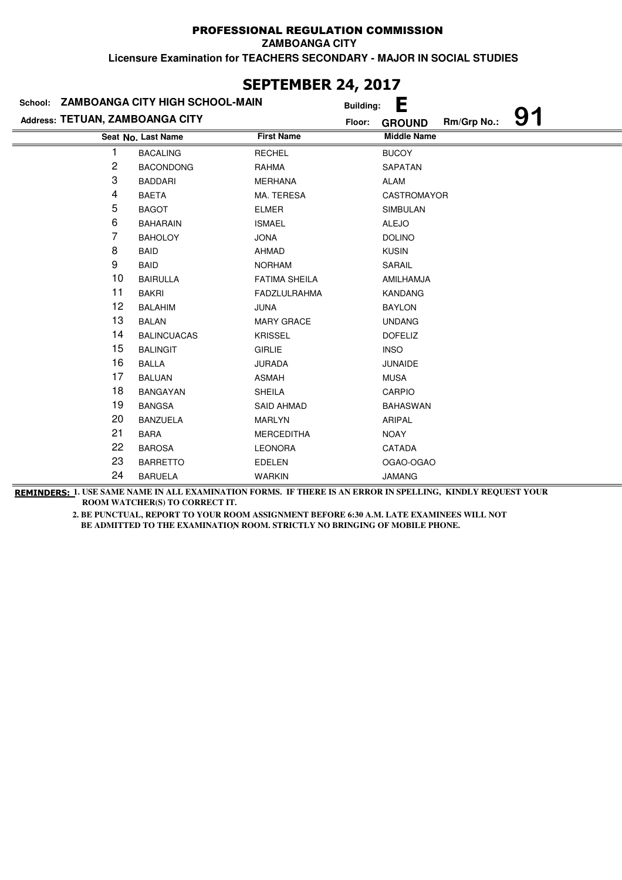# PROFESSIONAL REGULATION COMMISSION

**ZAMBOANGA CITY**

**Licensure Examination for TEACHERS SECONDARY - MAJOR IN SOCIAL STUDIES**

## SEPTEMBER 24, 2017

**School:** ZAMBOANGA CITY HIGH SCHOOL-MAIN **Building:** E

**Address:** TETUAN, ZAMBOANGA CITY **Floor:** GROUND **Rm/Grp No.:** 91

| Seat No. | Last Name | First Name | Middle Name |
|---|---|---|---|
| 1 | BACALING | RECHEL | BUCOY |
| 2 | BACONDONG | RAHMA | SAPATAN |
| 3 | BADDARI | MERHANA | ALAM |
| 4 | BAETA | MA. TERESA | CASTROMAYOR |
| 5 | BAGOT | ELMER | SIMBULAN |
| 6 | BAHARAIN | ISMAEL | ALEJO |
| 7 | BAHOLOY | JONA | DOLINO |
| 8 | BAID | AHMAD | KUSIN |
| 9 | BAID | NORHAM | SARAIL |
| 10 | BAIRULLA | FATIMA SHEILA | AMILHAMJA |
| 11 | BAKRI | FADZLULRAHMA | KANDANG |
| 12 | BALAHIM | JUNA | BAYLON |
| 13 | BALAN | MARY GRACE | UNDANG |
| 14 | BALINCUACAS | KRISSEL | DOFELIZ |
| 15 | BALINGIT | GIRLIE | INSO |
| 16 | BALLA | JURADA | JUNAIDE |
| 17 | BALUAN | ASMAH | MUSA |
| 18 | BANGAYAN | SHEILA | CARPIO |
| 19 | BANGSA | SAID AHMAD | BAHASWAN |
| 20 | BANZUELA | MARLYN | ARIPAL |
| 21 | BARA | MERCEDITHA | NOAY |
| 22 | BAROSA | LEONORA | CATADA |
| 23 | BARRETTO | EDELEN | OGAO-OGAO |
| 24 | BARUELA | WARKIN | JAMANG |

**REMINDERS:** 1. USE SAME NAME IN ALL EXAMINATION FORMS. IF THERE IS AN ERROR IN SPELLING, KINDLY REQUEST YOUR ROOM WATCHER(S) TO CORRECT IT.

2. BE PUNCTUAL, REPORT TO YOUR ROOM ASSIGNMENT BEFORE 6:30 A.M. LATE EXAMINEES WILL NOT BE ADMITTED TO THE EXAMINATION ROOM. STRICTLY NO BRINGING OF MOBILE PHONE.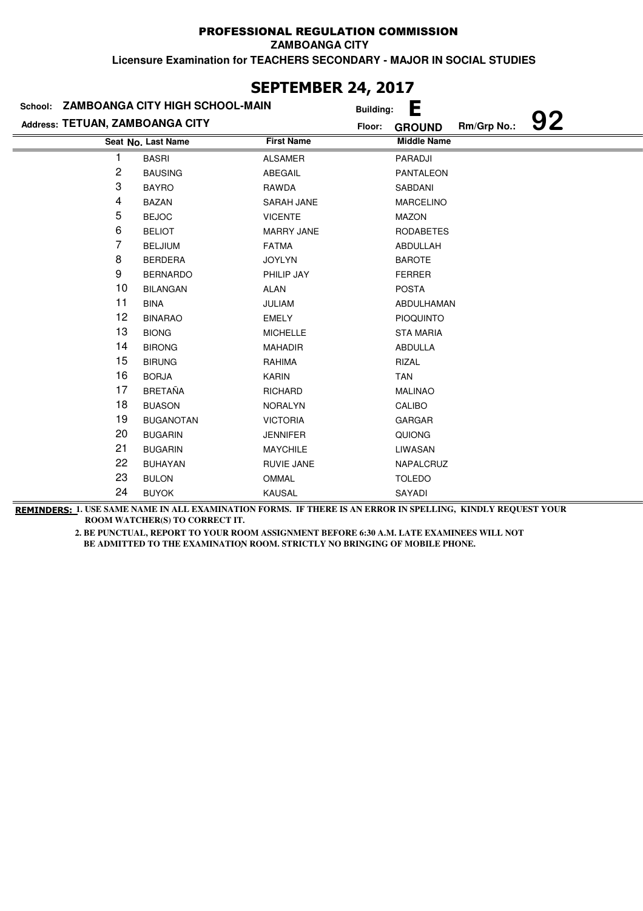**PROFESSIONAL REGULATION COMMISSION**

**ZAMBOANGA CITY**

**Licensure Examination for TEACHERS SECONDARY - MAJOR IN SOCIAL STUDIES**

## SEPTEMBER 24, 2017

**School:** ZAMBOANGA CITY HIGH SCHOOL-MAIN **Building:** E

**Address:** TETUAN, ZAMBOANGA CITY **Floor:** GROUND **Rm/Grp No.:** 92

| Seat No. | Last Name | First Name | Middle Name |
|---|---|---|---|
| 1 | BASRI | ALSAMER | PARADJI |
| 2 | BAUSING | ABEGAIL | PANTALEON |
| 3 | BAYRO | RAWDA | SABDANI |
| 4 | BAZAN | SARAH JANE | MARCELINO |
| 5 | BEJOC | VICENTE | MAZON |
| 6 | BELIOT | MARRY JANE | RODABETES |
| 7 | BELJIUM | FATMA | ABDULLAH |
| 8 | BERDERA | JOYLYN | BAROTE |
| 9 | BERNARDO | PHILIP JAY | FERRER |
| 10 | BILANGAN | ALAN | POSTA |
| 11 | BINA | JULIAM | ABDULHAMAN |
| 12 | BINARAO | EMELY | PIOQUINTO |
| 13 | BIONG | MICHELLE | STA MARIA |
| 14 | BIRONG | MAHADIR | ABDULLA |
| 15 | BIRUNG | RAHIMA | RIZAL |
| 16 | BORJA | KARIN | TAN |
| 17 | BRETAÑA | RICHARD | MALINAO |
| 18 | BUASON | NORALYN | CALIBO |
| 19 | BUGANOTAN | VICTORIA | GARGAR |
| 20 | BUGARIN | JENNIFER | QUIONG |
| 21 | BUGARIN | MAYCHILE | LIWASAN |
| 22 | BUHAYAN | RUVIE JANE | NAPALCRUZ |
| 23 | BULON | OMMAL | TOLEDO |
| 24 | BUYOK | KAUSAL | SAYADI |

**REMINDERS:** 1. USE SAME NAME IN ALL EXAMINATION FORMS. IF THERE IS AN ERROR IN SPELLING, KINDLY REQUEST YOUR ROOM WATCHER(S) TO CORRECT IT.

2. BE PUNCTUAL, REPORT TO YOUR ROOM ASSIGNMENT BEFORE 6:30 A.M. LATE EXAMINEES WILL NOT BE ADMITTED TO THE EXAMINATION ROOM. STRICTLY NO BRINGING OF MOBILE PHONE.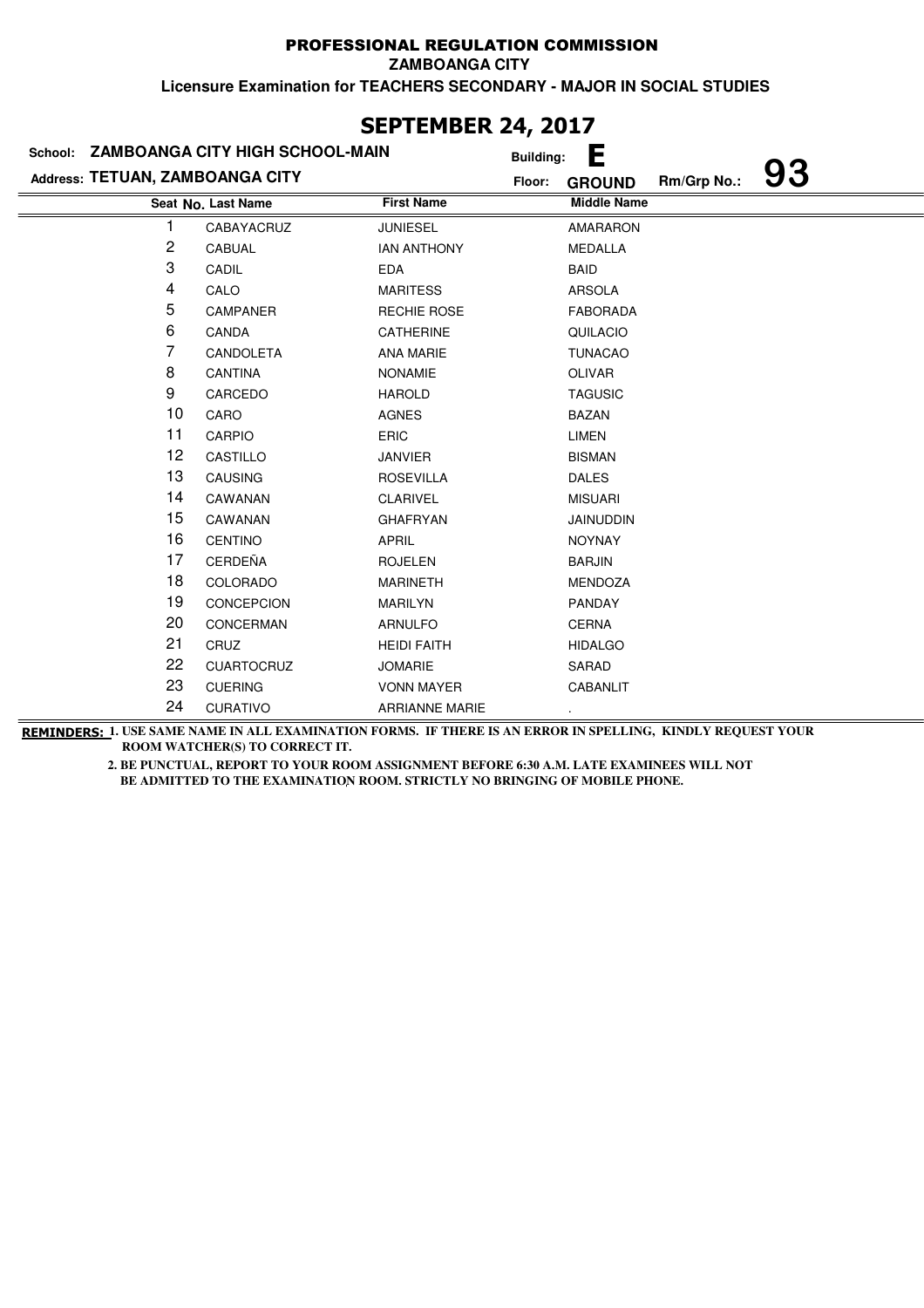# PROFESSIONAL REGULATION COMMISSION

**ZAMBOANGA CITY**

**Licensure Examination for TEACHERS SECONDARY - MAJOR IN SOCIAL STUDIES**

## SEPTEMBER 24, 2017

**School:** ZAMBOANGA CITY HIGH SCHOOL-MAIN **Building:** E

**Address:** TETUAN, ZAMBOANGA CITY **Floor:** GROUND **Rm/Grp No.:** 93

| Seat No. | Last Name | First Name | Middle Name |
|---|---|---|---|
| 1 | CABAYACRUZ | JUNIESEL | AMARARON |
| 2 | CABUAL | IAN ANTHONY | MEDALLA |
| 3 | CADIL | EDA | BAID |
| 4 | CALO | MARITESS | ARSOLA |
| 5 | CAMPANER | RECHIE ROSE | FABORADA |
| 6 | CANDA | CATHERINE | QUILACIO |
| 7 | CANDOLETA | ANA MARIE | TUNACAO |
| 8 | CANTINA | NONAMIE | OLIVAR |
| 9 | CARCEDO | HAROLD | TAGUSIC |
| 10 | CARO | AGNES | BAZAN |
| 11 | CARPIO | ERIC | LIMEN |
| 12 | CASTILLO | JANVIER | BISMAN |
| 13 | CAUSING | ROSEVILLA | DALES |
| 14 | CAWANAN | CLARIVEL | MISUARI |
| 15 | CAWANAN | GHAFRYAN | JAINUDDIN |
| 16 | CENTINO | APRIL | NOYNAY |
| 17 | CERDEÑA | ROJELEN | BARJIN |
| 18 | COLORADO | MARINETH | MENDOZA |
| 19 | CONCEPCION | MARILYN | PANDAY |
| 20 | CONCERMAN | ARNULFO | CERNA |
| 21 | CRUZ | HEIDI FAITH | HIDALGO |
| 22 | CUARTOCRUZ | JOMARIE | SARAD |
| 23 | CUERING | VONN MAYER | CABANLIT |
| 24 | CURATIVO | ARRIANNE MARIE | . |

**REMINDERS:** **1. USE SAME NAME IN ALL EXAMINATION FORMS. IF THERE IS AN ERROR IN SPELLING, KINDLY REQUEST YOUR ROOM WATCHER(S) TO CORRECT IT.**

**2. BE PUNCTUAL, REPORT TO YOUR ROOM ASSIGNMENT BEFORE 6:30 A.M. LATE EXAMINEES WILL NOT BE ADMITTED TO THE EXAMINATION ROOM. STRICTLY NO BRINGING OF MOBILE PHONE.**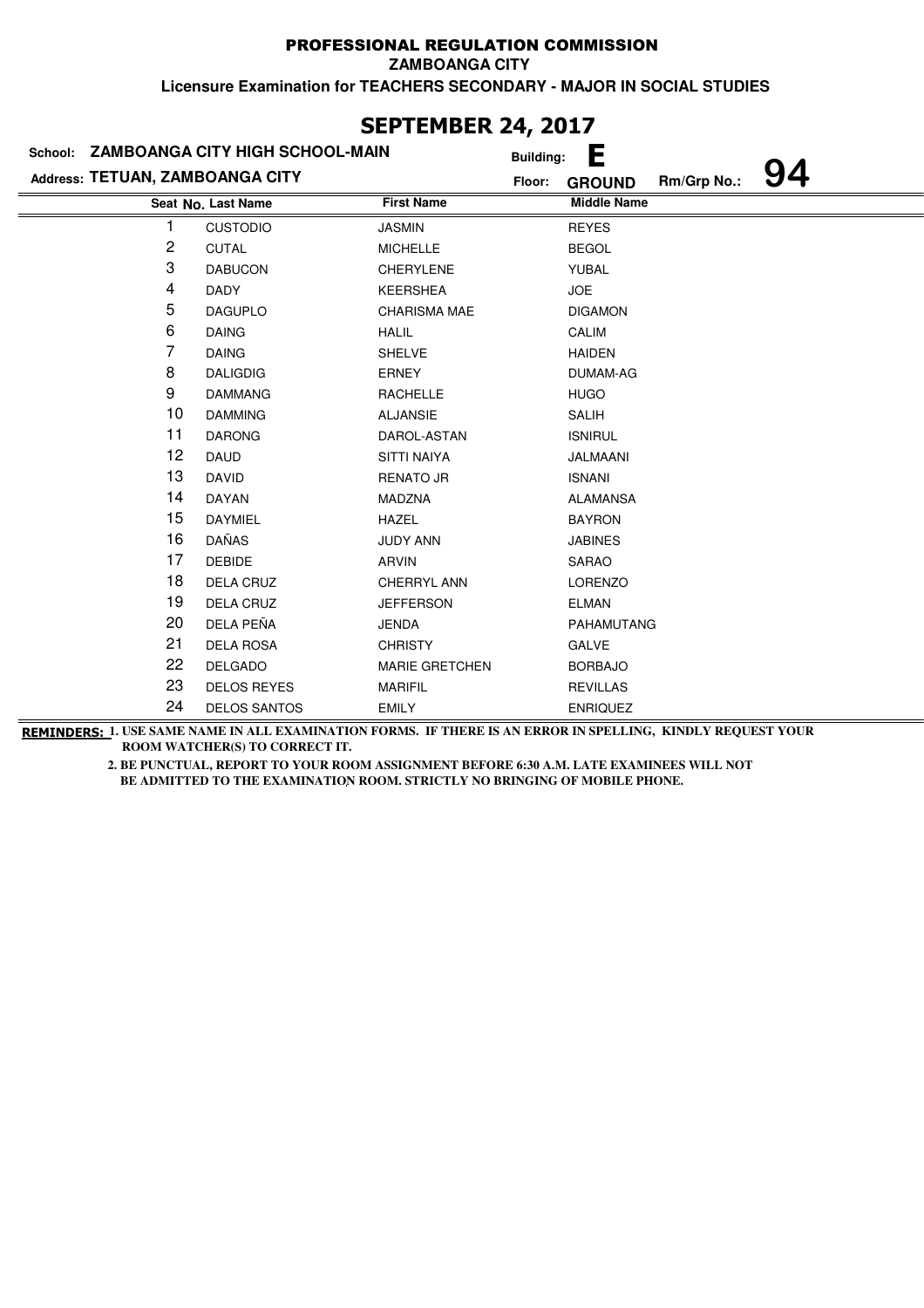# PROFESSIONAL REGULATION COMMISSION

**ZAMBOANGA CITY**

**Licensure Examination for TEACHERS SECONDARY - MAJOR IN SOCIAL STUDIES**

## SEPTEMBER 24, 2017

**School:** ZAMBOANGA CITY HIGH SCHOOL-MAIN **Building:** E

**Address:** TETUAN, ZAMBOANGA CITY **Floor:** GROUND **Rm/Grp No.:** 94

| Seat No. | Last Name | First Name | Middle Name |
|---|---|---|---|
| 1 | CUSTODIO | JASMIN | REYES |
| 2 | CUTAL | MICHELLE | BEGOL |
| 3 | DABUCON | CHERYLENE | YUBAL |
| 4 | DADY | KEERSHEA | JOE |
| 5 | DAGUPLO | CHARISMA MAE | DIGAMON |
| 6 | DAING | HALIL | CALIM |
| 7 | DAING | SHELVE | HAIDEN |
| 8 | DALIGDIG | ERNEY | DUMAM-AG |
| 9 | DAMMANG | RACHELLE | HUGO |
| 10 | DAMMING | ALJANSIE | SALIH |
| 11 | DARONG | DAROL-ASTAN | ISNIRUL |
| 12 | DAUD | SITTI NAIYA | JALMAANI |
| 13 | DAVID | RENATO JR | ISNANI |
| 14 | DAYAN | MADZNA | ALAMANSA |
| 15 | DAYMIEL | HAZEL | BAYRON |
| 16 | DAÑAS | JUDY ANN | JABINES |
| 17 | DEBIDE | ARVIN | SARAO |
| 18 | DELA CRUZ | CHERRYL ANN | LORENZO |
| 19 | DELA CRUZ | JEFFERSON | ELMAN |
| 20 | DELA PEÑA | JENDA | PAHAMUTANG |
| 21 | DELA ROSA | CHRISTY | GALVE |
| 22 | DELGADO | MARIE GRETCHEN | BORBAJO |
| 23 | DELOS REYES | MARIFIL | REVILLAS |
| 24 | DELOS SANTOS | EMILY | ENRIQUEZ |

**REMINDERS:** **1. USE SAME NAME IN ALL EXAMINATION FORMS. IF THERE IS AN ERROR IN SPELLING, KINDLY REQUEST YOUR ROOM WATCHER(S) TO CORRECT IT.**

**2. BE PUNCTUAL, REPORT TO YOUR ROOM ASSIGNMENT BEFORE 6:30 A.M. LATE EXAMINEES WILL NOT BE ADMITTED TO THE EXAMINATION ROOM. STRICTLY NO BRINGING OF MOBILE PHONE.**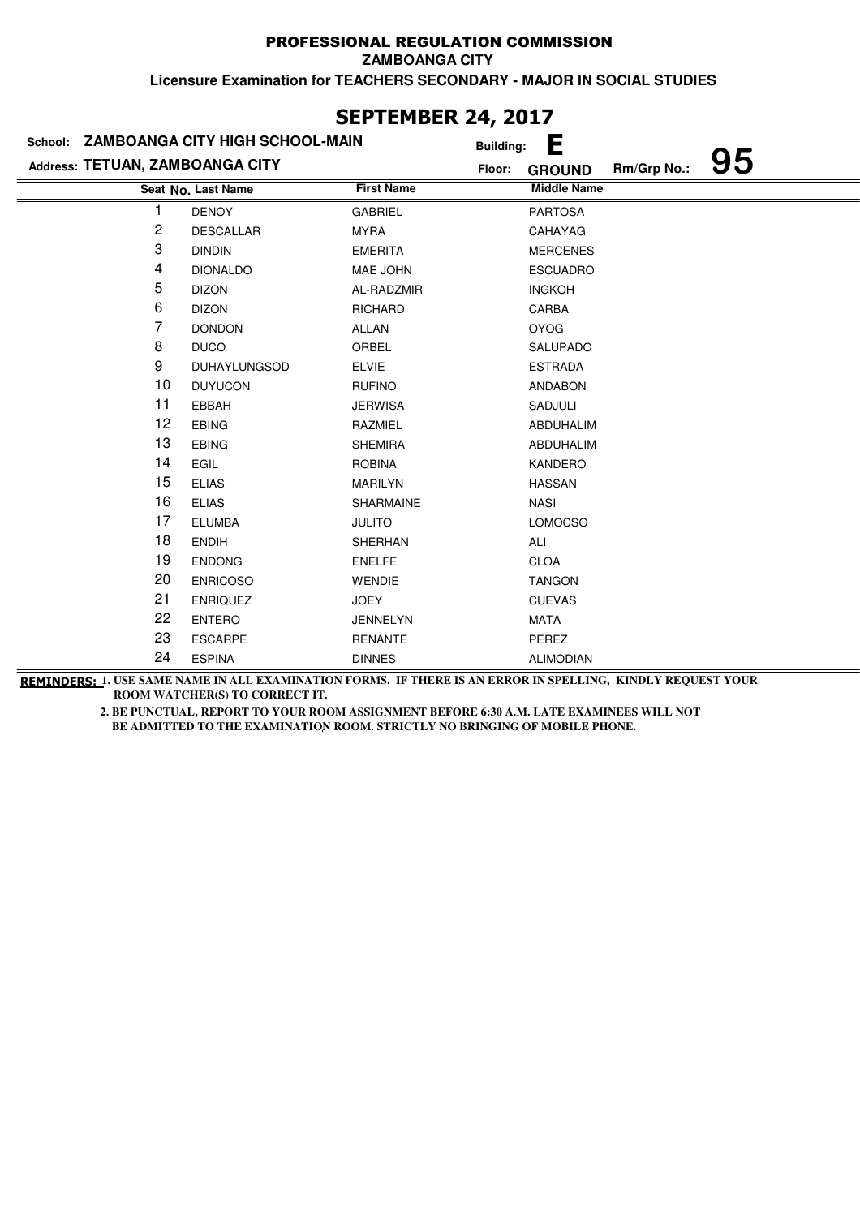PROFESSIONAL REGULATION COMMISSION

ZAMBOANGA CITY

Licensure Examination for TEACHERS SECONDARY - MAJOR IN SOCIAL STUDIES

## SEPTEMBER 24, 2017

School: **ZAMBOANGA CITY HIGH SCHOOL-MAIN** Building: **E**

Address: **TETUAN, ZAMBOANGA CITY** Floor: **GROUND** Rm/Grp No.: **95**

| Seat No. | Last Name | First Name | Middle Name |
|---|---|---|---|
| 1 | DENOY | GABRIEL | PARTOSA |
| 2 | DESCALLAR | MYRA | CAHAYAG |
| 3 | DINDIN | EMERITA | MERCENES |
| 4 | DIONALDO | MAE JOHN | ESCUADRO |
| 5 | DIZON | AL-RADZMIR | INGKOH |
| 6 | DIZON | RICHARD | CARBA |
| 7 | DONDON | ALLAN | OYOG |
| 8 | DUCO | ORBEL | SALUPADO |
| 9 | DUHAYLUNGSOD | ELVIE | ESTRADA |
| 10 | DUYUCON | RUFINO | ANDABON |
| 11 | EBBAH | JERWISA | SADJULI |
| 12 | EBING | RAZMIEL | ABDUHALIM |
| 13 | EBING | SHEMIRA | ABDUHALIM |
| 14 | EGIL | ROBINA | KANDERO |
| 15 | ELIAS | MARILYN | HASSAN |
| 16 | ELIAS | SHARMAINE | NASI |
| 17 | ELUMBA | JULITO | LOMOCSO |
| 18 | ENDIH | SHERHAN | ALI |
| 19 | ENDONG | ENELFE | CLOA |
| 20 | ENRICOSO | WENDIE | TANGON |
| 21 | ENRIQUEZ | JOEY | CUEVAS |
| 22 | ENTERO | JENNELYN | MATA |
| 23 | ESCARPE | RENANTE | PEREZ |
| 24 | ESPINA | DINNES | ALIMODIAN |

**REMINDERS:** **1. USE SAME NAME IN ALL EXAMINATION FORMS. IF THERE IS AN ERROR IN SPELLING, KINDLY REQUEST YOUR ROOM WATCHER(S) TO CORRECT IT.**

**2. BE PUNCTUAL, REPORT TO YOUR ROOM ASSIGNMENT BEFORE 6:30 A.M. LATE EXAMINEES WILL NOT BE ADMITTED TO THE EXAMINATION ROOM. STRICTLY NO BRINGING OF MOBILE PHONE.**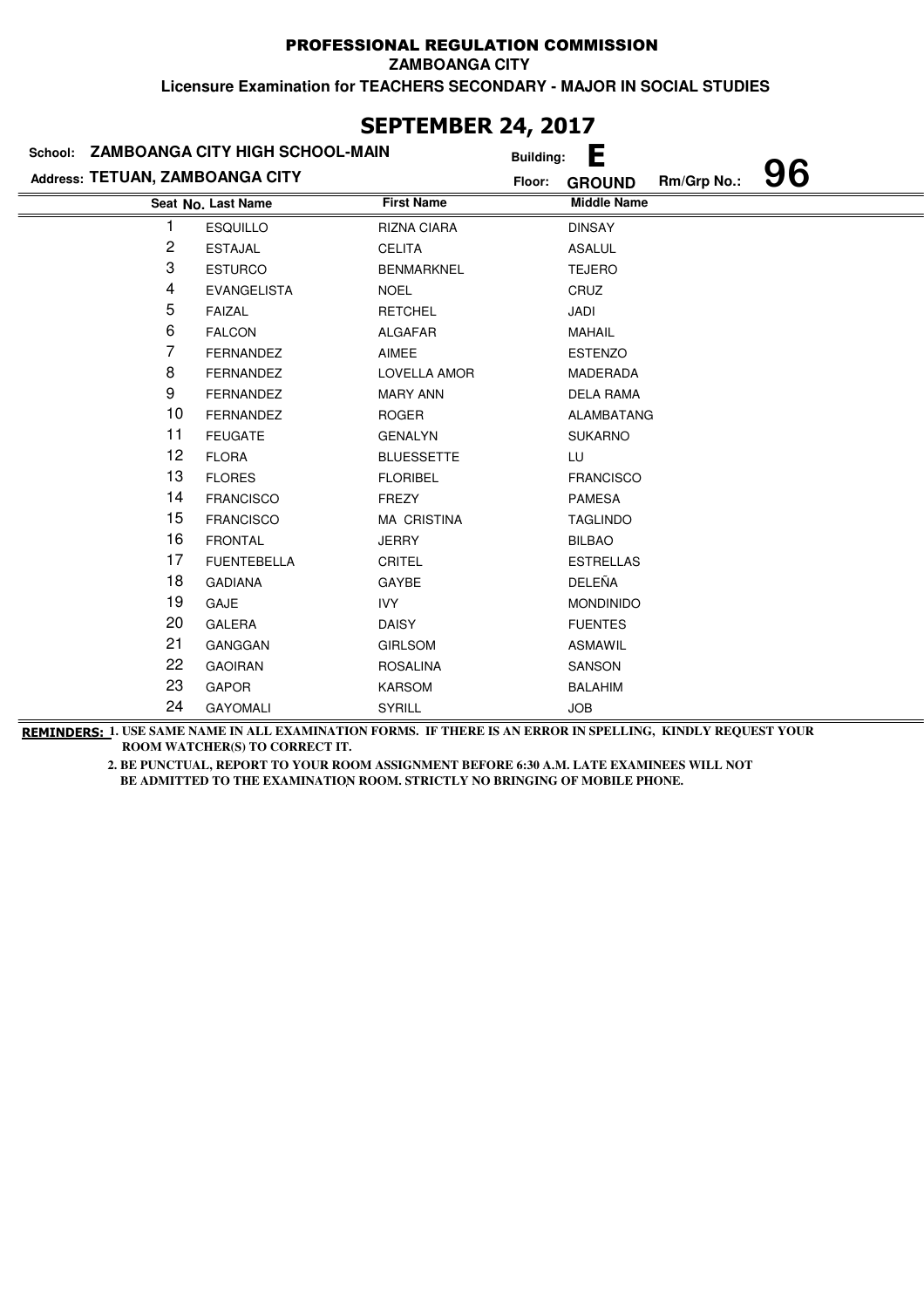# PROFESSIONAL REGULATION COMMISSION

**ZAMBOANGA CITY**

**Licensure Examination for TEACHERS SECONDARY - MAJOR IN SOCIAL STUDIES**

## SEPTEMBER 24, 2017

**School:** ZAMBOANGA CITY HIGH SCHOOL-MAIN **Building:** E

**Address:** TETUAN, ZAMBOANGA CITY **Floor:** GROUND **Rm/Grp No.:** 96

| Seat No. | Last Name | First Name | Middle Name |
|---|---|---|---|
| 1 | ESQUILLO | RIZNA CIARA | DINSAY |
| 2 | ESTAJAL | CELITA | ASALUL |
| 3 | ESTURCO | BENMARKNEL | TEJERO |
| 4 | EVANGELISTA | NOEL | CRUZ |
| 5 | FAIZAL | RETCHEL | JADI |
| 6 | FALCON | ALGAFAR | MAHAIL |
| 7 | FERNANDEZ | AIMEE | ESTENZO |
| 8 | FERNANDEZ | LOVELLA AMOR | MADERADA |
| 9 | FERNANDEZ | MARY ANN | DELA RAMA |
| 10 | FERNANDEZ | ROGER | ALAMBATANG |
| 11 | FEUGATE | GENALYN | SUKARNO |
| 12 | FLORA | BLUESSETTE | LU |
| 13 | FLORES | FLORIBEL | FRANCISCO |
| 14 | FRANCISCO | FREZY | PAMESA |
| 15 | FRANCISCO | MA CRISTINA | TAGLINDO |
| 16 | FRONTAL | JERRY | BILBAO |
| 17 | FUENTEBELLA | CRITEL | ESTRELLAS |
| 18 | GADIANA | GAYBE | DELEÑA |
| 19 | GAJE | IVY | MONDINIDO |
| 20 | GALERA | DAISY | FUENTES |
| 21 | GANGGAN | GIRLSOM | ASMAWIL |
| 22 | GAOIRAN | ROSALINA | SANSON |
| 23 | GAPOR | KARSOM | BALAHIM |
| 24 | GAYOMALI | SYRILL | JOB |

**REMINDERS:** 1. USE SAME NAME IN ALL EXAMINATION FORMS. IF THERE IS AN ERROR IN SPELLING, KINDLY REQUEST YOUR ROOM WATCHER(S) TO CORRECT IT.

2. BE PUNCTUAL, REPORT TO YOUR ROOM ASSIGNMENT BEFORE 6:30 A.M. LATE EXAMINEES WILL NOT BE ADMITTED TO THE EXAMINATION ROOM. STRICTLY NO BRINGING OF MOBILE PHONE.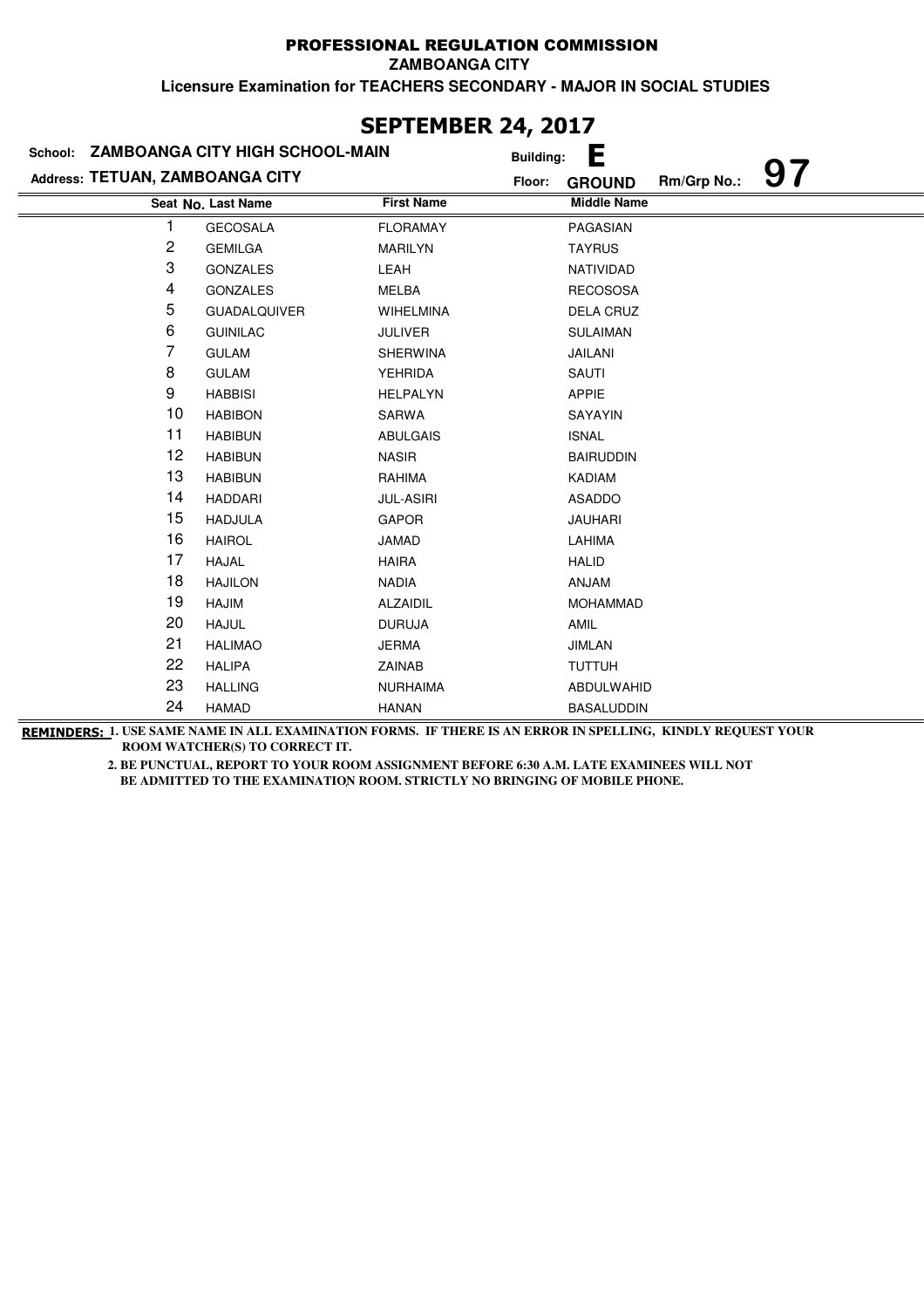# PROFESSIONAL REGULATION COMMISSION

**ZAMBOANGA CITY**

**Licensure Examination for TEACHERS SECONDARY - MAJOR IN SOCIAL STUDIES**

## SEPTEMBER 24, 2017

**School:** ZAMBOANGA CITY HIGH SCHOOL-MAIN **Building:** E

**Address:** TETUAN, ZAMBOANGA CITY **Floor:** GROUND **Rm/Grp No.:** 97

| Seat No. | Last Name | First Name | Middle Name |
|---|---|---|---|
| 1 | GECOSALA | FLORAMAY | PAGASIAN |
| 2 | GEMILGA | MARILYN | TAYRUS |
| 3 | GONZALES | LEAH | NATIVIDAD |
| 4 | GONZALES | MELBA | RECOSOSA |
| 5 | GUADALQUIVER | WIHELMINA | DELA CRUZ |
| 6 | GUINILAC | JULIVER | SULAIMAN |
| 7 | GULAM | SHERWINA | JAILANI |
| 8 | GULAM | YEHRIDA | SAUTI |
| 9 | HABBISI | HELPALYN | APPIE |
| 10 | HABIBON | SARWA | SAYAYIN |
| 11 | HABIBUN | ABULGAIS | ISNAL |
| 12 | HABIBUN | NASIR | BAIRUDDIN |
| 13 | HABIBUN | RAHIMA | KADIAM |
| 14 | HADDARI | JUL-ASIRI | ASADDO |
| 15 | HADJULA | GAPOR | JAUHARI |
| 16 | HAIROL | JAMAD | LAHIMA |
| 17 | HAJAL | HAIRA | HALID |
| 18 | HAJILON | NADIA | ANJAM |
| 19 | HAJIM | ALZAIDIL | MOHAMMAD |
| 20 | HAJUL | DURUJA | AMIL |
| 21 | HALIMAO | JERMA | JIMLAN |
| 22 | HALIPA | ZAINAB | TUTTUH |
| 23 | HALLING | NURHAIMA | ABDULWAHID |
| 24 | HAMAD | HANAN | BASALUDDIN |

**REMINDERS:** 1. USE SAME NAME IN ALL EXAMINATION FORMS. IF THERE IS AN ERROR IN SPELLING, KINDLY REQUEST YOUR ROOM WATCHER(S) TO CORRECT IT.

2. BE PUNCTUAL, REPORT TO YOUR ROOM ASSIGNMENT BEFORE 6:30 A.M. LATE EXAMINEES WILL NOT BE ADMITTED TO THE EXAMINATION ROOM. STRICTLY NO BRINGING OF MOBILE PHONE.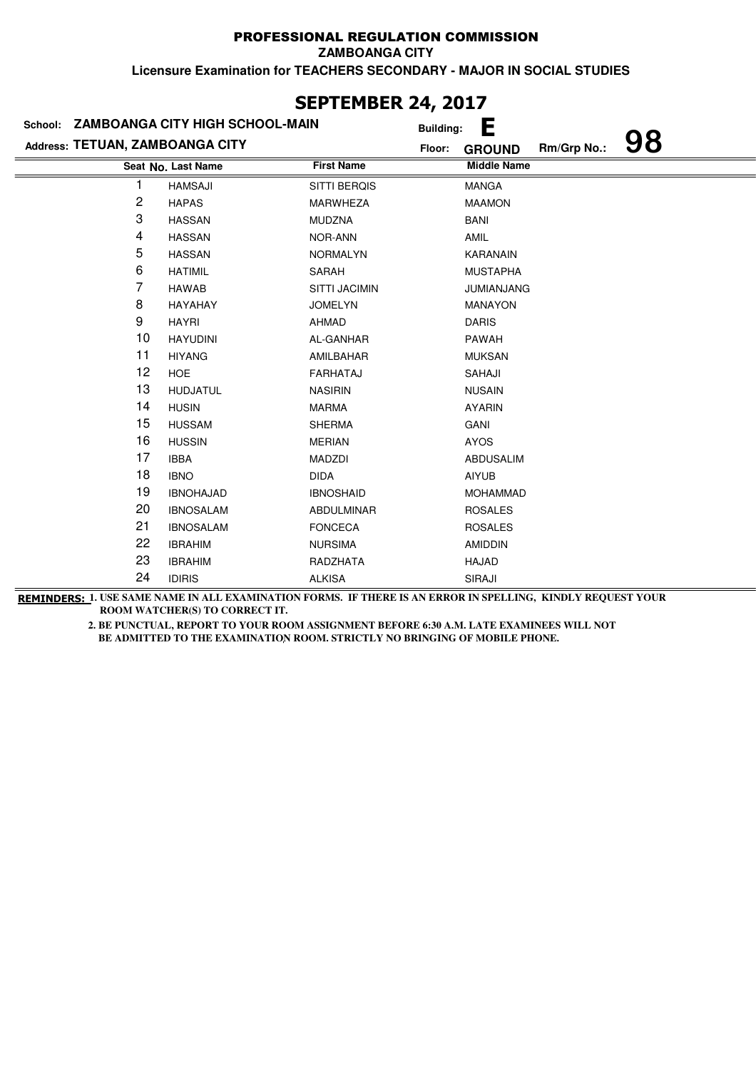# PROFESSIONAL REGULATION COMMISSION

**ZAMBOANGA CITY**

**Licensure Examination for TEACHERS SECONDARY - MAJOR IN SOCIAL STUDIES**

## SEPTEMBER 24, 2017

**School:** ZAMBOANGA CITY HIGH SCHOOL-MAIN **Building:** E

**Address:** TETUAN, ZAMBOANGA CITY **Floor:** GROUND **Rm/Grp No.:** 98

| Seat No. | Last Name | First Name | Middle Name |
|---|---|---|---|
| 1 | HAMSAJI | SITTI BERQIS | MANGA |
| 2 | HAPAS | MARWHEZA | MAAMON |
| 3 | HASSAN | MUDZNA | BANI |
| 4 | HASSAN | NOR-ANN | AMIL |
| 5 | HASSAN | NORMALYN | KARANAIN |
| 6 | HATIMIL | SARAH | MUSTAPHA |
| 7 | HAWAB | SITTI JACIMIN | JUMIANJANG |
| 8 | HAYAHAY | JOMELYN | MANAYON |
| 9 | HAYRI | AHMAD | DARIS |
| 10 | HAYUDINI | AL-GANHAR | PAWAH |
| 11 | HIYANG | AMILBAHAR | MUKSAN |
| 12 | HOE | FARHATAJ | SAHAJI |
| 13 | HUDJATUL | NASIRIN | NUSAIN |
| 14 | HUSIN | MARMA | AYARIN |
| 15 | HUSSAM | SHERMA | GANI |
| 16 | HUSSIN | MERIAN | AYOS |
| 17 | IBBA | MADZDI | ABDUSALIM |
| 18 | IBNO | DIDA | AIYUB |
| 19 | IBNOHAJAD | IBNOSHAID | MOHAMMAD |
| 20 | IBNOSALAM | ABDULMINAR | ROSALES |
| 21 | IBNOSALAM | FONCECA | ROSALES |
| 22 | IBRAHIM | NURSIMA | AMIDDIN |
| 23 | IBRAHIM | RADZHATA | HAJAD |
| 24 | IDIRIS | ALKISA | SIRAJI |

**REMINDERS:** 1. USE SAME NAME IN ALL EXAMINATION FORMS. IF THERE IS AN ERROR IN SPELLING, KINDLY REQUEST YOUR ROOM WATCHER(S) TO CORRECT IT.

2. BE PUNCTUAL, REPORT TO YOUR ROOM ASSIGNMENT BEFORE 6:30 A.M. LATE EXAMINEES WILL NOT BE ADMITTED TO THE EXAMINATION ROOM. STRICTLY NO BRINGING OF MOBILE PHONE.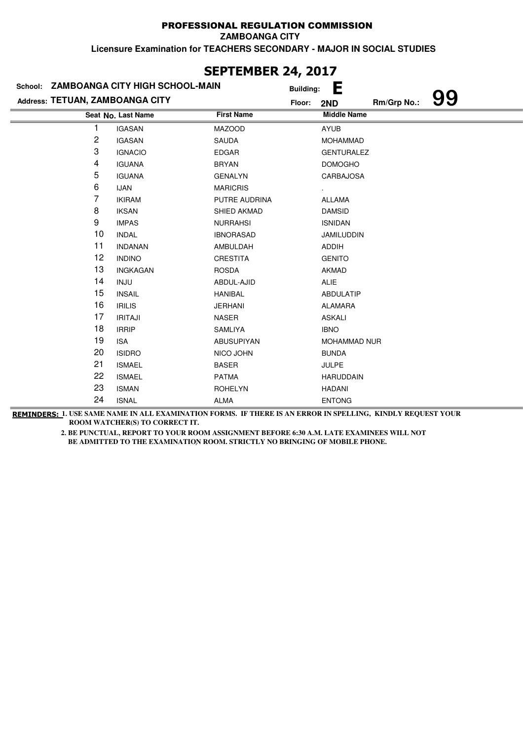# PROFESSIONAL REGULATION COMMISSION

**ZAMBOANGA CITY**

**Licensure Examination for TEACHERS SECONDARY - MAJOR IN SOCIAL STUDIES**

## SEPTEMBER 24, 2017

**School:** ZAMBOANGA CITY HIGH SCHOOL-MAIN **Building:** E

**Address:** TETUAN, ZAMBOANGA CITY **Floor:** 2ND **Rm/Grp No.:** 99

| Seat No. | Last Name | First Name | Middle Name |
|---|---|---|---|
| 1 | IGASAN | MAZOOD | AYUB |
| 2 | IGASAN | SAUDA | MOHAMMAD |
| 3 | IGNACIO | EDGAR | GENTURALEZ |
| 4 | IGUANA | BRYAN | DOMOGHO |
| 5 | IGUANA | GENALYN | CARBAJOSA |
| 6 | IJAN | MARICRIS | . |
| 7 | IKIRAM | PUTRE AUDRINA | ALLAMA |
| 8 | IKSAN | SHIED AKMAD | DAMSID |
| 9 | IMPAS | NURRAHSI | ISNIDAN |
| 10 | INDAL | IBNORASAD | JAMILUDDIN |
| 11 | INDANAN | AMBULDAH | ADDIH |
| 12 | INDINO | CRESTITA | GENITO |
| 13 | INGKAGAN | ROSDA | AKMAD |
| 14 | INJU | ABDUL-AJID | ALIE |
| 15 | INSAIL | HANIBAL | ABDULATIP |
| 16 | IRILIS | JERHANI | ALAMARA |
| 17 | IRITAJI | NASER | ASKALI |
| 18 | IRRIP | SAMLIYA | IBNO |
| 19 | ISA | ABUSUPIYAN | MOHAMMAD NUR |
| 20 | ISIDRO | NICO JOHN | BUNDA |
| 21 | ISMAEL | BASER | JULPE |
| 22 | ISMAEL | PATMA | HARUDDAIN |
| 23 | ISMAN | ROHELYN | HADANI |
| 24 | ISNAL | ALMA | ENTONG |

**REMINDERS:** 1. USE SAME NAME IN ALL EXAMINATION FORMS. IF THERE IS AN ERROR IN SPELLING, KINDLY REQUEST YOUR ROOM WATCHER(S) TO CORRECT IT.

2. BE PUNCTUAL, REPORT TO YOUR ROOM ASSIGNMENT BEFORE 6:30 A.M. LATE EXAMINEES WILL NOT BE ADMITTED TO THE EXAMINATION ROOM. STRICTLY NO BRINGING OF MOBILE PHONE.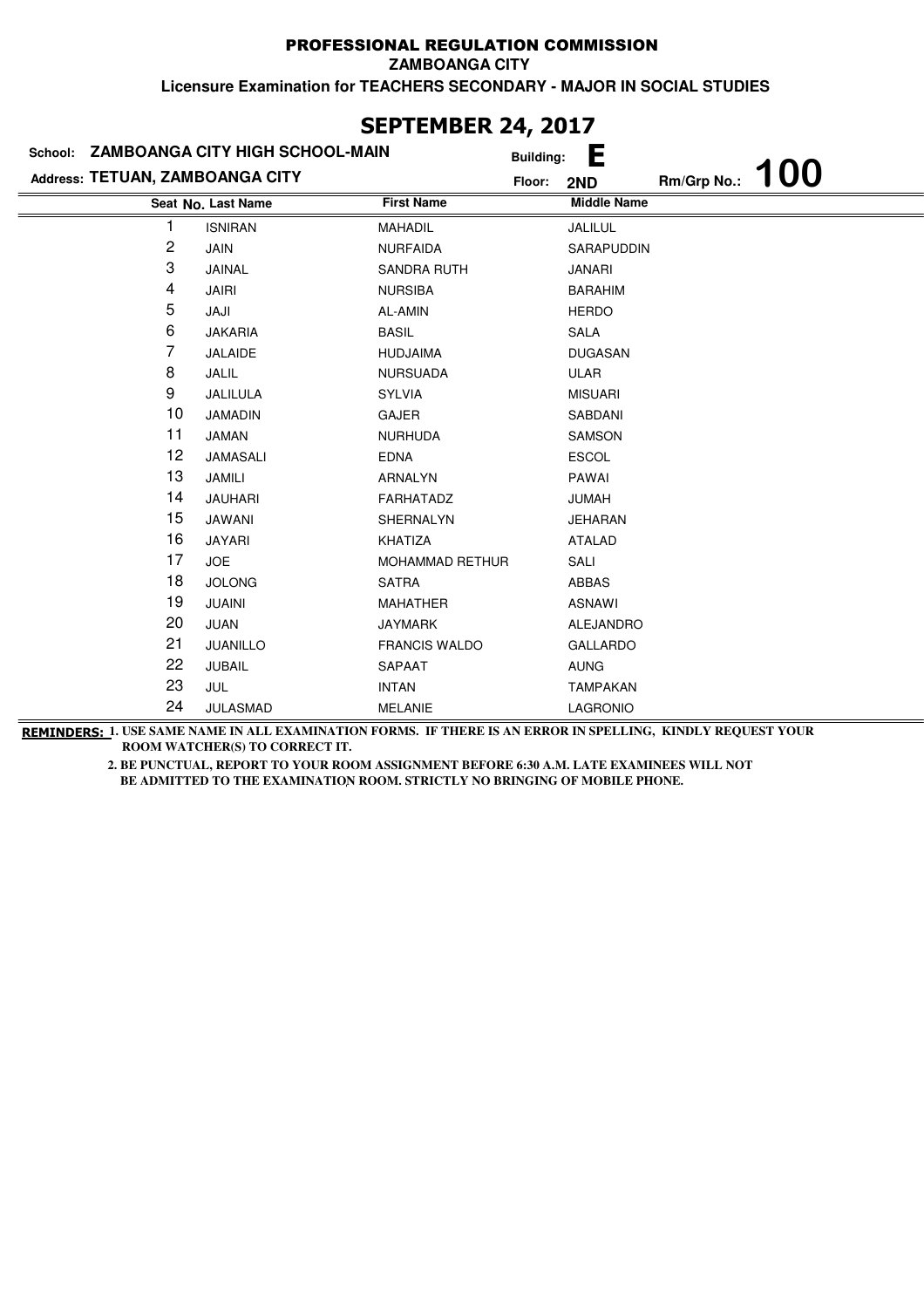# PROFESSIONAL REGULATION COMMISSION

**ZAMBOANGA CITY**

**Licensure Examination for TEACHERS SECONDARY - MAJOR IN SOCIAL STUDIES**

## SEPTEMBER 24, 2017

**School:** ZAMBOANGA CITY HIGH SCHOOL-MAIN **Building:** E

**Address:** TETUAN, ZAMBOANGA CITY **Floor:** 2ND **Rm/Grp No.:** 100

| Seat No. | Last Name | First Name | Middle Name |
|---|---|---|---|
| 1 | ISNIRAN | MAHADIL | JALILUL |
| 2 | JAIN | NURFAIDA | SARAPUDDIN |
| 3 | JAINAL | SANDRA RUTH | JANARI |
| 4 | JAIRI | NURSIBA | BARAHIM |
| 5 | JAJI | AL-AMIN | HERDO |
| 6 | JAKARIA | BASIL | SALA |
| 7 | JALAIDE | HUDJAIMA | DUGASAN |
| 8 | JALIL | NURSUADA | ULAR |
| 9 | JALILULA | SYLVIA | MISUARI |
| 10 | JAMADIN | GAJER | SABDANI |
| 11 | JAMAN | NURHUDA | SAMSON |
| 12 | JAMASALI | EDNA | ESCOL |
| 13 | JAMILI | ARNALYN | PAWAI |
| 14 | JAUHARI | FARHATADZ | JUMAH |
| 15 | JAWANI | SHERNALYN | JEHARAN |
| 16 | JAYARI | KHATIZA | ATALAD |
| 17 | JOE | MOHAMMAD RETHUR | SALI |
| 18 | JOLONG | SATRA | ABBAS |
| 19 | JUAINI | MAHATHER | ASNAWI |
| 20 | JUAN | JAYMARK | ALEJANDRO |
| 21 | JUANILLO | FRANCIS WALDO | GALLARDO |
| 22 | JUBAIL | SAPAAT | AUNG |
| 23 | JUL | INTAN | TAMPAKAN |
| 24 | JULASMAD | MELANIE | LAGRONIO |

**REMINDERS:** 1. USE SAME NAME IN ALL EXAMINATION FORMS. IF THERE IS AN ERROR IN SPELLING, KINDLY REQUEST YOUR ROOM WATCHER(S) TO CORRECT IT.

2. BE PUNCTUAL, REPORT TO YOUR ROOM ASSIGNMENT BEFORE 6:30 A.M. LATE EXAMINEES WILL NOT BE ADMITTED TO THE EXAMINATION ROOM. STRICTLY NO BRINGING OF MOBILE PHONE.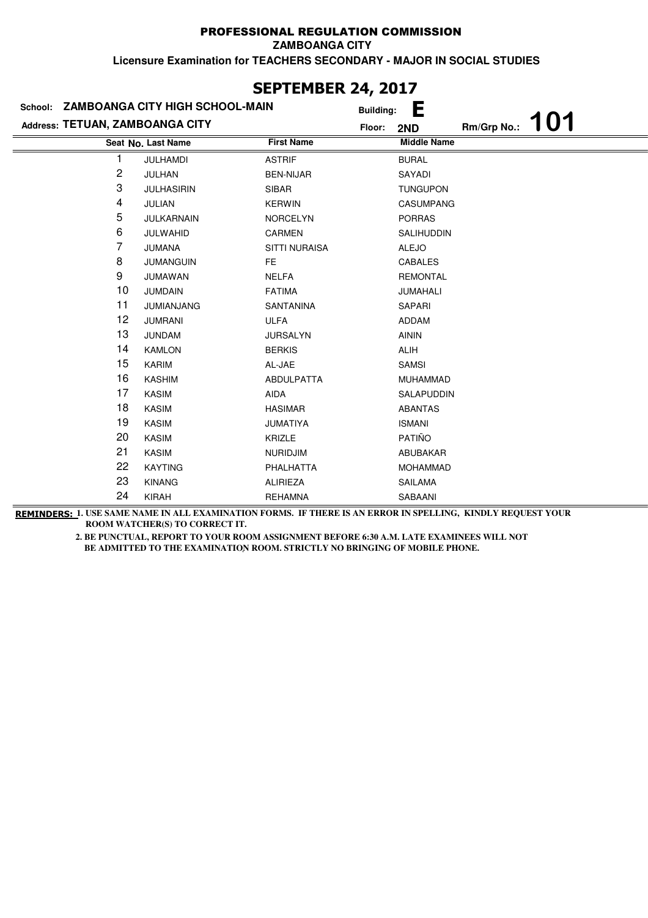# PROFESSIONAL REGULATION COMMISSION

**ZAMBOANGA CITY**

**Licensure Examination for TEACHERS SECONDARY - MAJOR IN SOCIAL STUDIES**

## SEPTEMBER 24, 2017

**School:** ZAMBOANGA CITY HIGH SCHOOL-MAIN
**Building:** E
**Address:** TETUAN, ZAMBOANGA CITY
**Floor:** 2ND
**Rm/Grp No.:** 101

| Seat No. | Last Name | First Name | Middle Name |
|---|---|---|---|
| 1 | JULHAMDI | ASTRIF | BURAL |
| 2 | JULHAN | BEN-NIJAR | SAYADI |
| 3 | JULHASIRIN | SIBAR | TUNGUPON |
| 4 | JULIAN | KERWIN | CASUMPANG |
| 5 | JULKARNAIN | NORCELYN | PORRAS |
| 6 | JULWAHID | CARMEN | SALIHUDDIN |
| 7 | JUMANA | SITTI NURAISA | ALEJO |
| 8 | JUMANGUIN | FE | CABALES |
| 9 | JUMAWAN | NELFA | REMONTAL |
| 10 | JUMDAIN | FATIMA | JUMAHALI |
| 11 | JUMIANJANG | SANTANINA | SAPARI |
| 12 | JUMRANI | ULFA | ADDAM |
| 13 | JUNDAM | JURSALYN | AININ |
| 14 | KAMLON | BERKIS | ALIH |
| 15 | KARIM | AL-JAE | SAMSI |
| 16 | KASHIM | ABDULPATTA | MUHAMMAD |
| 17 | KASIM | AIDA | SALAPUDDIN |
| 18 | KASIM | HASIMAR | ABANTAS |
| 19 | KASIM | JUMATIYA | ISMANI |
| 20 | KASIM | KRIZLE | PATIÑO |
| 21 | KASIM | NURIDJIM | ABUBAKAR |
| 22 | KAYTING | PHALHATTA | MOHAMMAD |
| 23 | KINANG | ALIRIEZA | SAILAMA |
| 24 | KIRAH | REHAMNA | SABAANI |

**REMINDERS:** 1. USE SAME NAME IN ALL EXAMINATION FORMS. IF THERE IS AN ERROR IN SPELLING, KINDLY REQUEST YOUR ROOM WATCHER(S) TO CORRECT IT.

2. BE PUNCTUAL, REPORT TO YOUR ROOM ASSIGNMENT BEFORE 6:30 A.M. LATE EXAMINEES WILL NOT BE ADMITTED TO THE EXAMINATION ROOM. STRICTLY NO BRINGING OF MOBILE PHONE.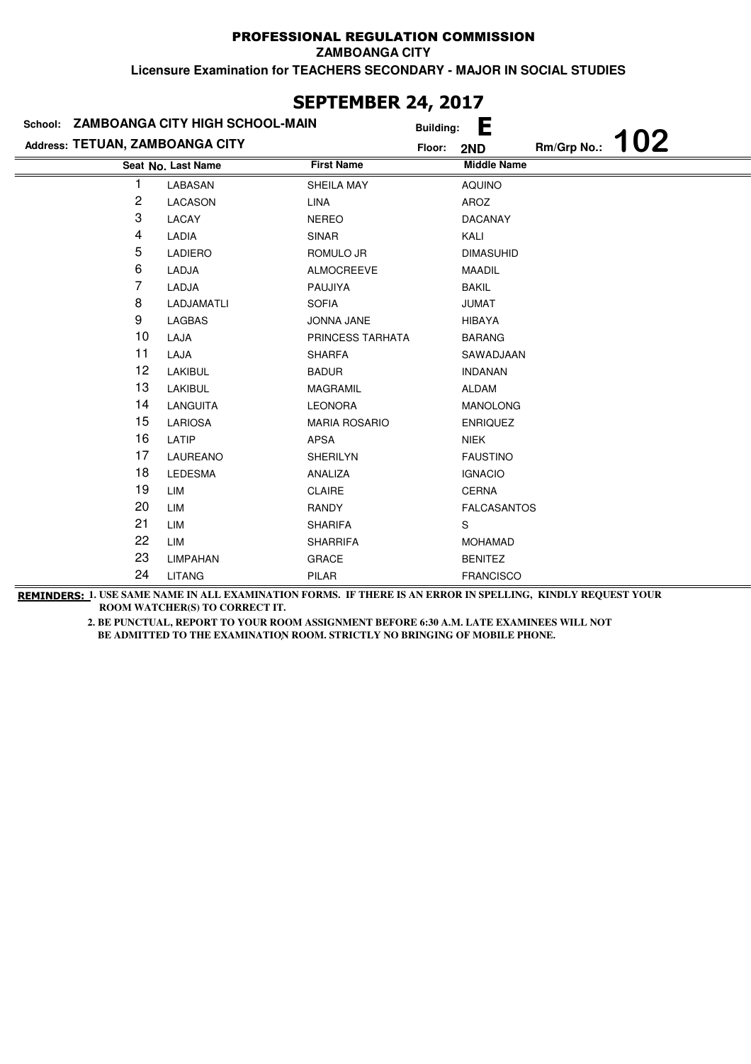# PROFESSIONAL REGULATION COMMISSION

**ZAMBOANGA CITY**

**Licensure Examination for TEACHERS SECONDARY - MAJOR IN SOCIAL STUDIES**

## SEPTEMBER 24, 2017

**School:** ZAMBOANGA CITY HIGH SCHOOL-MAIN **Building:** E

**Address:** TETUAN, ZAMBOANGA CITY **Floor:** 2ND **Rm/Grp No.:** 102

| Seat No. | Last Name | First Name | Middle Name |
|---|---|---|---|
| 1 | LABASAN | SHEILA MAY | AQUINO |
| 2 | LACASON | LINA | AROZ |
| 3 | LACAY | NEREO | DACANAY |
| 4 | LADIA | SINAR | KALI |
| 5 | LADIERO | ROMULO JR | DIMASUHID |
| 6 | LADJA | ALMOCREEVE | MAADIL |
| 7 | LADJA | PAUJIYA | BAKIL |
| 8 | LADJAMATLI | SOFIA | JUMAT |
| 9 | LAGBAS | JONNA JANE | HIBAYA |
| 10 | LAJA | PRINCESS TARHATA | BARANG |
| 11 | LAJA | SHARFA | SAWADJAAN |
| 12 | LAKIBUL | BADUR | INDANAN |
| 13 | LAKIBUL | MAGRAMIL | ALDAM |
| 14 | LANGUITA | LEONORA | MANOLONG |
| 15 | LARIOSA | MARIA ROSARIO | ENRIQUEZ |
| 16 | LATIP | APSA | NIEK |
| 17 | LAUREANO | SHERILYN | FAUSTINO |
| 18 | LEDESMA | ANALIZA | IGNACIO |
| 19 | LIM | CLAIRE | CERNA |
| 20 | LIM | RANDY | FALCASANTOS |
| 21 | LIM | SHARIFA | S |
| 22 | LIM | SHARRIFA | MOHAMAD |
| 23 | LIMPAHAN | GRACE | BENITEZ |
| 24 | LITANG | PILAR | FRANCISCO |

**REMINDERS:** 1. USE SAME NAME IN ALL EXAMINATION FORMS. IF THERE IS AN ERROR IN SPELLING, KINDLY REQUEST YOUR ROOM WATCHER(S) TO CORRECT IT.

2. BE PUNCTUAL, REPORT TO YOUR ROOM ASSIGNMENT BEFORE 6:30 A.M. LATE EXAMINEES WILL NOT BE ADMITTED TO THE EXAMINATION ROOM. STRICTLY NO BRINGING OF MOBILE PHONE.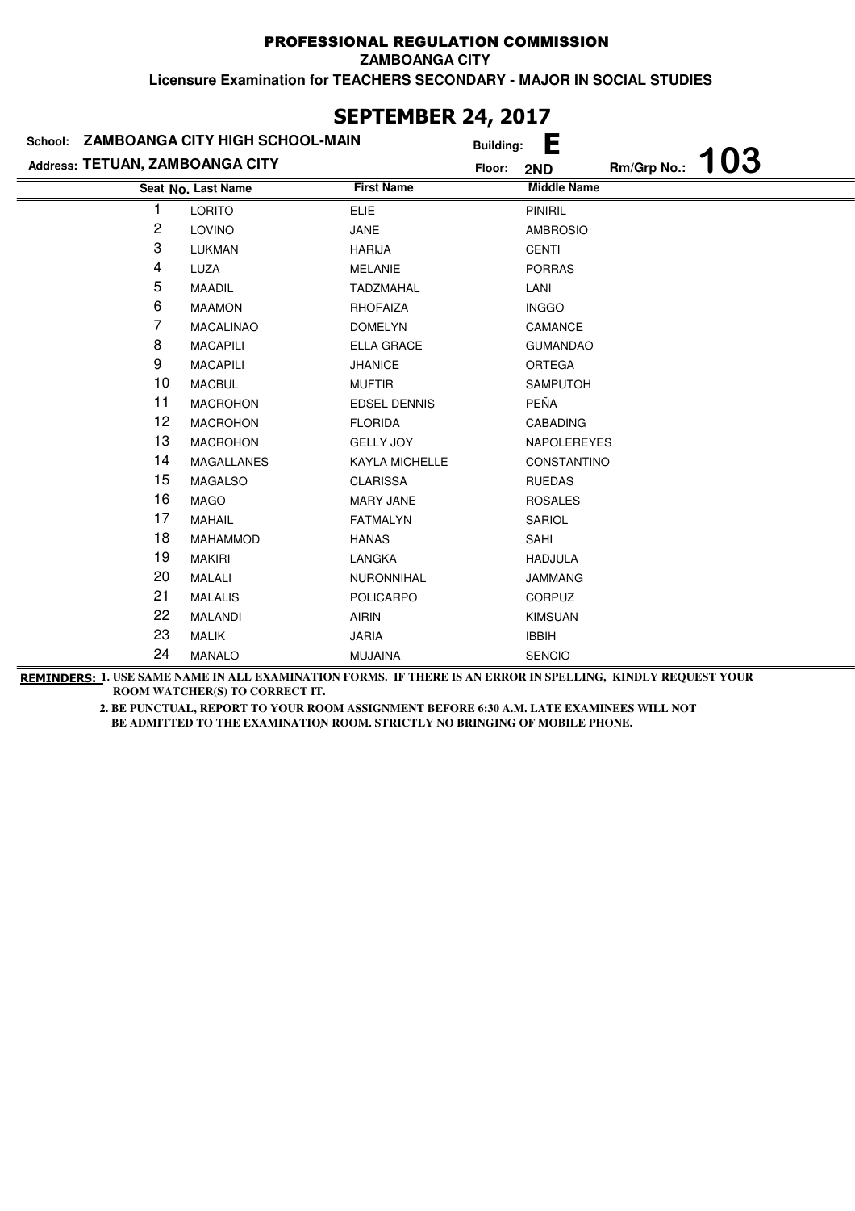# PROFESSIONAL REGULATION COMMISSION

**ZAMBOANGA CITY**

**Licensure Examination for TEACHERS SECONDARY - MAJOR IN SOCIAL STUDIES**

## SEPTEMBER 24, 2017

**School:** ZAMBOANGA CITY HIGH SCHOOL-MAIN  **Building:** E

**Address:** TETUAN, ZAMBOANGA CITY  **Floor:** 2ND  **Rm/Grp No.:** 103

| Seat No. | Last Name | First Name | Middle Name |
|---|---|---|---|
| 1 | LORITO | ELIE | PINIRIL |
| 2 | LOVINO | JANE | AMBROSIO |
| 3 | LUKMAN | HARIJA | CENTI |
| 4 | LUZA | MELANIE | PORRAS |
| 5 | MAADIL | TADZMAHAL | LANI |
| 6 | MAAMON | RHOFAIZA | INGGO |
| 7 | MACALINAO | DOMELYN | CAMANCE |
| 8 | MACAPILI | ELLA GRACE | GUMANDAO |
| 9 | MACAPILI | JHANICE | ORTEGA |
| 10 | MACBUL | MUFTIR | SAMPUTOH |
| 11 | MACROHON | EDSEL DENNIS | PEÑA |
| 12 | MACROHON | FLORIDA | CABADING |
| 13 | MACROHON | GELLY JOY | NAPOLEREYES |
| 14 | MAGALLANES | KAYLA MICHELLE | CONSTANTINO |
| 15 | MAGALSO | CLARISSA | RUEDAS |
| 16 | MAGO | MARY JANE | ROSALES |
| 17 | MAHAIL | FATMALYN | SARIOL |
| 18 | MAHAMMOD | HANAS | SAHI |
| 19 | MAKIRI | LANGKA | HADJULA |
| 20 | MALALI | NURONNIHAL | JAMMANG |
| 21 | MALALIS | POLICARPO | CORPUZ |
| 22 | MALANDI | AIRIN | KIMSUAN |
| 23 | MALIK | JARIA | IBBIH |
| 24 | MANALO | MUJAINA | SENCIO |

**REMINDERS:** 1. USE SAME NAME IN ALL EXAMINATION FORMS. IF THERE IS AN ERROR IN SPELLING, KINDLY REQUEST YOUR ROOM WATCHER(S) TO CORRECT IT.

2. BE PUNCTUAL, REPORT TO YOUR ROOM ASSIGNMENT BEFORE 6:30 A.M. LATE EXAMINEES WILL NOT BE ADMITTED TO THE EXAMINATION ROOM. STRICTLY NO BRINGING OF MOBILE PHONE.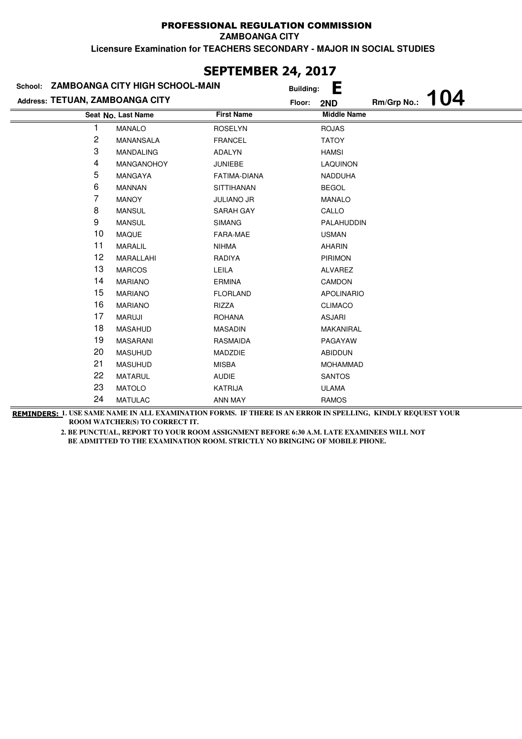# PROFESSIONAL REGULATION COMMISSION

**ZAMBOANGA CITY**

**Licensure Examination for TEACHERS SECONDARY - MAJOR IN SOCIAL STUDIES**

## SEPTEMBER 24, 2017

**School:** ZAMBOANGA CITY HIGH SCHOOL-MAIN **Building:** E

**Address:** TETUAN, ZAMBOANGA CITY **Floor:** 2ND **Rm/Grp No.:** 104

| Seat No. | Last Name | First Name | Middle Name |
|---|---|---|---|
| 1 | MANALO | ROSELYN | ROJAS |
| 2 | MANANSALA | FRANCEL | TATOY |
| 3 | MANDALING | ADALYN | HAMSI |
| 4 | MANGANOHOY | JUNIEBE | LAQUINON |
| 5 | MANGAYA | FATIMA-DIANA | NADDUHA |
| 6 | MANNAN | SITTIHANAN | BEGOL |
| 7 | MANOY | JULIANO JR | MANALO |
| 8 | MANSUL | SARAH GAY | CALLO |
| 9 | MANSUL | SIMANG | PALAHUDDIN |
| 10 | MAQUE | FARA-MAE | USMAN |
| 11 | MARALIL | NIHMA | AHARIN |
| 12 | MARALLAHI | RADIYA | PIRIMON |
| 13 | MARCOS | LEILA | ALVAREZ |
| 14 | MARIANO | ERMINA | CAMDON |
| 15 | MARIANO | FLORLAND | APOLINARIO |
| 16 | MARIANO | RIZZA | CLIMACO |
| 17 | MARUJI | ROHANA | ASJARI |
| 18 | MASAHUD | MASADIN | MAKANIRAL |
| 19 | MASARANI | RASMAIDA | PAGAYAW |
| 20 | MASUHUD | MADZDIE | ABIDDUN |
| 21 | MASUHUD | MISBA | MOHAMMAD |
| 22 | MATARUL | AUDIE | SANTOS |
| 23 | MATOLO | KATRIJA | ULAMA |
| 24 | MATULAC | ANN MAY | RAMOS |

**REMINDERS:** 1. USE SAME NAME IN ALL EXAMINATION FORMS. IF THERE IS AN ERROR IN SPELLING, KINDLY REQUEST YOUR ROOM WATCHER(S) TO CORRECT IT.

2. BE PUNCTUAL, REPORT TO YOUR ROOM ASSIGNMENT BEFORE 6:30 A.M. LATE EXAMINEES WILL NOT BE ADMITTED TO THE EXAMINATION ROOM. STRICTLY NO BRINGING OF MOBILE PHONE.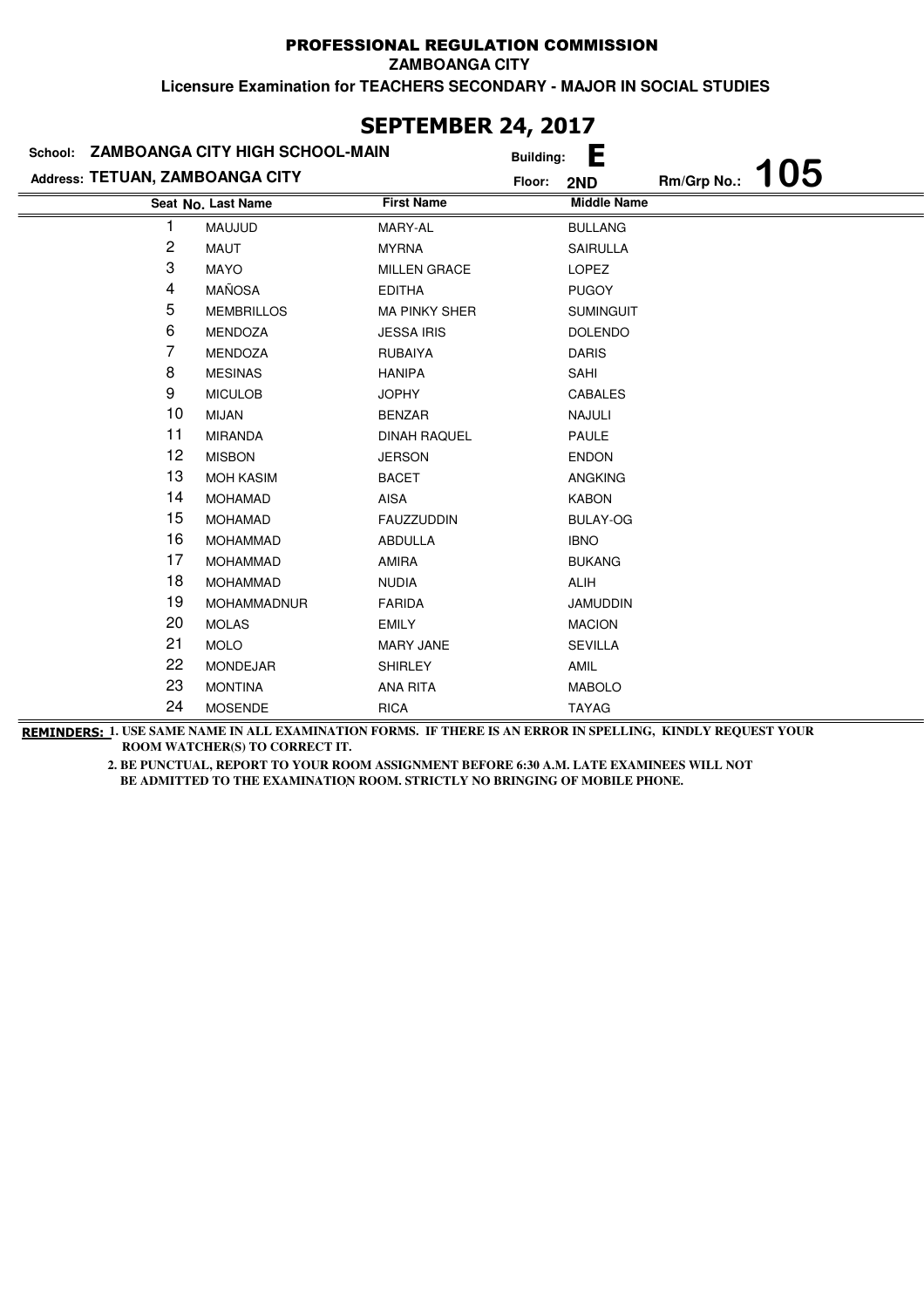# PROFESSIONAL REGULATION COMMISSION

**ZAMBOANGA CITY**

**Licensure Examination for TEACHERS SECONDARY - MAJOR IN SOCIAL STUDIES**

## SEPTEMBER 24, 2017

**School:** ZAMBOANGA CITY HIGH SCHOOL-MAIN  
**Building:** E  
**Address:** TETUAN, ZAMBOANGA CITY  
**Floor:** 2ND  
**Rm/Grp No.:** 105

| Seat No. | Last Name | First Name | Middle Name |
|---|---|---|---|
| 1 | MAUJUD | MARY-AL | BULLANG |
| 2 | MAUT | MYRNA | SAIRULLA |
| 3 | MAYO | MILLEN GRACE | LOPEZ |
| 4 | MAÑOSA | EDITHA | PUGOY |
| 5 | MEMBRILLOS | MA PINKY SHER | SUMINGUIT |
| 6 | MENDOZA | JESSA IRIS | DOLENDO |
| 7 | MENDOZA | RUBAIYA | DARIS |
| 8 | MESINAS | HANIPA | SAHI |
| 9 | MICULOB | JOPHY | CABALES |
| 10 | MIJAN | BENZAR | NAJULI |
| 11 | MIRANDA | DINAH RAQUEL | PAULE |
| 12 | MISBON | JERSON | ENDON |
| 13 | MOH KASIM | BACET | ANGKING |
| 14 | MOHAMAD | AISA | KABON |
| 15 | MOHAMAD | FAUZZUDDIN | BULAY-OG |
| 16 | MOHAMMAD | ABDULLA | IBNO |
| 17 | MOHAMMAD | AMIRA | BUKANG |
| 18 | MOHAMMAD | NUDIA | ALIH |
| 19 | MOHAMMADNUR | FARIDA | JAMUDDIN |
| 20 | MOLAS | EMILY | MACION |
| 21 | MOLO | MARY JANE | SEVILLA |
| 22 | MONDEJAR | SHIRLEY | AMIL |
| 23 | MONTINA | ANA RITA | MABOLO |
| 24 | MOSENDE | RICA | TAYAG |

**REMINDERS:** 1. USE SAME NAME IN ALL EXAMINATION FORMS. IF THERE IS AN ERROR IN SPELLING, KINDLY REQUEST YOUR ROOM WATCHER(S) TO CORRECT IT.

2. BE PUNCTUAL, REPORT TO YOUR ROOM ASSIGNMENT BEFORE 6:30 A.M. LATE EXAMINEES WILL NOT BE ADMITTED TO THE EXAMINATION ROOM. STRICTLY NO BRINGING OF MOBILE PHONE.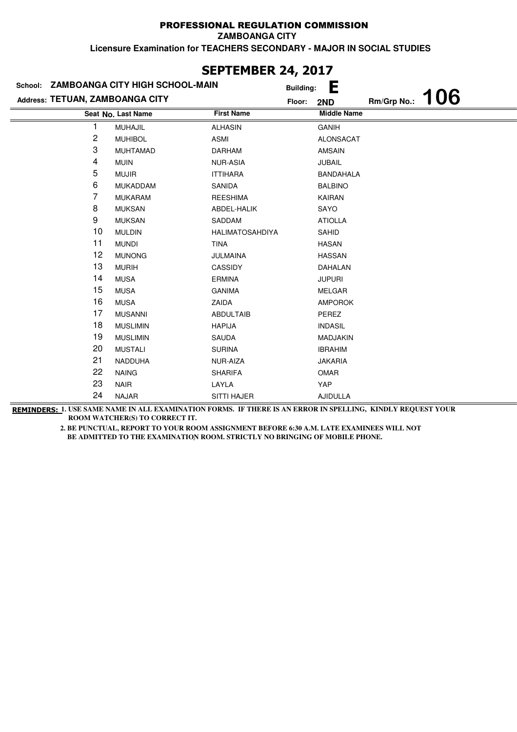# PROFESSIONAL REGULATION COMMISSION

**ZAMBOANGA CITY**

**Licensure Examination for TEACHERS SECONDARY - MAJOR IN SOCIAL STUDIES**

## SEPTEMBER 24, 2017

**School:** ZAMBOANGA CITY HIGH SCHOOL-MAIN  **Building:** E

**Address:** TETUAN, ZAMBOANGA CITY  **Floor:** 2ND  **Rm/Grp No.:** 106

| Seat No. | Last Name | First Name | Middle Name |
|---|---|---|---|
| 1 | MUHAJIL | ALHASIN | GANIH |
| 2 | MUHIBOL | ASMI | ALONSACAT |
| 3 | MUHTAMAD | DARHAM | AMSAIN |
| 4 | MUIN | NUR-ASIA | JUBAIL |
| 5 | MUJIR | ITTIHARA | BANDAHALA |
| 6 | MUKADDAM | SANIDA | BALBINO |
| 7 | MUKARAM | REESHIMA | KAIRAN |
| 8 | MUKSAN | ABDEL-HALIK | SAYO |
| 9 | MUKSAN | SADDAM | ATIOLLA |
| 10 | MULDIN | HALIMATOSAHDIYA | SAHID |
| 11 | MUNDI | TINA | HASAN |
| 12 | MUNONG | JULMAINA | HASSAN |
| 13 | MURIH | CASSIDY | DAHALAN |
| 14 | MUSA | ERMINA | JUPURI |
| 15 | MUSA | GANIMA | MELGAR |
| 16 | MUSA | ZAIDA | AMPOROK |
| 17 | MUSANNI | ABDULTAIB | PEREZ |
| 18 | MUSLIMIN | HAPIJA | INDASIL |
| 19 | MUSLIMIN | SAUDA | MADJAKIN |
| 20 | MUSTALI | SURINA | IBRAHIM |
| 21 | NADDUHA | NUR-AIZA | JAKARIA |
| 22 | NAING | SHARIFA | OMAR |
| 23 | NAIR | LAYLA | YAP |
| 24 | NAJAR | SITTI HAJER | AJIDULLA |

**REMINDERS:** 1. USE SAME NAME IN ALL EXAMINATION FORMS. IF THERE IS AN ERROR IN SPELLING, KINDLY REQUEST YOUR ROOM WATCHER(S) TO CORRECT IT.

2. BE PUNCTUAL, REPORT TO YOUR ROOM ASSIGNMENT BEFORE 6:30 A.M. LATE EXAMINEES WILL NOT BE ADMITTED TO THE EXAMINATION ROOM. STRICTLY NO BRINGING OF MOBILE PHONE.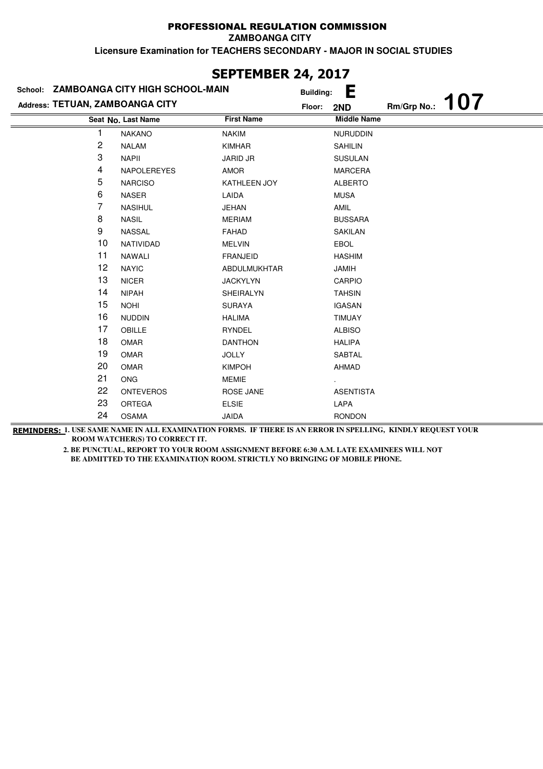# PROFESSIONAL REGULATION COMMISSION

**ZAMBOANGA CITY**

**Licensure Examination for TEACHERS SECONDARY - MAJOR IN SOCIAL STUDIES**

## SEPTEMBER 24, 2017

**School:** ZAMBOANGA CITY HIGH SCHOOL-MAIN  
**Building:** E  
**Address:** TETUAN, ZAMBOANGA CITY  
**Floor:** 2ND  
**Rm/Grp No.:** 107

| Seat No. | Last Name | First Name | Middle Name |
|---|---|---|---|
| 1 | NAKANO | NAKIM | NURUDDIN |
| 2 | NALAM | KIMHAR | SAHILIN |
| 3 | NAPII | JARID JR | SUSULAN |
| 4 | NAPOLEREYES | AMOR | MARCERA |
| 5 | NARCISO | KATHLEEN JOY | ALBERTO |
| 6 | NASER | LAIDA | MUSA |
| 7 | NASIHUL | JEHAN | AMIL |
| 8 | NASIL | MERIAM | BUSSARA |
| 9 | NASSAL | FAHAD | SAKILAN |
| 10 | NATIVIDAD | MELVIN | EBOL |
| 11 | NAWALI | FRANJEID | HASHIM |
| 12 | NAYIC | ABDULMUKHTAR | JAMIH |
| 13 | NICER | JACKYLYN | CARPIO |
| 14 | NIPAH | SHEIRALYN | TAHSIN |
| 15 | NOHI | SURAYA | IGASAN |
| 16 | NUDDIN | HALIMA | TIMUAY |
| 17 | OBILLE | RYNDEL | ALBISO |
| 18 | OMAR | DANTHON | HALIPA |
| 19 | OMAR | JOLLY | SABTAL |
| 20 | OMAR | KIMPOH | AHMAD |
| 21 | ONG | MEMIE | . |
| 22 | ONTEVEROS | ROSE JANE | ASENTISTA |
| 23 | ORTEGA | ELSIE | LAPA |
| 24 | OSAMA | JAIDA | RONDON |

**REMINDERS:** 1. USE SAME NAME IN ALL EXAMINATION FORMS. IF THERE IS AN ERROR IN SPELLING, KINDLY REQUEST YOUR ROOM WATCHER(S) TO CORRECT IT.

2. BE PUNCTUAL, REPORT TO YOUR ROOM ASSIGNMENT BEFORE 6:30 A.M. LATE EXAMINEES WILL NOT BE ADMITTED TO THE EXAMINATION ROOM. STRICTLY NO BRINGING OF MOBILE PHONE.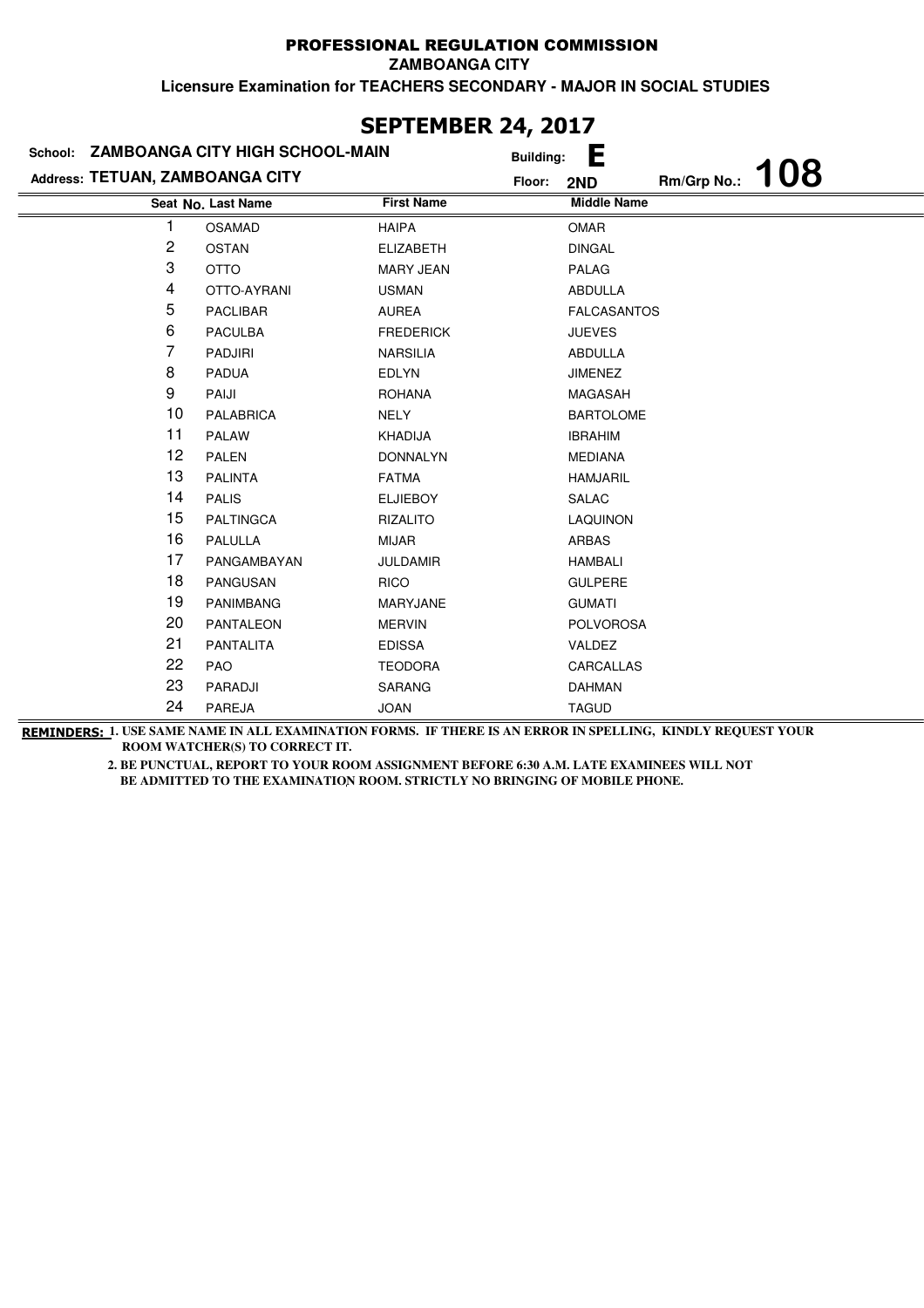# PROFESSIONAL REGULATION COMMISSION

**ZAMBOANGA CITY**

**Licensure Examination for TEACHERS SECONDARY - MAJOR IN SOCIAL STUDIES**

## SEPTEMBER 24, 2017

**School:** ZAMBOANGA CITY HIGH SCHOOL-MAIN **Building:** E

**Address:** TETUAN, ZAMBOANGA CITY **Floor:** 2ND **Rm/Grp No.:** 108

| Seat No. | Last Name | First Name | Middle Name |
|---|---|---|---|
| 1 | OSAMAD | HAIPA | OMAR |
| 2 | OSTAN | ELIZABETH | DINGAL |
| 3 | OTTO | MARY JEAN | PALAG |
| 4 | OTTO-AYRANI | USMAN | ABDULLA |
| 5 | PACLIBAR | AUREA | FALCASANTOS |
| 6 | PACULBA | FREDERICK | JUEVES |
| 7 | PADJIRI | NARSILIA | ABDULLA |
| 8 | PADUA | EDLYN | JIMENEZ |
| 9 | PAIJI | ROHANA | MAGASAH |
| 10 | PALABRICA | NELY | BARTOLOME |
| 11 | PALAW | KHADIJA | IBRAHIM |
| 12 | PALEN | DONNALYN | MEDIANA |
| 13 | PALINTA | FATMA | HAMJARIL |
| 14 | PALIS | ELJIEBOY | SALAC |
| 15 | PALTINGCA | RIZALITO | LAQUINON |
| 16 | PALULLA | MIJAR | ARBAS |
| 17 | PANGAMBAYAN | JULDAMIR | HAMBALI |
| 18 | PANGUSAN | RICO | GULPERE |
| 19 | PANIMBANG | MARYJANE | GUMATI |
| 20 | PANTALEON | MERVIN | POLVOROSA |
| 21 | PANTALITA | EDISSA | VALDEZ |
| 22 | PAO | TEODORA | CARCALLAS |
| 23 | PARADJI | SARANG | DAHMAN |
| 24 | PAREJA | JOAN | TAGUD |

**REMINDERS:** 1. USE SAME NAME IN ALL EXAMINATION FORMS. IF THERE IS AN ERROR IN SPELLING, KINDLY REQUEST YOUR ROOM WATCHER(S) TO CORRECT IT.

2. BE PUNCTUAL, REPORT TO YOUR ROOM ASSIGNMENT BEFORE 6:30 A.M. LATE EXAMINEES WILL NOT BE ADMITTED TO THE EXAMINATION ROOM. STRICTLY NO BRINGING OF MOBILE PHONE.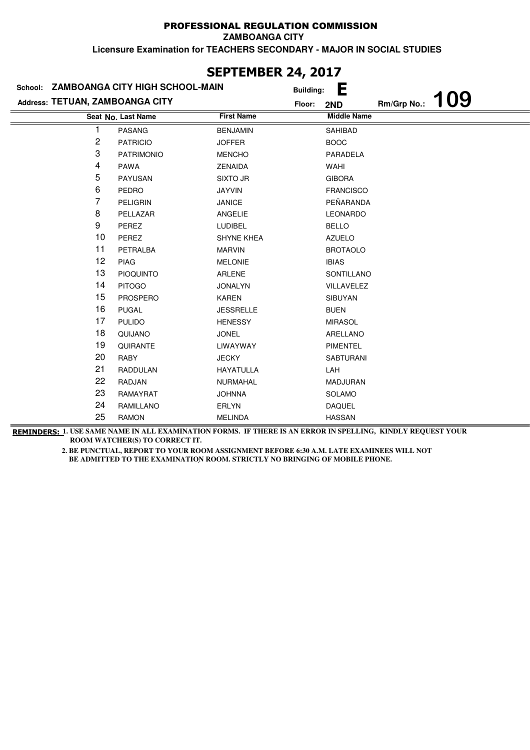PROFESSIONAL REGULATION COMMISSION

ZAMBOANGA CITY

Licensure Examination for TEACHERS SECONDARY - MAJOR IN SOCIAL STUDIES

## SEPTEMBER 24, 2017

School: ZAMBOANGA CITY HIGH SCHOOL-MAIN | Building: E

Address: TETUAN, ZAMBOANGA CITY | Floor: 2ND | Rm/Grp No.: 109

| Seat No. | Last Name | First Name | Middle Name |
|---|---|---|---|
| 1 | PASANG | BENJAMIN | SAHIBAD |
| 2 | PATRICIO | JOFFER | BOOC |
| 3 | PATRIMONIO | MENCHO | PARADELA |
| 4 | PAWA | ZENAIDA | WAHI |
| 5 | PAYUSAN | SIXTO JR | GIBORA |
| 6 | PEDRO | JAYVIN | FRANCISCO |
| 7 | PELIGRIN | JANICE | PEÑARANDA |
| 8 | PELLAZAR | ANGELIE | LEONARDO |
| 9 | PEREZ | LUDIBEL | BELLO |
| 10 | PEREZ | SHYNE KHEA | AZUELO |
| 11 | PETRALBA | MARVIN | BROTAOLO |
| 12 | PIAG | MELONIE | IBIAS |
| 13 | PIOQUINTO | ARLENE | SONTILLANO |
| 14 | PITOGO | JONALYN | VILLAVELEZ |
| 15 | PROSPERO | KAREN | SIBUYAN |
| 16 | PUGAL | JESSRELLE | BUEN |
| 17 | PULIDO | HENESSY | MIRASOL |
| 18 | QUIJANO | JONEL | ARELLANO |
| 19 | QUIRANTE | LIWAYWAY | PIMENTEL |
| 20 | RABY | JECKY | SABTURANI |
| 21 | RADDULAN | HAYATULLA | LAH |
| 22 | RADJAN | NURMAHAL | MADJURAN |
| 23 | RAMAYRAT | JOHNNA | SOLAMO |
| 24 | RAMILLANO | ERLYN | DAQUEL |
| 25 | RAMON | MELINDA | HASSAN |

**REMINDERS:** 1. USE SAME NAME IN ALL EXAMINATION FORMS. IF THERE IS AN ERROR IN SPELLING, KINDLY REQUEST YOUR ROOM WATCHER(S) TO CORRECT IT.

2. BE PUNCTUAL, REPORT TO YOUR ROOM ASSIGNMENT BEFORE 6:30 A.M. LATE EXAMINEES WILL NOT BE ADMITTED TO THE EXAMINATION ROOM. STRICTLY NO BRINGING OF MOBILE PHONE.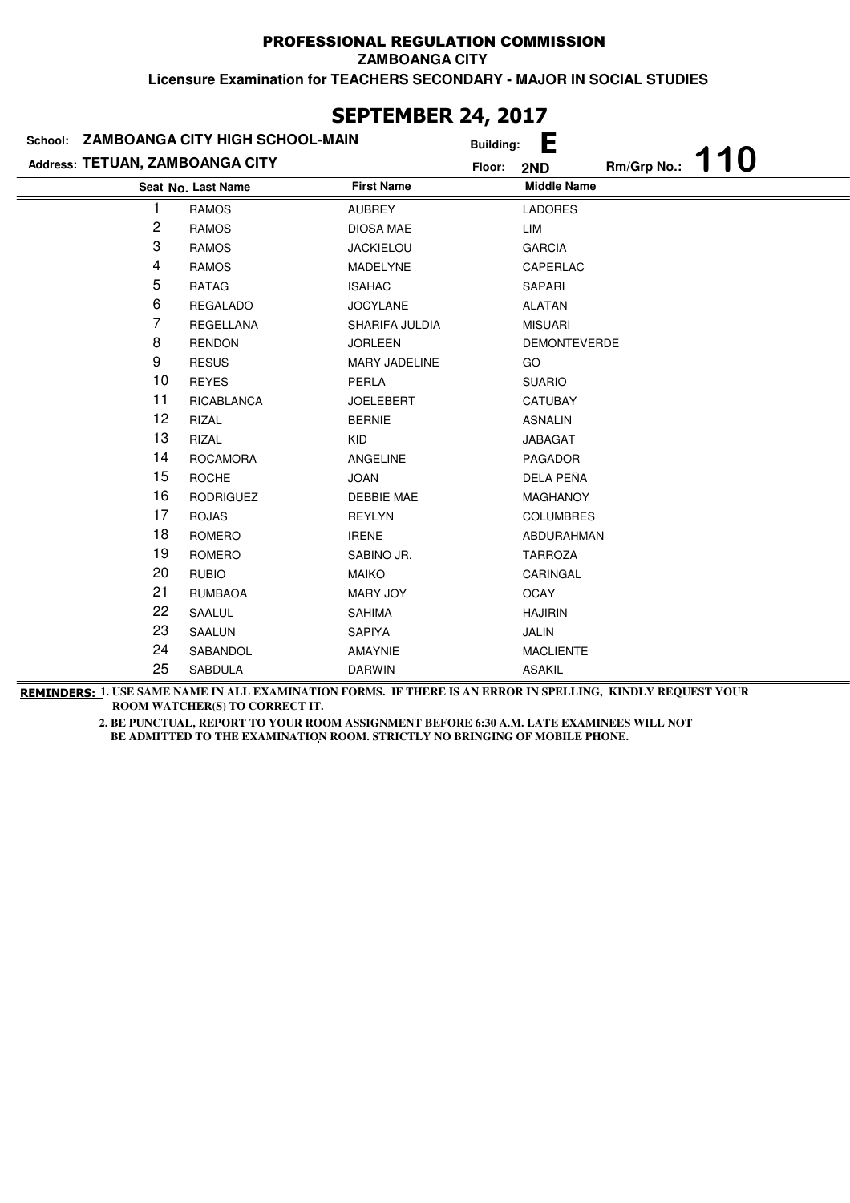**PROFESSIONAL REGULATION COMMISSION**

**ZAMBOANGA CITY**

**Licensure Examination for TEACHERS SECONDARY - MAJOR IN SOCIAL STUDIES**

## SEPTEMBER 24, 2017

**School: ZAMBOANGA CITY HIGH SCHOOL-MAIN** — **Building: E**

**Address: TETUAN, ZAMBOANGA CITY** — **Floor: 2ND** — **Rm/Grp No.: 110**

| Seat No. | Last Name | First Name | Middle Name |
|---|---|---|---|
| 1 | RAMOS | AUBREY | LADORES |
| 2 | RAMOS | DIOSA MAE | LIM |
| 3 | RAMOS | JACKIELOU | GARCIA |
| 4 | RAMOS | MADELYNE | CAPERLAC |
| 5 | RATAG | ISAHAC | SAPARI |
| 6 | REGALADO | JOCYLANE | ALATAN |
| 7 | REGELLANA | SHARIFA JULDIA | MISUARI |
| 8 | RENDON | JORLEEN | DEMONTEVERDE |
| 9 | RESUS | MARY JADELINE | GO |
| 10 | REYES | PERLA | SUARIO |
| 11 | RICABLANCA | JOELEBERT | CATUBAY |
| 12 | RIZAL | BERNIE | ASNALIN |
| 13 | RIZAL | KID | JABAGAT |
| 14 | ROCAMORA | ANGELINE | PAGADOR |
| 15 | ROCHE | JOAN | DELA PEÑA |
| 16 | RODRIGUEZ | DEBBIE MAE | MAGHANOY |
| 17 | ROJAS | REYLYN | COLUMBRES |
| 18 | ROMERO | IRENE | ABDURAHMAN |
| 19 | ROMERO | SABINO JR. | TARROZA |
| 20 | RUBIO | MAIKO | CARINGAL |
| 21 | RUMBAOA | MARY JOY | OCAY |
| 22 | SAALUL | SAHIMA | HAJIRIN |
| 23 | SAALUN | SAPIYA | JALIN |
| 24 | SABANDOL | AMAYNIE | MACLIENTE |
| 25 | SABDULA | DARWIN | ASAKIL |

**REMINDERS:** 1. USE SAME NAME IN ALL EXAMINATION FORMS. IF THERE IS AN ERROR IN SPELLING, KINDLY REQUEST YOUR ROOM WATCHER(S) TO CORRECT IT.

2. BE PUNCTUAL, REPORT TO YOUR ROOM ASSIGNMENT BEFORE 6:30 A.M. LATE EXAMINEES WILL NOT BE ADMITTED TO THE EXAMINATION ROOM. STRICTLY NO BRINGING OF MOBILE PHONE.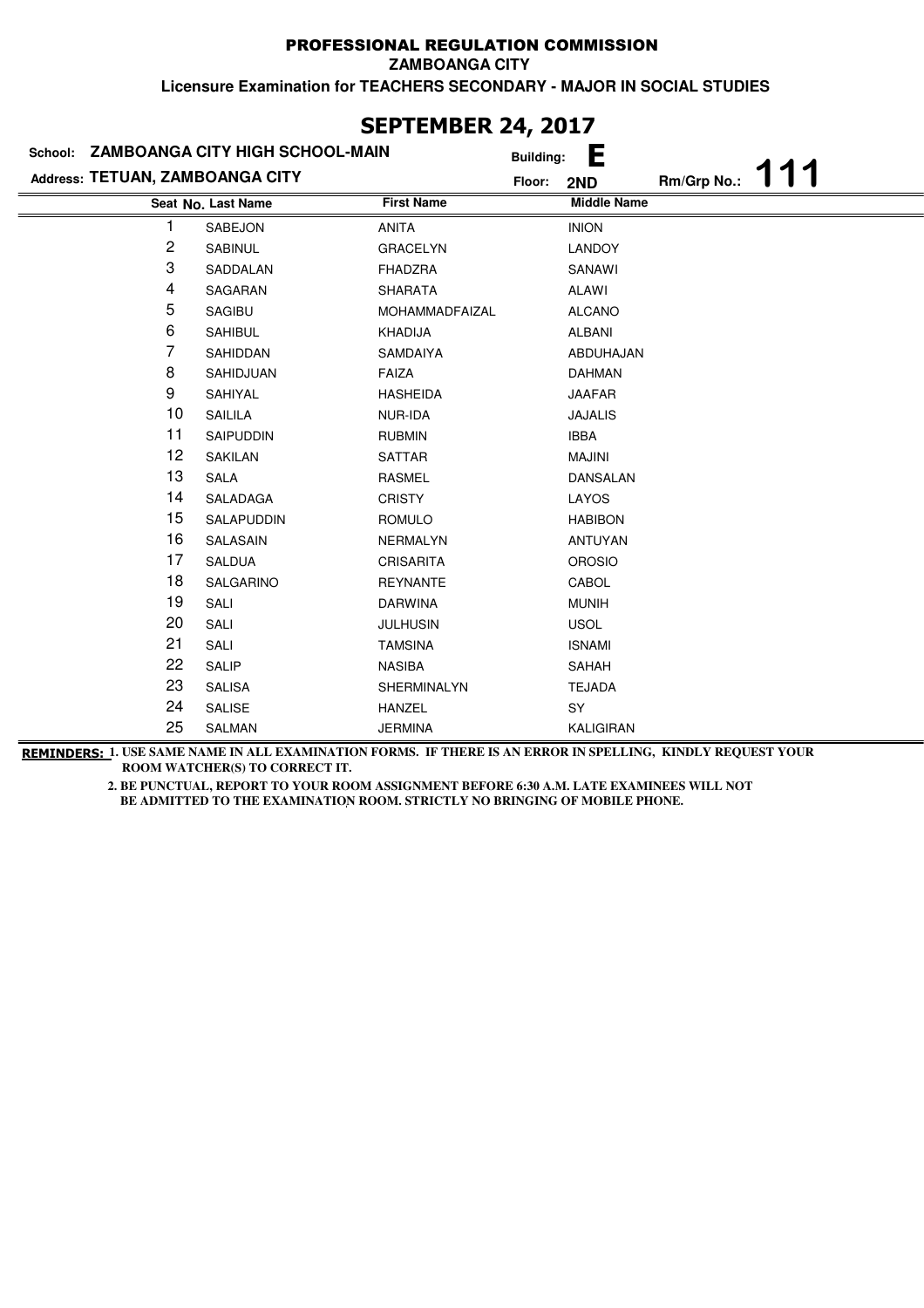# PROFESSIONAL REGULATION COMMISSION

**ZAMBOANGA CITY**

**Licensure Examination for TEACHERS SECONDARY - MAJOR IN SOCIAL STUDIES**

## SEPTEMBER 24, 2017

**School:** ZAMBOANGA CITY HIGH SCHOOL-MAIN  
**Address:** TETUAN, ZAMBOANGA CITY  
**Building:** E  
**Floor:** 2ND  
**Rm/Grp No.:** 111

| Seat No. | Last Name | First Name | Middle Name |
|---|---|---|---|
| 1 | SABEJON | ANITA | INION |
| 2 | SABINUL | GRACELYN | LANDOY |
| 3 | SADDALAN | FHADZRA | SANAWI |
| 4 | SAGARAN | SHARATA | ALAWI |
| 5 | SAGIBU | MOHAMMADFAIZAL | ALCANO |
| 6 | SAHIBUL | KHADIJA | ALBANI |
| 7 | SAHIDDAN | SAMDAIYA | ABDUHAJAN |
| 8 | SAHIDJUAN | FAIZA | DAHMAN |
| 9 | SAHIYAL | HASHEIDA | JAAFAR |
| 10 | SAILILA | NUR-IDA | JAJALIS |
| 11 | SAIPUDDIN | RUBMIN | IBBA |
| 12 | SAKILAN | SATTAR | MAJINI |
| 13 | SALA | RASMEL | DANSALAN |
| 14 | SALADAGA | CRISTY | LAYOS |
| 15 | SALAPUDDIN | ROMULO | HABIBON |
| 16 | SALASAIN | NERMALYN | ANTUYAN |
| 17 | SALDUA | CRISARITA | OROSIO |
| 18 | SALGARINO | REYNANTE | CABOL |
| 19 | SALI | DARWINA | MUNIH |
| 20 | SALI | JULHUSIN | USOL |
| 21 | SALI | TAMSINA | ISNAMI |
| 22 | SALIP | NASIBA | SAHAH |
| 23 | SALISA | SHERMINALYN | TEJADA |
| 24 | SALISE | HANZEL | SY |
| 25 | SALMAN | JERMINA | KALIGIRAN |

**REMINDERS:** 1. USE SAME NAME IN ALL EXAMINATION FORMS. IF THERE IS AN ERROR IN SPELLING, KINDLY REQUEST YOUR ROOM WATCHER(S) TO CORRECT IT.

2. BE PUNCTUAL, REPORT TO YOUR ROOM ASSIGNMENT BEFORE 6:30 A.M. LATE EXAMINEES WILL NOT BE ADMITTED TO THE EXAMINATION ROOM. STRICTLY NO BRINGING OF MOBILE PHONE.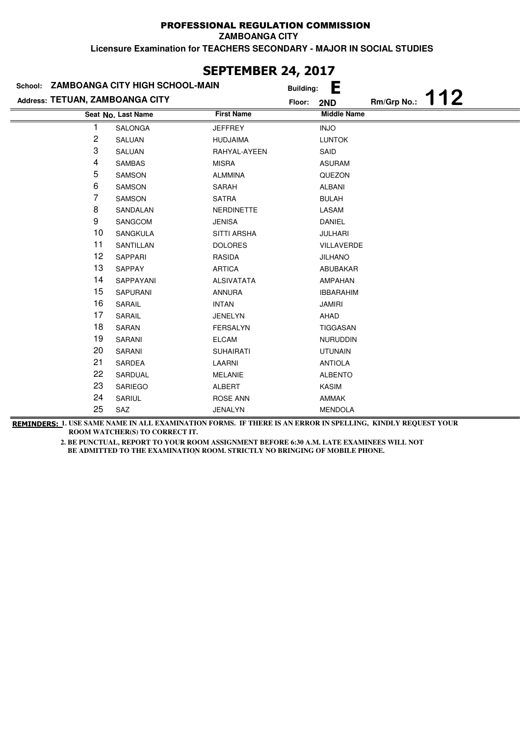# PROFESSIONAL REGULATION COMMISSION

**ZAMBOANGA CITY**

**Licensure Examination for TEACHERS SECONDARY - MAJOR IN SOCIAL STUDIES**

## SEPTEMBER 24, 2017

**School:** ZAMBOANGA CITY HIGH SCHOOL-MAIN **Building:** E

**Address:** TETUAN, ZAMBOANGA CITY **Floor:** 2ND **Rm/Grp No.:** 112

| Seat No. | Last Name | First Name | Middle Name |
|---|---|---|---|
| 1 | SALONGA | JEFFREY | INJO |
| 2 | SALUAN | HUDJAIMA | LUNTOK |
| 3 | SALUAN | RAHYAL-AYEEN | SAID |
| 4 | SAMBAS | MISRA | ASURAM |
| 5 | SAMSON | ALMMINA | QUEZON |
| 6 | SAMSON | SARAH | ALBANI |
| 7 | SAMSON | SATRA | BULAH |
| 8 | SANDALAN | NERDINETTE | LASAM |
| 9 | SANGCOM | JENISA | DANIEL |
| 10 | SANGKULA | SITTI ARSHA | JULHARI |
| 11 | SANTILLAN | DOLORES | VILLAVERDE |
| 12 | SAPPARI | RASIDA | JILHANO |
| 13 | SAPPAY | ARTICA | ABUBAKAR |
| 14 | SAPPAYANI | ALSIVATATA | AMPAHAN |
| 15 | SAPURANI | ANNURA | IBBARAHIM |
| 16 | SARAIL | INTAN | JAMIRI |
| 17 | SARAIL | JENELYN | AHAD |
| 18 | SARAN | FERSALYN | TIGGASAN |
| 19 | SARANI | ELCAM | NURUDDIN |
| 20 | SARANI | SUHAIRATI | UTUNAIN |
| 21 | SARDEA | LAARNI | ANTIOLA |
| 22 | SARDUAL | MELANIE | ALBENTO |
| 23 | SARIEGO | ALBERT | KASIM |
| 24 | SARIUL | ROSE ANN | AMMAK |
| 25 | SAZ | JENALYN | MENDOLA |

**REMINDERS:** 1. USE SAME NAME IN ALL EXAMINATION FORMS. IF THERE IS AN ERROR IN SPELLING, KINDLY REQUEST YOUR ROOM WATCHER(S) TO CORRECT IT.

2. BE PUNCTUAL, REPORT TO YOUR ROOM ASSIGNMENT BEFORE 6:30 A.M. LATE EXAMINEES WILL NOT BE ADMITTED TO THE EXAMINATION ROOM. STRICTLY NO BRINGING OF MOBILE PHONE.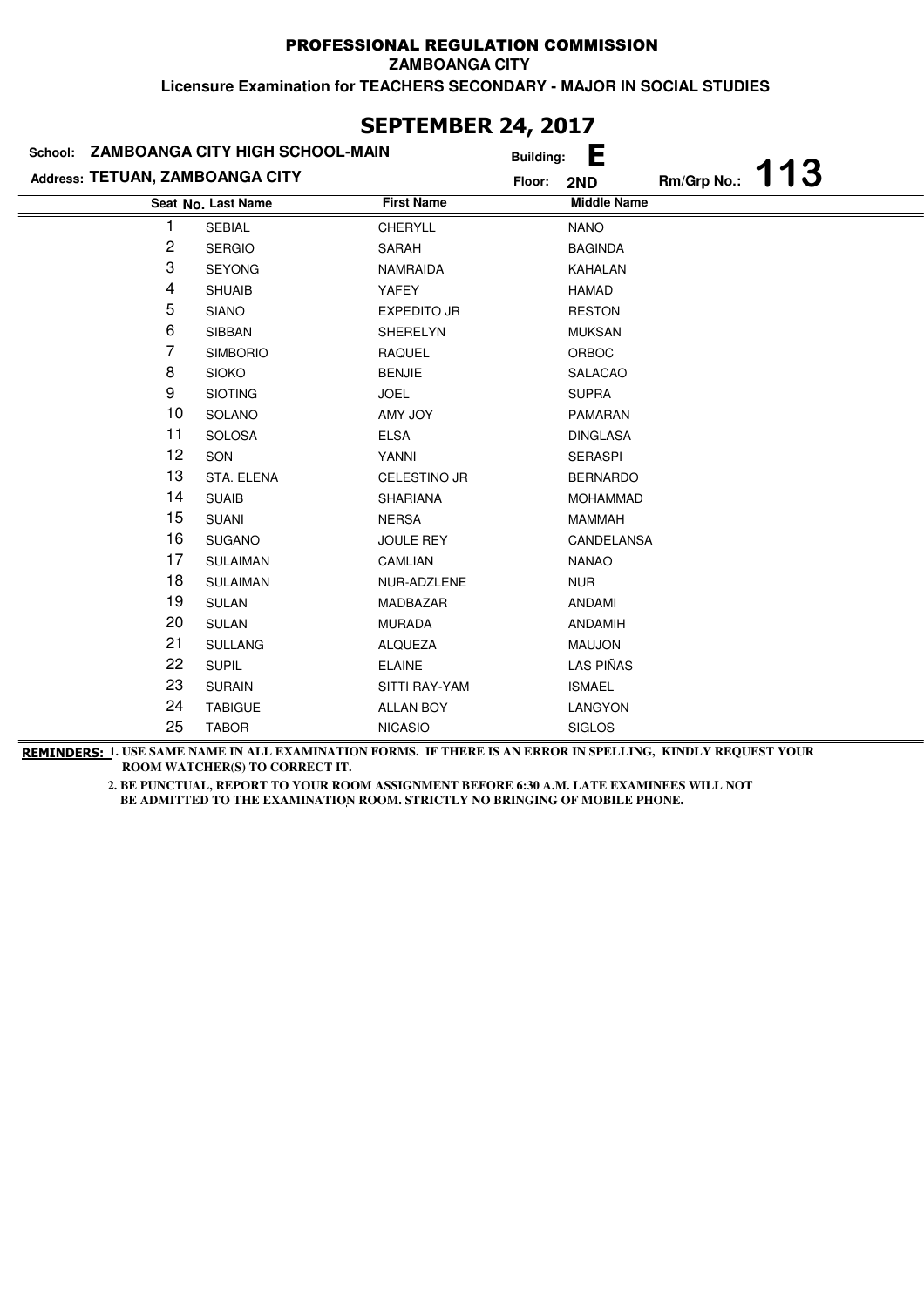# PROFESSIONAL REGULATION COMMISSION

**ZAMBOANGA CITY**

**Licensure Examination for TEACHERS SECONDARY - MAJOR IN SOCIAL STUDIES**

## SEPTEMBER 24, 2017

**School:** ZAMBOANGA CITY HIGH SCHOOL-MAIN **Building:** E

**Address:** TETUAN, ZAMBOANGA CITY **Floor:** 2ND **Rm/Grp No.:** 113

| Seat No. | Last Name | First Name | Middle Name |
|---|---|---|---|
| 1 | SEBIAL | CHERYLL | NANO |
| 2 | SERGIO | SARAH | BAGINDA |
| 3 | SEYONG | NAMRAIDA | KAHALAN |
| 4 | SHUAIB | YAFEY | HAMAD |
| 5 | SIANO | EXPEDITO JR | RESTON |
| 6 | SIBBAN | SHERELYN | MUKSAN |
| 7 | SIMBORIO | RAQUEL | ORBOC |
| 8 | SIOKO | BENJIE | SALACAO |
| 9 | SIOTING | JOEL | SUPRA |
| 10 | SOLANO | AMY JOY | PAMARAN |
| 11 | SOLOSA | ELSA | DINGLASA |
| 12 | SON | YANNI | SERASPI |
| 13 | STA. ELENA | CELESTINO JR | BERNARDO |
| 14 | SUAIB | SHARIANA | MOHAMMAD |
| 15 | SUANI | NERSA | MAMMAH |
| 16 | SUGANO | JOULE REY | CANDELANSA |
| 17 | SULAIMAN | CAMLIAN | NANAO |
| 18 | SULAIMAN | NUR-ADZLENE | NUR |
| 19 | SULAN | MADBAZAR | ANDAMI |
| 20 | SULAN | MURADA | ANDAMIH |
| 21 | SULLANG | ALQUEZA | MAUJON |
| 22 | SUPIL | ELAINE | LAS PIÑAS |
| 23 | SURAIN | SITTI RAY-YAM | ISMAEL |
| 24 | TABIGUE | ALLAN BOY | LANGYON |
| 25 | TABOR | NICASIO | SIGLOS |

**REMINDERS:** **1. USE SAME NAME IN ALL EXAMINATION FORMS. IF THERE IS AN ERROR IN SPELLING, KINDLY REQUEST YOUR ROOM WATCHER(S) TO CORRECT IT.**

**2. BE PUNCTUAL, REPORT TO YOUR ROOM ASSIGNMENT BEFORE 6:30 A.M. LATE EXAMINEES WILL NOT BE ADMITTED TO THE EXAMINATION ROOM. STRICTLY NO BRINGING OF MOBILE PHONE.**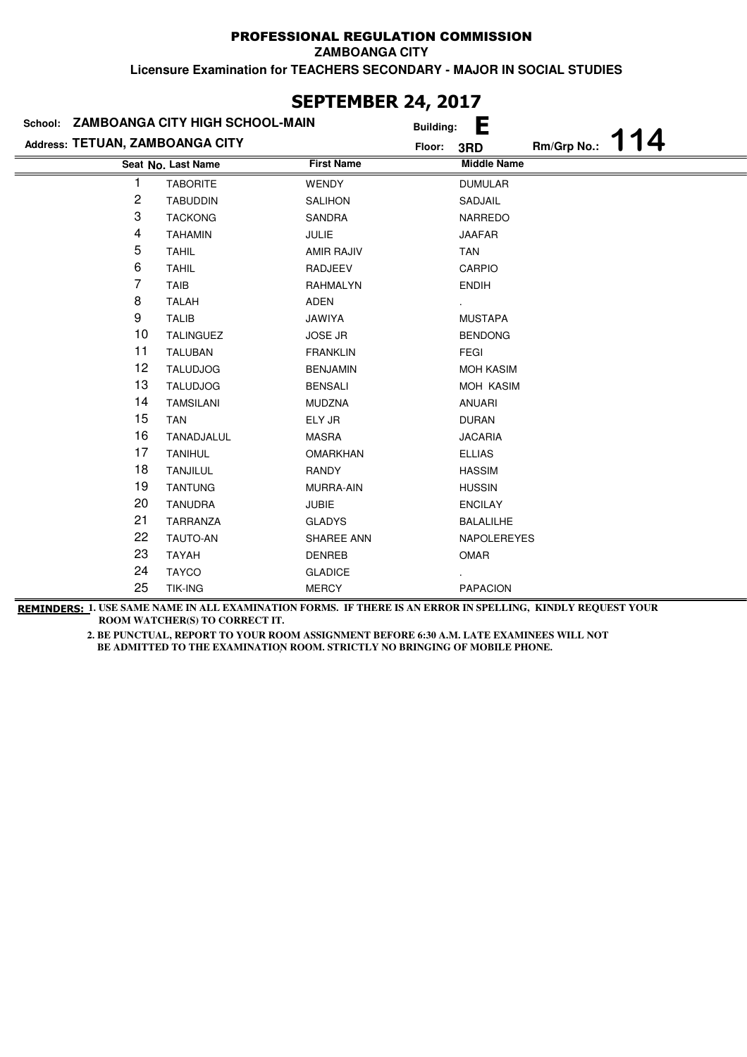# PROFESSIONAL REGULATION COMMISSION

**ZAMBOANGA CITY**

**Licensure Examination for TEACHERS SECONDARY - MAJOR IN SOCIAL STUDIES**

## SEPTEMBER 24, 2017

**School:** ZAMBOANGA CITY HIGH SCHOOL-MAIN
**Building:** E
**Address:** TETUAN, ZAMBOANGA CITY
**Floor:** 3RD
**Rm/Grp No.:** 114

| Seat No. | Last Name | First Name | Middle Name |
|---|---|---|---|
| 1 | TABORITE | WENDY | DUMULAR |
| 2 | TABUDDIN | SALIHON | SADJAIL |
| 3 | TACKONG | SANDRA | NARREDO |
| 4 | TAHAMIN | JULIE | JAAFAR |
| 5 | TAHIL | AMIR RAJIV | TAN |
| 6 | TAHIL | RADJEEV | CARPIO |
| 7 | TAIB | RAHMALYN | ENDIH |
| 8 | TALAH | ADEN | . |
| 9 | TALIB | JAWIYA | MUSTAPA |
| 10 | TALINGUEZ | JOSE JR | BENDONG |
| 11 | TALUBAN | FRANKLIN | FEGI |
| 12 | TALUDJOG | BENJAMIN | MOH KASIM |
| 13 | TALUDJOG | BENSALI | MOH KASIM |
| 14 | TAMSILANI | MUDZNA | ANUARI |
| 15 | TAN | ELY JR | DURAN |
| 16 | TANADJALUL | MASRA | JACARIA |
| 17 | TANIHUL | OMARKHAN | ELLIAS |
| 18 | TANJILUL | RANDY | HASSIM |
| 19 | TANTUNG | MURRA-AIN | HUSSIN |
| 20 | TANUDRA | JUBIE | ENCILAY |
| 21 | TARRANZA | GLADYS | BALALILHE |
| 22 | TAUTO-AN | SHAREE ANN | NAPOLEREYES |
| 23 | TAYAH | DENREB | OMAR |
| 24 | TAYCO | GLADICE | . |
| 25 | TIK-ING | MERCY | PAPACION |

**REMINDERS:** 1. USE SAME NAME IN ALL EXAMINATION FORMS. IF THERE IS AN ERROR IN SPELLING, KINDLY REQUEST YOUR ROOM WATCHER(S) TO CORRECT IT.

2. BE PUNCTUAL, REPORT TO YOUR ROOM ASSIGNMENT BEFORE 6:30 A.M. LATE EXAMINEES WILL NOT BE ADMITTED TO THE EXAMINATION ROOM. STRICTLY NO BRINGING OF MOBILE PHONE.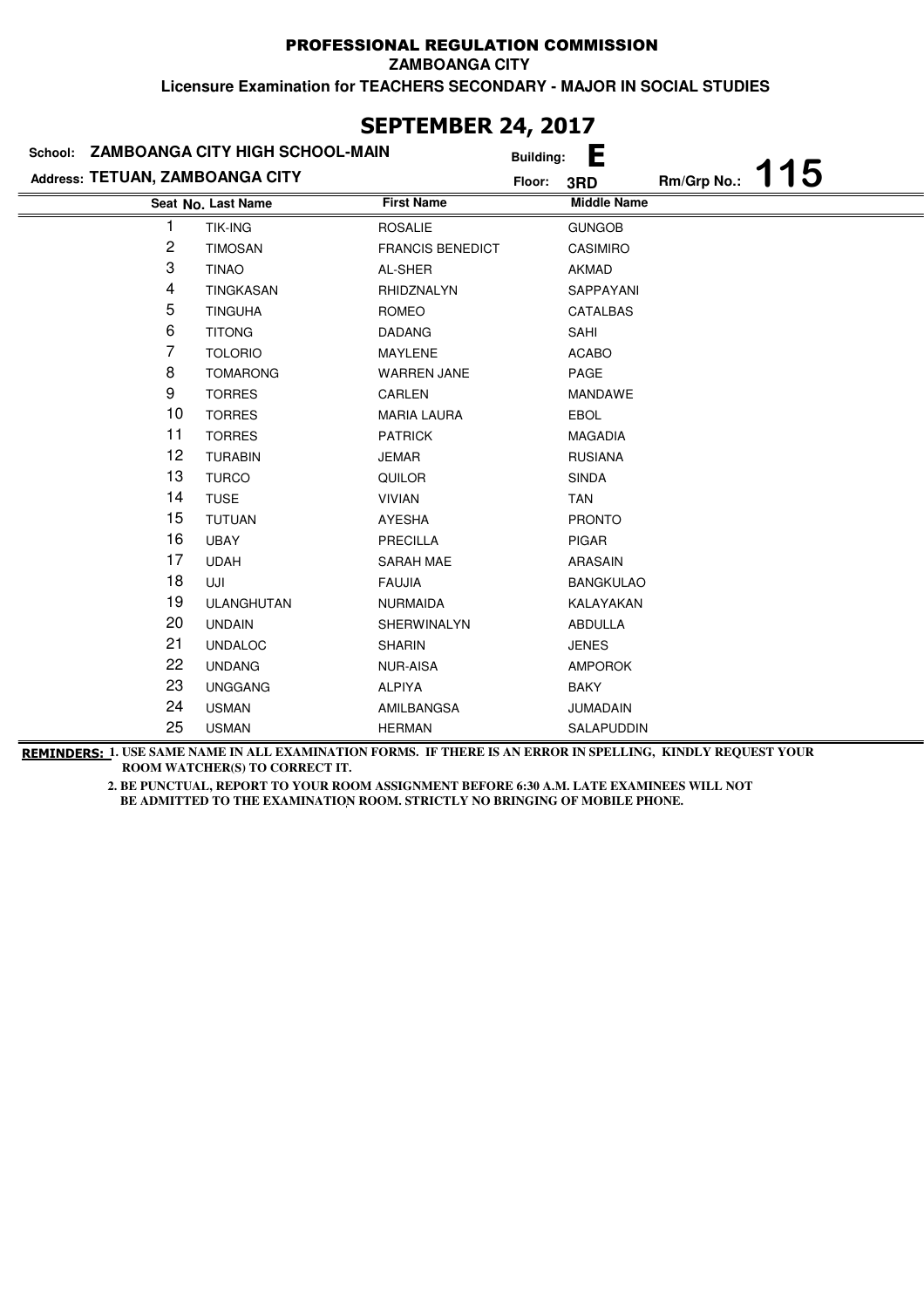# PROFESSIONAL REGULATION COMMISSION

**ZAMBOANGA CITY**

**Licensure Examination for TEACHERS SECONDARY - MAJOR IN SOCIAL STUDIES**

## SEPTEMBER 24, 2017

**School:** ZAMBOANGA CITY HIGH SCHOOL-MAIN
**Building:** E
**Address:** TETUAN, ZAMBOANGA CITY
**Floor:** 3RD
**Rm/Grp No.:** 115

| Seat No. | Last Name | First Name | Middle Name |
|---|---|---|---|
| 1 | TIK-ING | ROSALIE | GUNGOB |
| 2 | TIMOSAN | FRANCIS BENEDICT | CASIMIRO |
| 3 | TINAO | AL-SHER | AKMAD |
| 4 | TINGKASAN | RHIDZNALYN | SAPPAYANI |
| 5 | TINGUHA | ROMEO | CATALBAS |
| 6 | TITONG | DADANG | SAHI |
| 7 | TOLORIO | MAYLENE | ACABO |
| 8 | TOMARONG | WARREN JANE | PAGE |
| 9 | TORRES | CARLEN | MANDAWE |
| 10 | TORRES | MARIA LAURA | EBOL |
| 11 | TORRES | PATRICK | MAGADIA |
| 12 | TURABIN | JEMAR | RUSIANA |
| 13 | TURCO | QUILOR | SINDA |
| 14 | TUSE | VIVIAN | TAN |
| 15 | TUTUAN | AYESHA | PRONTO |
| 16 | UBAY | PRECILLA | PIGAR |
| 17 | UDAH | SARAH MAE | ARASAIN |
| 18 | UJI | FAUJIA | BANGKULAO |
| 19 | ULANGHUTAN | NURMAIDA | KALAYAKAN |
| 20 | UNDAIN | SHERWINALYN | ABDULLA |
| 21 | UNDALOC | SHARIN | JENES |
| 22 | UNDANG | NUR-AISA | AMPOROK |
| 23 | UNGGANG | ALPIYA | BAKY |
| 24 | USMAN | AMILBANGSA | JUMADAIN |
| 25 | USMAN | HERMAN | SALAPUDDIN |

**REMINDERS:** 1. USE SAME NAME IN ALL EXAMINATION FORMS. IF THERE IS AN ERROR IN SPELLING, KINDLY REQUEST YOUR ROOM WATCHER(S) TO CORRECT IT.

2. BE PUNCTUAL, REPORT TO YOUR ROOM ASSIGNMENT BEFORE 6:30 A.M. LATE EXAMINEES WILL NOT BE ADMITTED TO THE EXAMINATION ROOM. STRICTLY NO BRINGING OF MOBILE PHONE.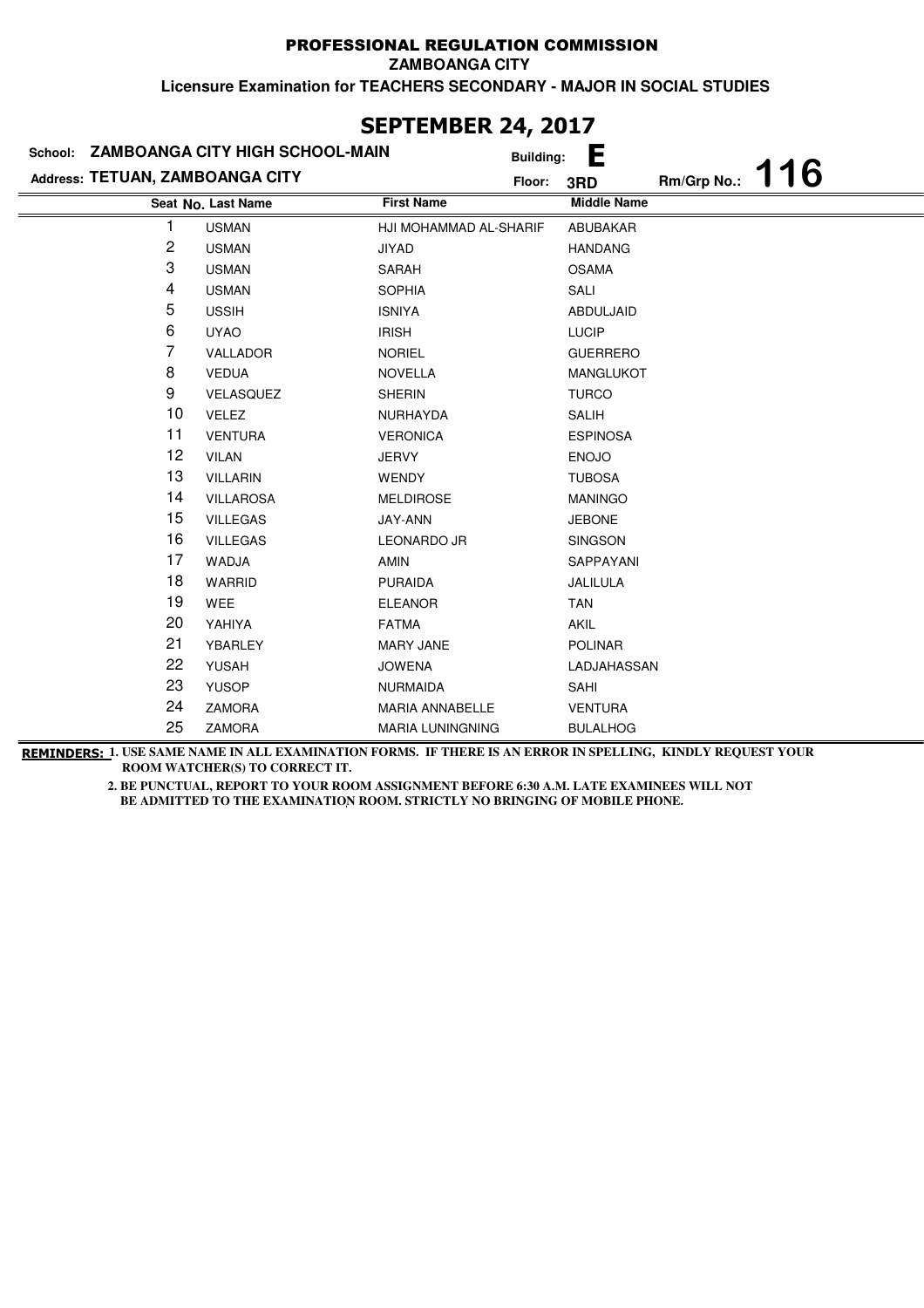# PROFESSIONAL REGULATION COMMISSION

**ZAMBOANGA CITY**

**Licensure Examination for TEACHERS SECONDARY - MAJOR IN SOCIAL STUDIES**

## SEPTEMBER 24, 2017

**School:** ZAMBOANGA CITY HIGH SCHOOL-MAIN **Building:** E

**Address:** TETUAN, ZAMBOANGA CITY **Floor:** 3RD **Rm/Grp No.:** 116

| Seat No. | Last Name | First Name | Middle Name |
|---|---|---|---|
| 1 | USMAN | HJI MOHAMMAD AL-SHARIF | ABUBAKAR |
| 2 | USMAN | JIYAD | HANDANG |
| 3 | USMAN | SARAH | OSAMA |
| 4 | USMAN | SOPHIA | SALI |
| 5 | USSIH | ISNIYA | ABDULJAID |
| 6 | UYAO | IRISH | LUCIP |
| 7 | VALLADOR | NORIEL | GUERRERO |
| 8 | VEDUA | NOVELLA | MANGLUKOT |
| 9 | VELASQUEZ | SHERIN | TURCO |
| 10 | VELEZ | NURHAYDA | SALIH |
| 11 | VENTURA | VERONICA | ESPINOSA |
| 12 | VILAN | JERVY | ENOJO |
| 13 | VILLARIN | WENDY | TUBOSA |
| 14 | VILLAROSA | MELDIROSE | MANINGO |
| 15 | VILLEGAS | JAY-ANN | JEBONE |
| 16 | VILLEGAS | LEONARDO JR | SINGSON |
| 17 | WADJA | AMIN | SAPPAYANI |
| 18 | WARRID | PURAIDA | JALILULA |
| 19 | WEE | ELEANOR | TAN |
| 20 | YAHIYA | FATMA | AKIL |
| 21 | YBARLEY | MARY JANE | POLINAR |
| 22 | YUSAH | JOWENA | LADJAHASSAN |
| 23 | YUSOP | NURMAIDA | SAHI |
| 24 | ZAMORA | MARIA ANNABELLE | VENTURA |
| 25 | ZAMORA | MARIA LUNINGNING | BULALHOG |

**REMINDERS:** 1. USE SAME NAME IN ALL EXAMINATION FORMS. IF THERE IS AN ERROR IN SPELLING, KINDLY REQUEST YOUR ROOM WATCHER(S) TO CORRECT IT.

2. BE PUNCTUAL, REPORT TO YOUR ROOM ASSIGNMENT BEFORE 6:30 A.M. LATE EXAMINEES WILL NOT BE ADMITTED TO THE EXAMINATION ROOM. STRICTLY NO BRINGING OF MOBILE PHONE.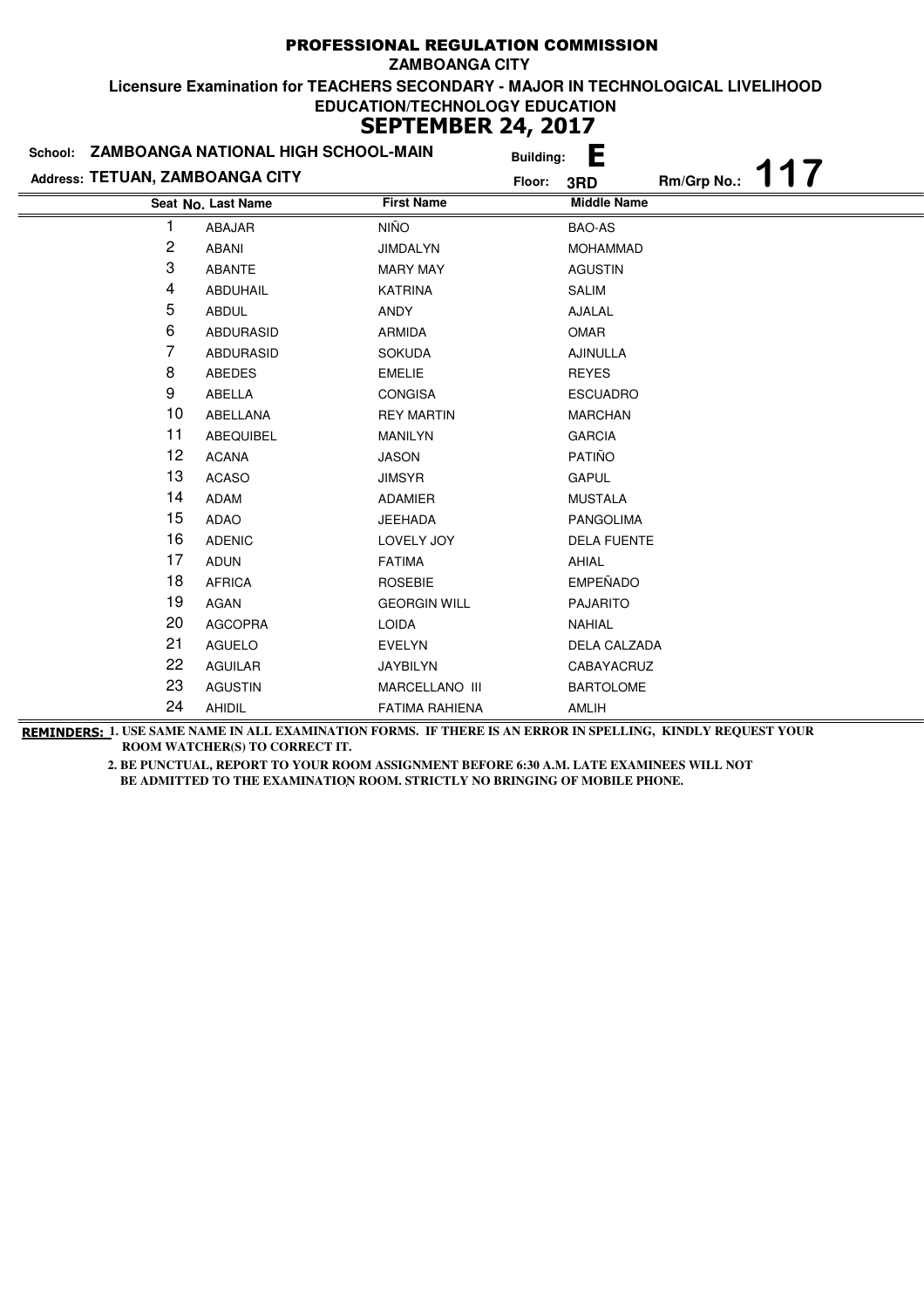# PROFESSIONAL REGULATION COMMISSION

**ZAMBOANGA CITY**

**Licensure Examination for TEACHERS SECONDARY - MAJOR IN TECHNOLOGICAL LIVELIHOOD EDUCATION/TECHNOLOGY EDUCATION**

**SEPTEMBER 24, 2017**

**School:** ZAMBOANGA NATIONAL HIGH SCHOOL-MAIN **Building:** E

**Address:** TETUAN, ZAMBOANGA CITY **Floor:** 3RD **Rm/Grp No.:** 117

| Seat No. | Last Name | First Name | Middle Name |
|---|---|---|---|
| 1 | ABAJAR | NIÑO | BAO-AS |
| 2 | ABANI | JIMDALYN | MOHAMMAD |
| 3 | ABANTE | MARY MAY | AGUSTIN |
| 4 | ABDUHAIL | KATRINA | SALIM |
| 5 | ABDUL | ANDY | AJALAL |
| 6 | ABDURASID | ARMIDA | OMAR |
| 7 | ABDURASID | SOKUDA | AJINULLA |
| 8 | ABEDES | EMELIE | REYES |
| 9 | ABELLA | CONGISA | ESCUADRO |
| 10 | ABELLANA | REY MARTIN | MARCHAN |
| 11 | ABEQUIBEL | MANILYN | GARCIA |
| 12 | ACANA | JASON | PATIÑO |
| 13 | ACASO | JIMSYR | GAPUL |
| 14 | ADAM | ADAMIER | MUSTALA |
| 15 | ADAO | JEEHADA | PANGOLIMA |
| 16 | ADENIC | LOVELY JOY | DELA FUENTE |
| 17 | ADUN | FATIMA | AHIAL |
| 18 | AFRICA | ROSEBIE | EMPEÑADO |
| 19 | AGAN | GEORGIN WILL | PAJARITO |
| 20 | AGCOPRA | LOIDA | NAHIAL |
| 21 | AGUELO | EVELYN | DELA CALZADA |
| 22 | AGUILAR | JAYBILYN | CABAYACRUZ |
| 23 | AGUSTIN | MARCELLANO III | BARTOLOME |
| 24 | AHIDIL | FATIMA RAHIENA | AMLIH |

**REMINDERS:** 1. USE SAME NAME IN ALL EXAMINATION FORMS. IF THERE IS AN ERROR IN SPELLING, KINDLY REQUEST YOUR ROOM WATCHER(S) TO CORRECT IT.

2. BE PUNCTUAL, REPORT TO YOUR ROOM ASSIGNMENT BEFORE 6:30 A.M. LATE EXAMINEES WILL NOT BE ADMITTED TO THE EXAMINATION ROOM. STRICTLY NO BRINGING OF MOBILE PHONE.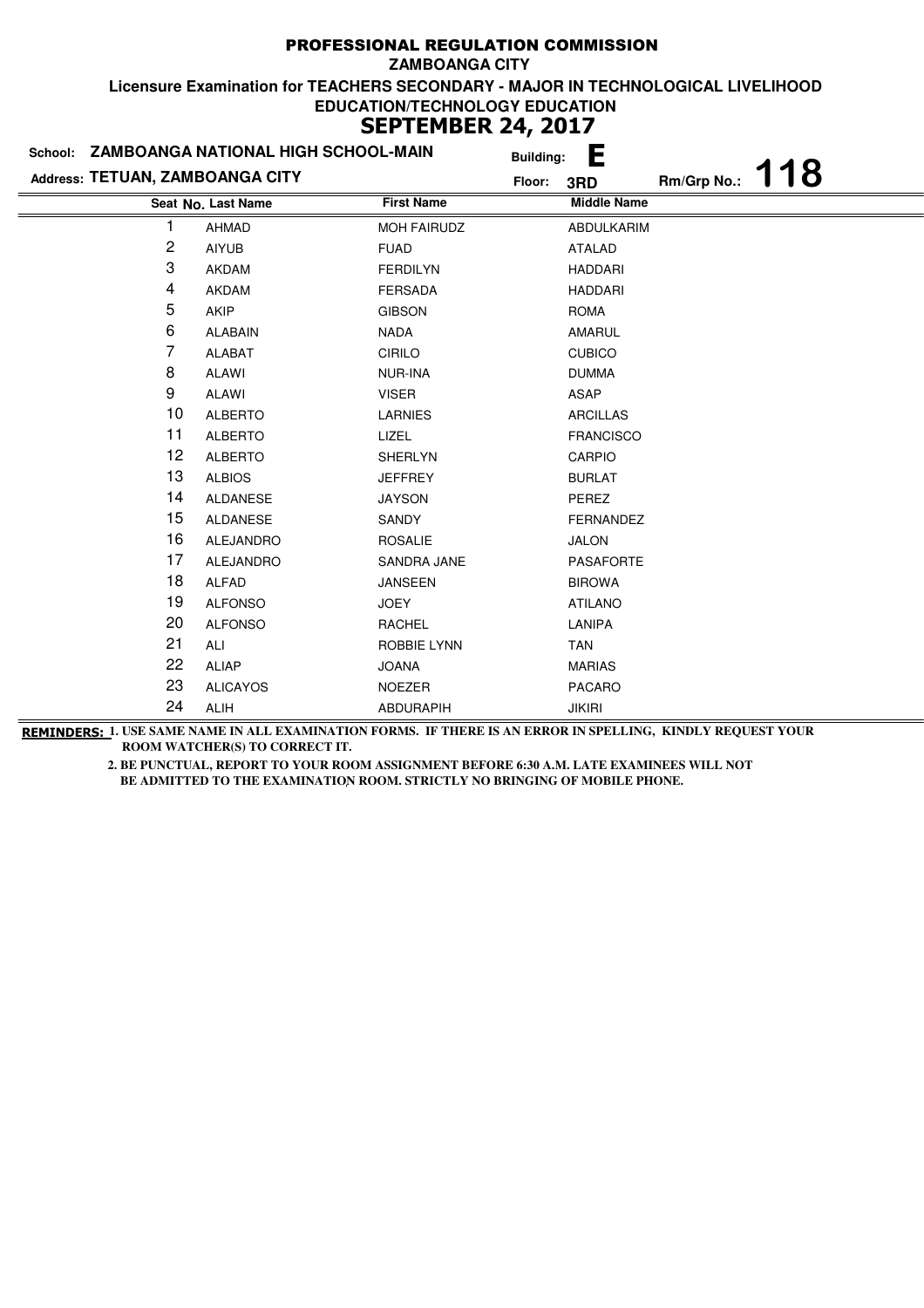# PROFESSIONAL REGULATION COMMISSION

**ZAMBOANGA CITY**

**Licensure Examination for TEACHERS SECONDARY - MAJOR IN TECHNOLOGICAL LIVELIHOOD EDUCATION/TECHNOLOGY EDUCATION**

**SEPTEMBER 24, 2017**

**School:** ZAMBOANGA NATIONAL HIGH SCHOOL-MAIN  **Building:** E

**Address:** TETUAN, ZAMBOANGA CITY  **Floor:** 3RD  **Rm/Grp No.:** 118

| Seat No. | Last Name | First Name | Middle Name |
|---|---|---|---|
| 1 | AHMAD | MOH FAIRUDZ | ABDULKARIM |
| 2 | AIYUB | FUAD | ATALAD |
| 3 | AKDAM | FERDILYN | HADDARI |
| 4 | AKDAM | FERSADA | HADDARI |
| 5 | AKIP | GIBSON | ROMA |
| 6 | ALABAIN | NADA | AMARUL |
| 7 | ALABAT | CIRILO | CUBICO |
| 8 | ALAWI | NUR-INA | DUMMA |
| 9 | ALAWI | VISER | ASAP |
| 10 | ALBERTO | LARNIES | ARCILLAS |
| 11 | ALBERTO | LIZEL | FRANCISCO |
| 12 | ALBERTO | SHERLYN | CARPIO |
| 13 | ALBIOS | JEFFREY | BURLAT |
| 14 | ALDANESE | JAYSON | PEREZ |
| 15 | ALDANESE | SANDY | FERNANDEZ |
| 16 | ALEJANDRO | ROSALIE | JALON |
| 17 | ALEJANDRO | SANDRA JANE | PASAFORTE |
| 18 | ALFAD | JANSEEN | BIROWA |
| 19 | ALFONSO | JOEY | ATILANO |
| 20 | ALFONSO | RACHEL | LANIPA |
| 21 | ALI | ROBBIE LYNN | TAN |
| 22 | ALIAP | JOANA | MARIAS |
| 23 | ALICAYOS | NOEZER | PACARO |
| 24 | ALIH | ABDURAPIH | JIKIRI |

**REMINDERS:** 1. USE SAME NAME IN ALL EXAMINATION FORMS. IF THERE IS AN ERROR IN SPELLING, KINDLY REQUEST YOUR ROOM WATCHER(S) TO CORRECT IT.

2. BE PUNCTUAL, REPORT TO YOUR ROOM ASSIGNMENT BEFORE 6:30 A.M. LATE EXAMINEES WILL NOT BE ADMITTED TO THE EXAMINATION ROOM. STRICTLY NO BRINGING OF MOBILE PHONE.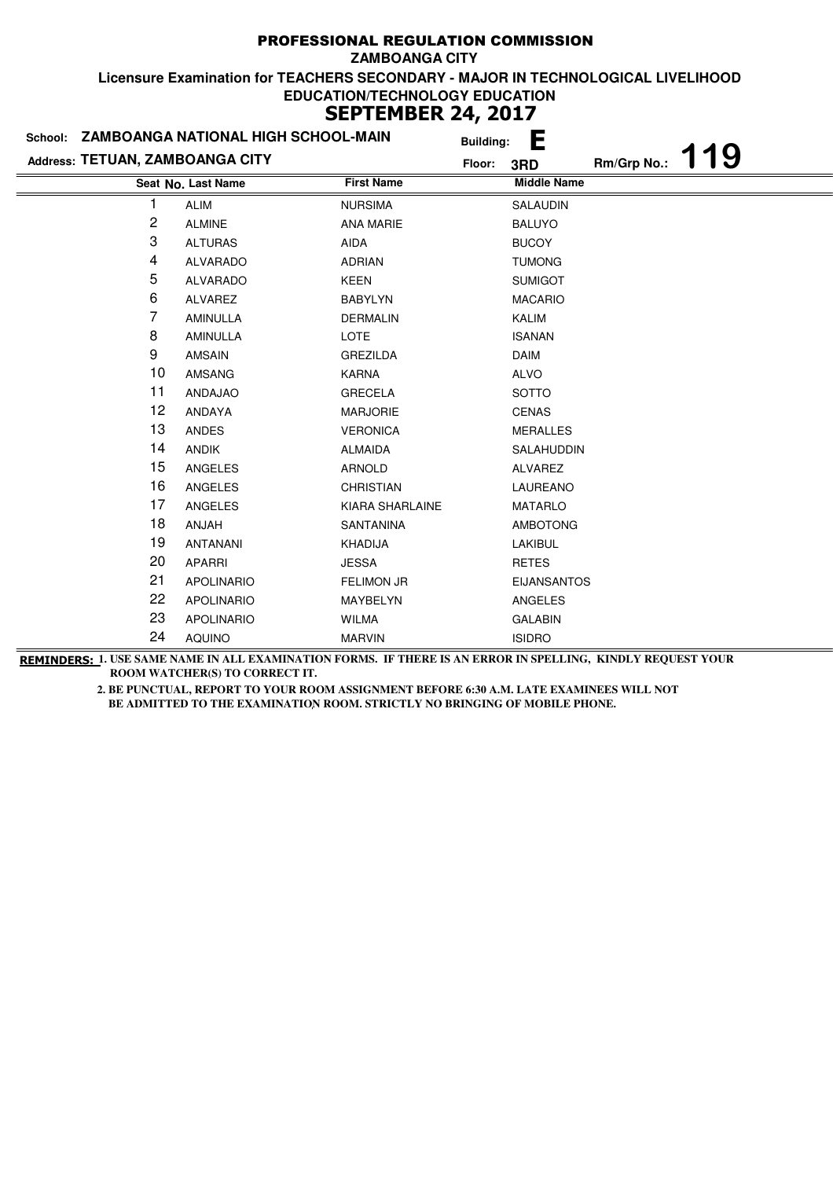# PROFESSIONAL REGULATION COMMISSION

**ZAMBOANGA CITY**

**Licensure Examination for TEACHERS SECONDARY - MAJOR IN TECHNOLOGICAL LIVELIHOOD EDUCATION/TECHNOLOGY EDUCATION**

## SEPTEMBER 24, 2017

**School:** ZAMBOANGA NATIONAL HIGH SCHOOL-MAIN **Building:** E

**Address:** TETUAN, ZAMBOANGA CITY **Floor:** 3RD **Rm/Grp No.:** 119

| Seat No. | Last Name | First Name | Middle Name |
|---|---|---|---|
| 1 | ALIM | NURSIMA | SALAUDIN |
| 2 | ALMINE | ANA MARIE | BALUYO |
| 3 | ALTURAS | AIDA | BUCOY |
| 4 | ALVARADO | ADRIAN | TUMONG |
| 5 | ALVARADO | KEEN | SUMIGOT |
| 6 | ALVAREZ | BABYLYN | MACARIO |
| 7 | AMINULLA | DERMALIN | KALIM |
| 8 | AMINULLA | LOTE | ISANAN |
| 9 | AMSAIN | GREZILDA | DAIM |
| 10 | AMSANG | KARNA | ALVO |
| 11 | ANDAJAO | GRECELA | SOTTO |
| 12 | ANDAYA | MARJORIE | CENAS |
| 13 | ANDES | VERONICA | MERALLES |
| 14 | ANDIK | ALMAIDA | SALAHUDDIN |
| 15 | ANGELES | ARNOLD | ALVAREZ |
| 16 | ANGELES | CHRISTIAN | LAUREANO |
| 17 | ANGELES | KIARA SHARLAINE | MATARLO |
| 18 | ANJAH | SANTANINA | AMBOTONG |
| 19 | ANTANANI | KHADIJA | LAKIBUL |
| 20 | APARRI | JESSA | RETES |
| 21 | APOLINARIO | FELIMON JR | EIJANSANTOS |
| 22 | APOLINARIO | MAYBELYN | ANGELES |
| 23 | APOLINARIO | WILMA | GALABIN |
| 24 | AQUINO | MARVIN | ISIDRO |

**REMINDERS:** 1. USE SAME NAME IN ALL EXAMINATION FORMS. IF THERE IS AN ERROR IN SPELLING, KINDLY REQUEST YOUR ROOM WATCHER(S) TO CORRECT IT.

2. BE PUNCTUAL, REPORT TO YOUR ROOM ASSIGNMENT BEFORE 6:30 A.M. LATE EXAMINEES WILL NOT BE ADMITTED TO THE EXAMINATION ROOM. STRICTLY NO BRINGING OF MOBILE PHONE.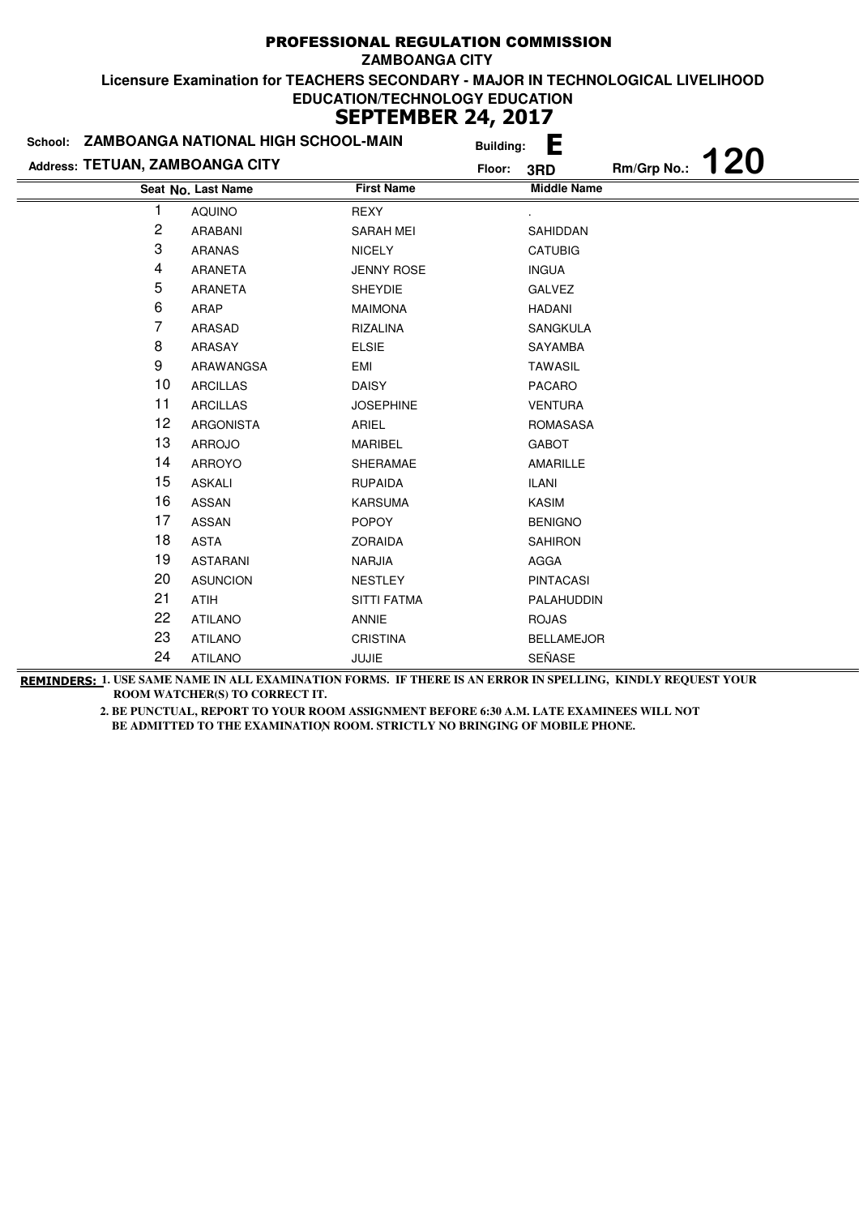# PROFESSIONAL REGULATION COMMISSION

**ZAMBOANGA CITY**

**Licensure Examination for TEACHERS SECONDARY - MAJOR IN TECHNOLOGICAL LIVELIHOOD EDUCATION/TECHNOLOGY EDUCATION**

**SEPTEMBER 24, 2017**

**School: ZAMBOANGA NATIONAL HIGH SCHOOL-MAIN** Building: **E**

**Address: TETUAN, ZAMBOANGA CITY** Floor: **3RD** Rm/Grp No.: **120**

| Seat No. | Last Name | First Name | Middle Name |
|---|---|---|---|
| 1 | AQUINO | REXY | . |
| 2 | ARABANI | SARAH MEI | SAHIDDAN |
| 3 | ARANAS | NICELY | CATUBIG |
| 4 | ARANETA | JENNY ROSE | INGUA |
| 5 | ARANETA | SHEYDIE | GALVEZ |
| 6 | ARAP | MAIMONA | HADANI |
| 7 | ARASAD | RIZALINA | SANGKULA |
| 8 | ARASAY | ELSIE | SAYAMBA |
| 9 | ARAWANGSA | EMI | TAWASIL |
| 10 | ARCILLAS | DAISY | PACARO |
| 11 | ARCILLAS | JOSEPHINE | VENTURA |
| 12 | ARGONISTA | ARIEL | ROMASASA |
| 13 | ARROJO | MARIBEL | GABOT |
| 14 | ARROYO | SHERAMAE | AMARILLE |
| 15 | ASKALI | RUPAIDA | ILANI |
| 16 | ASSAN | KARSUMA | KASIM |
| 17 | ASSAN | POPOY | BENIGNO |
| 18 | ASTA | ZORAIDA | SAHIRON |
| 19 | ASTARANI | NARJIA | AGGA |
| 20 | ASUNCION | NESTLEY | PINTACASI |
| 21 | ATIH | SITTI FATMA | PALAHUDDIN |
| 22 | ATILANO | ANNIE | ROJAS |
| 23 | ATILANO | CRISTINA | BELLAMEJOR |
| 24 | ATILANO | JUJIE | SEÑASE |

**REMINDERS:** 1. USE SAME NAME IN ALL EXAMINATION FORMS. IF THERE IS AN ERROR IN SPELLING, KINDLY REQUEST YOUR ROOM WATCHER(S) TO CORRECT IT.

2. BE PUNCTUAL, REPORT TO YOUR ROOM ASSIGNMENT BEFORE 6:30 A.M. LATE EXAMINEES WILL NOT BE ADMITTED TO THE EXAMINATION ROOM. STRICTLY NO BRINGING OF MOBILE PHONE.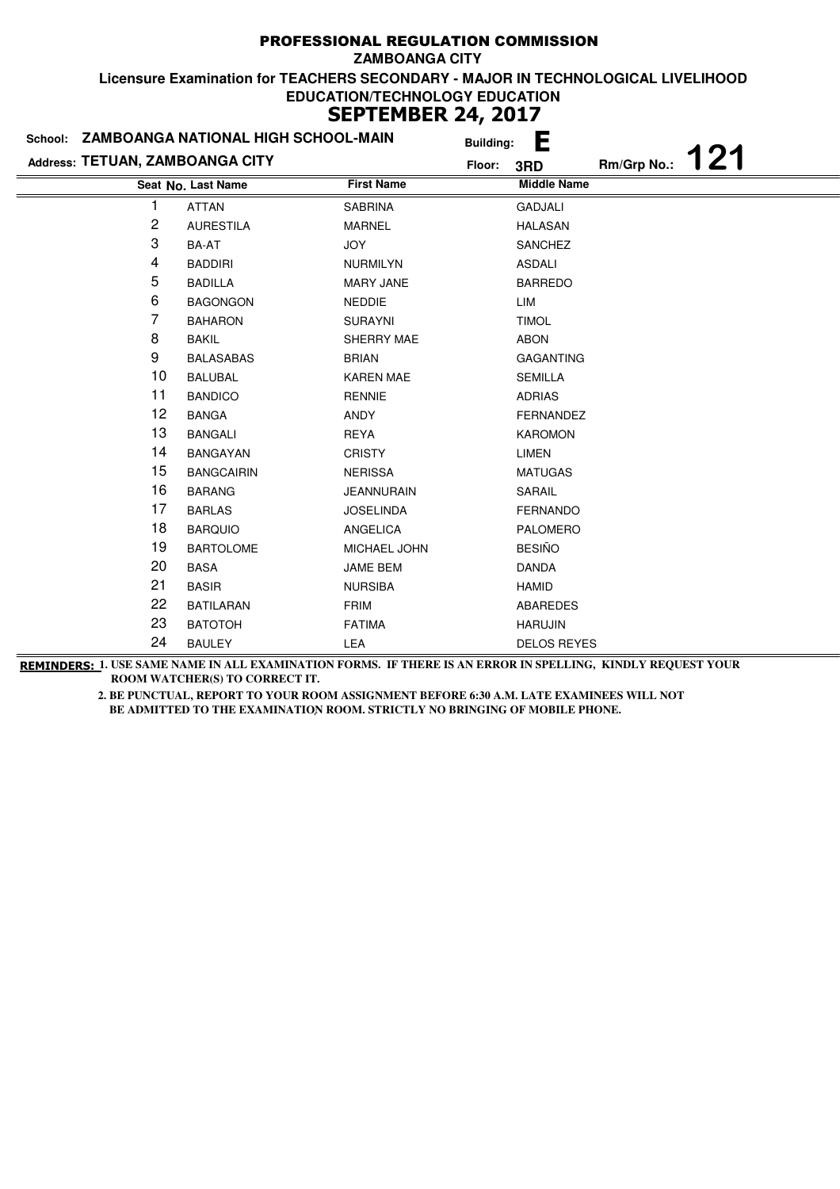# PROFESSIONAL REGULATION COMMISSION

**ZAMBOANGA CITY**

**Licensure Examination for TEACHERS SECONDARY - MAJOR IN TECHNOLOGICAL LIVELIHOOD EDUCATION/TECHNOLOGY EDUCATION**

**SEPTEMBER 24, 2017**

**School:** ZAMBOANGA NATIONAL HIGH SCHOOL-MAIN **Building:** E

**Address:** TETUAN, ZAMBOANGA CITY **Floor:** 3RD **Rm/Grp No.:** 121

| Seat No. | Last Name | First Name | Middle Name |
|---|---|---|---|
| 1 | ATTAN | SABRINA | GADJALI |
| 2 | AURESTILA | MARNEL | HALASAN |
| 3 | BA-AT | JOY | SANCHEZ |
| 4 | BADDIRI | NURMILYN | ASDALI |
| 5 | BADILLA | MARY JANE | BARREDO |
| 6 | BAGONGON | NEDDIE | LIM |
| 7 | BAHARON | SURAYNI | TIMOL |
| 8 | BAKIL | SHERRY MAE | ABON |
| 9 | BALASABAS | BRIAN | GAGANTING |
| 10 | BALUBAL | KAREN MAE | SEMILLA |
| 11 | BANDICO | RENNIE | ADRIAS |
| 12 | BANGA | ANDY | FERNANDEZ |
| 13 | BANGALI | REYA | KAROMON |
| 14 | BANGAYAN | CRISTY | LIMEN |
| 15 | BANGCAIRIN | NERISSA | MATUGAS |
| 16 | BARANG | JEANNURAIN | SARAIL |
| 17 | BARLAS | JOSELINDA | FERNANDO |
| 18 | BARQUIO | ANGELICA | PALOMERO |
| 19 | BARTOLOME | MICHAEL JOHN | BESIÑO |
| 20 | BASA | JAME BEM | DANDA |
| 21 | BASIR | NURSIBA | HAMID |
| 22 | BATILARAN | FRIM | ABAREDES |
| 23 | BATOTOH | FATIMA | HARUJIN |
| 24 | BAULEY | LEA | DELOS REYES |

**REMINDERS:**
1. USE SAME NAME IN ALL EXAMINATION FORMS. IF THERE IS AN ERROR IN SPELLING, KINDLY REQUEST YOUR ROOM WATCHER(S) TO CORRECT IT.
2. BE PUNCTUAL, REPORT TO YOUR ROOM ASSIGNMENT BEFORE 6:30 A.M. LATE EXAMINEES WILL NOT BE ADMITTED TO THE EXAMINATION ROOM. STRICTLY NO BRINGING OF MOBILE PHONE.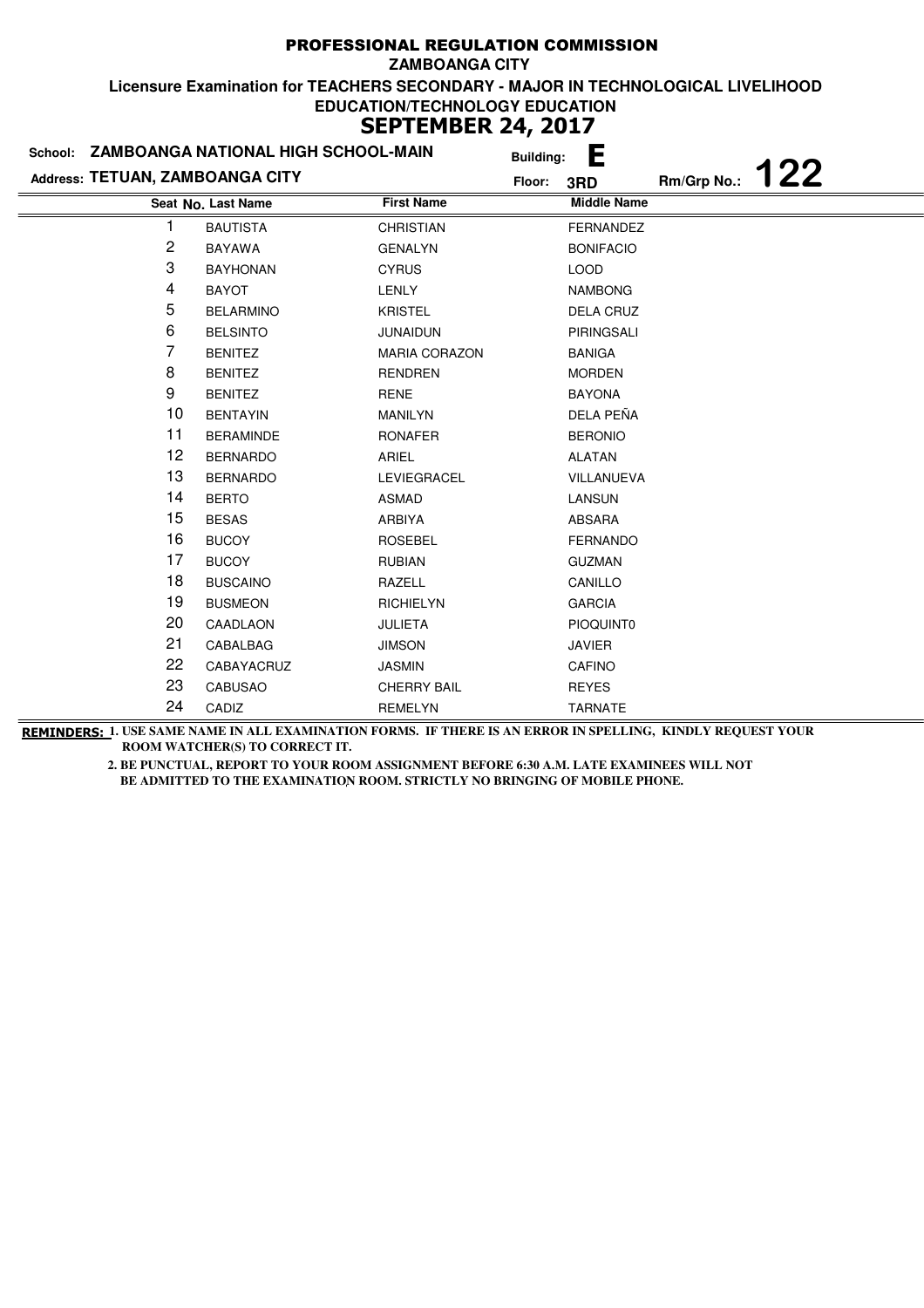# PROFESSIONAL REGULATION COMMISSION

**ZAMBOANGA CITY**

**Licensure Examination for TEACHERS SECONDARY - MAJOR IN TECHNOLOGICAL LIVELIHOOD EDUCATION/TECHNOLOGY EDUCATION**

## SEPTEMBER 24, 2017

**School:** ZAMBOANGA NATIONAL HIGH SCHOOL-MAIN **Building:** E

**Address:** TETUAN, ZAMBOANGA CITY **Floor:** 3RD **Rm/Grp No.:** 122

| Seat No. | Last Name | First Name | Middle Name |
|---|---|---|---|
| 1 | BAUTISTA | CHRISTIAN | FERNANDEZ |
| 2 | BAYAWA | GENALYN | BONIFACIO |
| 3 | BAYHONAN | CYRUS | LOOD |
| 4 | BAYOT | LENLY | NAMBONG |
| 5 | BELARMINO | KRISTEL | DELA CRUZ |
| 6 | BELSINTO | JUNAIDUN | PIRINGSALI |
| 7 | BENITEZ | MARIA CORAZON | BANIGA |
| 8 | BENITEZ | RENDREN | MORDEN |
| 9 | BENITEZ | RENE | BAYONA |
| 10 | BENTAYIN | MANILYN | DELA PEÑA |
| 11 | BERAMINDE | RONAFER | BERONIO |
| 12 | BERNARDO | ARIEL | ALATAN |
| 13 | BERNARDO | LEVIEGRACEL | VILLANUEVA |
| 14 | BERTO | ASMAD | LANSUN |
| 15 | BESAS | ARBIYA | ABSARA |
| 16 | BUCOY | ROSEBEL | FERNANDO |
| 17 | BUCOY | RUBIAN | GUZMAN |
| 18 | BUSCAINO | RAZELL | CANILLO |
| 19 | BUSMEON | RICHIELYN | GARCIA |
| 20 | CAADLAON | JULIETA | PIOQUINT0 |
| 21 | CABALBAG | JIMSON | JAVIER |
| 22 | CABAYACRUZ | JASMIN | CAFINO |
| 23 | CABUSAO | CHERRY BAIL | REYES |
| 24 | CADIZ | REMELYN | TARNATE |

**REMINDERS:** 1. USE SAME NAME IN ALL EXAMINATION FORMS. IF THERE IS AN ERROR IN SPELLING, KINDLY REQUEST YOUR ROOM WATCHER(S) TO CORRECT IT.

2. BE PUNCTUAL, REPORT TO YOUR ROOM ASSIGNMENT BEFORE 6:30 A.M. LATE EXAMINEES WILL NOT BE ADMITTED TO THE EXAMINATION ROOM. STRICTLY NO BRINGING OF MOBILE PHONE.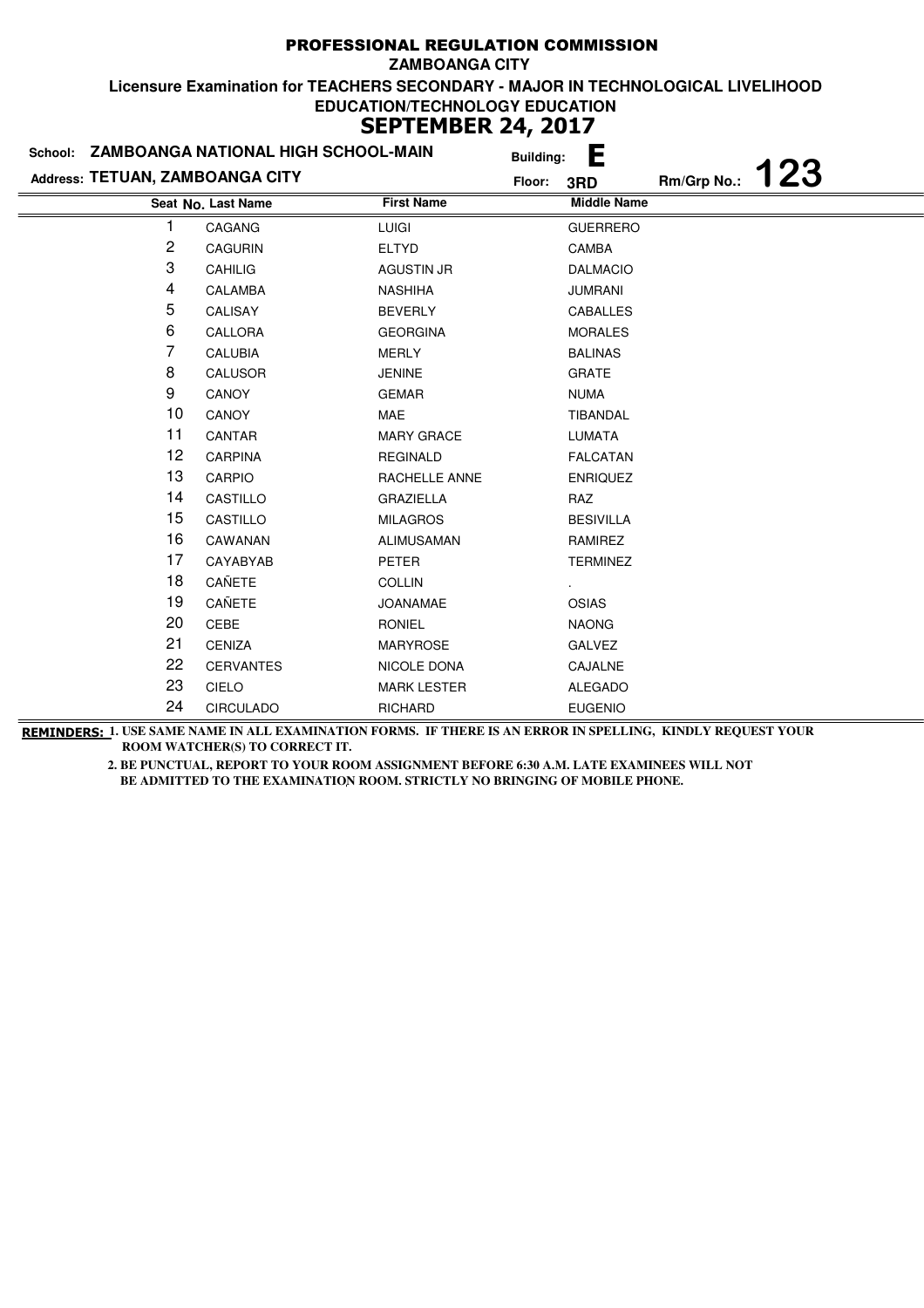# PROFESSIONAL REGULATION COMMISSION

**ZAMBOANGA CITY**

**Licensure Examination for TEACHERS SECONDARY - MAJOR IN TECHNOLOGICAL LIVELIHOOD EDUCATION/TECHNOLOGY EDUCATION**

**SEPTEMBER 24, 2017**

School: **ZAMBOANGA NATIONAL HIGH SCHOOL-MAIN** Building: **E**

Address: **TETUAN, ZAMBOANGA CITY** Floor: **3RD** Rm/Grp No.: **123**

| Seat No. | Last Name | First Name | Middle Name |
|---|---|---|---|
| 1 | CAGANG | LUIGI | GUERRERO |
| 2 | CAGURIN | ELTYD | CAMBA |
| 3 | CAHILIG | AGUSTIN JR | DALMACIO |
| 4 | CALAMBA | NASHIHA | JUMRANI |
| 5 | CALISAY | BEVERLY | CABALLES |
| 6 | CALLORA | GEORGINA | MORALES |
| 7 | CALUBIA | MERLY | BALINAS |
| 8 | CALUSOR | JENINE | GRATE |
| 9 | CANOY | GEMAR | NUMA |
| 10 | CANOY | MAE | TIBANDAL |
| 11 | CANTAR | MARY GRACE | LUMATA |
| 12 | CARPINA | REGINALD | FALCATAN |
| 13 | CARPIO | RACHELLE ANNE | ENRIQUEZ |
| 14 | CASTILLO | GRAZIELLA | RAZ |
| 15 | CASTILLO | MILAGROS | BESIVILLA |
| 16 | CAWANAN | ALIMUSAMAN | RAMIREZ |
| 17 | CAYABYAB | PETER | TERMINEZ |
| 18 | CAÑETE | COLLIN | . |
| 19 | CAÑETE | JOANAMAE | OSIAS |
| 20 | CEBE | RONIEL | NAONG |
| 21 | CENIZA | MARYROSE | GALVEZ |
| 22 | CERVANTES | NICOLE DONA | CAJALNE |
| 23 | CIELO | MARK LESTER | ALEGADO |
| 24 | CIRCULADO | RICHARD | EUGENIO |

**REMINDERS:** 1. USE SAME NAME IN ALL EXAMINATION FORMS. IF THERE IS AN ERROR IN SPELLING, KINDLY REQUEST YOUR ROOM WATCHER(S) TO CORRECT IT.

2. BE PUNCTUAL, REPORT TO YOUR ROOM ASSIGNMENT BEFORE 6:30 A.M. LATE EXAMINEES WILL NOT BE ADMITTED TO THE EXAMINATION ROOM. STRICTLY NO BRINGING OF MOBILE PHONE.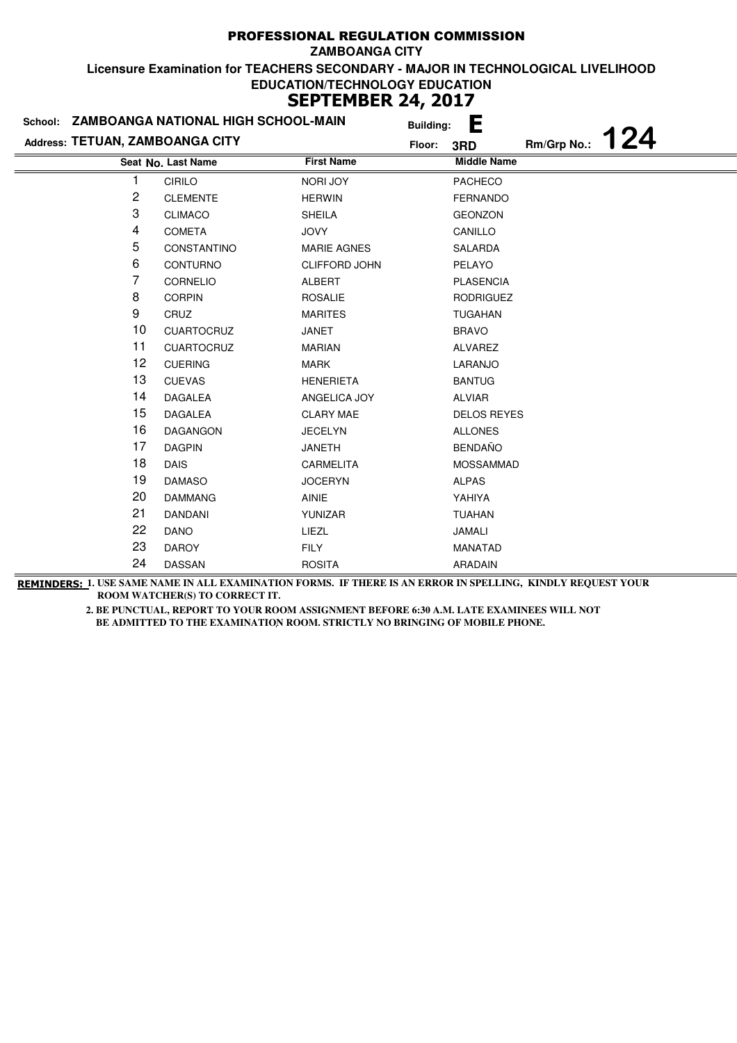# PROFESSIONAL REGULATION COMMISSION

**ZAMBOANGA CITY**

**Licensure Examination for TEACHERS SECONDARY - MAJOR IN TECHNOLOGICAL LIVELIHOOD EDUCATION/TECHNOLOGY EDUCATION**

**SEPTEMBER 24, 2017**

**School:** ZAMBOANGA NATIONAL HIGH SCHOOL-MAIN **Building:** E

**Address:** TETUAN, ZAMBOANGA CITY **Floor:** 3RD **Rm/Grp No.:** 124

| Seat No. | Last Name | First Name | Middle Name |
|---|---|---|---|
| 1 | CIRILO | NORI JOY | PACHECO |
| 2 | CLEMENTE | HERWIN | FERNANDO |
| 3 | CLIMACO | SHEILA | GEONZON |
| 4 | COMETA | JOVY | CANILLO |
| 5 | CONSTANTINO | MARIE AGNES | SALARDA |
| 6 | CONTURNO | CLIFFORD JOHN | PELAYO |
| 7 | CORNELIO | ALBERT | PLASENCIA |
| 8 | CORPIN | ROSALIE | RODRIGUEZ |
| 9 | CRUZ | MARITES | TUGAHAN |
| 10 | CUARTOCRUZ | JANET | BRAVO |
| 11 | CUARTOCRUZ | MARIAN | ALVAREZ |
| 12 | CUERING | MARK | LARANJO |
| 13 | CUEVAS | HENERIETA | BANTUG |
| 14 | DAGALEA | ANGELICA JOY | ALVIAR |
| 15 | DAGALEA | CLARY MAE | DELOS REYES |
| 16 | DAGANGON | JECELYN | ALLONES |
| 17 | DAGPIN | JANETH | BENDAÑO |
| 18 | DAIS | CARMELITA | MOSSAMMAD |
| 19 | DAMASO | JOCERYN | ALPAS |
| 20 | DAMMANG | AINIE | YAHIYA |
| 21 | DANDANI | YUNIZAR | TUAHAN |
| 22 | DANO | LIEZL | JAMALI |
| 23 | DAROY | FILY | MANATAD |
| 24 | DASSAN | ROSITA | ARADAIN |

**REMINDERS:** 1. USE SAME NAME IN ALL EXAMINATION FORMS. IF THERE IS AN ERROR IN SPELLING, KINDLY REQUEST YOUR ROOM WATCHER(S) TO CORRECT IT.

2. BE PUNCTUAL, REPORT TO YOUR ROOM ASSIGNMENT BEFORE 6:30 A.M. LATE EXAMINEES WILL NOT BE ADMITTED TO THE EXAMINATION ROOM. STRICTLY NO BRINGING OF MOBILE PHONE.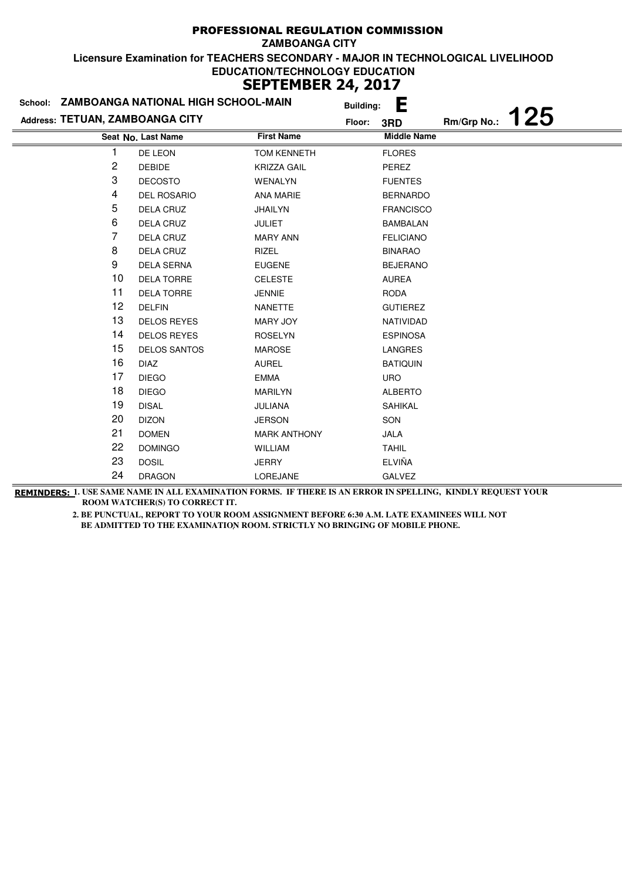# PROFESSIONAL REGULATION COMMISSION

**ZAMBOANGA CITY**

**Licensure Examination for TEACHERS SECONDARY - MAJOR IN TECHNOLOGICAL LIVELIHOOD EDUCATION/TECHNOLOGY EDUCATION**

**SEPTEMBER 24, 2017**

**School:** ZAMBOANGA NATIONAL HIGH SCHOOL-MAIN **Building:** E

**Address:** TETUAN, ZAMBOANGA CITY **Floor:** 3RD **Rm/Grp No.:** 125

| Seat No. | Last Name | First Name | Middle Name |
|---|---|---|---|
| 1 | DE LEON | TOM KENNETH | FLORES |
| 2 | DEBIDE | KRIZZA GAIL | PEREZ |
| 3 | DECOSTO | WENALYN | FUENTES |
| 4 | DEL ROSARIO | ANA MARIE | BERNARDO |
| 5 | DELA CRUZ | JHAILYN | FRANCISCO |
| 6 | DELA CRUZ | JULIET | BAMBALAN |
| 7 | DELA CRUZ | MARY ANN | FELICIANO |
| 8 | DELA CRUZ | RIZEL | BINARAO |
| 9 | DELA SERNA | EUGENE | BEJERANO |
| 10 | DELA TORRE | CELESTE | AUREA |
| 11 | DELA TORRE | JENNIE | RODA |
| 12 | DELFIN | NANETTE | GUTIEREZ |
| 13 | DELOS REYES | MARY JOY | NATIVIDAD |
| 14 | DELOS REYES | ROSELYN | ESPINOSA |
| 15 | DELOS SANTOS | MAROSE | LANGRES |
| 16 | DIAZ | AUREL | BATIQUIN |
| 17 | DIEGO | EMMA | URO |
| 18 | DIEGO | MARILYN | ALBERTO |
| 19 | DISAL | JULIANA | SAHIKAL |
| 20 | DIZON | JERSON | SON |
| 21 | DOMEN | MARK ANTHONY | JALA |
| 22 | DOMINGO | WILLIAM | TAHIL |
| 23 | DOSIL | JERRY | ELVIÑA |
| 24 | DRAGON | LOREJANE | GALVEZ |

**REMINDERS:** 1. USE SAME NAME IN ALL EXAMINATION FORMS. IF THERE IS AN ERROR IN SPELLING, KINDLY REQUEST YOUR ROOM WATCHER(S) TO CORRECT IT.

2. BE PUNCTUAL, REPORT TO YOUR ROOM ASSIGNMENT BEFORE 6:30 A.M. LATE EXAMINEES WILL NOT BE ADMITTED TO THE EXAMINATION ROOM. STRICTLY NO BRINGING OF MOBILE PHONE.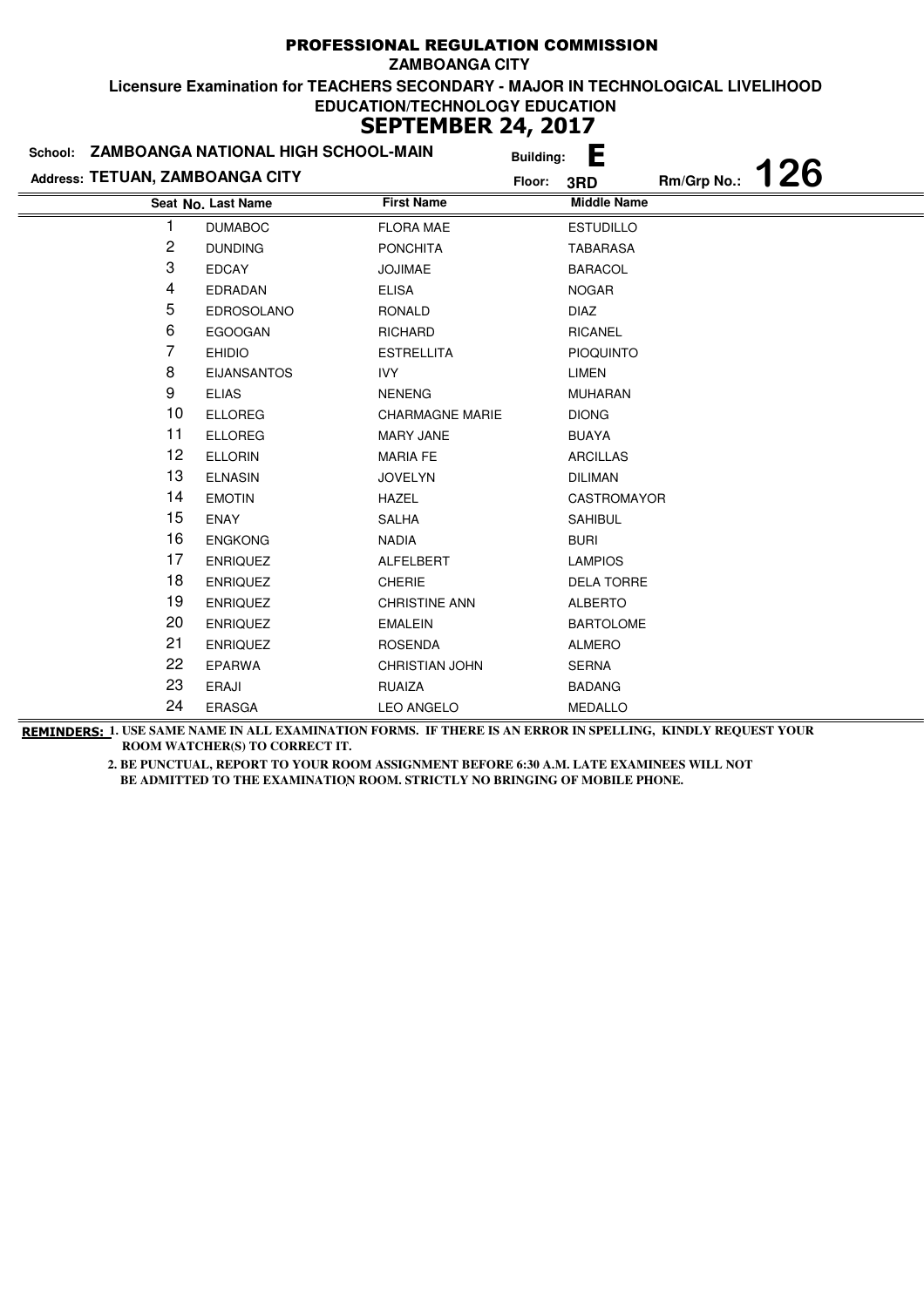# PROFESSIONAL REGULATION COMMISSION

**ZAMBOANGA CITY**

**Licensure Examination for TEACHERS SECONDARY - MAJOR IN TECHNOLOGICAL LIVELIHOOD EDUCATION/TECHNOLOGY EDUCATION**

**SEPTEMBER 24, 2017**

**School:** ZAMBOANGA NATIONAL HIGH SCHOOL-MAIN **Building:** E

**Address:** TETUAN, ZAMBOANGA CITY **Floor:** 3RD **Rm/Grp No.:** 126

| Seat No. | Last Name | First Name | Middle Name |
|---|---|---|---|
| 1 | DUMABOC | FLORA MAE | ESTUDILLO |
| 2 | DUNDING | PONCHITA | TABARASA |
| 3 | EDCAY | JOJIMAE | BARACOL |
| 4 | EDRADAN | ELISA | NOGAR |
| 5 | EDROSOLANO | RONALD | DIAZ |
| 6 | EGOOGAN | RICHARD | RICANEL |
| 7 | EHIDIO | ESTRELLITA | PIOQUINTO |
| 8 | EIJANSANTOS | IVY | LIMEN |
| 9 | ELIAS | NENENG | MUHARAN |
| 10 | ELLOREG | CHARMAGNE MARIE | DIONG |
| 11 | ELLOREG | MARY JANE | BUAYA |
| 12 | ELLORIN | MARIA FE | ARCILLAS |
| 13 | ELNASIN | JOVELYN | DILIMAN |
| 14 | EMOTIN | HAZEL | CASTROMAYOR |
| 15 | ENAY | SALHA | SAHIBUL |
| 16 | ENGKONG | NADIA | BURI |
| 17 | ENRIQUEZ | ALFELBERT | LAMPIOS |
| 18 | ENRIQUEZ | CHERIE | DELA TORRE |
| 19 | ENRIQUEZ | CHRISTINE ANN | ALBERTO |
| 20 | ENRIQUEZ | EMALEIN | BARTOLOME |
| 21 | ENRIQUEZ | ROSENDA | ALMERO |
| 22 | EPARWA | CHRISTIAN JOHN | SERNA |
| 23 | ERAJI | RUAIZA | BADANG |
| 24 | ERASGA | LEO ANGELO | MEDALLO |

**REMINDERS:** 1. USE SAME NAME IN ALL EXAMINATION FORMS. IF THERE IS AN ERROR IN SPELLING, KINDLY REQUEST YOUR ROOM WATCHER(S) TO CORRECT IT.

2. BE PUNCTUAL, REPORT TO YOUR ROOM ASSIGNMENT BEFORE 6:30 A.M. LATE EXAMINEES WILL NOT BE ADMITTED TO THE EXAMINATION ROOM. STRICTLY NO BRINGING OF MOBILE PHONE.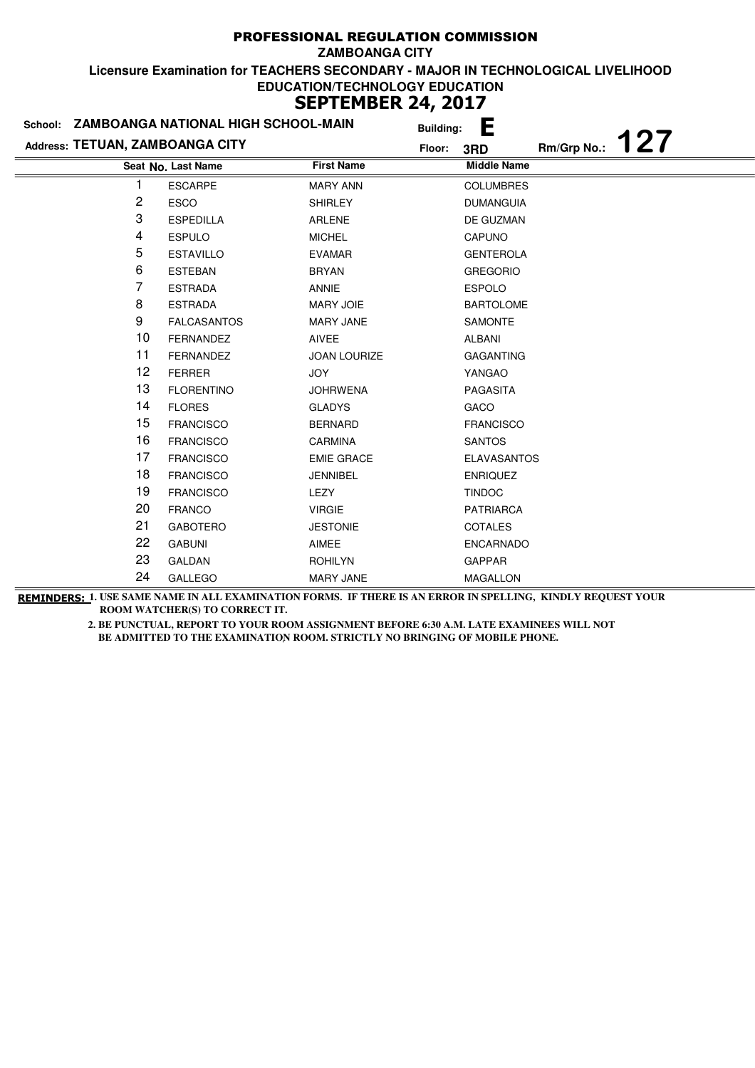# PROFESSIONAL REGULATION COMMISSION

**ZAMBOANGA CITY**

**Licensure Examination for TEACHERS SECONDARY - MAJOR IN TECHNOLOGICAL LIVELIHOOD EDUCATION/TECHNOLOGY EDUCATION**

## SEPTEMBER 24, 2017

**School:** ZAMBOANGA NATIONAL HIGH SCHOOL-MAIN **Building:** E

**Address:** TETUAN, ZAMBOANGA CITY **Floor:** 3RD **Rm/Grp No.:** 127

| Seat No. | Last Name | First Name | Middle Name |
|---|---|---|---|
| 1 | ESCARPE | MARY ANN | COLUMBRES |
| 2 | ESCO | SHIRLEY | DUMANGUIA |
| 3 | ESPEDILLA | ARLENE | DE GUZMAN |
| 4 | ESPULO | MICHEL | CAPUNO |
| 5 | ESTAVILLO | EVAMAR | GENTEROLA |
| 6 | ESTEBAN | BRYAN | GREGORIO |
| 7 | ESTRADA | ANNIE | ESPOLO |
| 8 | ESTRADA | MARY JOIE | BARTOLOME |
| 9 | FALCASANTOS | MARY JANE | SAMONTE |
| 10 | FERNANDEZ | AIVEE | ALBANI |
| 11 | FERNANDEZ | JOAN LOURIZE | GAGANTING |
| 12 | FERRER | JOY | YANGAO |
| 13 | FLORENTINO | JOHRWENA | PAGASITA |
| 14 | FLORES | GLADYS | GACO |
| 15 | FRANCISCO | BERNARD | FRANCISCO |
| 16 | FRANCISCO | CARMINA | SANTOS |
| 17 | FRANCISCO | EMIE GRACE | ELAVASANTOS |
| 18 | FRANCISCO | JENNIBEL | ENRIQUEZ |
| 19 | FRANCISCO | LEZY | TINDOC |
| 20 | FRANCO | VIRGIE | PATRIARCA |
| 21 | GABOTERO | JESTONIE | COTALES |
| 22 | GABUNI | AIMEE | ENCARNADO |
| 23 | GALDAN | ROHILYN | GAPPAR |
| 24 | GALLEGO | MARY JANE | MAGALLON |

**REMINDERS:** 1. USE SAME NAME IN ALL EXAMINATION FORMS. IF THERE IS AN ERROR IN SPELLING, KINDLY REQUEST YOUR ROOM WATCHER(S) TO CORRECT IT.

2. BE PUNCTUAL, REPORT TO YOUR ROOM ASSIGNMENT BEFORE 6:30 A.M. LATE EXAMINEES WILL NOT BE ADMITTED TO THE EXAMINATION ROOM. STRICTLY NO BRINGING OF MOBILE PHONE.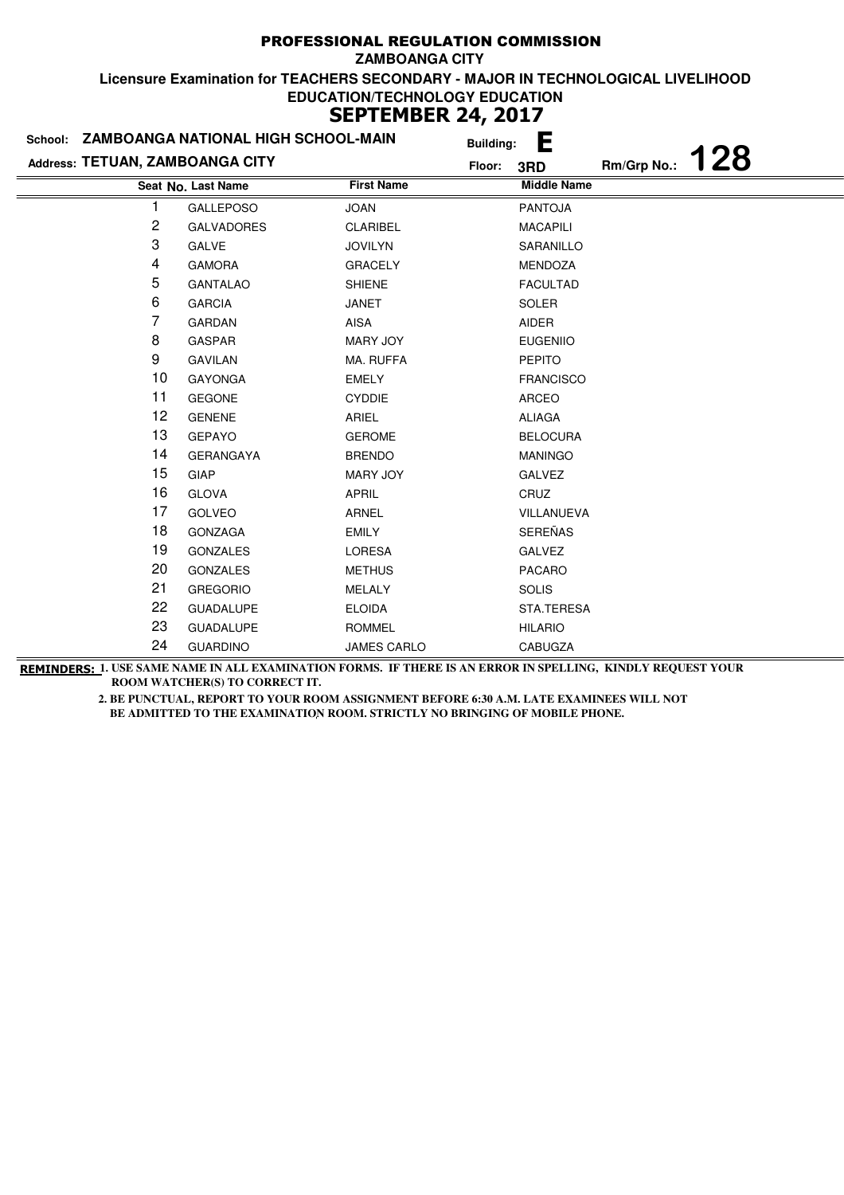# PROFESSIONAL REGULATION COMMISSION

**ZAMBOANGA CITY**

**Licensure Examination for TEACHERS SECONDARY - MAJOR IN TECHNOLOGICAL LIVELIHOOD EDUCATION/TECHNOLOGY EDUCATION**

## SEPTEMBER 24, 2017

**School:** ZAMBOANGA NATIONAL HIGH SCHOOL-MAIN  **Building:** E

**Address:** TETUAN, ZAMBOANGA CITY  **Floor:** 3RD  **Rm/Grp No.:** 128

| Seat No. | Last Name | First Name | Middle Name |
|---|---|---|---|
| 1 | GALLEPOSO | JOAN | PANTOJA |
| 2 | GALVADORES | CLARIBEL | MACAPILI |
| 3 | GALVE | JOVILYN | SARANILLO |
| 4 | GAMORA | GRACELY | MENDOZA |
| 5 | GANTALAO | SHIENE | FACULTAD |
| 6 | GARCIA | JANET | SOLER |
| 7 | GARDAN | AISA | AIDER |
| 8 | GASPAR | MARY JOY | EUGENIIO |
| 9 | GAVILAN | MA. RUFFA | PEPITO |
| 10 | GAYONGA | EMELY | FRANCISCO |
| 11 | GEGONE | CYDDIE | ARCEO |
| 12 | GENENE | ARIEL | ALIAGA |
| 13 | GEPAYO | GEROME | BELOCURA |
| 14 | GERANGAYA | BRENDO | MANINGO |
| 15 | GIAP | MARY JOY | GALVEZ |
| 16 | GLOVA | APRIL | CRUZ |
| 17 | GOLVEO | ARNEL | VILLANUEVA |
| 18 | GONZAGA | EMILY | SEREÑAS |
| 19 | GONZALES | LORESA | GALVEZ |
| 20 | GONZALES | METHUS | PACARO |
| 21 | GREGORIO | MELALY | SOLIS |
| 22 | GUADALUPE | ELOIDA | STA.TERESA |
| 23 | GUADALUPE | ROMMEL | HILARIO |
| 24 | GUARDINO | JAMES CARLO | CABUGZA |

**REMINDERS:** 1. USE SAME NAME IN ALL EXAMINATION FORMS. IF THERE IS AN ERROR IN SPELLING, KINDLY REQUEST YOUR ROOM WATCHER(S) TO CORRECT IT.

2. BE PUNCTUAL, REPORT TO YOUR ROOM ASSIGNMENT BEFORE 6:30 A.M. LATE EXAMINEES WILL NOT BE ADMITTED TO THE EXAMINATION ROOM. STRICTLY NO BRINGING OF MOBILE PHONE.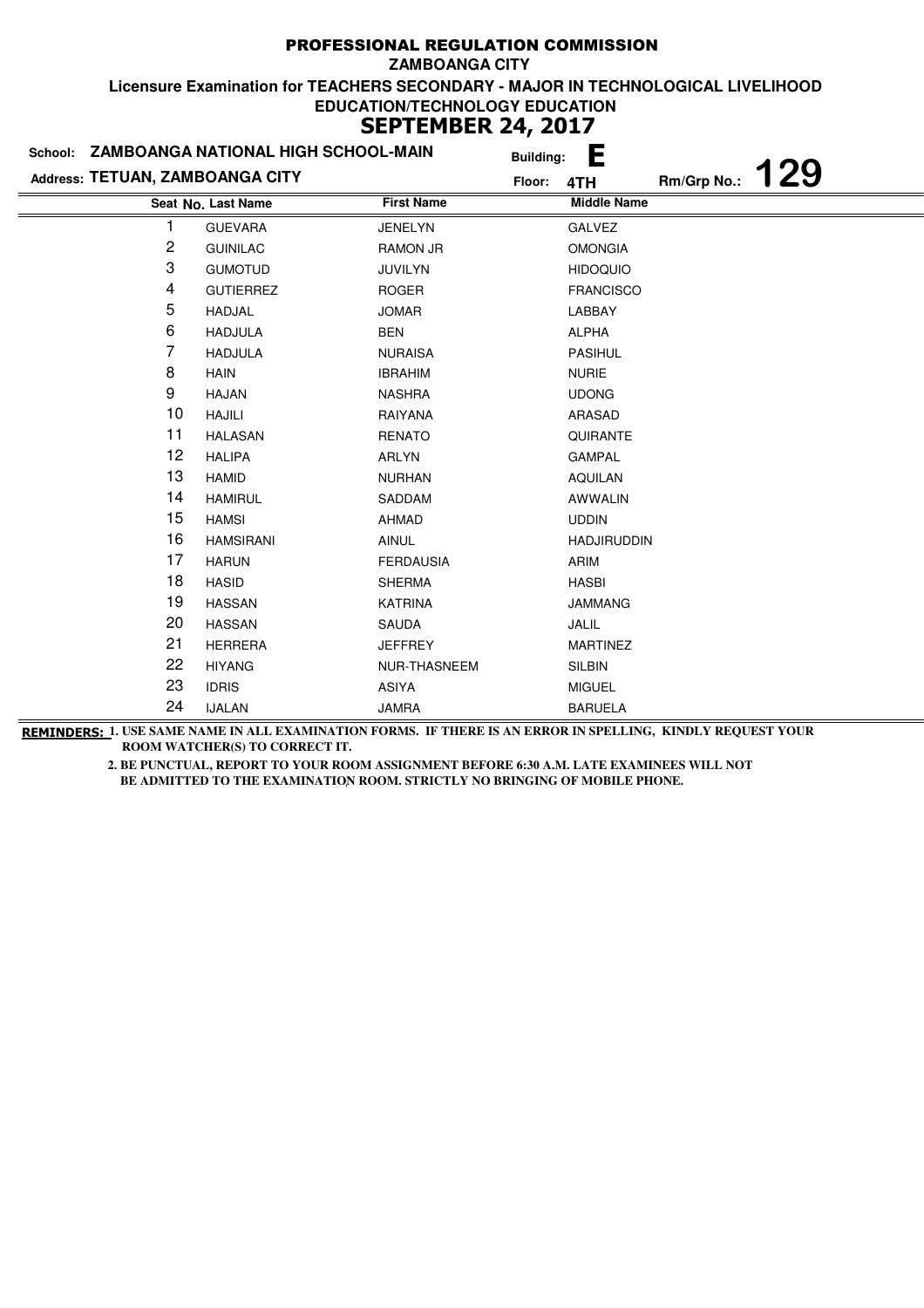# PROFESSIONAL REGULATION COMMISSION

**ZAMBOANGA CITY**

**Licensure Examination for TEACHERS SECONDARY - MAJOR IN TECHNOLOGICAL LIVELIHOOD EDUCATION/TECHNOLOGY EDUCATION**

**SEPTEMBER 24, 2017**

**School:** ZAMBOANGA NATIONAL HIGH SCHOOL-MAIN **Building:** E

**Address:** TETUAN, ZAMBOANGA CITY **Floor:** 4TH **Rm/Grp No.:** 129

| Seat No. | Last Name | First Name | Middle Name |
|---|---|---|---|
| 1 | GUEVARA | JENELYN | GALVEZ |
| 2 | GUINILAC | RAMON JR | OMONGIA |
| 3 | GUMOTUD | JUVILYN | HIDOQUIO |
| 4 | GUTIERREZ | ROGER | FRANCISCO |
| 5 | HADJAL | JOMAR | LABBAY |
| 6 | HADJULA | BEN | ALPHA |
| 7 | HADJULA | NURAISA | PASIHUL |
| 8 | HAIN | IBRAHIM | NURIE |
| 9 | HAJAN | NASHRA | UDONG |
| 10 | HAJILI | RAIYANA | ARASAD |
| 11 | HALASAN | RENATO | QUIRANTE |
| 12 | HALIPA | ARLYN | GAMPAL |
| 13 | HAMID | NURHAN | AQUILAN |
| 14 | HAMIRUL | SADDAM | AWWALIN |
| 15 | HAMSI | AHMAD | UDDIN |
| 16 | HAMSIRANI | AINUL | HADJIRUDDIN |
| 17 | HARUN | FERDAUSIA | ARIM |
| 18 | HASID | SHERMA | HASBI |
| 19 | HASSAN | KATRINA | JAMMANG |
| 20 | HASSAN | SAUDA | JALIL |
| 21 | HERRERA | JEFFREY | MARTINEZ |
| 22 | HIYANG | NUR-THASNEEM | SILBIN |
| 23 | IDRIS | ASIYA | MIGUEL |
| 24 | IJALAN | JAMRA | BARUELA |

**REMINDERS:** 1. USE SAME NAME IN ALL EXAMINATION FORMS. IF THERE IS AN ERROR IN SPELLING, KINDLY REQUEST YOUR ROOM WATCHER(S) TO CORRECT IT.

2. BE PUNCTUAL, REPORT TO YOUR ROOM ASSIGNMENT BEFORE 6:30 A.M. LATE EXAMINEES WILL NOT BE ADMITTED TO THE EXAMINATION ROOM. STRICTLY NO BRINGING OF MOBILE PHONE.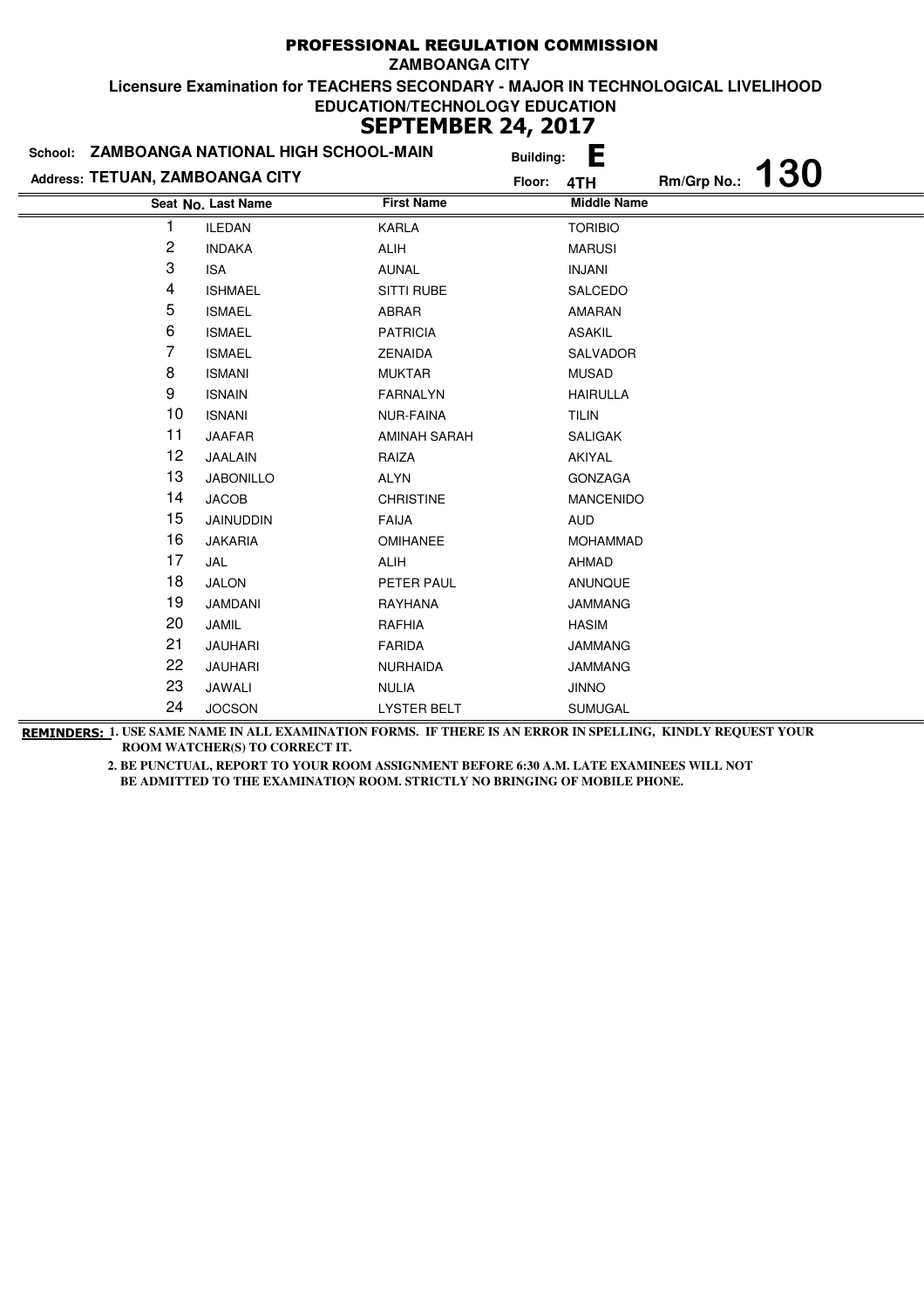# PROFESSIONAL REGULATION COMMISSION

**ZAMBOANGA CITY**

**Licensure Examination for TEACHERS SECONDARY - MAJOR IN TECHNOLOGICAL LIVELIHOOD EDUCATION/TECHNOLOGY EDUCATION**

## SEPTEMBER 24, 2017

**School:** ZAMBOANGA NATIONAL HIGH SCHOOL-MAIN **Building:** E

**Address:** TETUAN, ZAMBOANGA CITY **Floor:** 4TH **Rm/Grp No.:** 130

| Seat No. | Last Name | First Name | Middle Name |
|---|---|---|---|
| 1 | ILEDAN | KARLA | TORIBIO |
| 2 | INDAKA | ALIH | MARUSI |
| 3 | ISA | AUNAL | INJANI |
| 4 | ISHMAEL | SITTI RUBE | SALCEDO |
| 5 | ISMAEL | ABRAR | AMARAN |
| 6 | ISMAEL | PATRICIA | ASAKIL |
| 7 | ISMAEL | ZENAIDA | SALVADOR |
| 8 | ISMANI | MUKTAR | MUSAD |
| 9 | ISNAIN | FARNALYN | HAIRULLA |
| 10 | ISNANI | NUR-FAINA | TILIN |
| 11 | JAAFAR | AMINAH SARAH | SALIGAK |
| 12 | JAALAIN | RAIZA | AKIYAL |
| 13 | JABONILLO | ALYN | GONZAGA |
| 14 | JACOB | CHRISTINE | MANCENIDO |
| 15 | JAINUDDIN | FAIJA | AUD |
| 16 | JAKARIA | OMIHANEE | MOHAMMAD |
| 17 | JAL | ALIH | AHMAD |
| 18 | JALON | PETER PAUL | ANUNQUE |
| 19 | JAMDANI | RAYHANA | JAMMANG |
| 20 | JAMIL | RAFHIA | HASIM |
| 21 | JAUHARI | FARIDA | JAMMANG |
| 22 | JAUHARI | NURHAIDA | JAMMANG |
| 23 | JAWALI | NULIA | JINNO |
| 24 | JOCSON | LYSTER BELT | SUMUGAL |

**REMINDERS:** 1. USE SAME NAME IN ALL EXAMINATION FORMS. IF THERE IS AN ERROR IN SPELLING, KINDLY REQUEST YOUR ROOM WATCHER(S) TO CORRECT IT.

2. BE PUNCTUAL, REPORT TO YOUR ROOM ASSIGNMENT BEFORE 6:30 A.M. LATE EXAMINEES WILL NOT BE ADMITTED TO THE EXAMINATION ROOM. STRICTLY NO BRINGING OF MOBILE PHONE.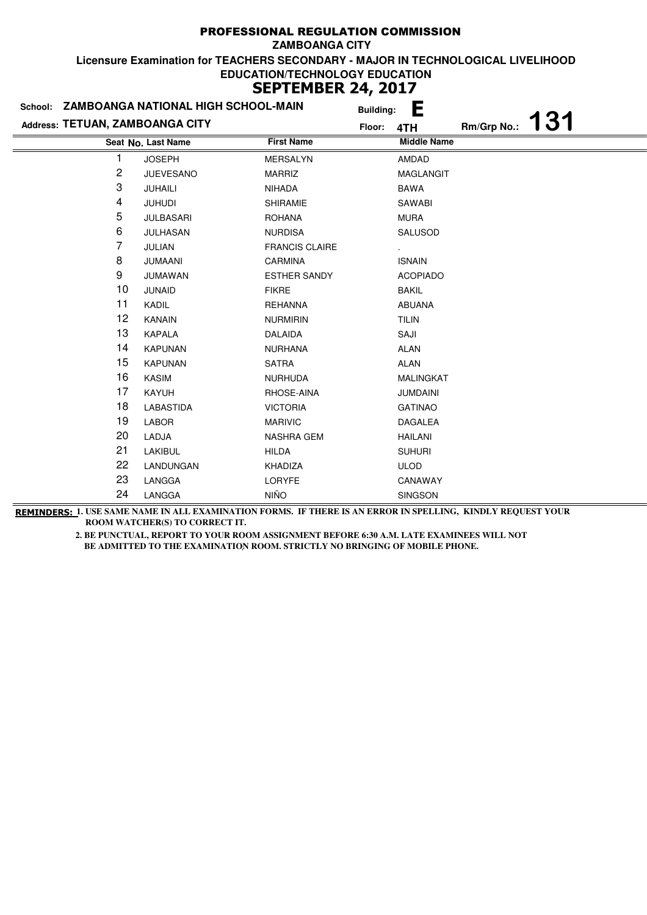# PROFESSIONAL REGULATION COMMISSION

**ZAMBOANGA CITY**

**Licensure Examination for TEACHERS SECONDARY - MAJOR IN TECHNOLOGICAL LIVELIHOOD EDUCATION/TECHNOLOGY EDUCATION**

## SEPTEMBER 24, 2017

**School:** ZAMBOANGA NATIONAL HIGH SCHOOL-MAIN **Building:** E

**Address:** TETUAN, ZAMBOANGA CITY **Floor:** 4TH **Rm/Grp No.:** 131

| Seat No. | Last Name | First Name | Middle Name |
|---|---|---|---|
| 1 | JOSEPH | MERSALYN | AMDAD |
| 2 | JUEVESANO | MARRIZ | MAGLANGIT |
| 3 | JUHAILI | NIHADA | BAWA |
| 4 | JUHUDI | SHIRAMIE | SAWABI |
| 5 | JULBASARI | ROHANA | MURA |
| 6 | JULHASAN | NURDISA | SALUSOD |
| 7 | JULIAN | FRANCIS CLAIRE | . |
| 8 | JUMAANI | CARMINA | ISNAIN |
| 9 | JUMAWAN | ESTHER SANDY | ACOPIADO |
| 10 | JUNAID | FIKRE | BAKIL |
| 11 | KADIL | REHANNA | ABUANA |
| 12 | KANAIN | NURMIRIN | TILIN |
| 13 | KAPALA | DALAIDA | SAJI |
| 14 | KAPUNAN | NURHANA | ALAN |
| 15 | KAPUNAN | SATRA | ALAN |
| 16 | KASIM | NURHUDA | MALINGKAT |
| 17 | KAYUH | RHOSE-AINA | JUMDAINI |
| 18 | LABASTIDA | VICTORIA | GATINAO |
| 19 | LABOR | MARIVIC | DAGALEA |
| 20 | LADJA | NASHRA GEM | HAILANI |
| 21 | LAKIBUL | HILDA | SUHURI |
| 22 | LANDUNGAN | KHADIZA | ULOD |
| 23 | LANGGA | LORYFE | CANAWAY |
| 24 | LANGGA | NIÑO | SINGSON |

**REMINDERS:** 1. USE SAME NAME IN ALL EXAMINATION FORMS. IF THERE IS AN ERROR IN SPELLING, KINDLY REQUEST YOUR ROOM WATCHER(S) TO CORRECT IT.

2. BE PUNCTUAL, REPORT TO YOUR ROOM ASSIGNMENT BEFORE 6:30 A.M. LATE EXAMINEES WILL NOT BE ADMITTED TO THE EXAMINATION ROOM. STRICTLY NO BRINGING OF MOBILE PHONE.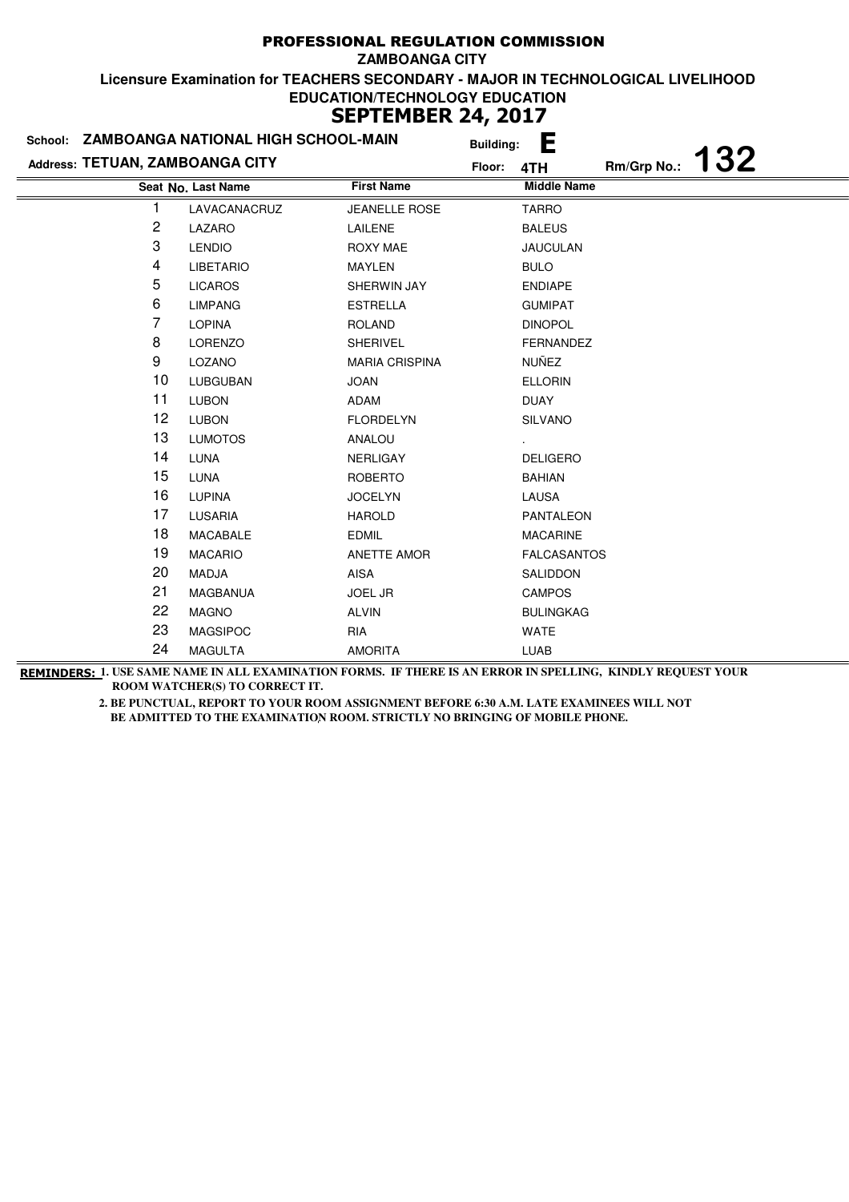# PROFESSIONAL REGULATION COMMISSION

**ZAMBOANGA CITY**

**Licensure Examination for TEACHERS SECONDARY - MAJOR IN TECHNOLOGICAL LIVELIHOOD EDUCATION/TECHNOLOGY EDUCATION**

## SEPTEMBER 24, 2017

**School:** ZAMBOANGA NATIONAL HIGH SCHOOL-MAIN **Building:** E

**Address:** TETUAN, ZAMBOANGA CITY **Floor:** 4TH **Rm/Grp No.:** 132

| Seat No. | Last Name | First Name | Middle Name |
|---|---|---|---|
| 1 | LAVACANACRUZ | JEANELLE ROSE | TARRO |
| 2 | LAZARO | LAILENE | BALEUS |
| 3 | LENDIO | ROXY MAE | JAUCULAN |
| 4 | LIBETARIO | MAYLEN | BULO |
| 5 | LICAROS | SHERWIN JAY | ENDIAPE |
| 6 | LIMPANG | ESTRELLA | GUMIPAT |
| 7 | LOPINA | ROLAND | DINOPOL |
| 8 | LORENZO | SHERIVEL | FERNANDEZ |
| 9 | LOZANO | MARIA CRISPINA | NUÑEZ |
| 10 | LUBGUBAN | JOAN | ELLORIN |
| 11 | LUBON | ADAM | DUAY |
| 12 | LUBON | FLORDELYN | SILVANO |
| 13 | LUMOTOS | ANALOU | . |
| 14 | LUNA | NERLIGAY | DELIGERO |
| 15 | LUNA | ROBERTO | BAHIAN |
| 16 | LUPINA | JOCELYN | LAUSA |
| 17 | LUSARIA | HAROLD | PANTALEON |
| 18 | MACABALE | EDMIL | MACARINE |
| 19 | MACARIO | ANETTE AMOR | FALCASANTOS |
| 20 | MADJA | AISA | SALIDDON |
| 21 | MAGBANUA | JOEL JR | CAMPOS |
| 22 | MAGNO | ALVIN | BULINGKAG |
| 23 | MAGSIPOC | RIA | WATE |
| 24 | MAGULTA | AMORITA | LUAB |

**REMINDERS:** 1. USE SAME NAME IN ALL EXAMINATION FORMS. IF THERE IS AN ERROR IN SPELLING, KINDLY REQUEST YOUR ROOM WATCHER(S) TO CORRECT IT.

2. BE PUNCTUAL, REPORT TO YOUR ROOM ASSIGNMENT BEFORE 6:30 A.M. LATE EXAMINEES WILL NOT BE ADMITTED TO THE EXAMINATION ROOM. STRICTLY NO BRINGING OF MOBILE PHONE.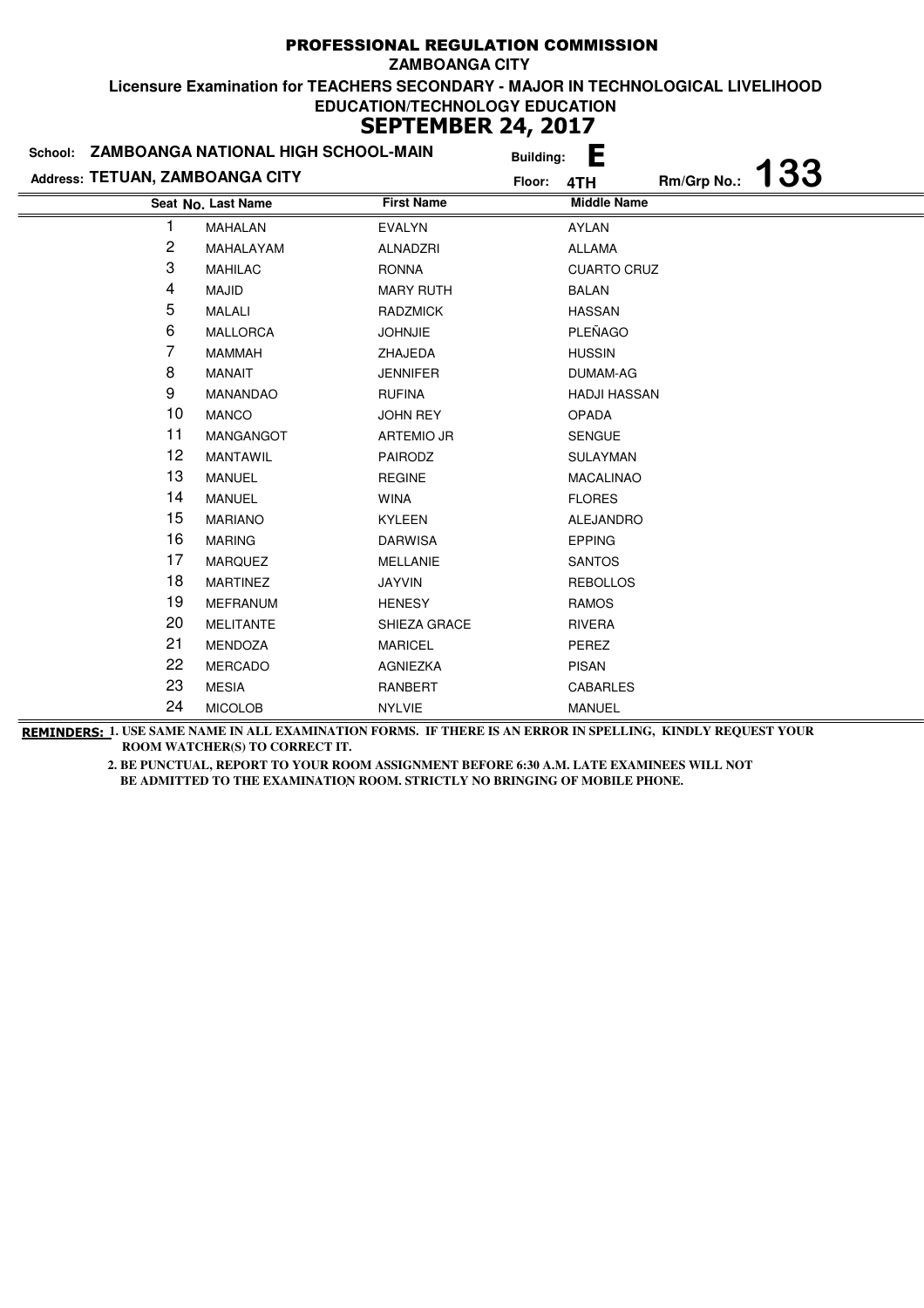# PROFESSIONAL REGULATION COMMISSION

**ZAMBOANGA CITY**

**Licensure Examination for TEACHERS SECONDARY - MAJOR IN TECHNOLOGICAL LIVELIHOOD EDUCATION/TECHNOLOGY EDUCATION**

**SEPTEMBER 24, 2017**

**School:** ZAMBOANGA NATIONAL HIGH SCHOOL-MAIN **Building:** E

**Address:** TETUAN, ZAMBOANGA CITY **Floor:** 4TH **Rm/Grp No.:** 133

| Seat No. | Last Name | First Name | Middle Name |
|---|---|---|---|
| 1 | MAHALAN | EVALYN | AYLAN |
| 2 | MAHALAYAM | ALNADZRI | ALLAMA |
| 3 | MAHILAC | RONNA | CUARTO CRUZ |
| 4 | MAJID | MARY RUTH | BALAN |
| 5 | MALALI | RADZMICK | HASSAN |
| 6 | MALLORCA | JOHNJIE | PLEÑAGO |
| 7 | MAMMAH | ZHAJEDA | HUSSIN |
| 8 | MANAIT | JENNIFER | DUMAM-AG |
| 9 | MANANDAO | RUFINA | HADJI HASSAN |
| 10 | MANCO | JOHN REY | OPADA |
| 11 | MANGANGOT | ARTEMIO JR | SENGUE |
| 12 | MANTAWIL | PAIRODZ | SULAYMAN |
| 13 | MANUEL | REGINE | MACALINAO |
| 14 | MANUEL | WINA | FLORES |
| 15 | MARIANO | KYLEEN | ALEJANDRO |
| 16 | MARING | DARWISA | EPPING |
| 17 | MARQUEZ | MELLANIE | SANTOS |
| 18 | MARTINEZ | JAYVIN | REBOLLOS |
| 19 | MEFRANUM | HENESY | RAMOS |
| 20 | MELITANTE | SHIEZA GRACE | RIVERA |
| 21 | MENDOZA | MARICEL | PEREZ |
| 22 | MERCADO | AGNIEZKA | PISAN |
| 23 | MESIA | RANBERT | CABARLES |
| 24 | MICOLOB | NYLVIE | MANUEL |

**REMINDERS:** 1. USE SAME NAME IN ALL EXAMINATION FORMS. IF THERE IS AN ERROR IN SPELLING, KINDLY REQUEST YOUR ROOM WATCHER(S) TO CORRECT IT.

2. BE PUNCTUAL, REPORT TO YOUR ROOM ASSIGNMENT BEFORE 6:30 A.M. LATE EXAMINEES WILL NOT BE ADMITTED TO THE EXAMINATION ROOM. STRICTLY NO BRINGING OF MOBILE PHONE.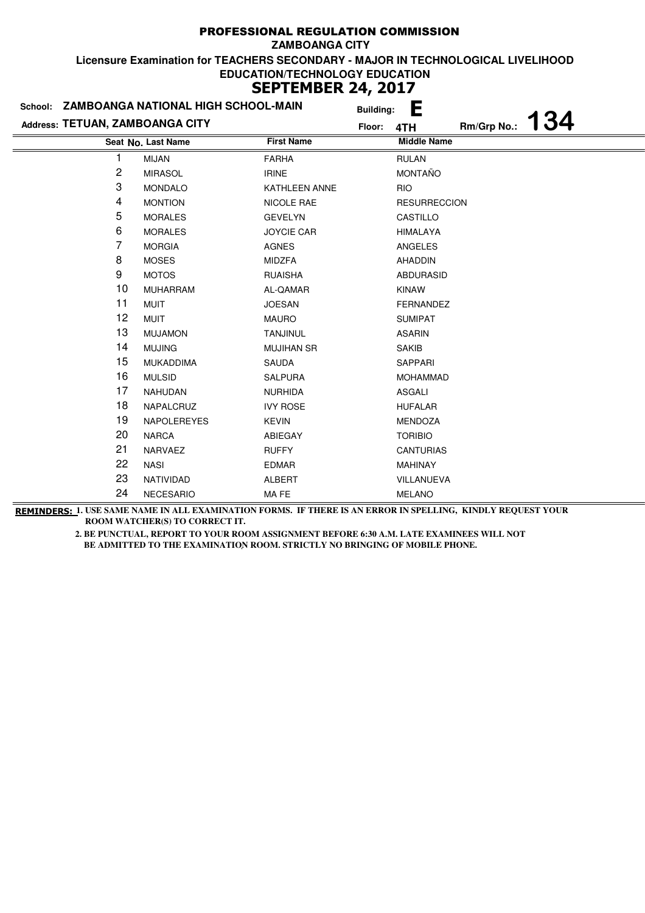# PROFESSIONAL REGULATION COMMISSION

**ZAMBOANGA CITY**

**Licensure Examination for TEACHERS SECONDARY - MAJOR IN TECHNOLOGICAL LIVELIHOOD EDUCATION/TECHNOLOGY EDUCATION**

## SEPTEMBER 24, 2017

**School:** ZAMBOANGA NATIONAL HIGH SCHOOL-MAIN **Building:** E

**Address:** TETUAN, ZAMBOANGA CITY **Floor:** 4TH **Rm/Grp No.:** 134

| Seat No. | Last Name | First Name | Middle Name |
|---|---|---|---|
| 1 | MIJAN | FARHA | RULAN |
| 2 | MIRASOL | IRINE | MONTAÑO |
| 3 | MONDALO | KATHLEEN ANNE | RIO |
| 4 | MONTION | NICOLE RAE | RESURRECCION |
| 5 | MORALES | GEVELYN | CASTILLO |
| 6 | MORALES | JOYCIE CAR | HIMALAYA |
| 7 | MORGIA | AGNES | ANGELES |
| 8 | MOSES | MIDZFA | AHADDIN |
| 9 | MOTOS | RUAISHA | ABDURASID |
| 10 | MUHARRAM | AL-QAMAR | KINAW |
| 11 | MUIT | JOESAN | FERNANDEZ |
| 12 | MUIT | MAURO | SUMIPAT |
| 13 | MUJAMON | TANJINUL | ASARIN |
| 14 | MUJING | MUJIHAN SR | SAKIB |
| 15 | MUKADDIMA | SAUDA | SAPPARI |
| 16 | MULSID | SALPURA | MOHAMMAD |
| 17 | NAHUDAN | NURHIDA | ASGALI |
| 18 | NAPALCRUZ | IVY ROSE | HUFALAR |
| 19 | NAPOLEREYES | KEVIN | MENDOZA |
| 20 | NARCA | ABIEGAY | TORIBIO |
| 21 | NARVAEZ | RUFFY | CANTURIAS |
| 22 | NASI | EDMAR | MAHINAY |
| 23 | NATIVIDAD | ALBERT | VILLANUEVA |
| 24 | NECESARIO | MA FE | MELANO |

**REMINDERS:** 1. USE SAME NAME IN ALL EXAMINATION FORMS. IF THERE IS AN ERROR IN SPELLING, KINDLY REQUEST YOUR ROOM WATCHER(S) TO CORRECT IT.

2. BE PUNCTUAL, REPORT TO YOUR ROOM ASSIGNMENT BEFORE 6:30 A.M. LATE EXAMINEES WILL NOT BE ADMITTED TO THE EXAMINATION ROOM. STRICTLY NO BRINGING OF MOBILE PHONE.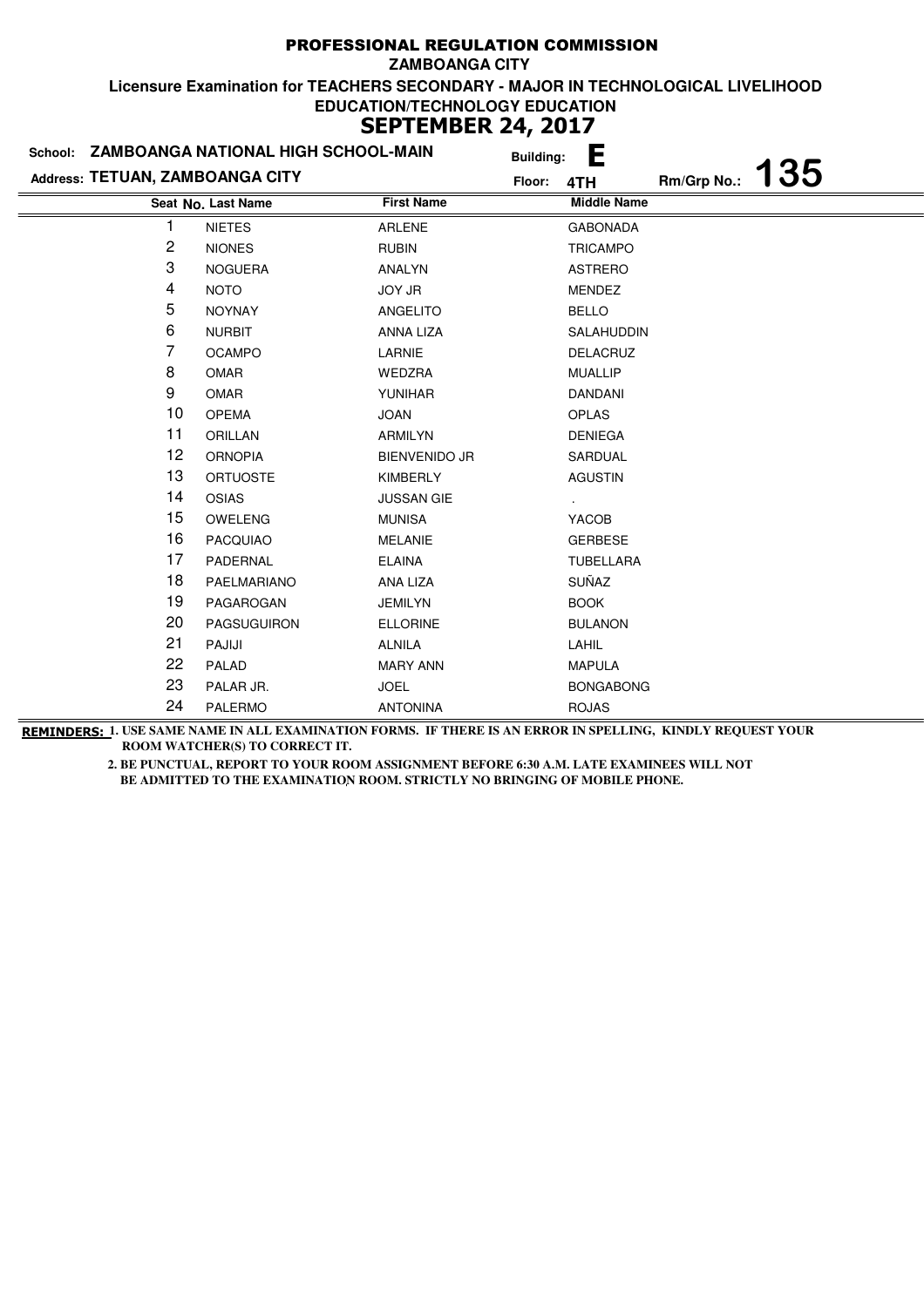# PROFESSIONAL REGULATION COMMISSION

**ZAMBOANGA CITY**

**Licensure Examination for TEACHERS SECONDARY - MAJOR IN TECHNOLOGICAL LIVELIHOOD EDUCATION/TECHNOLOGY EDUCATION**

## SEPTEMBER 24, 2017

**School:** ZAMBOANGA NATIONAL HIGH SCHOOL-MAIN **Building:** E

**Address:** TETUAN, ZAMBOANGA CITY **Floor:** 4TH **Rm/Grp No.:** 135

| Seat No. | Last Name | First Name | Middle Name |
|---|---|---|---|
| 1 | NIETES | ARLENE | GABONADA |
| 2 | NIONES | RUBIN | TRICAMPO |
| 3 | NOGUERA | ANALYN | ASTRERO |
| 4 | NOTO | JOY JR | MENDEZ |
| 5 | NOYNAY | ANGELITO | BELLO |
| 6 | NURBIT | ANNA LIZA | SALAHUDDIN |
| 7 | OCAMPO | LARNIE | DELACRUZ |
| 8 | OMAR | WEDZRA | MUALLIP |
| 9 | OMAR | YUNIHAR | DANDANI |
| 10 | OPEMA | JOAN | OPLAS |
| 11 | ORILLAN | ARMILYN | DENIEGA |
| 12 | ORNOPIA | BIENVENIDO JR | SARDUAL |
| 13 | ORTUOSTE | KIMBERLY | AGUSTIN |
| 14 | OSIAS | JUSSAN GIE | . |
| 15 | OWELENG | MUNISA | YACOB |
| 16 | PACQUIAO | MELANIE | GERBESE |
| 17 | PADERNAL | ELAINA | TUBELLARA |
| 18 | PAELMARIANO | ANA LIZA | SUÑAZ |
| 19 | PAGAROGAN | JEMILYN | BOOK |
| 20 | PAGSUGUIRON | ELLORINE | BULANON |
| 21 | PAJIJI | ALNILA | LAHIL |
| 22 | PALAD | MARY ANN | MAPULA |
| 23 | PALAR JR. | JOEL | BONGABONG |
| 24 | PALERMO | ANTONINA | ROJAS |

**REMINDERS:** 1. USE SAME NAME IN ALL EXAMINATION FORMS. IF THERE IS AN ERROR IN SPELLING, KINDLY REQUEST YOUR ROOM WATCHER(S) TO CORRECT IT.

2. BE PUNCTUAL, REPORT TO YOUR ROOM ASSIGNMENT BEFORE 6:30 A.M. LATE EXAMINEES WILL NOT BE ADMITTED TO THE EXAMINATION ROOM. STRICTLY NO BRINGING OF MOBILE PHONE.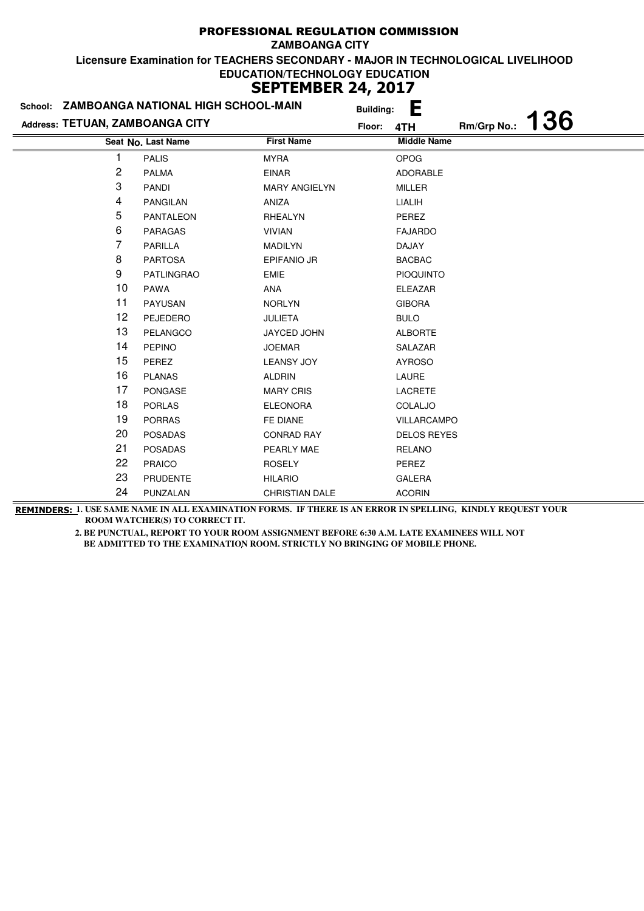# PROFESSIONAL REGULATION COMMISSION

**ZAMBOANGA CITY**

**Licensure Examination for TEACHERS SECONDARY - MAJOR IN TECHNOLOGICAL LIVELIHOOD EDUCATION/TECHNOLOGY EDUCATION**

## SEPTEMBER 24, 2017

**School:** ZAMBOANGA NATIONAL HIGH SCHOOL-MAIN **Building:** E

**Address:** TETUAN, ZAMBOANGA CITY **Floor:** 4TH **Rm/Grp No.:** 136

| Seat No. | Last Name | First Name | Middle Name |
|---|---|---|---|
| 1 | PALIS | MYRA | OPOG |
| 2 | PALMA | EINAR | ADORABLE |
| 3 | PANDI | MARY ANGIELYN | MILLER |
| 4 | PANGILAN | ANIZA | LIALIH |
| 5 | PANTALEON | RHEALYN | PEREZ |
| 6 | PARAGAS | VIVIAN | FAJARDO |
| 7 | PARILLA | MADILYN | DAJAY |
| 8 | PARTOSA | EPIFANIO JR | BACBAC |
| 9 | PATLINGRAO | EMIE | PIOQUINTO |
| 10 | PAWA | ANA | ELEAZAR |
| 11 | PAYUSAN | NORLYN | GIBORA |
| 12 | PEJEDERO | JULIETA | BULO |
| 13 | PELANGCO | JAYCED JOHN | ALBORTE |
| 14 | PEPINO | JOEMAR | SALAZAR |
| 15 | PEREZ | LEANSY JOY | AYROSO |
| 16 | PLANAS | ALDRIN | LAURE |
| 17 | PONGASE | MARY CRIS | LACRETE |
| 18 | PORLAS | ELEONORA | COLALJO |
| 19 | PORRAS | FE DIANE | VILLARCAMPO |
| 20 | POSADAS | CONRAD RAY | DELOS REYES |
| 21 | POSADAS | PEARLY MAE | RELANO |
| 22 | PRAICO | ROSELY | PEREZ |
| 23 | PRUDENTE | HILARIO | GALERA |
| 24 | PUNZALAN | CHRISTIAN DALE | ACORIN |

**REMINDERS:** 1. USE SAME NAME IN ALL EXAMINATION FORMS. IF THERE IS AN ERROR IN SPELLING, KINDLY REQUEST YOUR ROOM WATCHER(S) TO CORRECT IT.

2. BE PUNCTUAL, REPORT TO YOUR ROOM ASSIGNMENT BEFORE 6:30 A.M. LATE EXAMINEES WILL NOT BE ADMITTED TO THE EXAMINATION ROOM. STRICTLY NO BRINGING OF MOBILE PHONE.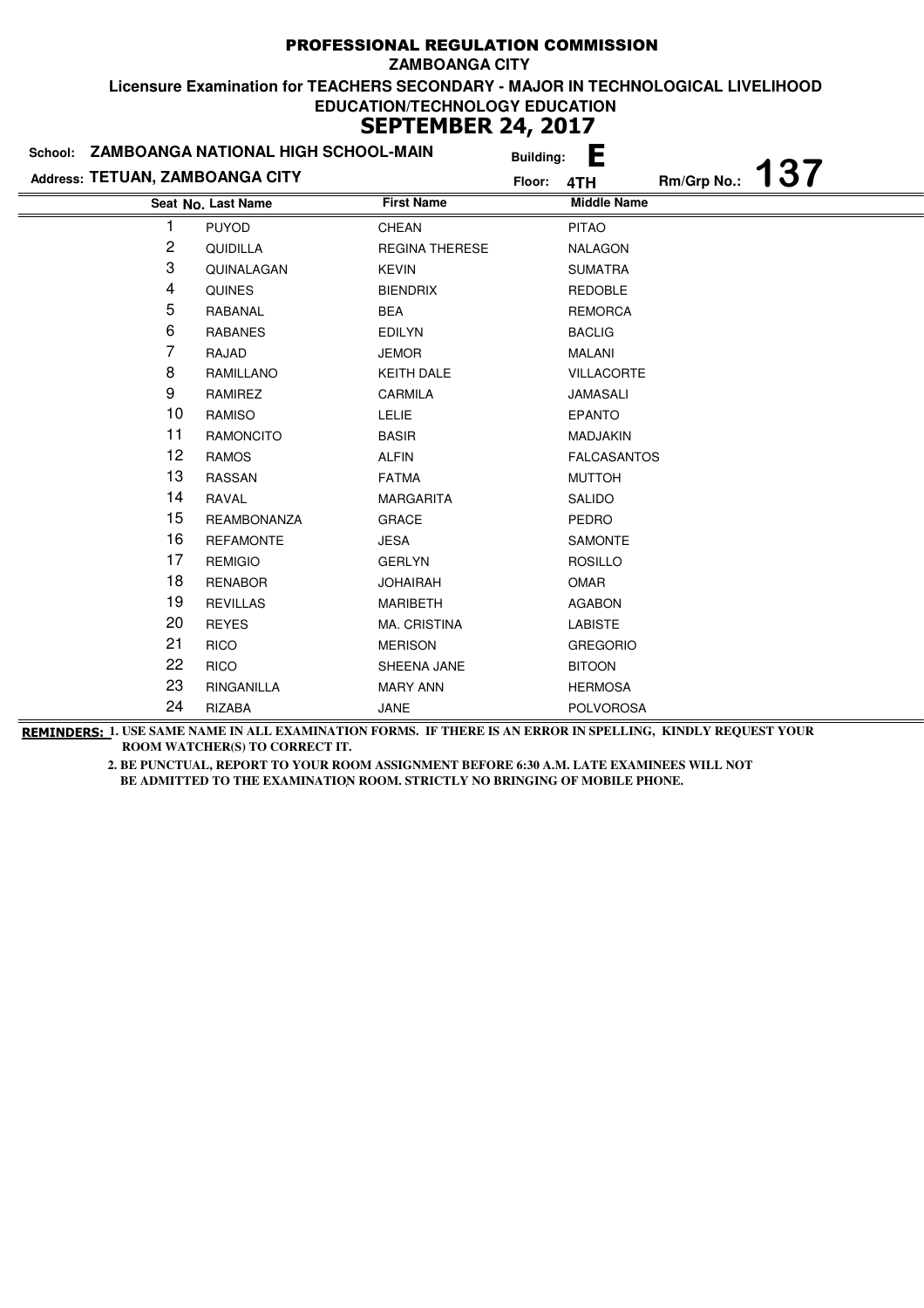# PROFESSIONAL REGULATION COMMISSION

**ZAMBOANGA CITY**

**Licensure Examination for TEACHERS SECONDARY - MAJOR IN TECHNOLOGICAL LIVELIHOOD EDUCATION/TECHNOLOGY EDUCATION**

**SEPTEMBER 24, 2017**

**School:** ZAMBOANGA NATIONAL HIGH SCHOOL-MAIN **Building:** E

**Address:** TETUAN, ZAMBOANGA CITY **Floor:** 4TH **Rm/Grp No.:** 137

| Seat No. | Last Name | First Name | Middle Name |
|---|---|---|---|
| 1 | PUYOD | CHEAN | PITAO |
| 2 | QUIDILLA | REGINA THERESE | NALAGON |
| 3 | QUINALAGAN | KEVIN | SUMATRA |
| 4 | QUINES | BIENDRIX | REDOBLE |
| 5 | RABANAL | BEA | REMORCA |
| 6 | RABANES | EDILYN | BACLIG |
| 7 | RAJAD | JEMOR | MALANI |
| 8 | RAMILLANO | KEITH DALE | VILLACORTE |
| 9 | RAMIREZ | CARMILA | JAMASALI |
| 10 | RAMISO | LELIE | EPANTO |
| 11 | RAMONCITO | BASIR | MADJAKIN |
| 12 | RAMOS | ALFIN | FALCASANTOS |
| 13 | RASSAN | FATMA | MUTTOH |
| 14 | RAVAL | MARGARITA | SALIDO |
| 15 | REAMBONANZA | GRACE | PEDRO |
| 16 | REFAMONTE | JESA | SAMONTE |
| 17 | REMIGIO | GERLYN | ROSILLO |
| 18 | RENABOR | JOHAIRAH | OMAR |
| 19 | REVILLAS | MARIBETH | AGABON |
| 20 | REYES | MA. CRISTINA | LABISTE |
| 21 | RICO | MERISON | GREGORIO |
| 22 | RICO | SHEENA JANE | BITOON |
| 23 | RINGANILLA | MARY ANN | HERMOSA |
| 24 | RIZABA | JANE | POLVOROSA |

**REMINDERS:**
1. USE SAME NAME IN ALL EXAMINATION FORMS. IF THERE IS AN ERROR IN SPELLING, KINDLY REQUEST YOUR ROOM WATCHER(S) TO CORRECT IT.
2. BE PUNCTUAL, REPORT TO YOUR ROOM ASSIGNMENT BEFORE 6:30 A.M. LATE EXAMINEES WILL NOT BE ADMITTED TO THE EXAMINATION ROOM. STRICTLY NO BRINGING OF MOBILE PHONE.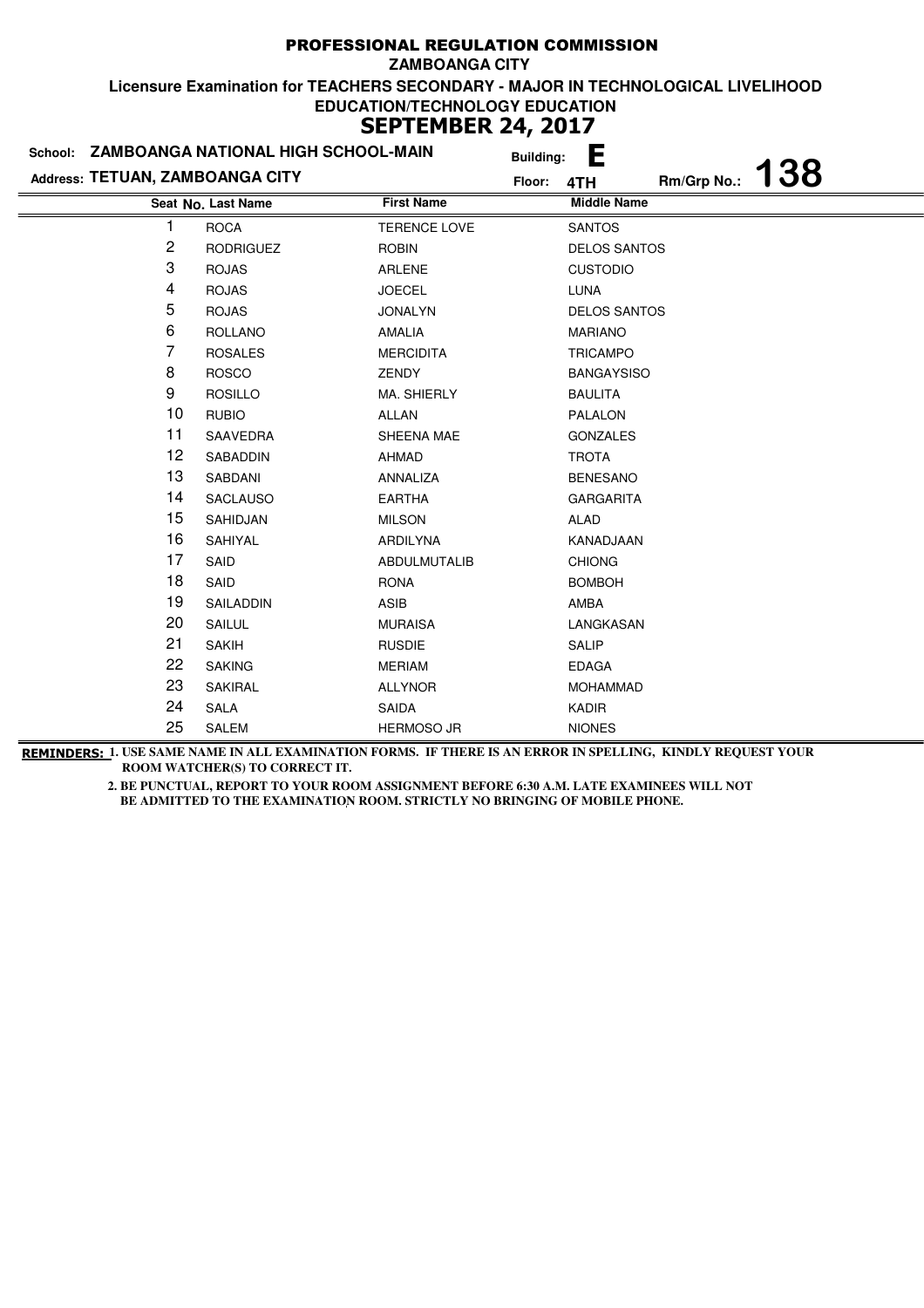# PROFESSIONAL REGULATION COMMISSION

**ZAMBOANGA CITY**

**Licensure Examination for TEACHERS SECONDARY - MAJOR IN TECHNOLOGICAL LIVELIHOOD EDUCATION/TECHNOLOGY EDUCATION**

## SEPTEMBER 24, 2017

**School:** ZAMBOANGA NATIONAL HIGH SCHOOL-MAIN **Building:** E

**Address:** TETUAN, ZAMBOANGA CITY **Floor:** 4TH **Rm/Grp No.:** 138

| Seat No. | Last Name | First Name | Middle Name |
|---|---|---|---|
| 1 | ROCA | TERENCE LOVE | SANTOS |
| 2 | RODRIGUEZ | ROBIN | DELOS SANTOS |
| 3 | ROJAS | ARLENE | CUSTODIO |
| 4 | ROJAS | JOECEL | LUNA |
| 5 | ROJAS | JONALYN | DELOS SANTOS |
| 6 | ROLLANO | AMALIA | MARIANO |
| 7 | ROSALES | MERCIDITA | TRICAMPO |
| 8 | ROSCO | ZENDY | BANGAYSISO |
| 9 | ROSILLO | MA. SHIERLY | BAULITA |
| 10 | RUBIO | ALLAN | PALALON |
| 11 | SAAVEDRA | SHEENA MAE | GONZALES |
| 12 | SABADDIN | AHMAD | TROTA |
| 13 | SABDANI | ANNALIZA | BENESANO |
| 14 | SACLAUSO | EARTHA | GARGARITA |
| 15 | SAHIDJAN | MILSON | ALAD |
| 16 | SAHIYAL | ARDILYNA | KANADJAAN |
| 17 | SAID | ABDULMUTALIB | CHIONG |
| 18 | SAID | RONA | BOMBOH |
| 19 | SAILADDIN | ASIB | AMBA |
| 20 | SAILUL | MURAISA | LANGKASAN |
| 21 | SAKIH | RUSDIE | SALIP |
| 22 | SAKING | MERIAM | EDAGA |
| 23 | SAKIRAL | ALLYNOR | MOHAMMAD |
| 24 | SALA | SAIDA | KADIR |
| 25 | SALEM | HERMOSO JR | NIONES |

**REMINDERS:** 1. USE SAME NAME IN ALL EXAMINATION FORMS. IF THERE IS AN ERROR IN SPELLING, KINDLY REQUEST YOUR ROOM WATCHER(S) TO CORRECT IT.

2. BE PUNCTUAL, REPORT TO YOUR ROOM ASSIGNMENT BEFORE 6:30 A.M. LATE EXAMINEES WILL NOT BE ADMITTED TO THE EXAMINATION ROOM. STRICTLY NO BRINGING OF MOBILE PHONE.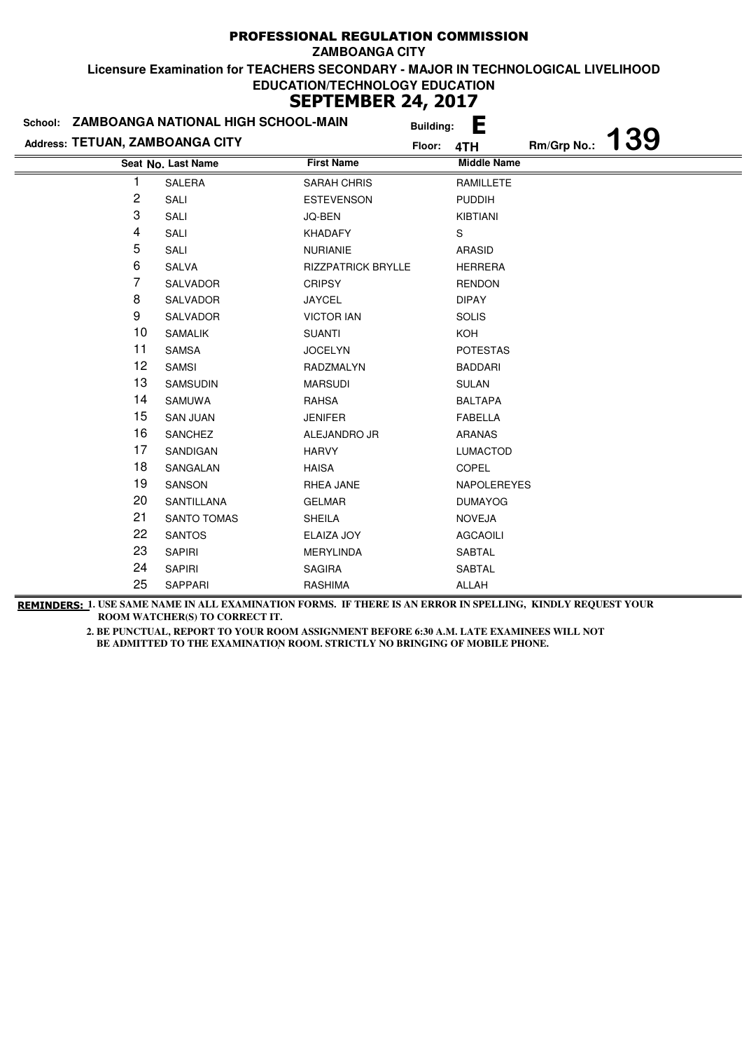# PROFESSIONAL REGULATION COMMISSION

**ZAMBOANGA CITY**

**Licensure Examination for TEACHERS SECONDARY - MAJOR IN TECHNOLOGICAL LIVELIHOOD EDUCATION/TECHNOLOGY EDUCATION**

## SEPTEMBER 24, 2017

**School:** ZAMBOANGA NATIONAL HIGH SCHOOL-MAIN **Building:** E

**Address:** TETUAN, ZAMBOANGA CITY **Floor:** 4TH **Rm/Grp No.:** 139

| Seat No. | Last Name | First Name | Middle Name |
|---|---|---|---|
| 1 | SALERA | SARAH CHRIS | RAMILLETE |
| 2 | SALI | ESTEVENSON | PUDDIH |
| 3 | SALI | JQ-BEN | KIBTIANI |
| 4 | SALI | KHADAFY | S |
| 5 | SALI | NURIANIE | ARASID |
| 6 | SALVA | RIZZPATRICK BRYLLE | HERRERA |
| 7 | SALVADOR | CRIPSY | RENDON |
| 8 | SALVADOR | JAYCEL | DIPAY |
| 9 | SALVADOR | VICTOR IAN | SOLIS |
| 10 | SAMALIK | SUANTI | KOH |
| 11 | SAMSA | JOCELYN | POTESTAS |
| 12 | SAMSI | RADZMALYN | BADDARI |
| 13 | SAMSUDIN | MARSUDI | SULAN |
| 14 | SAMUWA | RAHSA | BALTAPA |
| 15 | SAN JUAN | JENIFER | FABELLA |
| 16 | SANCHEZ | ALEJANDRO JR | ARANAS |
| 17 | SANDIGAN | HARVY | LUMACTOD |
| 18 | SANGALAN | HAISA | COPEL |
| 19 | SANSON | RHEA JANE | NAPOLEREYES |
| 20 | SANTILLANA | GELMAR | DUMAYOG |
| 21 | SANTO TOMAS | SHEILA | NOVEJA |
| 22 | SANTOS | ELAIZA JOY | AGCAOILI |
| 23 | SAPIRI | MERYLINDA | SABTAL |
| 24 | SAPIRI | SAGIRA | SABTAL |
| 25 | SAPPARI | RASHIMA | ALLAH |

**REMINDERS:** 1. USE SAME NAME IN ALL EXAMINATION FORMS. IF THERE IS AN ERROR IN SPELLING, KINDLY REQUEST YOUR ROOM WATCHER(S) TO CORRECT IT.

2. BE PUNCTUAL, REPORT TO YOUR ROOM ASSIGNMENT BEFORE 6:30 A.M. LATE EXAMINEES WILL NOT BE ADMITTED TO THE EXAMINATION ROOM. STRICTLY NO BRINGING OF MOBILE PHONE.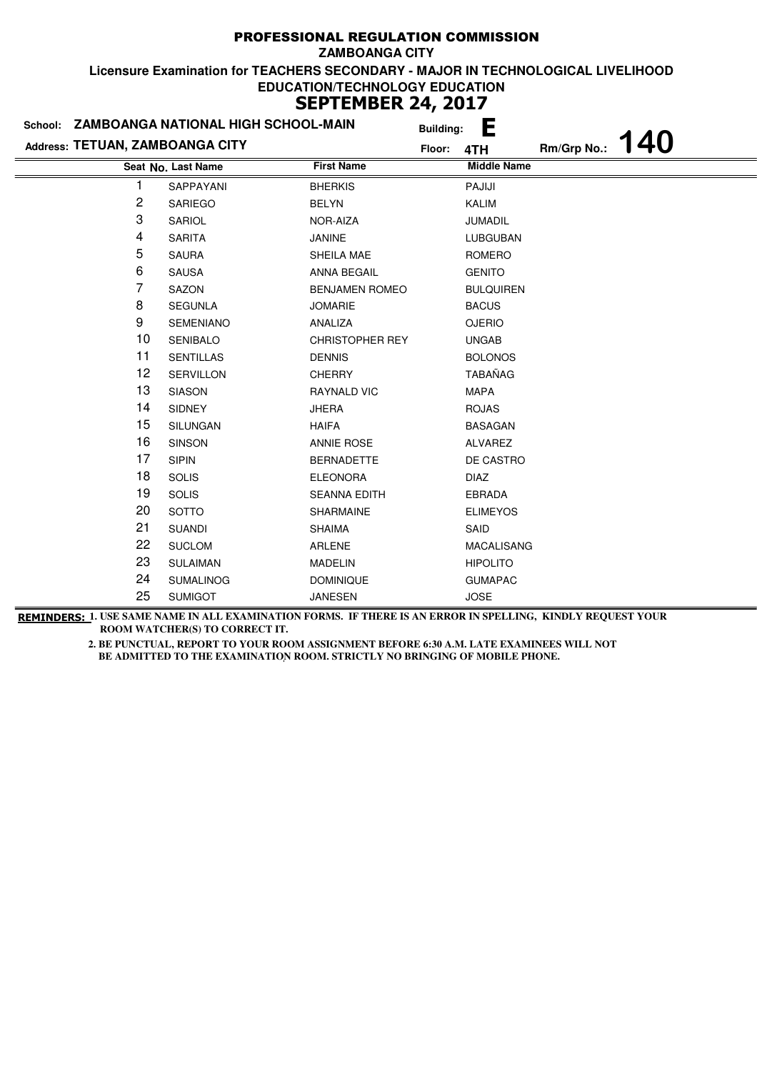# PROFESSIONAL REGULATION COMMISSION

**ZAMBOANGA CITY**

**Licensure Examination for TEACHERS SECONDARY - MAJOR IN TECHNOLOGICAL LIVELIHOOD EDUCATION/TECHNOLOGY EDUCATION**

**SEPTEMBER 24, 2017**

**School:** ZAMBOANGA NATIONAL HIGH SCHOOL-MAIN  **Building:** E

**Address:** TETUAN, ZAMBOANGA CITY  **Floor:** 4TH  **Rm/Grp No.:** 140

| Seat No. | Last Name | First Name | Middle Name |
|---|---|---|---|
| 1 | SAPPAYANI | BHERKIS | PAJIJI |
| 2 | SARIEGO | BELYN | KALIM |
| 3 | SARIOL | NOR-AIZA | JUMADIL |
| 4 | SARITA | JANINE | LUBGUBAN |
| 5 | SAURA | SHEILA MAE | ROMERO |
| 6 | SAUSA | ANNA BEGAIL | GENITO |
| 7 | SAZON | BENJAMEN ROMEO | BULQUIREN |
| 8 | SEGUNLA | JOMARIE | BACUS |
| 9 | SEMENIANO | ANALIZA | OJERIO |
| 10 | SENIBALO | CHRISTOPHER REY | UNGAB |
| 11 | SENTILLAS | DENNIS | BOLONOS |
| 12 | SERVILLON | CHERRY | TABAÑAG |
| 13 | SIASON | RAYNALD VIC | MAPA |
| 14 | SIDNEY | JHERA | ROJAS |
| 15 | SILUNGAN | HAIFA | BASAGAN |
| 16 | SINSON | ANNIE ROSE | ALVAREZ |
| 17 | SIPIN | BERNADETTE | DE CASTRO |
| 18 | SOLIS | ELEONORA | DIAZ |
| 19 | SOLIS | SEANNA EDITH | EBRADA |
| 20 | SOTTO | SHARMAINE | ELIMEYOS |
| 21 | SUANDI | SHAIMA | SAID |
| 22 | SUCLOM | ARLENE | MACALISANG |
| 23 | SULAIMAN | MADELIN | HIPOLITO |
| 24 | SUMALINOG | DOMINIQUE | GUMAPAC |
| 25 | SUMIGOT | JANESEN | JOSE |

**REMINDERS:**
1. USE SAME NAME IN ALL EXAMINATION FORMS. IF THERE IS AN ERROR IN SPELLING, KINDLY REQUEST YOUR ROOM WATCHER(S) TO CORRECT IT.
2. BE PUNCTUAL, REPORT TO YOUR ROOM ASSIGNMENT BEFORE 6:30 A.M. LATE EXAMINEES WILL NOT BE ADMITTED TO THE EXAMINATION ROOM. STRICTLY NO BRINGING OF MOBILE PHONE.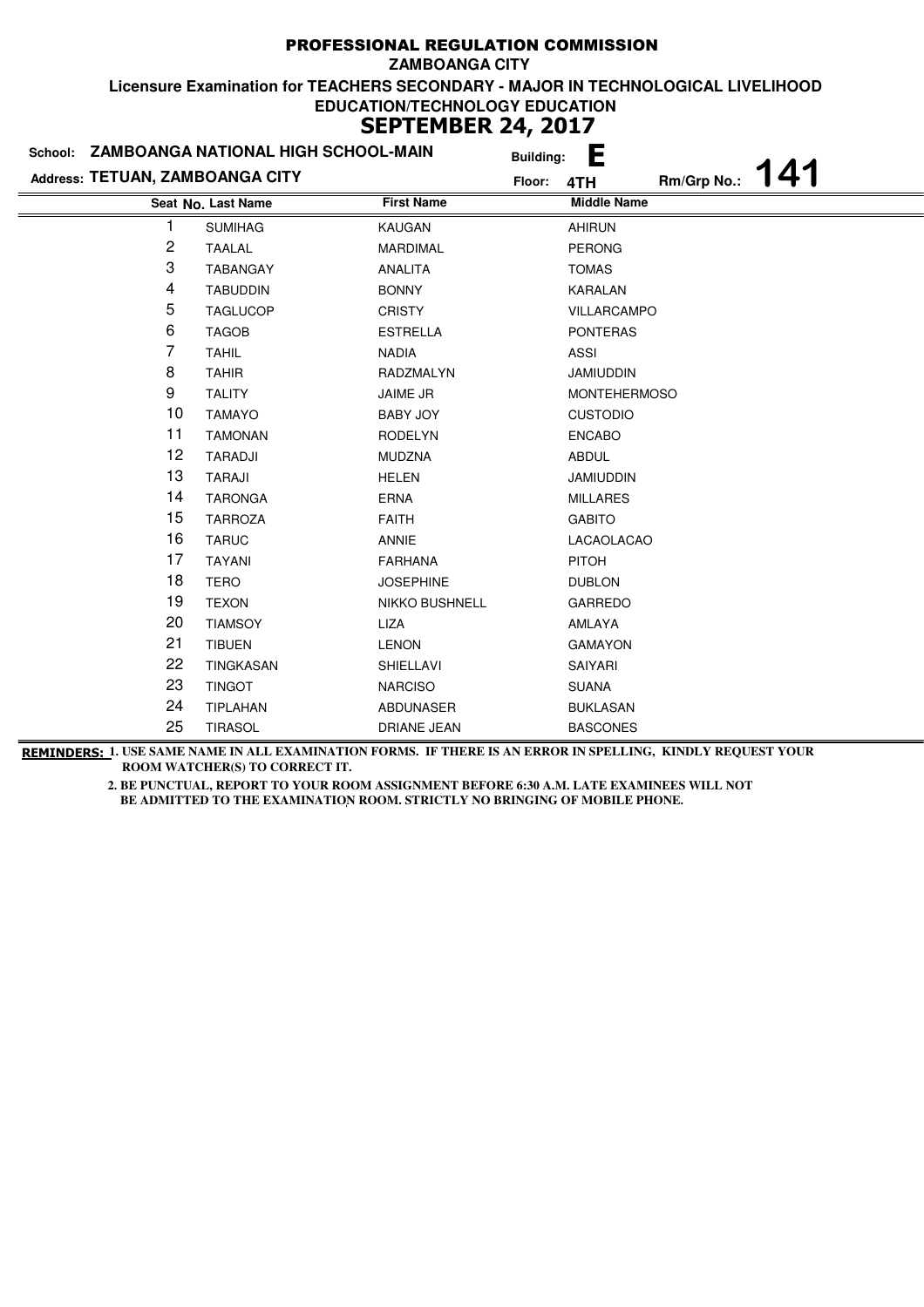# PROFESSIONAL REGULATION COMMISSION

**ZAMBOANGA CITY**

**Licensure Examination for TEACHERS SECONDARY - MAJOR IN TECHNOLOGICAL LIVELIHOOD EDUCATION/TECHNOLOGY EDUCATION**

## SEPTEMBER 24, 2017

**School:** ZAMBOANGA NATIONAL HIGH SCHOOL-MAIN **Building:** E

**Address:** TETUAN, ZAMBOANGA CITY **Floor:** 4TH **Rm/Grp No.:** 141

| Seat No. | Last Name | First Name | Middle Name |
|---|---|---|---|
| 1 | SUMIHAG | KAUGAN | AHIRUN |
| 2 | TAALAL | MARDIMAL | PERONG |
| 3 | TABANGAY | ANALITA | TOMAS |
| 4 | TABUDDIN | BONNY | KARALAN |
| 5 | TAGLUCOP | CRISTY | VILLARCAMPO |
| 6 | TAGOB | ESTRELLA | PONTERAS |
| 7 | TAHIL | NADIA | ASSI |
| 8 | TAHIR | RADZMALYN | JAMIUDDIN |
| 9 | TALITY | JAIME JR | MONTEHERMOSO |
| 10 | TAMAYO | BABY JOY | CUSTODIO |
| 11 | TAMONAN | RODELYN | ENCABO |
| 12 | TARADJI | MUDZNA | ABDUL |
| 13 | TARAJI | HELEN | JAMIUDDIN |
| 14 | TARONGA | ERNA | MILLARES |
| 15 | TARROZA | FAITH | GABITO |
| 16 | TARUC | ANNIE | LACAOLACAO |
| 17 | TAYANI | FARHANA | PITOH |
| 18 | TERO | JOSEPHINE | DUBLON |
| 19 | TEXON | NIKKO BUSHNELL | GARREDO |
| 20 | TIAMSOY | LIZA | AMLAYA |
| 21 | TIBUEN | LENON | GAMAYON |
| 22 | TINGKASAN | SHIELLAVI | SAIYARI |
| 23 | TINGOT | NARCISO | SUANA |
| 24 | TIPLAHAN | ABDUNASER | BUKLASAN |
| 25 | TIRASOL | DRIANE JEAN | BASCONES |

**REMINDERS:** 1. USE SAME NAME IN ALL EXAMINATION FORMS. IF THERE IS AN ERROR IN SPELLING, KINDLY REQUEST YOUR ROOM WATCHER(S) TO CORRECT IT.

2. BE PUNCTUAL, REPORT TO YOUR ROOM ASSIGNMENT BEFORE 6:30 A.M. LATE EXAMINEES WILL NOT BE ADMITTED TO THE EXAMINATION ROOM. STRICTLY NO BRINGING OF MOBILE PHONE.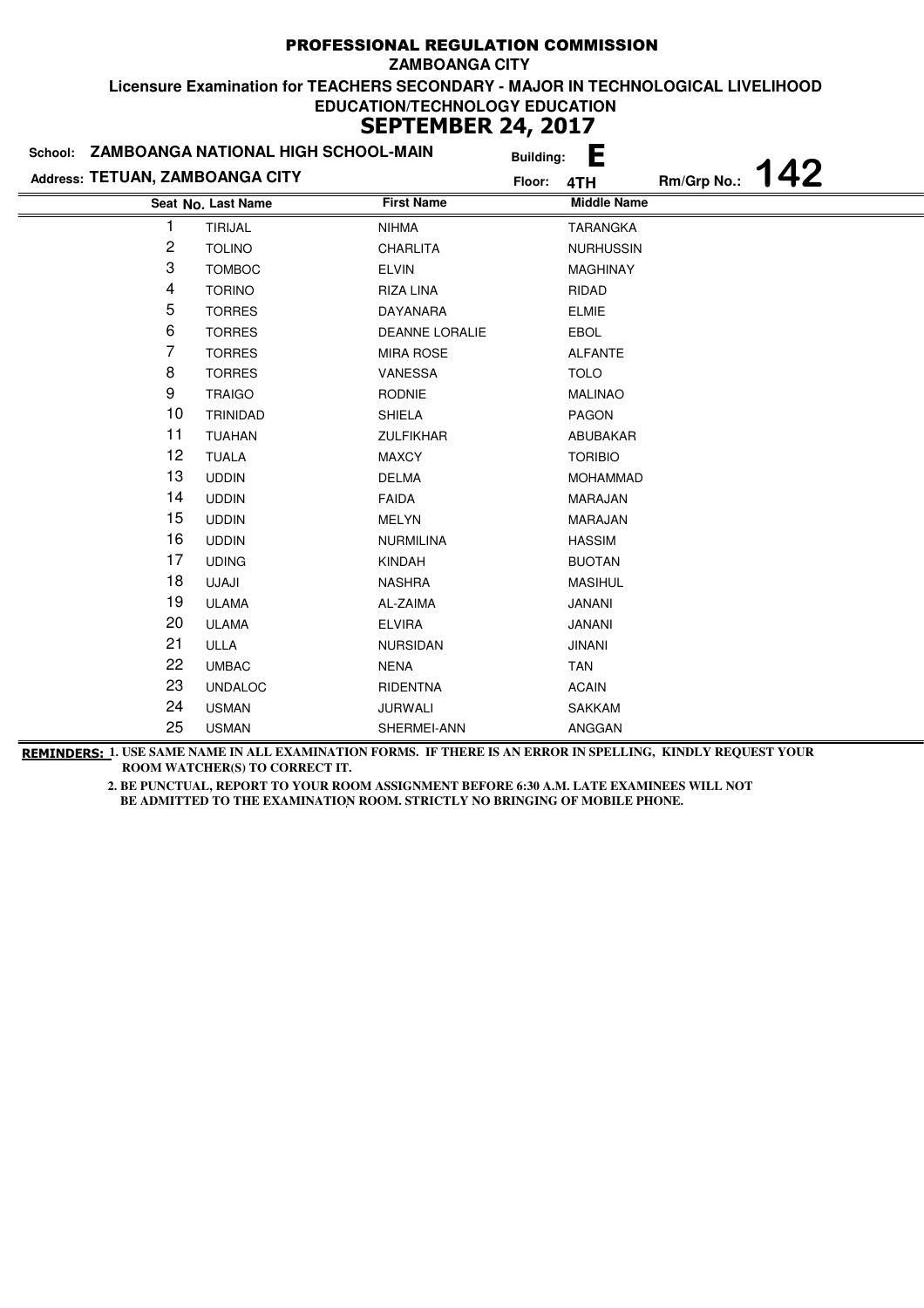# PROFESSIONAL REGULATION COMMISSION

**ZAMBOANGA CITY**

**Licensure Examination for TEACHERS SECONDARY - MAJOR IN TECHNOLOGICAL LIVELIHOOD EDUCATION/TECHNOLOGY EDUCATION**

## SEPTEMBER 24, 2017

**School:** ZAMBOANGA NATIONAL HIGH SCHOOL-MAIN **Building:** E

**Address:** TETUAN, ZAMBOANGA CITY **Floor:** 4TH **Rm/Grp No.:** 142

| Seat No. | Last Name | First Name | Middle Name |
|---|---|---|---|
| 1 | TIRIJAL | NIHMA | TARANGKA |
| 2 | TOLINO | CHARLITA | NURHUSSIN |
| 3 | TOMBOC | ELVIN | MAGHINAY |
| 4 | TORINO | RIZA LINA | RIDAD |
| 5 | TORRES | DAYANARA | ELMIE |
| 6 | TORRES | DEANNE LORALIE | EBOL |
| 7 | TORRES | MIRA ROSE | ALFANTE |
| 8 | TORRES | VANESSA | TOLO |
| 9 | TRAIGO | RODNIE | MALINAO |
| 10 | TRINIDAD | SHIELA | PAGON |
| 11 | TUAHAN | ZULFIKHAR | ABUBAKAR |
| 12 | TUALA | MAXCY | TORIBIO |
| 13 | UDDIN | DELMA | MOHAMMAD |
| 14 | UDDIN | FAIDA | MARAJAN |
| 15 | UDDIN | MELYN | MARAJAN |
| 16 | UDDIN | NURMILINA | HASSIM |
| 17 | UDING | KINDAH | BUOTAN |
| 18 | UJAJI | NASHRA | MASIHUL |
| 19 | ULAMA | AL-ZAIMA | JANANI |
| 20 | ULAMA | ELVIRA | JANANI |
| 21 | ULLA | NURSIDAN | JINANI |
| 22 | UMBAC | NENA | TAN |
| 23 | UNDALOC | RIDENTNA | ACAIN |
| 24 | USMAN | JURWALI | SAKKAM |
| 25 | USMAN | SHERMEI-ANN | ANGGAN |

**REMINDERS:** 1. USE SAME NAME IN ALL EXAMINATION FORMS. IF THERE IS AN ERROR IN SPELLING, KINDLY REQUEST YOUR ROOM WATCHER(S) TO CORRECT IT.

2. BE PUNCTUAL, REPORT TO YOUR ROOM ASSIGNMENT BEFORE 6:30 A.M. LATE EXAMINEES WILL NOT BE ADMITTED TO THE EXAMINATION ROOM. STRICTLY NO BRINGING OF MOBILE PHONE.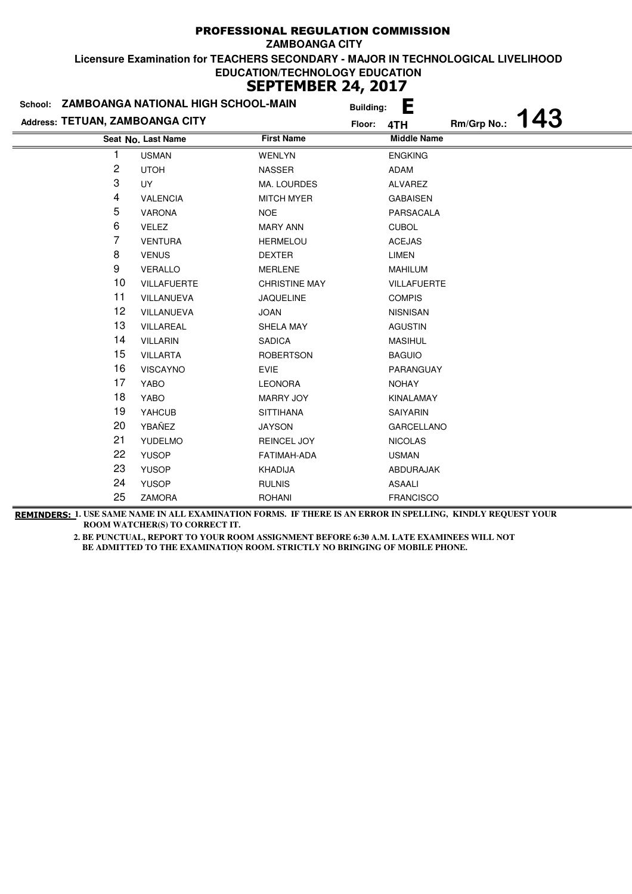# PROFESSIONAL REGULATION COMMISSION

**ZAMBOANGA CITY**

**Licensure Examination for TEACHERS SECONDARY - MAJOR IN TECHNOLOGICAL LIVELIHOOD EDUCATION/TECHNOLOGY EDUCATION**

## SEPTEMBER 24, 2017

**School:** ZAMBOANGA NATIONAL HIGH SCHOOL-MAIN **Building:** E

**Address:** TETUAN, ZAMBOANGA CITY **Floor:** 4TH **Rm/Grp No.:** 143

| Seat No. | Last Name | First Name | Middle Name |
|---|---|---|---|
| 1 | USMAN | WENLYN | ENGKING |
| 2 | UTOH | NASSER | ADAM |
| 3 | UY | MA. LOURDES | ALVAREZ |
| 4 | VALENCIA | MITCH MYER | GABAISEN |
| 5 | VARONA | NOE | PARSACALA |
| 6 | VELEZ | MARY ANN | CUBOL |
| 7 | VENTURA | HERMELOU | ACEJAS |
| 8 | VENUS | DEXTER | LIMEN |
| 9 | VERALLO | MERLENE | MAHILUM |
| 10 | VILLAFUERTE | CHRISTINE MAY | VILLAFUERTE |
| 11 | VILLANUEVA | JAQUELINE | COMPIS |
| 12 | VILLANUEVA | JOAN | NISNISAN |
| 13 | VILLAREAL | SHELA MAY | AGUSTIN |
| 14 | VILLARIN | SADICA | MASIHUL |
| 15 | VILLARTA | ROBERTSON | BAGUIO |
| 16 | VISCAYNO | EVIE | PARANGUAY |
| 17 | YABO | LEONORA | NOHAY |
| 18 | YABO | MARRY JOY | KINALAMAY |
| 19 | YAHCUB | SITTIHANA | SAIYARIN |
| 20 | YBAÑEZ | JAYSON | GARCELLANO |
| 21 | YUDELMO | REINCEL JOY | NICOLAS |
| 22 | YUSOP | FATIMAH-ADA | USMAN |
| 23 | YUSOP | KHADIJA | ABDURAJAK |
| 24 | YUSOP | RULNIS | ASAALI |
| 25 | ZAMORA | ROHANI | FRANCISCO |

**REMINDERS:** 1. USE SAME NAME IN ALL EXAMINATION FORMS. IF THERE IS AN ERROR IN SPELLING, KINDLY REQUEST YOUR ROOM WATCHER(S) TO CORRECT IT.

2. BE PUNCTUAL, REPORT TO YOUR ROOM ASSIGNMENT BEFORE 6:30 A.M. LATE EXAMINEES WILL NOT BE ADMITTED TO THE EXAMINATION ROOM. STRICTLY NO BRINGING OF MOBILE PHONE.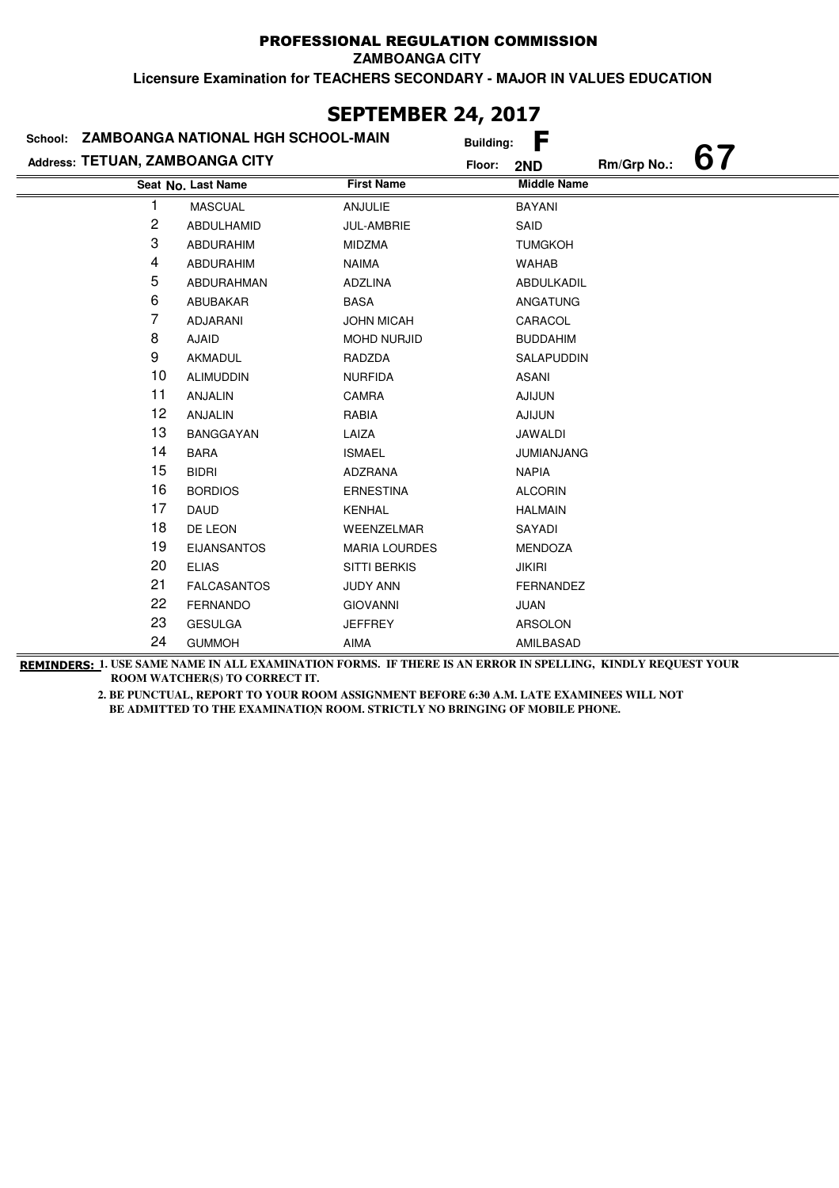PROFESSIONAL REGULATION COMMISSION

ZAMBOANGA CITY

**Licensure Examination for TEACHERS SECONDARY - MAJOR IN VALUES EDUCATION**

## SEPTEMBER 24, 2017

School: **ZAMBOANGA NATIONAL HGH SCHOOL-MAIN** Building: **F**

Address: **TETUAN, ZAMBOANGA CITY** Floor: **2ND** Rm/Grp No.: **67**

| Seat No. | Last Name | First Name | Middle Name |
|---|---|---|---|
| 1 | MASCUAL | ANJULIE | BAYANI |
| 2 | ABDULHAMID | JUL-AMBRIE | SAID |
| 3 | ABDURAHIM | MIDZMA | TUMGKOH |
| 4 | ABDURAHIM | NAIMA | WAHAB |
| 5 | ABDURAHMAN | ADZLINA | ABDULKADIL |
| 6 | ABUBAKAR | BASA | ANGATUNG |
| 7 | ADJARANI | JOHN MICAH | CARACOL |
| 8 | AJAID | MOHD NURJID | BUDDAHIM |
| 9 | AKMADUL | RADZDA | SALAPUDDIN |
| 10 | ALIMUDDIN | NURFIDA | ASANI |
| 11 | ANJALIN | CAMRA | AJIJUN |
| 12 | ANJALIN | RABIA | AJIJUN |
| 13 | BANGGAYAN | LAIZA | JAWALDI |
| 14 | BARA | ISMAEL | JUMIANJANG |
| 15 | BIDRI | ADZRANA | NAPIA |
| 16 | BORDIOS | ERNESTINA | ALCORIN |
| 17 | DAUD | KENHAL | HALMAIN |
| 18 | DE LEON | WEENZELMAR | SAYADI |
| 19 | EIJANSANTOS | MARIA LOURDES | MENDOZA |
| 20 | ELIAS | SITTI BERKIS | JIKIRI |
| 21 | FALCASANTOS | JUDY ANN | FERNANDEZ |
| 22 | FERNANDO | GIOVANNI | JUAN |
| 23 | GESULGA | JEFFREY | ARSOLON |
| 24 | GUMMOH | AIMA | AMILBASAD |

**REMINDERS:** **1. USE SAME NAME IN ALL EXAMINATION FORMS. IF THERE IS AN ERROR IN SPELLING, KINDLY REQUEST YOUR ROOM WATCHER(S) TO CORRECT IT.**

**2. BE PUNCTUAL, REPORT TO YOUR ROOM ASSIGNMENT BEFORE 6:30 A.M. LATE EXAMINEES WILL NOT BE ADMITTED TO THE EXAMINATION ROOM. STRICTLY NO BRINGING OF MOBILE PHONE.**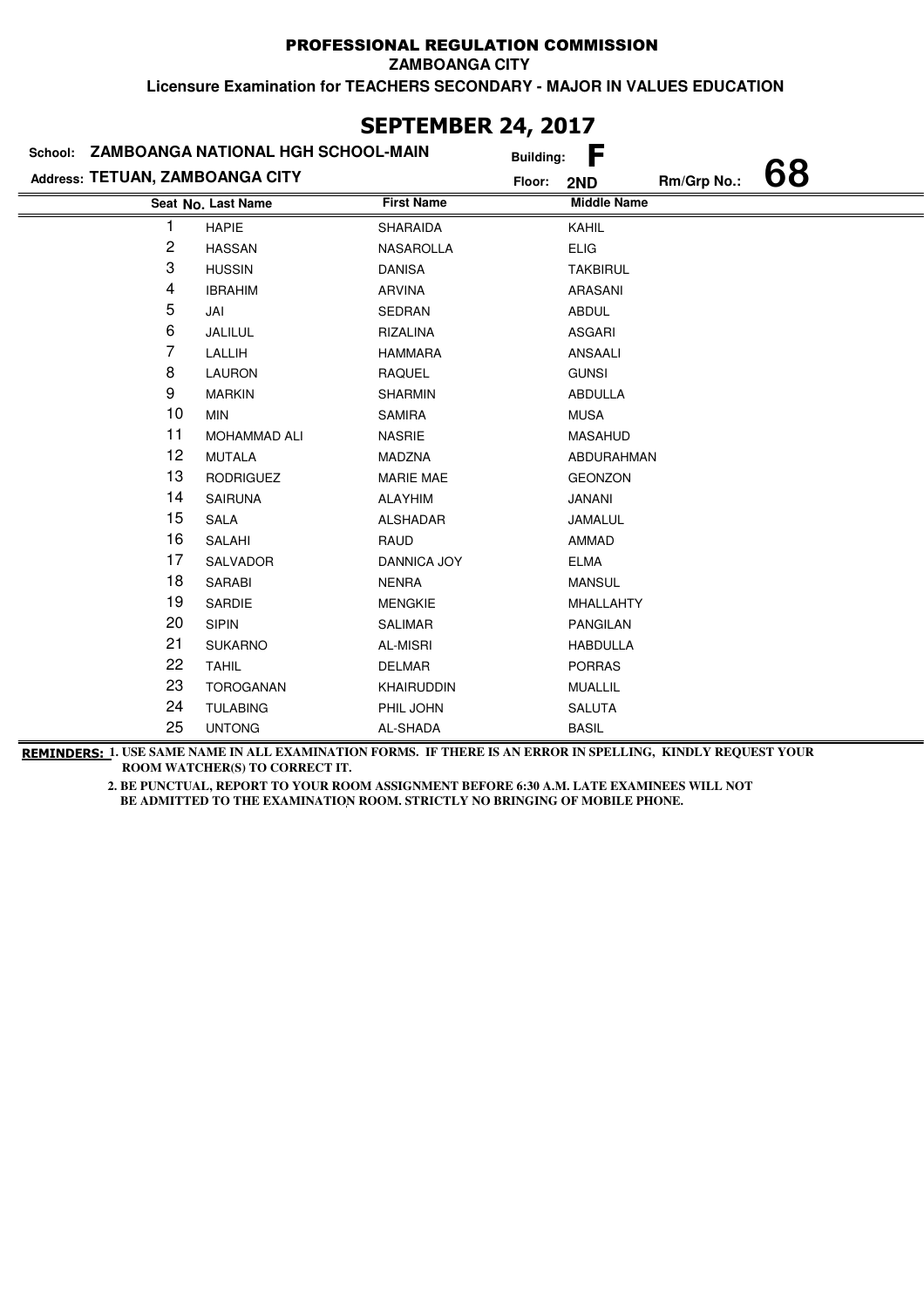# PROFESSIONAL REGULATION COMMISSION

**ZAMBOANGA CITY**

**Licensure Examination for TEACHERS SECONDARY - MAJOR IN VALUES EDUCATION**

## SEPTEMBER 24, 2017

**School:** ZAMBOANGA NATIONAL HGH SCHOOL-MAIN **Building:** F

**Address:** TETUAN, ZAMBOANGA CITY **Floor:** 2ND **Rm/Grp No.:** 68

| Seat No. | Last Name | First Name | Middle Name |
|---|---|---|---|
| 1 | HAPIE | SHARAIDA | KAHIL |
| 2 | HASSAN | NASAROLLA | ELIG |
| 3 | HUSSIN | DANISA | TAKBIRUL |
| 4 | IBRAHIM | ARVINA | ARASANI |
| 5 | JAI | SEDRAN | ABDUL |
| 6 | JALILUL | RIZALINA | ASGARI |
| 7 | LALLIH | HAMMARA | ANSAALI |
| 8 | LAURON | RAQUEL | GUNSI |
| 9 | MARKIN | SHARMIN | ABDULLA |
| 10 | MIN | SAMIRA | MUSA |
| 11 | MOHAMMAD ALI | NASRIE | MASAHUD |
| 12 | MUTALA | MADZNA | ABDURAHMAN |
| 13 | RODRIGUEZ | MARIE MAE | GEONZON |
| 14 | SAIRUNA | ALAYHIM | JANANI |
| 15 | SALA | ALSHADAR | JAMALUL |
| 16 | SALAHI | RAUD | AMMAD |
| 17 | SALVADOR | DANNICA JOY | ELMA |
| 18 | SARABI | NENRA | MANSUL |
| 19 | SARDIE | MENGKIE | MHALLAHTY |
| 20 | SIPIN | SALIMAR | PANGILAN |
| 21 | SUKARNO | AL-MISRI | HABDULLA |
| 22 | TAHIL | DELMAR | PORRAS |
| 23 | TOROGANAN | KHAIRUDDIN | MUALLIL |
| 24 | TULABING | PHIL JOHN | SALUTA |
| 25 | UNTONG | AL-SHADA | BASIL |

**REMINDERS:** 1. USE SAME NAME IN ALL EXAMINATION FORMS. IF THERE IS AN ERROR IN SPELLING, KINDLY REQUEST YOUR ROOM WATCHER(S) TO CORRECT IT.

2. BE PUNCTUAL, REPORT TO YOUR ROOM ASSIGNMENT BEFORE 6:30 A.M. LATE EXAMINEES WILL NOT BE ADMITTED TO THE EXAMINATION ROOM. STRICTLY NO BRINGING OF MOBILE PHONE.